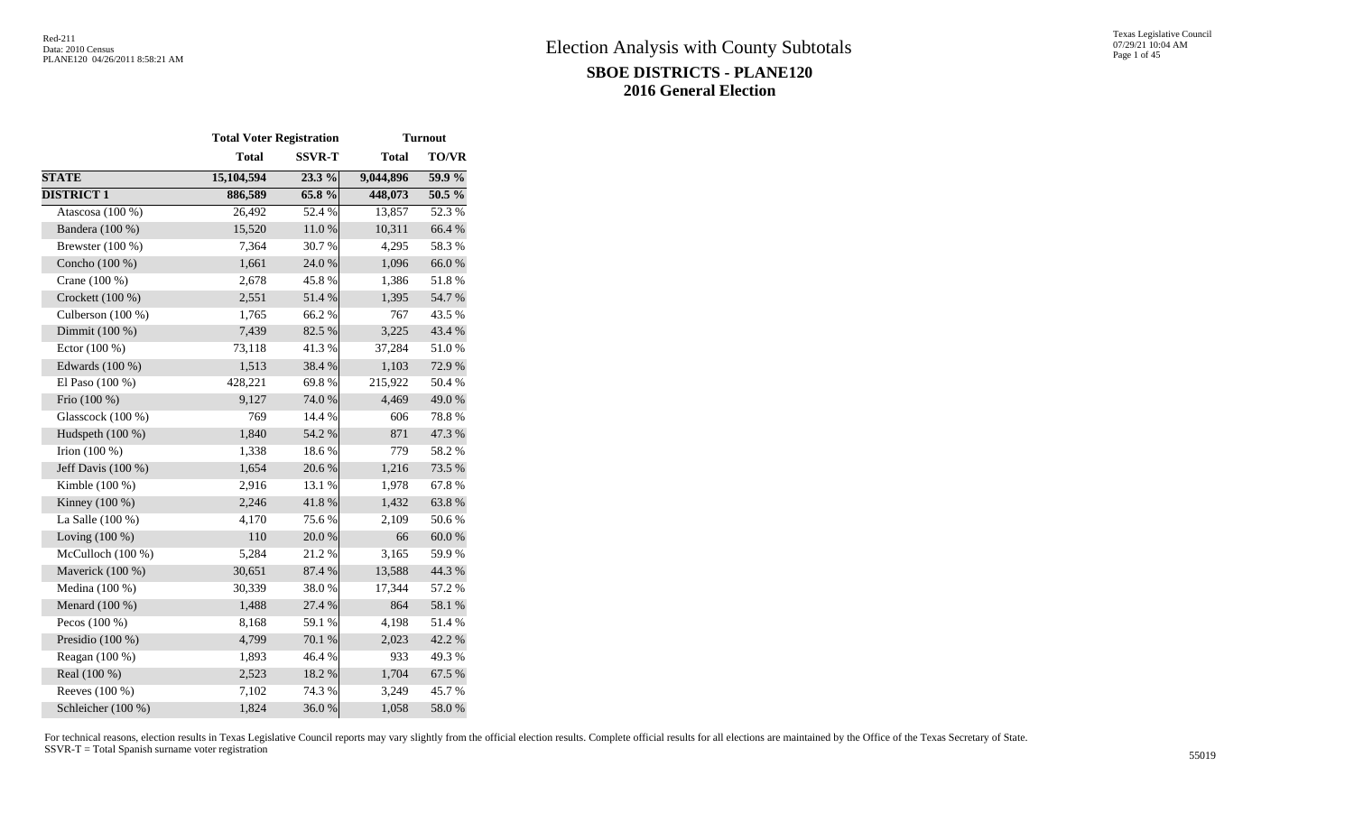# Election Analysis with County Subtotals

## SBOE DISTRICTS - PLANE120

## 2016 General Election

Red-211
Data: 2010 Census
PLANE120 04/26/2011 8:58:21 AM

Texas Legislative Council
07/29/21 10:04 AM

| | Total Voter Registration | | Turnout | |
|---|---|---|---|---|
| | Total | SSVR-T | Total | TO/VR |
| **STATE** | **15,104,594** | **23.3 %** | **9,044,896** | **59.9 %** |
| **DISTRICT 1** | **886,589** | **65.8 %** | **448,073** | **50.5 %** |
| Atascosa (100 %) | 26,492 | 52.4 % | 13,857 | 52.3 % |
| Bandera (100 %) | 15,520 | 11.0 % | 10,311 | 66.4 % |
| Brewster (100 %) | 7,364 | 30.7 % | 4,295 | 58.3 % |
| Concho (100 %) | 1,661 | 24.0 % | 1,096 | 66.0 % |
| Crane (100 %) | 2,678 | 45.8 % | 1,386 | 51.8 % |
| Crockett (100 %) | 2,551 | 51.4 % | 1,395 | 54.7 % |
| Culberson (100 %) | 1,765 | 66.2 % | 767 | 43.5 % |
| Dimmit (100 %) | 7,439 | 82.5 % | 3,225 | 43.4 % |
| Ector (100 %) | 73,118 | 41.3 % | 37,284 | 51.0 % |
| Edwards (100 %) | 1,513 | 38.4 % | 1,103 | 72.9 % |
| El Paso (100 %) | 428,221 | 69.8 % | 215,922 | 50.4 % |
| Frio (100 %) | 9,127 | 74.0 % | 4,469 | 49.0 % |
| Glasscock (100 %) | 769 | 14.4 % | 606 | 78.8 % |
| Hudspeth (100 %) | 1,840 | 54.2 % | 871 | 47.3 % |
| Irion (100 %) | 1,338 | 18.6 % | 779 | 58.2 % |
| Jeff Davis (100 %) | 1,654 | 20.6 % | 1,216 | 73.5 % |
| Kimble (100 %) | 2,916 | 13.1 % | 1,978 | 67.8 % |
| Kinney (100 %) | 2,246 | 41.8 % | 1,432 | 63.8 % |
| La Salle (100 %) | 4,170 | 75.6 % | 2,109 | 50.6 % |
| Loving (100 %) | 110 | 20.0 % | 66 | 60.0 % |
| McCulloch (100 %) | 5,284 | 21.2 % | 3,165 | 59.9 % |
| Maverick (100 %) | 30,651 | 87.4 % | 13,588 | 44.3 % |
| Medina (100 %) | 30,339 | 38.0 % | 17,344 | 57.2 % |
| Menard (100 %) | 1,488 | 27.4 % | 864 | 58.1 % |
| Pecos (100 %) | 8,168 | 59.1 % | 4,198 | 51.4 % |
| Presidio (100 %) | 4,799 | 70.1 % | 2,023 | 42.2 % |
| Reagan (100 %) | 1,893 | 46.4 % | 933 | 49.3 % |
| Real (100 %) | 2,523 | 18.2 % | 1,704 | 67.5 % |
| Reeves (100 %) | 7,102 | 74.3 % | 3,249 | 45.7 % |
| Schleicher (100 %) | 1,824 | 36.0 % | 1,058 | 58.0 % |

For technical reasons, election results in Texas Legislative Council reports may vary slightly from the official election results. Complete official results for all elections are maintained by the Office of the Texas Secretary of State.
SSVR-T = Total Spanish surname voter registration

55019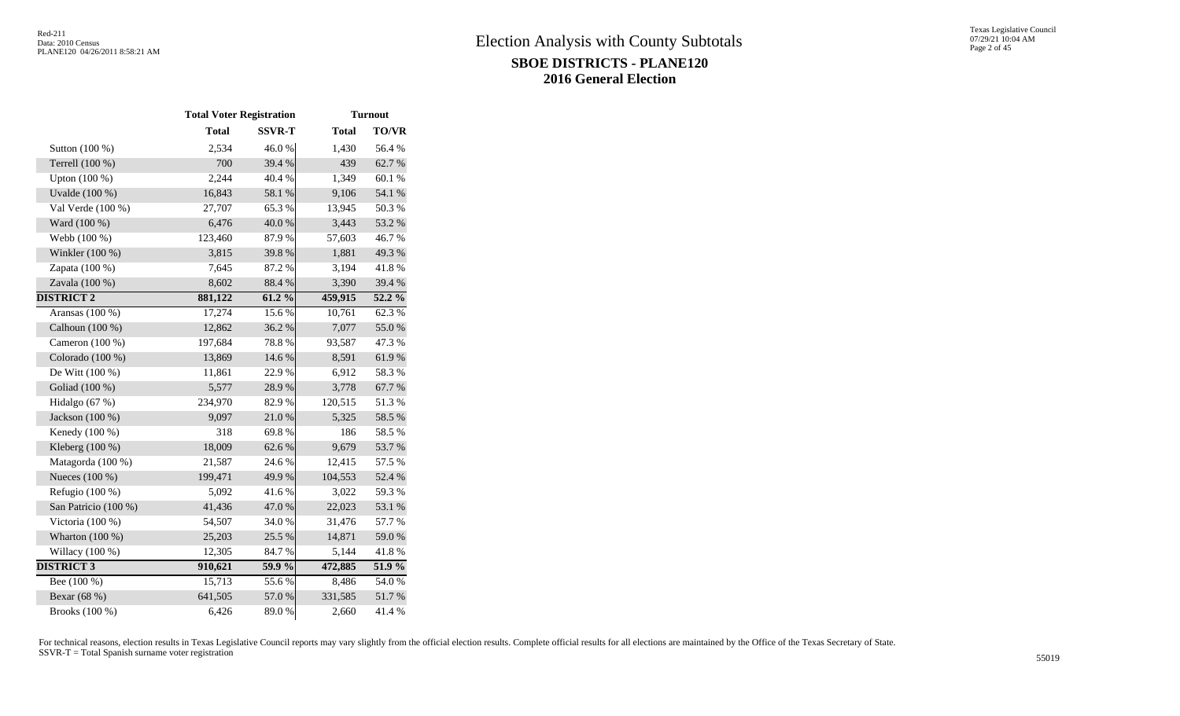# Election Analysis with County Subtotals

## SBOE DISTRICTS - PLANE120

## 2016 General Election

| | Total Voter Registration | | Turnout | |
|---|---|---|---|---|
| | Total | SSVR-T | Total | TO/VR |
| Sutton (100 %) | 2,534 | 46.0 % | 1,430 | 56.4 % |
| Terrell (100 %) | 700 | 39.4 % | 439 | 62.7 % |
| Upton (100 %) | 2,244 | 40.4 % | 1,349 | 60.1 % |
| Uvalde (100 %) | 16,843 | 58.1 % | 9,106 | 54.1 % |
| Val Verde (100 %) | 27,707 | 65.3 % | 13,945 | 50.3 % |
| Ward (100 %) | 6,476 | 40.0 % | 3,443 | 53.2 % |
| Webb (100 %) | 123,460 | 87.9 % | 57,603 | 46.7 % |
| Winkler (100 %) | 3,815 | 39.8 % | 1,881 | 49.3 % |
| Zapata (100 %) | 7,645 | 87.2 % | 3,194 | 41.8 % |
| Zavala (100 %) | 8,602 | 88.4 % | 3,390 | 39.4 % |
| **DISTRICT 2** | **881,122** | **61.2 %** | **459,915** | **52.2 %** |
| Aransas (100 %) | 17,274 | 15.6 % | 10,761 | 62.3 % |
| Calhoun (100 %) | 12,862 | 36.2 % | 7,077 | 55.0 % |
| Cameron (100 %) | 197,684 | 78.8 % | 93,587 | 47.3 % |
| Colorado (100 %) | 13,869 | 14.6 % | 8,591 | 61.9 % |
| De Witt (100 %) | 11,861 | 22.9 % | 6,912 | 58.3 % |
| Goliad (100 %) | 5,577 | 28.9 % | 3,778 | 67.7 % |
| Hidalgo (67 %) | 234,970 | 82.9 % | 120,515 | 51.3 % |
| Jackson (100 %) | 9,097 | 21.0 % | 5,325 | 58.5 % |
| Kenedy (100 %) | 318 | 69.8 % | 186 | 58.5 % |
| Kleberg (100 %) | 18,009 | 62.6 % | 9,679 | 53.7 % |
| Matagorda (100 %) | 21,587 | 24.6 % | 12,415 | 57.5 % |
| Nueces (100 %) | 199,471 | 49.9 % | 104,553 | 52.4 % |
| Refugio (100 %) | 5,092 | 41.6 % | 3,022 | 59.3 % |
| San Patricio (100 %) | 41,436 | 47.0 % | 22,023 | 53.1 % |
| Victoria (100 %) | 54,507 | 34.0 % | 31,476 | 57.7 % |
| Wharton (100 %) | 25,203 | 25.5 % | 14,871 | 59.0 % |
| Willacy (100 %) | 12,305 | 84.7 % | 5,144 | 41.8 % |
| **DISTRICT 3** | **910,621** | **59.9 %** | **472,885** | **51.9 %** |
| Bee (100 %) | 15,713 | 55.6 % | 8,486 | 54.0 % |
| Bexar (68 %) | 641,505 | 57.0 % | 331,585 | 51.7 % |
| Brooks (100 %) | 6,426 | 89.0 % | 2,660 | 41.4 % |

For technical reasons, election results in Texas Legislative Council reports may vary slightly from the official election results. Complete official results for all elections are maintained by the Office of the Texas Secretary of State.
SSVR-T = Total Spanish surname voter registration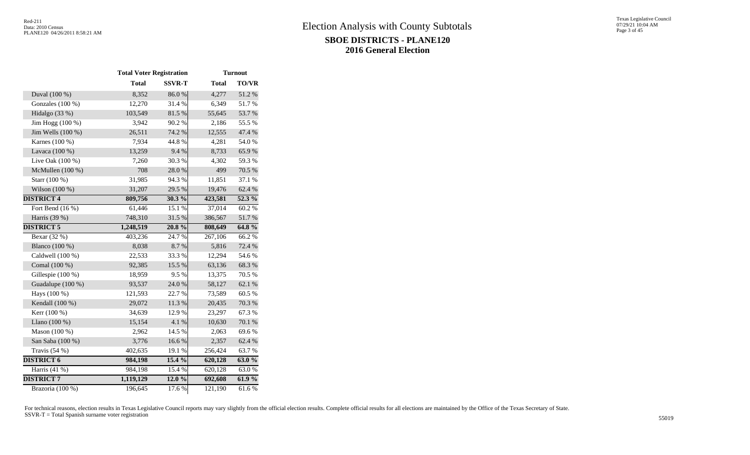# Election Analysis with County Subtotals

## SBOE DISTRICTS - PLANE120

## 2016 General Election

| | Total Voter Registration | | Turnout | |
|---|---|---|---|---|
| | **Total** | **SSVR-T** | **Total** | **TO/VR** |
| Duval (100 %) | 8,352 | 86.0 % | 4,277 | 51.2 % |
| Gonzales (100 %) | 12,270 | 31.4 % | 6,349 | 51.7 % |
| Hidalgo (33 %) | 103,549 | 81.5 % | 55,645 | 53.7 % |
| Jim Hogg (100 %) | 3,942 | 90.2 % | 2,186 | 55.5 % |
| Jim Wells (100 %) | 26,511 | 74.2 % | 12,555 | 47.4 % |
| Karnes (100 %) | 7,934 | 44.8 % | 4,281 | 54.0 % |
| Lavaca (100 %) | 13,259 | 9.4 % | 8,733 | 65.9 % |
| Live Oak (100 %) | 7,260 | 30.3 % | 4,302 | 59.3 % |
| McMullen (100 %) | 708 | 28.0 % | 499 | 70.5 % |
| Starr (100 %) | 31,985 | 94.3 % | 11,851 | 37.1 % |
| Wilson (100 %) | 31,207 | 29.5 % | 19,476 | 62.4 % |
| **DISTRICT 4** | **809,756** | **30.3 %** | **423,581** | **52.3 %** |
| Fort Bend (16 %) | 61,446 | 15.1 % | 37,014 | 60.2 % |
| Harris (39 %) | 748,310 | 31.5 % | 386,567 | 51.7 % |
| **DISTRICT 5** | **1,248,519** | **20.8 %** | **808,649** | **64.8 %** |
| Bexar (32 %) | 403,236 | 24.7 % | 267,106 | 66.2 % |
| Blanco (100 %) | 8,038 | 8.7 % | 5,816 | 72.4 % |
| Caldwell (100 %) | 22,533 | 33.3 % | 12,294 | 54.6 % |
| Comal (100 %) | 92,385 | 15.5 % | 63,136 | 68.3 % |
| Gillespie (100 %) | 18,959 | 9.5 % | 13,375 | 70.5 % |
| Guadalupe (100 %) | 93,537 | 24.0 % | 58,127 | 62.1 % |
| Hays (100 %) | 121,593 | 22.7 % | 73,589 | 60.5 % |
| Kendall (100 %) | 29,072 | 11.3 % | 20,435 | 70.3 % |
| Kerr (100 %) | 34,639 | 12.9 % | 23,297 | 67.3 % |
| Llano (100 %) | 15,154 | 4.1 % | 10,630 | 70.1 % |
| Mason (100 %) | 2,962 | 14.5 % | 2,063 | 69.6 % |
| San Saba (100 %) | 3,776 | 16.6 % | 2,357 | 62.4 % |
| Travis (54 %) | 402,635 | 19.1 % | 256,424 | 63.7 % |
| **DISTRICT 6** | **984,198** | **15.4 %** | **620,128** | **63.0 %** |
| Harris (41 %) | 984,198 | 15.4 % | 620,128 | 63.0 % |
| **DISTRICT 7** | **1,119,129** | **12.0 %** | **692,608** | **61.9 %** |
| Brazoria (100 %) | 196,645 | 17.6 % | 121,190 | 61.6 % |

For technical reasons, election results in Texas Legislative Council reports may vary slightly from the official election results. Complete official results for all elections are maintained by the Office of the Texas Secretary of State.
SSVR-T = Total Spanish surname voter registration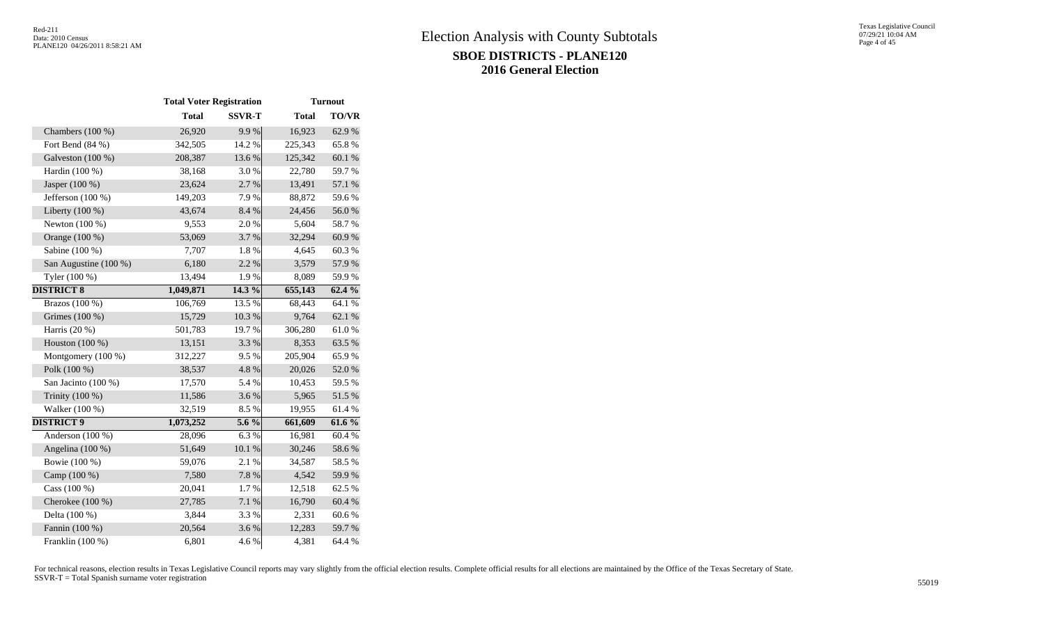# Election Analysis with County Subtotals

## SBOE DISTRICTS - PLANE120

## 2016 General Election

| | Total Voter Registration | | Turnout | |
|---|---|---|---|---|
| | **Total** | **SSVR-T** | **Total** | **TO/VR** |
| Chambers (100 %) | 26,920 | 9.9 % | 16,923 | 62.9 % |
| Fort Bend (84 %) | 342,505 | 14.2 % | 225,343 | 65.8 % |
| Galveston (100 %) | 208,387 | 13.6 % | 125,342 | 60.1 % |
| Hardin (100 %) | 38,168 | 3.0 % | 22,780 | 59.7 % |
| Jasper (100 %) | 23,624 | 2.7 % | 13,491 | 57.1 % |
| Jefferson (100 %) | 149,203 | 7.9 % | 88,872 | 59.6 % |
| Liberty (100 %) | 43,674 | 8.4 % | 24,456 | 56.0 % |
| Newton (100 %) | 9,553 | 2.0 % | 5,604 | 58.7 % |
| Orange (100 %) | 53,069 | 3.7 % | 32,294 | 60.9 % |
| Sabine (100 %) | 7,707 | 1.8 % | 4,645 | 60.3 % |
| San Augustine (100 %) | 6,180 | 2.2 % | 3,579 | 57.9 % |
| Tyler (100 %) | 13,494 | 1.9 % | 8,089 | 59.9 % |
| **DISTRICT 8** | **1,049,871** | **14.3 %** | **655,143** | **62.4 %** |
| Brazos (100 %) | 106,769 | 13.5 % | 68,443 | 64.1 % |
| Grimes (100 %) | 15,729 | 10.3 % | 9,764 | 62.1 % |
| Harris (20 %) | 501,783 | 19.7 % | 306,280 | 61.0 % |
| Houston (100 %) | 13,151 | 3.3 % | 8,353 | 63.5 % |
| Montgomery (100 %) | 312,227 | 9.5 % | 205,904 | 65.9 % |
| Polk (100 %) | 38,537 | 4.8 % | 20,026 | 52.0 % |
| San Jacinto (100 %) | 17,570 | 5.4 % | 10,453 | 59.5 % |
| Trinity (100 %) | 11,586 | 3.6 % | 5,965 | 51.5 % |
| Walker (100 %) | 32,519 | 8.5 % | 19,955 | 61.4 % |
| **DISTRICT 9** | **1,073,252** | **5.6 %** | **661,609** | **61.6 %** |
| Anderson (100 %) | 28,096 | 6.3 % | 16,981 | 60.4 % |
| Angelina (100 %) | 51,649 | 10.1 % | 30,246 | 58.6 % |
| Bowie (100 %) | 59,076 | 2.1 % | 34,587 | 58.5 % |
| Camp (100 %) | 7,580 | 7.8 % | 4,542 | 59.9 % |
| Cass (100 %) | 20,041 | 1.7 % | 12,518 | 62.5 % |
| Cherokee (100 %) | 27,785 | 7.1 % | 16,790 | 60.4 % |
| Delta (100 %) | 3,844 | 3.3 % | 2,331 | 60.6 % |
| Fannin (100 %) | 20,564 | 3.6 % | 12,283 | 59.7 % |
| Franklin (100 %) | 6,801 | 4.6 % | 4,381 | 64.4 % |

For technical reasons, election results in Texas Legislative Council reports may vary slightly from the official election results. Complete official results for all elections are maintained by the Office of the Texas Secretary of State.
SSVR-T = Total Spanish surname voter registration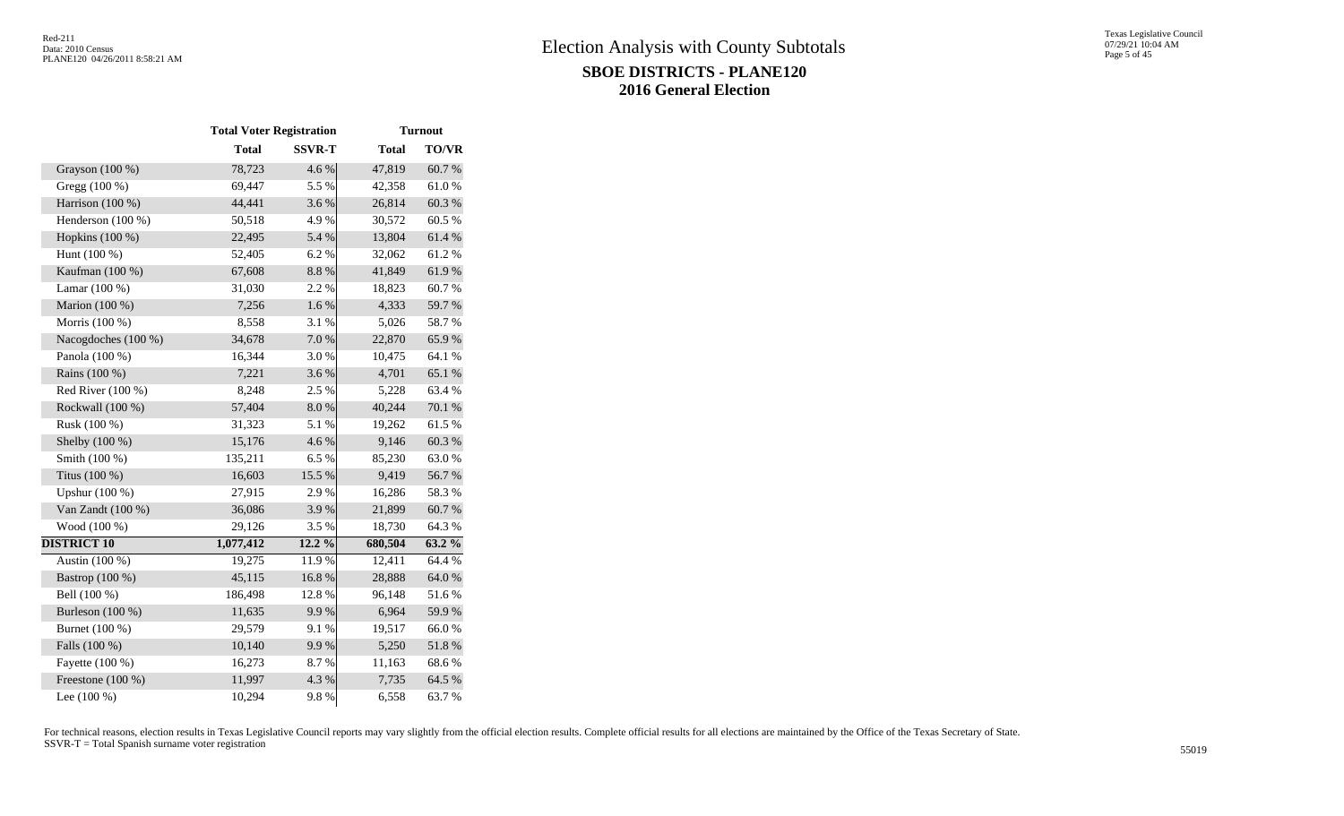# Election Analysis with County Subtotals

## SBOE DISTRICTS - PLANE120

## 2016 General Election

| | Total Voter Registration | | Turnout | |
|---|---|---|---|---|
| | Total | SSVR-T | Total | TO/VR |
| Grayson (100 %) | 78,723 | 4.6 % | 47,819 | 60.7 % |
| Gregg (100 %) | 69,447 | 5.5 % | 42,358 | 61.0 % |
| Harrison (100 %) | 44,441 | 3.6 % | 26,814 | 60.3 % |
| Henderson (100 %) | 50,518 | 4.9 % | 30,572 | 60.5 % |
| Hopkins (100 %) | 22,495 | 5.4 % | 13,804 | 61.4 % |
| Hunt (100 %) | 52,405 | 6.2 % | 32,062 | 61.2 % |
| Kaufman (100 %) | 67,608 | 8.8 % | 41,849 | 61.9 % |
| Lamar (100 %) | 31,030 | 2.2 % | 18,823 | 60.7 % |
| Marion (100 %) | 7,256 | 1.6 % | 4,333 | 59.7 % |
| Morris (100 %) | 8,558 | 3.1 % | 5,026 | 58.7 % |
| Nacogdoches (100 %) | 34,678 | 7.0 % | 22,870 | 65.9 % |
| Panola (100 %) | 16,344 | 3.0 % | 10,475 | 64.1 % |
| Rains (100 %) | 7,221 | 3.6 % | 4,701 | 65.1 % |
| Red River (100 %) | 8,248 | 2.5 % | 5,228 | 63.4 % |
| Rockwall (100 %) | 57,404 | 8.0 % | 40,244 | 70.1 % |
| Rusk (100 %) | 31,323 | 5.1 % | 19,262 | 61.5 % |
| Shelby (100 %) | 15,176 | 4.6 % | 9,146 | 60.3 % |
| Smith (100 %) | 135,211 | 6.5 % | 85,230 | 63.0 % |
| Titus (100 %) | 16,603 | 15.5 % | 9,419 | 56.7 % |
| Upshur (100 %) | 27,915 | 2.9 % | 16,286 | 58.3 % |
| Van Zandt (100 %) | 36,086 | 3.9 % | 21,899 | 60.7 % |
| Wood (100 %) | 29,126 | 3.5 % | 18,730 | 64.3 % |
| **DISTRICT 10** | **1,077,412** | **12.2 %** | **680,504** | **63.2 %** |
| Austin (100 %) | 19,275 | 11.9 % | 12,411 | 64.4 % |
| Bastrop (100 %) | 45,115 | 16.8 % | 28,888 | 64.0 % |
| Bell (100 %) | 186,498 | 12.8 % | 96,148 | 51.6 % |
| Burleson (100 %) | 11,635 | 9.9 % | 6,964 | 59.9 % |
| Burnet (100 %) | 29,579 | 9.1 % | 19,517 | 66.0 % |
| Falls (100 %) | 10,140 | 9.9 % | 5,250 | 51.8 % |
| Fayette (100 %) | 16,273 | 8.7 % | 11,163 | 68.6 % |
| Freestone (100 %) | 11,997 | 4.3 % | 7,735 | 64.5 % |
| Lee (100 %) | 10,294 | 9.8 % | 6,558 | 63.7 % |

For technical reasons, election results in Texas Legislative Council reports may vary slightly from the official election results. Complete official results for all elections are maintained by the Office of the Texas Secretary of State.
SSVR-T = Total Spanish surname voter registration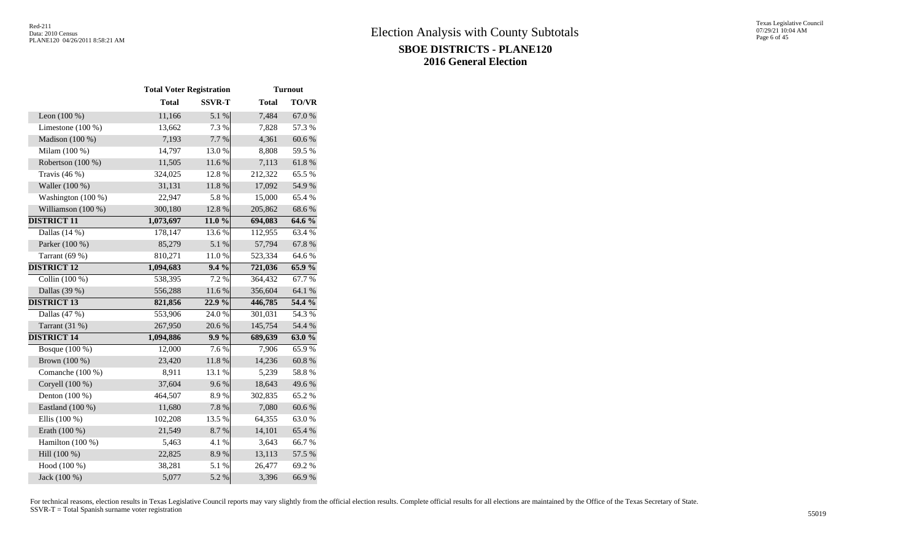# Election Analysis with County Subtotals

## SBOE DISTRICTS - PLANE120

## 2016 General Election

| | Total Voter Registration | | Turnout | |
|---|---|---|---|---|
| | Total | SSVR-T | Total | TO/VR |
| Leon (100 %) | 11,166 | 5.1 % | 7,484 | 67.0 % |
| Limestone (100 %) | 13,662 | 7.3 % | 7,828 | 57.3 % |
| Madison (100 %) | 7,193 | 7.7 % | 4,361 | 60.6 % |
| Milam (100 %) | 14,797 | 13.0 % | 8,808 | 59.5 % |
| Robertson (100 %) | 11,505 | 11.6 % | 7,113 | 61.8 % |
| Travis (46 %) | 324,025 | 12.8 % | 212,322 | 65.5 % |
| Waller (100 %) | 31,131 | 11.8 % | 17,092 | 54.9 % |
| Washington (100 %) | 22,947 | 5.8 % | 15,000 | 65.4 % |
| Williamson (100 %) | 300,180 | 12.8 % | 205,862 | 68.6 % |
| **DISTRICT 11** | **1,073,697** | **11.0 %** | **694,083** | **64.6 %** |
| Dallas (14 %) | 178,147 | 13.6 % | 112,955 | 63.4 % |
| Parker (100 %) | 85,279 | 5.1 % | 57,794 | 67.8 % |
| Tarrant (69 %) | 810,271 | 11.0 % | 523,334 | 64.6 % |
| **DISTRICT 12** | **1,094,683** | **9.4 %** | **721,036** | **65.9 %** |
| Collin (100 %) | 538,395 | 7.2 % | 364,432 | 67.7 % |
| Dallas (39 %) | 556,288 | 11.6 % | 356,604 | 64.1 % |
| **DISTRICT 13** | **821,856** | **22.9 %** | **446,785** | **54.4 %** |
| Dallas (47 %) | 553,906 | 24.0 % | 301,031 | 54.3 % |
| Tarrant (31 %) | 267,950 | 20.6 % | 145,754 | 54.4 % |
| **DISTRICT 14** | **1,094,886** | **9.9 %** | **689,639** | **63.0 %** |
| Bosque (100 %) | 12,000 | 7.6 % | 7,906 | 65.9 % |
| Brown (100 %) | 23,420 | 11.8 % | 14,236 | 60.8 % |
| Comanche (100 %) | 8,911 | 13.1 % | 5,239 | 58.8 % |
| Coryell (100 %) | 37,604 | 9.6 % | 18,643 | 49.6 % |
| Denton (100 %) | 464,507 | 8.9 % | 302,835 | 65.2 % |
| Eastland (100 %) | 11,680 | 7.8 % | 7,080 | 60.6 % |
| Ellis (100 %) | 102,208 | 13.5 % | 64,355 | 63.0 % |
| Erath (100 %) | 21,549 | 8.7 % | 14,101 | 65.4 % |
| Hamilton (100 %) | 5,463 | 4.1 % | 3,643 | 66.7 % |
| Hill (100 %) | 22,825 | 8.9 % | 13,113 | 57.5 % |
| Hood (100 %) | 38,281 | 5.1 % | 26,477 | 69.2 % |
| Jack (100 %) | 5,077 | 5.2 % | 3,396 | 66.9 % |

For technical reasons, election results in Texas Legislative Council reports may vary slightly from the official election results. Complete official results for all elections are maintained by the Office of the Texas Secretary of State.
SSVR-T = Total Spanish surname voter registration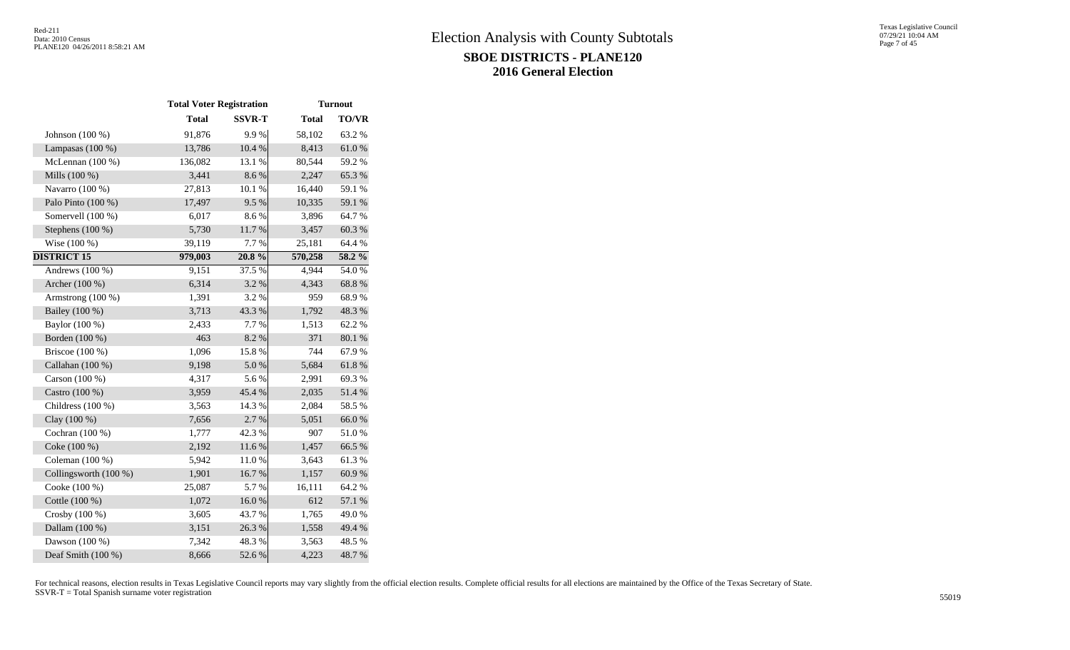# Election Analysis with County Subtotals

## SBOE DISTRICTS - PLANE120

## 2016 General Election

| | Total Voter Registration | | Turnout | |
|---|---|---|---|---|
| | **Total** | **SSVR-T** | **Total** | **TO/VR** |
| Johnson (100 %) | 91,876 | 9.9 % | 58,102 | 63.2 % |
| Lampasas (100 %) | 13,786 | 10.4 % | 8,413 | 61.0 % |
| McLennan (100 %) | 136,082 | 13.1 % | 80,544 | 59.2 % |
| Mills (100 %) | 3,441 | 8.6 % | 2,247 | 65.3 % |
| Navarro (100 %) | 27,813 | 10.1 % | 16,440 | 59.1 % |
| Palo Pinto (100 %) | 17,497 | 9.5 % | 10,335 | 59.1 % |
| Somervell (100 %) | 6,017 | 8.6 % | 3,896 | 64.7 % |
| Stephens (100 %) | 5,730 | 11.7 % | 3,457 | 60.3 % |
| Wise (100 %) | 39,119 | 7.7 % | 25,181 | 64.4 % |
| **DISTRICT 15** | **979,003** | **20.8 %** | **570,258** | **58.2 %** |
| Andrews (100 %) | 9,151 | 37.5 % | 4,944 | 54.0 % |
| Archer (100 %) | 6,314 | 3.2 % | 4,343 | 68.8 % |
| Armstrong (100 %) | 1,391 | 3.2 % | 959 | 68.9 % |
| Bailey (100 %) | 3,713 | 43.3 % | 1,792 | 48.3 % |
| Baylor (100 %) | 2,433 | 7.7 % | 1,513 | 62.2 % |
| Borden (100 %) | 463 | 8.2 % | 371 | 80.1 % |
| Briscoe (100 %) | 1,096 | 15.8 % | 744 | 67.9 % |
| Callahan (100 %) | 9,198 | 5.0 % | 5,684 | 61.8 % |
| Carson (100 %) | 4,317 | 5.6 % | 2,991 | 69.3 % |
| Castro (100 %) | 3,959 | 45.4 % | 2,035 | 51.4 % |
| Childress (100 %) | 3,563 | 14.3 % | 2,084 | 58.5 % |
| Clay (100 %) | 7,656 | 2.7 % | 5,051 | 66.0 % |
| Cochran (100 %) | 1,777 | 42.3 % | 907 | 51.0 % |
| Coke (100 %) | 2,192 | 11.6 % | 1,457 | 66.5 % |
| Coleman (100 %) | 5,942 | 11.0 % | 3,643 | 61.3 % |
| Collingsworth (100 %) | 1,901 | 16.7 % | 1,157 | 60.9 % |
| Cooke (100 %) | 25,087 | 5.7 % | 16,111 | 64.2 % |
| Cottle (100 %) | 1,072 | 16.0 % | 612 | 57.1 % |
| Crosby (100 %) | 3,605 | 43.7 % | 1,765 | 49.0 % |
| Dallam (100 %) | 3,151 | 26.3 % | 1,558 | 49.4 % |
| Dawson (100 %) | 7,342 | 48.3 % | 3,563 | 48.5 % |
| Deaf Smith (100 %) | 8,666 | 52.6 % | 4,223 | 48.7 % |

For technical reasons, election results in Texas Legislative Council reports may vary slightly from the official election results. Complete official results for all elections are maintained by the Office of the Texas Secretary of State.
SSVR-T = Total Spanish surname voter registration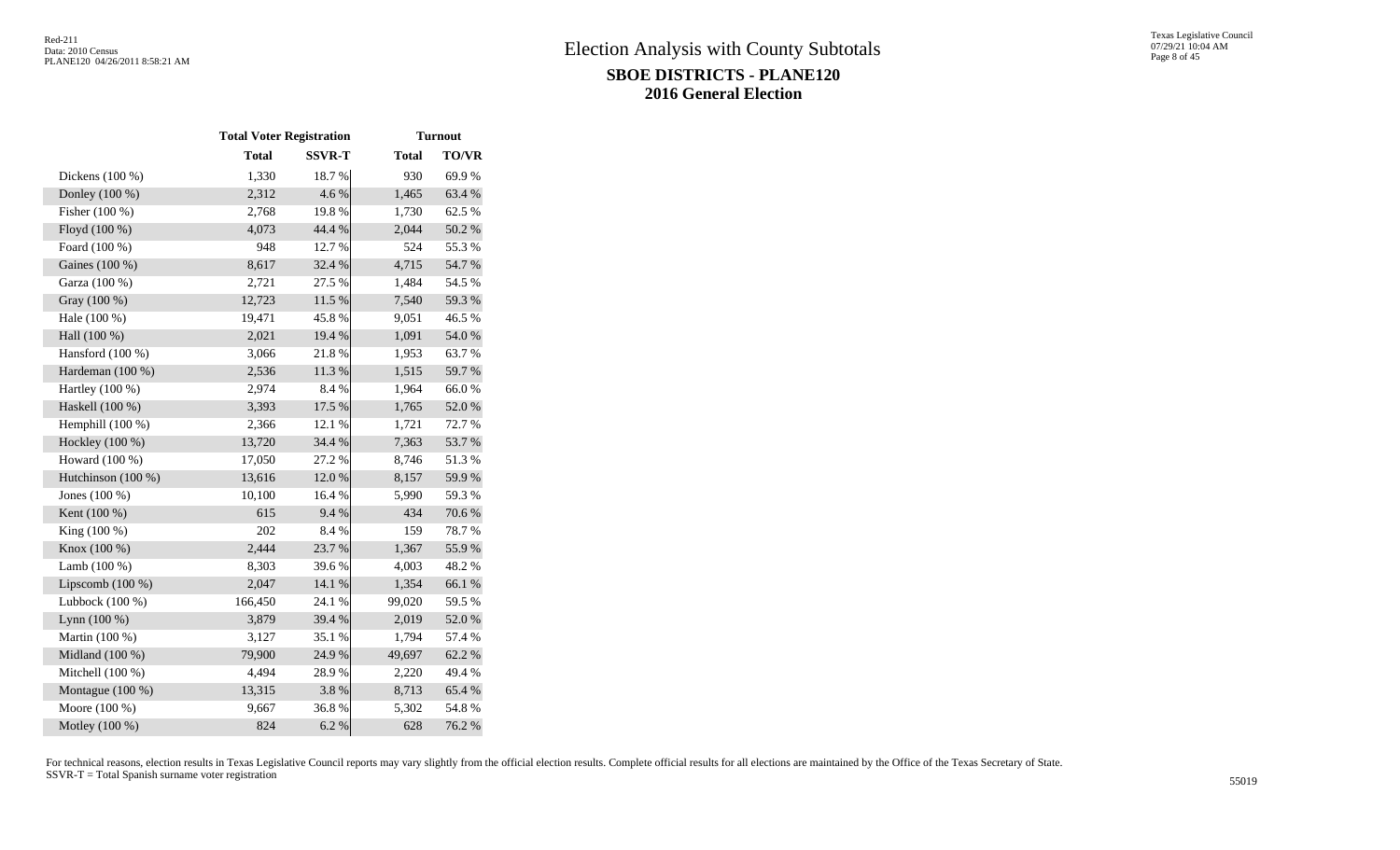# Election Analysis with County Subtotals

## SBOE DISTRICTS - PLANE120

## 2016 General Election

| | Total Voter Registration | | Turnout | |
|---|---|---|---|---|
| | **Total** | **SSVR-T** | **Total** | **TO/VR** |
| Dickens (100 %) | 1,330 | 18.7 % | 930 | 69.9 % |
| Donley (100 %) | 2,312 | 4.6 % | 1,465 | 63.4 % |
| Fisher (100 %) | 2,768 | 19.8 % | 1,730 | 62.5 % |
| Floyd (100 %) | 4,073 | 44.4 % | 2,044 | 50.2 % |
| Foard (100 %) | 948 | 12.7 % | 524 | 55.3 % |
| Gaines (100 %) | 8,617 | 32.4 % | 4,715 | 54.7 % |
| Garza (100 %) | 2,721 | 27.5 % | 1,484 | 54.5 % |
| Gray (100 %) | 12,723 | 11.5 % | 7,540 | 59.3 % |
| Hale (100 %) | 19,471 | 45.8 % | 9,051 | 46.5 % |
| Hall (100 %) | 2,021 | 19.4 % | 1,091 | 54.0 % |
| Hansford (100 %) | 3,066 | 21.8 % | 1,953 | 63.7 % |
| Hardeman (100 %) | 2,536 | 11.3 % | 1,515 | 59.7 % |
| Hartley (100 %) | 2,974 | 8.4 % | 1,964 | 66.0 % |
| Haskell (100 %) | 3,393 | 17.5 % | 1,765 | 52.0 % |
| Hemphill (100 %) | 2,366 | 12.1 % | 1,721 | 72.7 % |
| Hockley (100 %) | 13,720 | 34.4 % | 7,363 | 53.7 % |
| Howard (100 %) | 17,050 | 27.2 % | 8,746 | 51.3 % |
| Hutchinson (100 %) | 13,616 | 12.0 % | 8,157 | 59.9 % |
| Jones (100 %) | 10,100 | 16.4 % | 5,990 | 59.3 % |
| Kent (100 %) | 615 | 9.4 % | 434 | 70.6 % |
| King (100 %) | 202 | 8.4 % | 159 | 78.7 % |
| Knox (100 %) | 2,444 | 23.7 % | 1,367 | 55.9 % |
| Lamb (100 %) | 8,303 | 39.6 % | 4,003 | 48.2 % |
| Lipscomb (100 %) | 2,047 | 14.1 % | 1,354 | 66.1 % |
| Lubbock (100 %) | 166,450 | 24.1 % | 99,020 | 59.5 % |
| Lynn (100 %) | 3,879 | 39.4 % | 2,019 | 52.0 % |
| Martin (100 %) | 3,127 | 35.1 % | 1,794 | 57.4 % |
| Midland (100 %) | 79,900 | 24.9 % | 49,697 | 62.2 % |
| Mitchell (100 %) | 4,494 | 28.9 % | 2,220 | 49.4 % |
| Montague (100 %) | 13,315 | 3.8 % | 8,713 | 65.4 % |
| Moore (100 %) | 9,667 | 36.8 % | 5,302 | 54.8 % |
| Motley (100 %) | 824 | 6.2 % | 628 | 76.2 % |

For technical reasons, election results in Texas Legislative Council reports may vary slightly from the official election results. Complete official results for all elections are maintained by the Office of the Texas Secretary of State.
SSVR-T = Total Spanish surname voter registration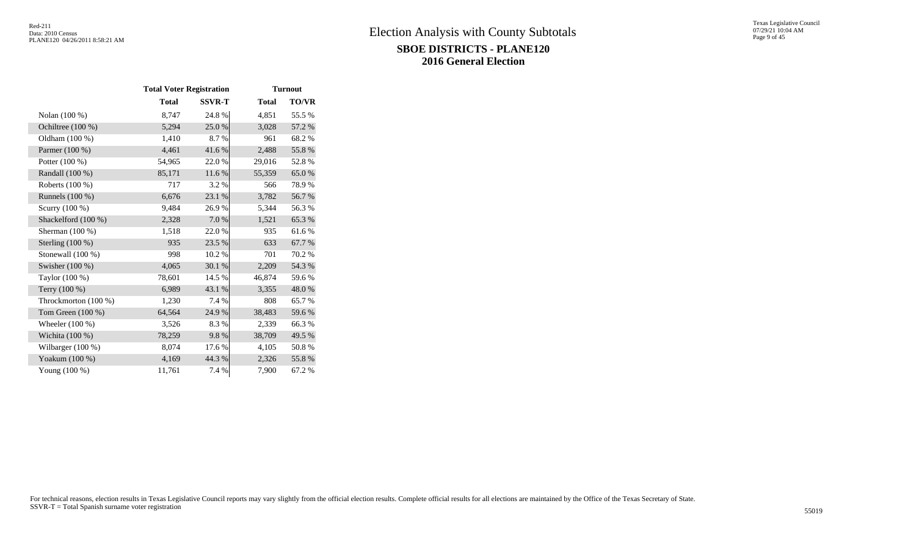# Election Analysis with County Subtotals

## SBOE DISTRICTS - PLANE120

## 2016 General Election

| | Total Voter Registration | | Turnout | |
|---|---|---|---|---|
| | Total | SSVR-T | Total | TO/VR |
| Nolan (100 %) | 8,747 | 24.8 % | 4,851 | 55.5 % |
| Ochiltree (100 %) | 5,294 | 25.0 % | 3,028 | 57.2 % |
| Oldham (100 %) | 1,410 | 8.7 % | 961 | 68.2 % |
| Parmer (100 %) | 4,461 | 41.6 % | 2,488 | 55.8 % |
| Potter (100 %) | 54,965 | 22.0 % | 29,016 | 52.8 % |
| Randall (100 %) | 85,171 | 11.6 % | 55,359 | 65.0 % |
| Roberts (100 %) | 717 | 3.2 % | 566 | 78.9 % |
| Runnels (100 %) | 6,676 | 23.1 % | 3,782 | 56.7 % |
| Scurry (100 %) | 9,484 | 26.9 % | 5,344 | 56.3 % |
| Shackelford (100 %) | 2,328 | 7.0 % | 1,521 | 65.3 % |
| Sherman (100 %) | 1,518 | 22.0 % | 935 | 61.6 % |
| Sterling (100 %) | 935 | 23.5 % | 633 | 67.7 % |
| Stonewall (100 %) | 998 | 10.2 % | 701 | 70.2 % |
| Swisher (100 %) | 4,065 | 30.1 % | 2,209 | 54.3 % |
| Taylor (100 %) | 78,601 | 14.5 % | 46,874 | 59.6 % |
| Terry (100 %) | 6,989 | 43.1 % | 3,355 | 48.0 % |
| Throckmorton (100 %) | 1,230 | 7.4 % | 808 | 65.7 % |
| Tom Green (100 %) | 64,564 | 24.9 % | 38,483 | 59.6 % |
| Wheeler (100 %) | 3,526 | 8.3 % | 2,339 | 66.3 % |
| Wichita (100 %) | 78,259 | 9.8 % | 38,709 | 49.5 % |
| Wilbarger (100 %) | 8,074 | 17.6 % | 4,105 | 50.8 % |
| Yoakum (100 %) | 4,169 | 44.3 % | 2,326 | 55.8 % |
| Young (100 %) | 11,761 | 7.4 % | 7,900 | 67.2 % |

For technical reasons, election results in Texas Legislative Council reports may vary slightly from the official election results. Complete official results for all elections are maintained by the Office of the Texas Secretary of State.
SSVR-T = Total Spanish surname voter registration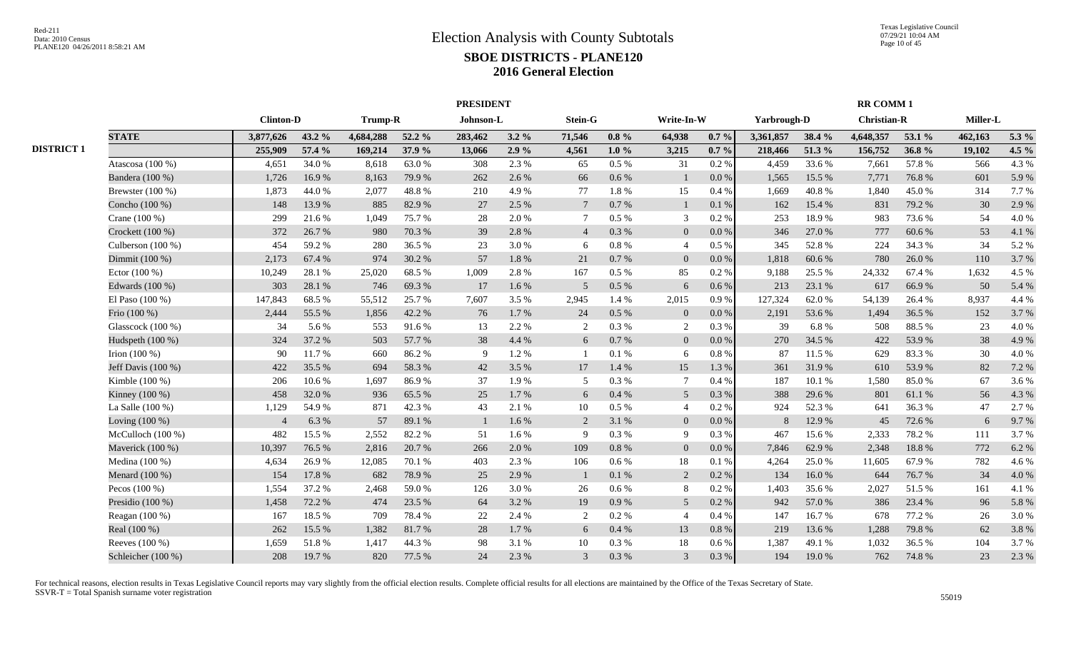# Election Analysis with County Subtotals

## SBOE DISTRICTS - PLANE120

## 2016 General Election

| | | PRESIDENT | | | | | | | | | | RR COMM 1 | | | | | |
|---|---|---|---|---|---|---|---|---|---|---|---|---|---|---|---|---|---|
| | | Clinton-D | | Trump-R | | Johnson-L | | Stein-G | | Write-In-W | | Yarbrough-D | | Christian-R | | Miller-L | |
| | **STATE** | **3,877,626** | **43.2 %** | **4,684,288** | **52.2 %** | **283,462** | **3.2 %** | **71,546** | **0.8 %** | **64,938** | **0.7 %** | **3,361,857** | **38.4 %** | **4,648,357** | **53.1 %** | **462,163** | **5.3 %** |
| **DISTRICT 1** | | **255,909** | **57.4 %** | **169,214** | **37.9 %** | **13,066** | **2.9 %** | **4,561** | **1.0 %** | **3,215** | **0.7 %** | **218,466** | **51.3 %** | **156,752** | **36.8 %** | **19,102** | **4.5 %** |
| | Atascosa (100 %) | 4,651 | 34.0 % | 8,618 | 63.0 % | 308 | 2.3 % | 65 | 0.5 % | 31 | 0.2 % | 4,459 | 33.6 % | 7,661 | 57.8 % | 566 | 4.3 % |
| | Bandera (100 %) | 1,726 | 16.9 % | 8,163 | 79.9 % | 262 | 2.6 % | 66 | 0.6 % | 1 | 0.0 % | 1,565 | 15.5 % | 7,771 | 76.8 % | 601 | 5.9 % |
| | Brewster (100 %) | 1,873 | 44.0 % | 2,077 | 48.8 % | 210 | 4.9 % | 77 | 1.8 % | 15 | 0.4 % | 1,669 | 40.8 % | 1,840 | 45.0 % | 314 | 7.7 % |
| | Concho (100 %) | 148 | 13.9 % | 885 | 82.9 % | 27 | 2.5 % | 7 | 0.7 % | 1 | 0.1 % | 162 | 15.4 % | 831 | 79.2 % | 30 | 2.9 % |
| | Crane (100 %) | 299 | 21.6 % | 1,049 | 75.7 % | 28 | 2.0 % | 7 | 0.5 % | 3 | 0.2 % | 253 | 18.9 % | 983 | 73.6 % | 54 | 4.0 % |
| | Crockett (100 %) | 372 | 26.7 % | 980 | 70.3 % | 39 | 2.8 % | 4 | 0.3 % | 0 | 0.0 % | 346 | 27.0 % | 777 | 60.6 % | 53 | 4.1 % |
| | Culberson (100 %) | 454 | 59.2 % | 280 | 36.5 % | 23 | 3.0 % | 6 | 0.8 % | 4 | 0.5 % | 345 | 52.8 % | 224 | 34.3 % | 34 | 5.2 % |
| | Dimmit (100 %) | 2,173 | 67.4 % | 974 | 30.2 % | 57 | 1.8 % | 21 | 0.7 % | 0 | 0.0 % | 1,818 | 60.6 % | 780 | 26.0 % | 110 | 3.7 % |
| | Ector (100 %) | 10,249 | 28.1 % | 25,020 | 68.5 % | 1,009 | 2.8 % | 167 | 0.5 % | 85 | 0.2 % | 9,188 | 25.5 % | 24,332 | 67.4 % | 1,632 | 4.5 % |
| | Edwards (100 %) | 303 | 28.1 % | 746 | 69.3 % | 17 | 1.6 % | 5 | 0.5 % | 6 | 0.6 % | 213 | 23.1 % | 617 | 66.9 % | 50 | 5.4 % |
| | El Paso (100 %) | 147,843 | 68.5 % | 55,512 | 25.7 % | 7,607 | 3.5 % | 2,945 | 1.4 % | 2,015 | 0.9 % | 127,324 | 62.0 % | 54,139 | 26.4 % | 8,937 | 4.4 % |
| | Frio (100 %) | 2,444 | 55.5 % | 1,856 | 42.2 % | 76 | 1.7 % | 24 | 0.5 % | 0 | 0.0 % | 2,191 | 53.6 % | 1,494 | 36.5 % | 152 | 3.7 % |
| | Glasscock (100 %) | 34 | 5.6 % | 553 | 91.6 % | 13 | 2.2 % | 2 | 0.3 % | 2 | 0.3 % | 39 | 6.8 % | 508 | 88.5 % | 23 | 4.0 % |
| | Hudspeth (100 %) | 324 | 37.2 % | 503 | 57.7 % | 38 | 4.4 % | 6 | 0.7 % | 0 | 0.0 % | 270 | 34.5 % | 422 | 53.9 % | 38 | 4.9 % |
| | Irion (100 %) | 90 | 11.7 % | 660 | 86.2 % | 9 | 1.2 % | 1 | 0.1 % | 6 | 0.8 % | 87 | 11.5 % | 629 | 83.3 % | 30 | 4.0 % |
| | Jeff Davis (100 %) | 422 | 35.5 % | 694 | 58.3 % | 42 | 3.5 % | 17 | 1.4 % | 15 | 1.3 % | 361 | 31.9 % | 610 | 53.9 % | 82 | 7.2 % |
| | Kimble (100 %) | 206 | 10.6 % | 1,697 | 86.9 % | 37 | 1.9 % | 5 | 0.3 % | 7 | 0.4 % | 187 | 10.1 % | 1,580 | 85.0 % | 67 | 3.6 % |
| | Kinney (100 %) | 458 | 32.0 % | 936 | 65.5 % | 25 | 1.7 % | 6 | 0.4 % | 5 | 0.3 % | 388 | 29.6 % | 801 | 61.1 % | 56 | 4.3 % |
| | La Salle (100 %) | 1,129 | 54.9 % | 871 | 42.3 % | 43 | 2.1 % | 10 | 0.5 % | 4 | 0.2 % | 924 | 52.3 % | 641 | 36.3 % | 47 | 2.7 % |
| | Loving (100 %) | 4 | 6.3 % | 57 | 89.1 % | 1 | 1.6 % | 2 | 3.1 % | 0 | 0.0 % | 8 | 12.9 % | 45 | 72.6 % | 6 | 9.7 % |
| | McCulloch (100 %) | 482 | 15.5 % | 2,552 | 82.2 % | 51 | 1.6 % | 9 | 0.3 % | 9 | 0.3 % | 467 | 15.6 % | 2,333 | 78.2 % | 111 | 3.7 % |
| | Maverick (100 %) | 10,397 | 76.5 % | 2,816 | 20.7 % | 266 | 2.0 % | 109 | 0.8 % | 0 | 0.0 % | 7,846 | 62.9 % | 2,348 | 18.8 % | 772 | 6.2 % |
| | Medina (100 %) | 4,634 | 26.9 % | 12,085 | 70.1 % | 403 | 2.3 % | 106 | 0.6 % | 18 | 0.1 % | 4,264 | 25.0 % | 11,605 | 67.9 % | 782 | 4.6 % |
| | Menard (100 %) | 154 | 17.8 % | 682 | 78.9 % | 25 | 2.9 % | 1 | 0.1 % | 2 | 0.2 % | 134 | 16.0 % | 644 | 76.7 % | 34 | 4.0 % |
| | Pecos (100 %) | 1,554 | 37.2 % | 2,468 | 59.0 % | 126 | 3.0 % | 26 | 0.6 % | 8 | 0.2 % | 1,403 | 35.6 % | 2,027 | 51.5 % | 161 | 4.1 % |
| | Presidio (100 %) | 1,458 | 72.2 % | 474 | 23.5 % | 64 | 3.2 % | 19 | 0.9 % | 5 | 0.2 % | 942 | 57.0 % | 386 | 23.4 % | 96 | 5.8 % |
| | Reagan (100 %) | 167 | 18.5 % | 709 | 78.4 % | 22 | 2.4 % | 2 | 0.2 % | 4 | 0.4 % | 147 | 16.7 % | 678 | 77.2 % | 26 | 3.0 % |
| | Real (100 %) | 262 | 15.5 % | 1,382 | 81.7 % | 28 | 1.7 % | 6 | 0.4 % | 13 | 0.8 % | 219 | 13.6 % | 1,288 | 79.8 % | 62 | 3.8 % |
| | Reeves (100 %) | 1,659 | 51.8 % | 1,417 | 44.3 % | 98 | 3.1 % | 10 | 0.3 % | 18 | 0.6 % | 1,387 | 49.1 % | 1,032 | 36.5 % | 104 | 3.7 % |
| | Schleicher (100 %) | 208 | 19.7 % | 820 | 77.5 % | 24 | 2.3 % | 3 | 0.3 % | 3 | 0.3 % | 194 | 19.0 % | 762 | 74.8 % | 23 | 2.3 % |

For technical reasons, election results in Texas Legislative Council reports may vary slightly from the official election results. Complete official results for all elections are maintained by the Office of the Texas Secretary of State.
SSVR-T = Total Spanish surname voter registration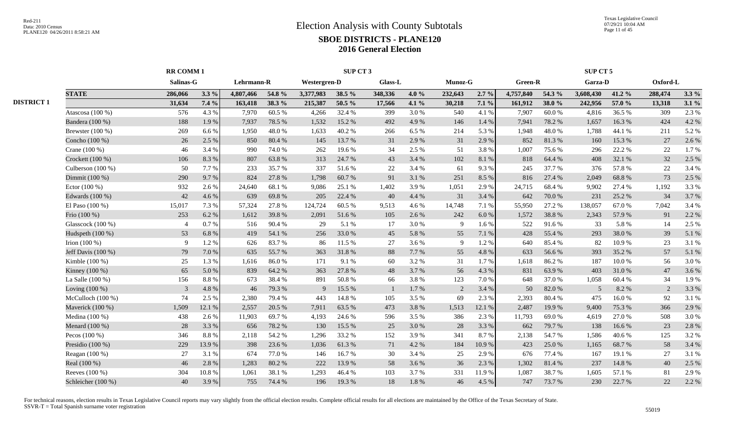# Election Analysis with County Subtotals

## SBOE DISTRICTS - PLANE120

## 2016 General Election

| | | RR COMM 1 | | SUP CT 3 | | | | | | | | SUP CT 5 | | | | | |
|---|---|---|---|---|---|---|---|---|---|---|---|---|---|---|---|---|---|
| | | Salinas-G | | Lehrmann-R | | Westergren-D | | Glass-L | | Munoz-G | | Green-R | | Garza-D | | Oxford-L | |
| | **STATE** | **286,066** | **3.3 %** | **4,807,466** | **54.8 %** | **3,377,983** | **38.5 %** | **348,336** | **4.0 %** | **232,643** | **2.7 %** | **4,757,840** | **54.3 %** | **3,608,430** | **41.2 %** | **288,474** | **3.3 %** |
| **DISTRICT 1** | | **31,634** | **7.4 %** | **163,418** | **38.3 %** | **215,387** | **50.5 %** | **17,566** | **4.1 %** | **30,218** | **7.1 %** | **161,912** | **38.0 %** | **242,956** | **57.0 %** | **13,318** | **3.1 %** |
| | Atascosa (100 %) | 576 | 4.3 % | 7,970 | 60.5 % | 4,266 | 32.4 % | 399 | 3.0 % | 540 | 4.1 % | 7,907 | 60.0 % | 4,816 | 36.5 % | 309 | 2.3 % |
| | Bandera (100 %) | 188 | 1.9 % | 7,937 | 78.5 % | 1,532 | 15.2 % | 492 | 4.9 % | 146 | 1.4 % | 7,941 | 78.2 % | 1,657 | 16.3 % | 424 | 4.2 % |
| | Brewster (100 %) | 269 | 6.6 % | 1,950 | 48.0 % | 1,633 | 40.2 % | 266 | 6.5 % | 214 | 5.3 % | 1,948 | 48.0 % | 1,788 | 44.1 % | 211 | 5.2 % |
| | Concho (100 %) | 26 | 2.5 % | 850 | 80.4 % | 145 | 13.7 % | 31 | 2.9 % | 31 | 2.9 % | 852 | 81.3 % | 160 | 15.3 % | 27 | 2.6 % |
| | Crane (100 %) | 46 | 3.4 % | 990 | 74.0 % | 262 | 19.6 % | 34 | 2.5 % | 51 | 3.8 % | 1,007 | 75.6 % | 296 | 22.2 % | 22 | 1.7 % |
| | Crockett (100 %) | 106 | 8.3 % | 807 | 63.8 % | 313 | 24.7 % | 43 | 3.4 % | 102 | 8.1 % | 818 | 64.4 % | 408 | 32.1 % | 32 | 2.5 % |
| | Culberson (100 %) | 50 | 7.7 % | 233 | 35.7 % | 337 | 51.6 % | 22 | 3.4 % | 61 | 9.3 % | 245 | 37.7 % | 376 | 57.8 % | 22 | 3.4 % |
| | Dimmit (100 %) | 290 | 9.7 % | 824 | 27.8 % | 1,798 | 60.7 % | 91 | 3.1 % | 251 | 8.5 % | 816 | 27.4 % | 2,049 | 68.8 % | 73 | 2.5 % |
| | Ector (100 %) | 932 | 2.6 % | 24,640 | 68.1 % | 9,086 | 25.1 % | 1,402 | 3.9 % | 1,051 | 2.9 % | 24,715 | 68.4 % | 9,902 | 27.4 % | 1,192 | 3.3 % |
| | Edwards (100 %) | 42 | 4.6 % | 639 | 69.8 % | 205 | 22.4 % | 40 | 4.4 % | 31 | 3.4 % | 642 | 70.0 % | 231 | 25.2 % | 34 | 3.7 % |
| | El Paso (100 %) | 15,017 | 7.3 % | 57,324 | 27.8 % | 124,724 | 60.5 % | 9,513 | 4.6 % | 14,748 | 7.1 % | 55,950 | 27.2 % | 138,057 | 67.0 % | 7,042 | 3.4 % |
| | Frio (100 %) | 253 | 6.2 % | 1,612 | 39.8 % | 2,091 | 51.6 % | 105 | 2.6 % | 242 | 6.0 % | 1,572 | 38.8 % | 2,343 | 57.9 % | 91 | 2.2 % |
| | Glasscock (100 %) | 4 | 0.7 % | 516 | 90.4 % | 29 | 5.1 % | 17 | 3.0 % | 9 | 1.6 % | 522 | 91.6 % | 33 | 5.8 % | 14 | 2.5 % |
| | Hudspeth (100 %) | 53 | 6.8 % | 419 | 54.1 % | 256 | 33.0 % | 45 | 5.8 % | 55 | 7.1 % | 428 | 55.4 % | 293 | 38.0 % | 39 | 5.1 % |
| | Irion (100 %) | 9 | 1.2 % | 626 | 83.7 % | 86 | 11.5 % | 27 | 3.6 % | 9 | 1.2 % | 640 | 85.4 % | 82 | 10.9 % | 23 | 3.1 % |
| | Jeff Davis (100 %) | 79 | 7.0 % | 635 | 55.7 % | 363 | 31.8 % | 88 | 7.7 % | 55 | 4.8 % | 633 | 56.6 % | 393 | 35.2 % | 57 | 5.1 % |
| | Kimble (100 %) | 25 | 1.3 % | 1,616 | 86.0 % | 171 | 9.1 % | 60 | 3.2 % | 31 | 1.7 % | 1,618 | 86.2 % | 187 | 10.0 % | 56 | 3.0 % |
| | Kinney (100 %) | 65 | 5.0 % | 839 | 64.2 % | 363 | 27.8 % | 48 | 3.7 % | 56 | 4.3 % | 831 | 63.9 % | 403 | 31.0 % | 47 | 3.6 % |
| | La Salle (100 %) | 156 | 8.8 % | 673 | 38.4 % | 891 | 50.8 % | 66 | 3.8 % | 123 | 7.0 % | 648 | 37.0 % | 1,058 | 60.4 % | 34 | 1.9 % |
| | Loving (100 %) | 3 | 4.8 % | 46 | 79.3 % | 9 | 15.5 % | 1 | 1.7 % | 2 | 3.4 % | 50 | 82.0 % | 5 | 8.2 % | 2 | 3.3 % |
| | McCulloch (100 %) | 74 | 2.5 % | 2,380 | 79.4 % | 443 | 14.8 % | 105 | 3.5 % | 69 | 2.3 % | 2,393 | 80.4 % | 475 | 16.0 % | 92 | 3.1 % |
| | Maverick (100 %) | 1,509 | 12.1 % | 2,557 | 20.5 % | 7,911 | 63.5 % | 473 | 3.8 % | 1,513 | 12.1 % | 2,487 | 19.9 % | 9,400 | 75.3 % | 366 | 2.9 % |
| | Medina (100 %) | 438 | 2.6 % | 11,903 | 69.7 % | 4,193 | 24.6 % | 596 | 3.5 % | 386 | 2.3 % | 11,793 | 69.0 % | 4,619 | 27.0 % | 508 | 3.0 % |
| | Menard (100 %) | 28 | 3.3 % | 656 | 78.2 % | 130 | 15.5 % | 25 | 3.0 % | 28 | 3.3 % | 662 | 79.7 % | 138 | 16.6 % | 23 | 2.8 % |
| | Pecos (100 %) | 346 | 8.8 % | 2,118 | 54.2 % | 1,296 | 33.2 % | 152 | 3.9 % | 341 | 8.7 % | 2,138 | 54.7 % | 1,586 | 40.6 % | 125 | 3.2 % |
| | Presidio (100 %) | 229 | 13.9 % | 398 | 23.6 % | 1,036 | 61.3 % | 71 | 4.2 % | 184 | 10.9 % | 423 | 25.0 % | 1,165 | 68.7 % | 58 | 3.4 % |
| | Reagan (100 %) | 27 | 3.1 % | 674 | 77.0 % | 146 | 16.7 % | 30 | 3.4 % | 25 | 2.9 % | 676 | 77.4 % | 167 | 19.1 % | 27 | 3.1 % |
| | Real (100 %) | 46 | 2.8 % | 1,283 | 80.2 % | 222 | 13.9 % | 58 | 3.6 % | 36 | 2.3 % | 1,302 | 81.4 % | 237 | 14.8 % | 40 | 2.5 % |
| | Reeves (100 %) | 304 | 10.8 % | 1,061 | 38.1 % | 1,293 | 46.4 % | 103 | 3.7 % | 331 | 11.9 % | 1,087 | 38.7 % | 1,605 | 57.1 % | 81 | 2.9 % |
| | Schleicher (100 %) | 40 | 3.9 % | 755 | 74.4 % | 196 | 19.3 % | 18 | 1.8 % | 46 | 4.5 % | 747 | 73.7 % | 230 | 22.7 % | 22 | 2.2 % |

For technical reasons, election results in Texas Legislative Council reports may vary slightly from the official election results. Complete official results for all elections are maintained by the Office of the Texas Secretary of State.
SSVR-T = Total Spanish surname voter registration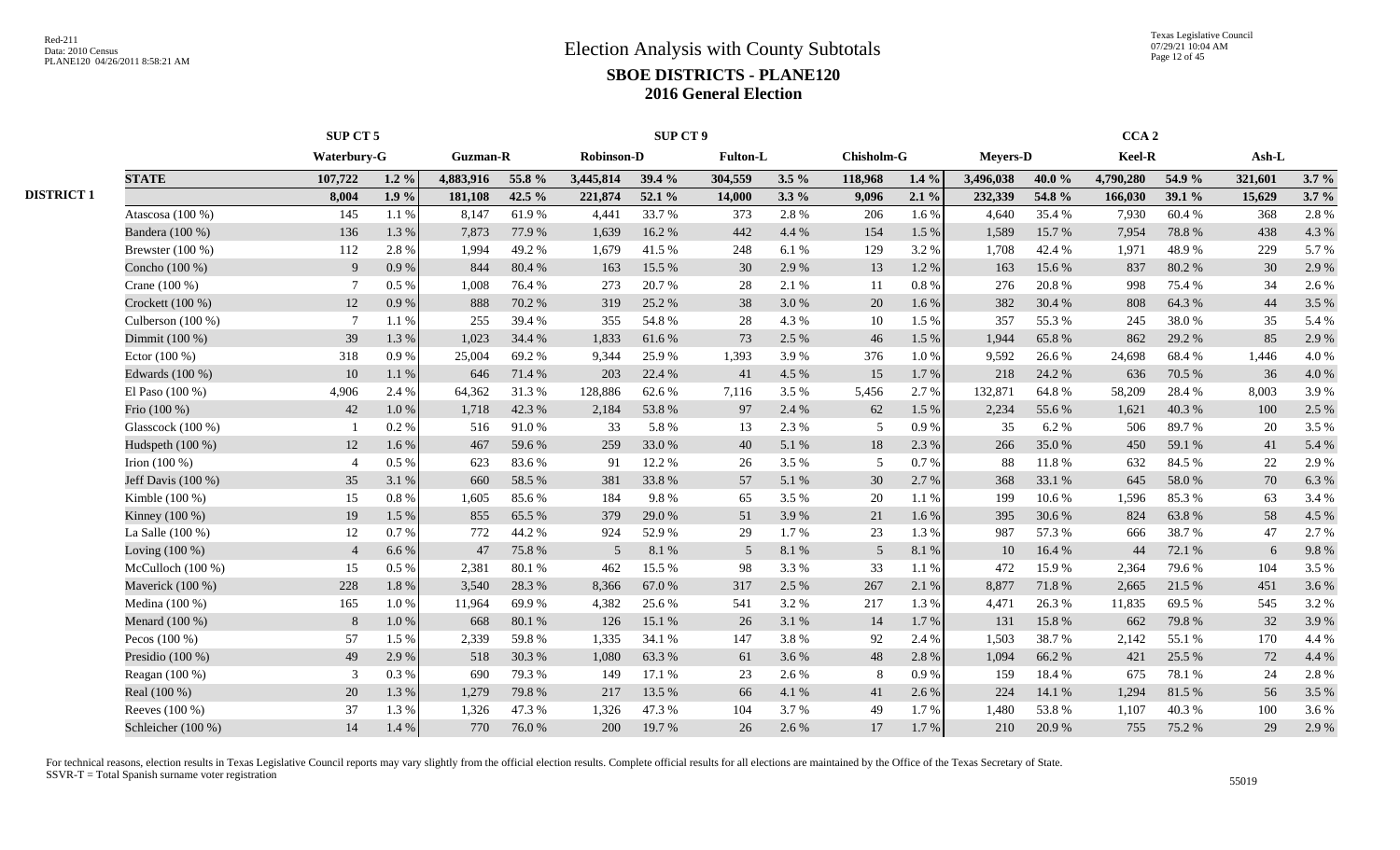# Election Analysis with County Subtotals

## SBOE DISTRICTS - PLANE120

## 2016 General Election

| | | SUP CT 5 | | SUP CT 9 | | | | | | | | CCA 2 | | | | | |
|---|---|---|---|---|---|---|---|---|---|---|---|---|---|---|---|---|---|
| | | Waterbury-G | | Guzman-R | | Robinson-D | | Fulton-L | | Chisholm-G | | Meyers-D | | Keel-R | | Ash-L | |
| | **STATE** | **107,722** | **1.2 %** | **4,883,916** | **55.8 %** | **3,445,814** | **39.4 %** | **304,559** | **3.5 %** | **118,968** | **1.4 %** | **3,496,038** | **40.0 %** | **4,790,280** | **54.9 %** | **321,601** | **3.7 %** |
| **DISTRICT 1** | | **8,004** | **1.9 %** | **181,108** | **42.5 %** | **221,874** | **52.1 %** | **14,000** | **3.3 %** | **9,096** | **2.1 %** | **232,339** | **54.8 %** | **166,030** | **39.1 %** | **15,629** | **3.7 %** |
| | Atascosa (100 %) | 145 | 1.1 % | 8,147 | 61.9 % | 4,441 | 33.7 % | 373 | 2.8 % | 206 | 1.6 % | 4,640 | 35.4 % | 7,930 | 60.4 % | 368 | 2.8 % |
| | Bandera (100 %) | 136 | 1.3 % | 7,873 | 77.9 % | 1,639 | 16.2 % | 442 | 4.4 % | 154 | 1.5 % | 1,589 | 15.7 % | 7,954 | 78.8 % | 438 | 4.3 % |
| | Brewster (100 %) | 112 | 2.8 % | 1,994 | 49.2 % | 1,679 | 41.5 % | 248 | 6.1 % | 129 | 3.2 % | 1,708 | 42.4 % | 1,971 | 48.9 % | 229 | 5.7 % |
| | Concho (100 %) | 9 | 0.9 % | 844 | 80.4 % | 163 | 15.5 % | 30 | 2.9 % | 13 | 1.2 % | 163 | 15.6 % | 837 | 80.2 % | 30 | 2.9 % |
| | Crane (100 %) | 7 | 0.5 % | 1,008 | 76.4 % | 273 | 20.7 % | 28 | 2.1 % | 11 | 0.8 % | 276 | 20.8 % | 998 | 75.4 % | 34 | 2.6 % |
| | Crockett (100 %) | 12 | 0.9 % | 888 | 70.2 % | 319 | 25.2 % | 38 | 3.0 % | 20 | 1.6 % | 382 | 30.4 % | 808 | 64.3 % | 44 | 3.5 % |
| | Culberson (100 %) | 7 | 1.1 % | 255 | 39.4 % | 355 | 54.8 % | 28 | 4.3 % | 10 | 1.5 % | 357 | 55.3 % | 245 | 38.0 % | 35 | 5.4 % |
| | Dimmit (100 %) | 39 | 1.3 % | 1,023 | 34.4 % | 1,833 | 61.6 % | 73 | 2.5 % | 46 | 1.5 % | 1,944 | 65.8 % | 862 | 29.2 % | 85 | 2.9 % |
| | Ector (100 %) | 318 | 0.9 % | 25,004 | 69.2 % | 9,344 | 25.9 % | 1,393 | 3.9 % | 376 | 1.0 % | 9,592 | 26.6 % | 24,698 | 68.4 % | 1,446 | 4.0 % |
| | Edwards (100 %) | 10 | 1.1 % | 646 | 71.4 % | 203 | 22.4 % | 41 | 4.5 % | 15 | 1.7 % | 218 | 24.2 % | 636 | 70.5 % | 36 | 4.0 % |
| | El Paso (100 %) | 4,906 | 2.4 % | 64,362 | 31.3 % | 128,886 | 62.6 % | 7,116 | 3.5 % | 5,456 | 2.7 % | 132,871 | 64.8 % | 58,209 | 28.4 % | 8,003 | 3.9 % |
| | Frio (100 %) | 42 | 1.0 % | 1,718 | 42.3 % | 2,184 | 53.8 % | 97 | 2.4 % | 62 | 1.5 % | 2,234 | 55.6 % | 1,621 | 40.3 % | 100 | 2.5 % |
| | Glasscock (100 %) | 1 | 0.2 % | 516 | 91.0 % | 33 | 5.8 % | 13 | 2.3 % | 5 | 0.9 % | 35 | 6.2 % | 506 | 89.7 % | 20 | 3.5 % |
| | Hudspeth (100 %) | 12 | 1.6 % | 467 | 59.6 % | 259 | 33.0 % | 40 | 5.1 % | 18 | 2.3 % | 266 | 35.0 % | 450 | 59.1 % | 41 | 5.4 % |
| | Irion (100 %) | 4 | 0.5 % | 623 | 83.6 % | 91 | 12.2 % | 26 | 3.5 % | 5 | 0.7 % | 88 | 11.8 % | 632 | 84.5 % | 22 | 2.9 % |
| | Jeff Davis (100 %) | 35 | 3.1 % | 660 | 58.5 % | 381 | 33.8 % | 57 | 5.1 % | 30 | 2.7 % | 368 | 33.1 % | 645 | 58.0 % | 70 | 6.3 % |
| | Kimble (100 %) | 15 | 0.8 % | 1,605 | 85.6 % | 184 | 9.8 % | 65 | 3.5 % | 20 | 1.1 % | 199 | 10.6 % | 1,596 | 85.3 % | 63 | 3.4 % |
| | Kinney (100 %) | 19 | 1.5 % | 855 | 65.5 % | 379 | 29.0 % | 51 | 3.9 % | 21 | 1.6 % | 395 | 30.6 % | 824 | 63.8 % | 58 | 4.5 % |
| | La Salle (100 %) | 12 | 0.7 % | 772 | 44.2 % | 924 | 52.9 % | 29 | 1.7 % | 23 | 1.3 % | 987 | 57.3 % | 666 | 38.7 % | 47 | 2.7 % |
| | Loving (100 %) | 4 | 6.6 % | 47 | 75.8 % | 5 | 8.1 % | 5 | 8.1 % | 5 | 8.1 % | 10 | 16.4 % | 44 | 72.1 % | 6 | 9.8 % |
| | McCulloch (100 %) | 15 | 0.5 % | 2,381 | 80.1 % | 462 | 15.5 % | 98 | 3.3 % | 33 | 1.1 % | 472 | 15.9 % | 2,364 | 79.6 % | 104 | 3.5 % |
| | Maverick (100 %) | 228 | 1.8 % | 3,540 | 28.3 % | 8,366 | 67.0 % | 317 | 2.5 % | 267 | 2.1 % | 8,877 | 71.8 % | 2,665 | 21.5 % | 451 | 3.6 % |
| | Medina (100 %) | 165 | 1.0 % | 11,964 | 69.9 % | 4,382 | 25.6 % | 541 | 3.2 % | 217 | 1.3 % | 4,471 | 26.3 % | 11,835 | 69.5 % | 545 | 3.2 % |
| | Menard (100 %) | 8 | 1.0 % | 668 | 80.1 % | 126 | 15.1 % | 26 | 3.1 % | 14 | 1.7 % | 131 | 15.8 % | 662 | 79.8 % | 32 | 3.9 % |
| | Pecos (100 %) | 57 | 1.5 % | 2,339 | 59.8 % | 1,335 | 34.1 % | 147 | 3.8 % | 92 | 2.4 % | 1,503 | 38.7 % | 2,142 | 55.1 % | 170 | 4.4 % |
| | Presidio (100 %) | 49 | 2.9 % | 518 | 30.3 % | 1,080 | 63.3 % | 61 | 3.6 % | 48 | 2.8 % | 1,094 | 66.2 % | 421 | 25.5 % | 72 | 4.4 % |
| | Reagan (100 %) | 3 | 0.3 % | 690 | 79.3 % | 149 | 17.1 % | 23 | 2.6 % | 8 | 0.9 % | 159 | 18.4 % | 675 | 78.1 % | 24 | 2.8 % |
| | Real (100 %) | 20 | 1.3 % | 1,279 | 79.8 % | 217 | 13.5 % | 66 | 4.1 % | 41 | 2.6 % | 224 | 14.1 % | 1,294 | 81.5 % | 56 | 3.5 % |
| | Reeves (100 %) | 37 | 1.3 % | 1,326 | 47.3 % | 1,326 | 47.3 % | 104 | 3.7 % | 49 | 1.7 % | 1,480 | 53.8 % | 1,107 | 40.3 % | 100 | 3.6 % |
| | Schleicher (100 %) | 14 | 1.4 % | 770 | 76.0 % | 200 | 19.7 % | 26 | 2.6 % | 17 | 1.7 % | 210 | 20.9 % | 755 | 75.2 % | 29 | 2.9 % |

For technical reasons, election results in Texas Legislative Council reports may vary slightly from the official election results. Complete official results for all elections are maintained by the Office of the Texas Secretary of State.
SSVR-T = Total Spanish surname voter registration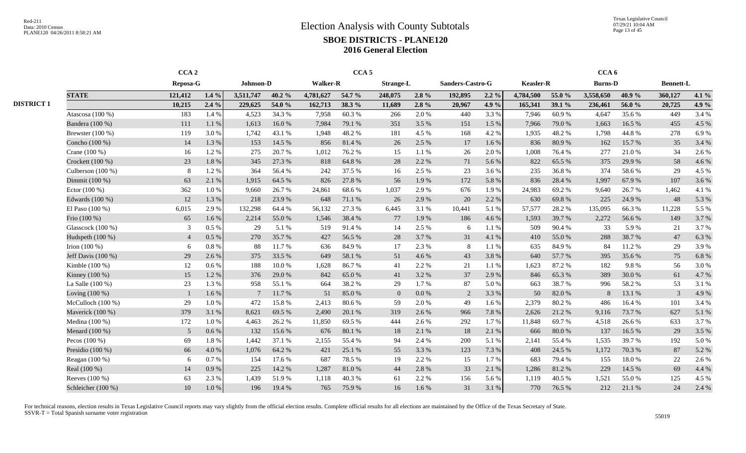# Election Analysis with County Subtotals

## SBOE DISTRICTS - PLANE120

## 2016 General Election

| | | CCA 2 | | CCA 5 | | | | | | | | CCA 6 | | | | | |
|---|---|---|---|---|---|---|---|---|---|---|---|---|---|---|---|---|---|
| | | Reposa-G | | Johnson-D | | Walker-R | | Strange-L | | Sanders-Castro-G | | Keasler-R | | Burns-D | | Bennett-L | |
| | **STATE** | **121,412** | **1.4 %** | **3,511,747** | **40.2 %** | **4,781,627** | **54.7 %** | **248,075** | **2.8 %** | **192,895** | **2.2 %** | **4,784,500** | **55.0 %** | **3,558,650** | **40.9 %** | **360,127** | **4.1 %** |
| **DISTRICT 1** | | **10,215** | **2.4 %** | **229,625** | **54.0 %** | **162,713** | **38.3 %** | **11,689** | **2.8 %** | **20,967** | **4.9 %** | **165,341** | **39.1 %** | **236,461** | **56.0 %** | **20,725** | **4.9 %** |
| | Atascosa (100 %) | 183 | 1.4 % | 4,523 | 34.3 % | 7,958 | 60.3 % | 266 | 2.0 % | 440 | 3.3 % | 7,946 | 60.9 % | 4,647 | 35.6 % | 449 | 3.4 % |
| | Bandera (100 %) | 111 | 1.1 % | 1,613 | 16.0 % | 7,984 | 79.1 % | 351 | 3.5 % | 151 | 1.5 % | 7,966 | 79.0 % | 1,663 | 16.5 % | 455 | 4.5 % |
| | Brewster (100 %) | 119 | 3.0 % | 1,742 | 43.1 % | 1,948 | 48.2 % | 181 | 4.5 % | 168 | 4.2 % | 1,935 | 48.2 % | 1,798 | 44.8 % | 278 | 6.9 % |
| | Concho (100 %) | 14 | 1.3 % | 153 | 14.5 % | 856 | 81.4 % | 26 | 2.5 % | 17 | 1.6 % | 836 | 80.9 % | 162 | 15.7 % | 35 | 3.4 % |
| | Crane (100 %) | 16 | 1.2 % | 275 | 20.7 % | 1,012 | 76.2 % | 15 | 1.1 % | 26 | 2.0 % | 1,008 | 76.4 % | 277 | 21.0 % | 34 | 2.6 % |
| | Crockett (100 %) | 23 | 1.8 % | 345 | 27.3 % | 818 | 64.8 % | 28 | 2.2 % | 71 | 5.6 % | 822 | 65.5 % | 375 | 29.9 % | 58 | 4.6 % |
| | Culberson (100 %) | 8 | 1.2 % | 364 | 56.4 % | 242 | 37.5 % | 16 | 2.5 % | 23 | 3.6 % | 235 | 36.8 % | 374 | 58.6 % | 29 | 4.5 % |
| | Dimmit (100 %) | 63 | 2.1 % | 1,915 | 64.5 % | 826 | 27.8 % | 56 | 1.9 % | 172 | 5.8 % | 836 | 28.4 % | 1,997 | 67.9 % | 107 | 3.6 % |
| | Ector (100 %) | 362 | 1.0 % | 9,660 | 26.7 % | 24,861 | 68.6 % | 1,037 | 2.9 % | 676 | 1.9 % | 24,983 | 69.2 % | 9,640 | 26.7 % | 1,462 | 4.1 % |
| | Edwards (100 %) | 12 | 1.3 % | 218 | 23.9 % | 648 | 71.1 % | 26 | 2.9 % | 20 | 2.2 % | 630 | 69.8 % | 225 | 24.9 % | 48 | 5.3 % |
| | El Paso (100 %) | 6,015 | 2.9 % | 132,298 | 64.4 % | 56,132 | 27.3 % | 6,445 | 3.1 % | 10,441 | 5.1 % | 57,577 | 28.2 % | 135,095 | 66.3 % | 11,228 | 5.5 % |
| | Frio (100 %) | 65 | 1.6 % | 2,214 | 55.0 % | 1,546 | 38.4 % | 77 | 1.9 % | 186 | 4.6 % | 1,593 | 39.7 % | 2,272 | 56.6 % | 149 | 3.7 % |
| | Glasscock (100 %) | 3 | 0.5 % | 29 | 5.1 % | 519 | 91.4 % | 14 | 2.5 % | 6 | 1.1 % | 509 | 90.4 % | 33 | 5.9 % | 21 | 3.7 % |
| | Hudspeth (100 %) | 4 | 0.5 % | 270 | 35.7 % | 427 | 56.5 % | 28 | 3.7 % | 31 | 4.1 % | 410 | 55.0 % | 288 | 38.7 % | 47 | 6.3 % |
| | Irion (100 %) | 6 | 0.8 % | 88 | 11.7 % | 636 | 84.9 % | 17 | 2.3 % | 8 | 1.1 % | 635 | 84.9 % | 84 | 11.2 % | 29 | 3.9 % |
| | Jeff Davis (100 %) | 29 | 2.6 % | 375 | 33.5 % | 649 | 58.1 % | 51 | 4.6 % | 43 | 3.8 % | 640 | 57.7 % | 395 | 35.6 % | 75 | 6.8 % |
| | Kimble (100 %) | 12 | 0.6 % | 188 | 10.0 % | 1,628 | 86.7 % | 41 | 2.2 % | 21 | 1.1 % | 1,623 | 87.2 % | 182 | 9.8 % | 56 | 3.0 % |
| | Kinney (100 %) | 15 | 1.2 % | 376 | 29.0 % | 842 | 65.0 % | 41 | 3.2 % | 37 | 2.9 % | 846 | 65.3 % | 389 | 30.0 % | 61 | 4.7 % |
| | La Salle (100 %) | 23 | 1.3 % | 958 | 55.1 % | 664 | 38.2 % | 29 | 1.7 % | 87 | 5.0 % | 663 | 38.7 % | 996 | 58.2 % | 53 | 3.1 % |
| | Loving (100 %) | 1 | 1.6 % | 7 | 11.7 % | 51 | 85.0 % | 0 | 0.0 % | 2 | 3.3 % | 50 | 82.0 % | 8 | 13.1 % | 3 | 4.9 % |
| | McCulloch (100 %) | 29 | 1.0 % | 472 | 15.8 % | 2,413 | 80.6 % | 59 | 2.0 % | 49 | 1.6 % | 2,379 | 80.2 % | 486 | 16.4 % | 101 | 3.4 % |
| | Maverick (100 %) | 379 | 3.1 % | 8,621 | 69.5 % | 2,490 | 20.1 % | 319 | 2.6 % | 966 | 7.8 % | 2,626 | 21.2 % | 9,116 | 73.7 % | 627 | 5.1 % |
| | Medina (100 %) | 172 | 1.0 % | 4,463 | 26.2 % | 11,850 | 69.5 % | 444 | 2.6 % | 292 | 1.7 % | 11,848 | 69.7 % | 4,518 | 26.6 % | 633 | 3.7 % |
| | Menard (100 %) | 5 | 0.6 % | 132 | 15.6 % | 676 | 80.1 % | 18 | 2.1 % | 18 | 2.1 % | 666 | 80.0 % | 137 | 16.5 % | 29 | 3.5 % |
| | Pecos (100 %) | 69 | 1.8 % | 1,442 | 37.1 % | 2,155 | 55.4 % | 94 | 2.4 % | 200 | 5.1 % | 2,141 | 55.4 % | 1,535 | 39.7 % | 192 | 5.0 % |
| | Presidio (100 %) | 66 | 4.0 % | 1,076 | 64.2 % | 421 | 25.1 % | 55 | 3.3 % | 123 | 7.3 % | 408 | 24.5 % | 1,172 | 70.3 % | 87 | 5.2 % |
| | Reagan (100 %) | 6 | 0.7 % | 154 | 17.6 % | 687 | 78.5 % | 19 | 2.2 % | 15 | 1.7 % | 683 | 79.4 % | 155 | 18.0 % | 22 | 2.6 % |
| | Real (100 %) | 14 | 0.9 % | 225 | 14.2 % | 1,287 | 81.0 % | 44 | 2.8 % | 33 | 2.1 % | 1,286 | 81.2 % | 229 | 14.5 % | 69 | 4.4 % |
| | Reeves (100 %) | 63 | 2.3 % | 1,439 | 51.9 % | 1,118 | 40.3 % | 61 | 2.2 % | 156 | 5.6 % | 1,119 | 40.5 % | 1,521 | 55.0 % | 125 | 4.5 % |
| | Schleicher (100 %) | 10 | 1.0 % | 196 | 19.4 % | 765 | 75.9 % | 16 | 1.6 % | 31 | 3.1 % | 770 | 76.5 % | 212 | 21.1 % | 24 | 2.4 % |

For technical reasons, election results in Texas Legislative Council reports may vary slightly from the official election results. Complete official results for all elections are maintained by the Office of the Texas Secretary of State.
SSVR-T = Total Spanish surname voter registration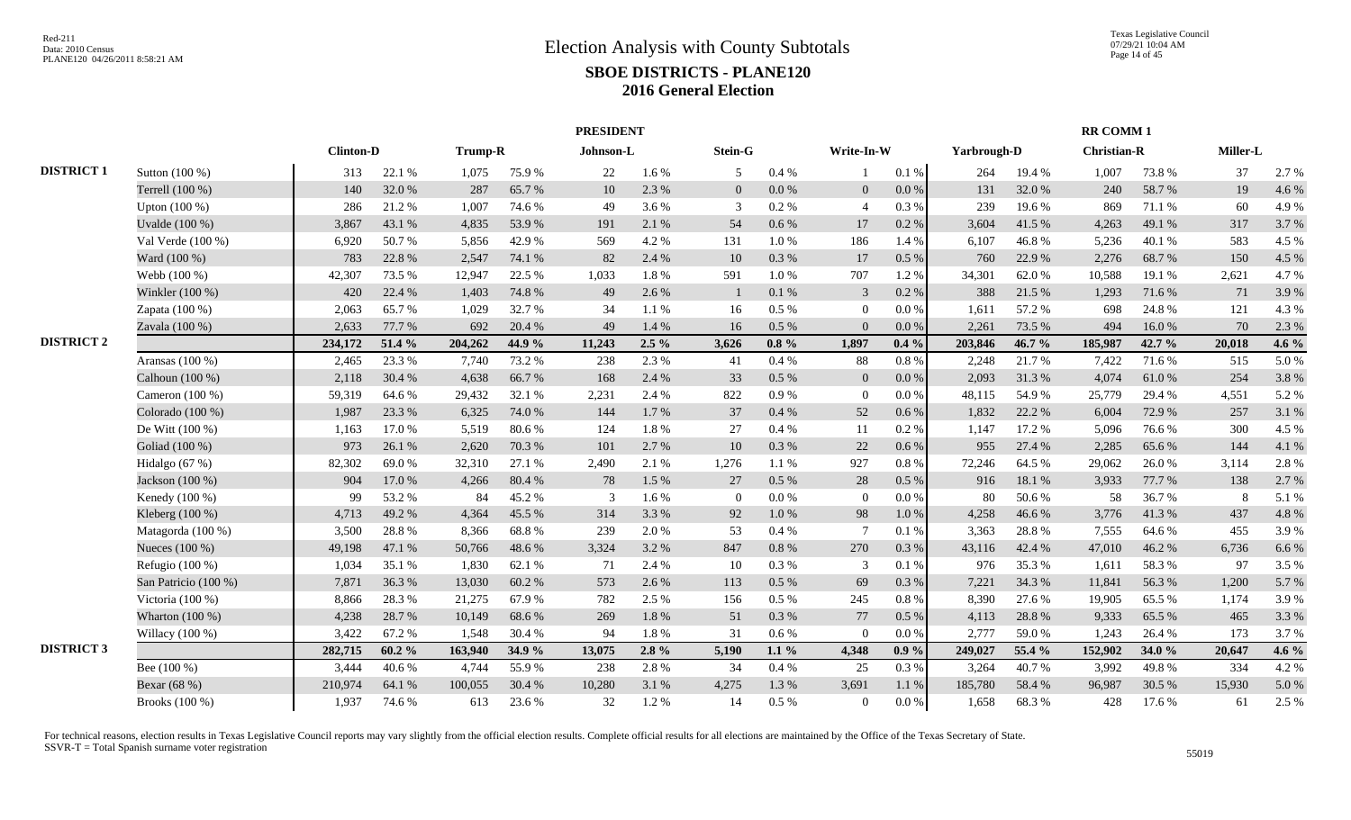# Election Analysis with County Subtotals

## SBOE DISTRICTS - PLANE120

## 2016 General Election

| | | PRESIDENT | | | | | | | | | | RR COMM 1 | | | | | |
|---|---|---|---|---|---|---|---|---|---|---|---|---|---|---|---|---|---|
| | | Clinton-D | | Trump-R | | Johnson-L | | Stein-G | | Write-In-W | | Yarbrough-D | | Christian-R | | Miller-L | |
| **DISTRICT 1** | Sutton (100 %) | 313 | 22.1 % | 1,075 | 75.9 % | 22 | 1.6 % | 5 | 0.4 % | 1 | 0.1 % | 264 | 19.4 % | 1,007 | 73.8 % | 37 | 2.7 % |
| | Terrell (100 %) | 140 | 32.0 % | 287 | 65.7 % | 10 | 2.3 % | 0 | 0.0 % | 0 | 0.0 % | 131 | 32.0 % | 240 | 58.7 % | 19 | 4.6 % |
| | Upton (100 %) | 286 | 21.2 % | 1,007 | 74.6 % | 49 | 3.6 % | 3 | 0.2 % | 4 | 0.3 % | 239 | 19.6 % | 869 | 71.1 % | 60 | 4.9 % |
| | Uvalde (100 %) | 3,867 | 43.1 % | 4,835 | 53.9 % | 191 | 2.1 % | 54 | 0.6 % | 17 | 0.2 % | 3,604 | 41.5 % | 4,263 | 49.1 % | 317 | 3.7 % |
| | Val Verde (100 %) | 6,920 | 50.7 % | 5,856 | 42.9 % | 569 | 4.2 % | 131 | 1.0 % | 186 | 1.4 % | 6,107 | 46.8 % | 5,236 | 40.1 % | 583 | 4.5 % |
| | Ward (100 %) | 783 | 22.8 % | 2,547 | 74.1 % | 82 | 2.4 % | 10 | 0.3 % | 17 | 0.5 % | 760 | 22.9 % | 2,276 | 68.7 % | 150 | 4.5 % |
| | Webb (100 %) | 42,307 | 73.5 % | 12,947 | 22.5 % | 1,033 | 1.8 % | 591 | 1.0 % | 707 | 1.2 % | 34,301 | 62.0 % | 10,588 | 19.1 % | 2,621 | 4.7 % |
| | Winkler (100 %) | 420 | 22.4 % | 1,403 | 74.8 % | 49 | 2.6 % | 1 | 0.1 % | 3 | 0.2 % | 388 | 21.5 % | 1,293 | 71.6 % | 71 | 3.9 % |
| | Zapata (100 %) | 2,063 | 65.7 % | 1,029 | 32.7 % | 34 | 1.1 % | 16 | 0.5 % | 0 | 0.0 % | 1,611 | 57.2 % | 698 | 24.8 % | 121 | 4.3 % |
| | Zavala (100 %) | 2,633 | 77.7 % | 692 | 20.4 % | 49 | 1.4 % | 16 | 0.5 % | 0 | 0.0 % | 2,261 | 73.5 % | 494 | 16.0 % | 70 | 2.3 % |
| **DISTRICT 2** | | **234,172** | **51.4 %** | **204,262** | **44.9 %** | **11,243** | **2.5 %** | **3,626** | **0.8 %** | **1,897** | **0.4 %** | **203,846** | **46.7 %** | **185,987** | **42.7 %** | **20,018** | **4.6 %** |
| | Aransas (100 %) | 2,465 | 23.3 % | 7,740 | 73.2 % | 238 | 2.3 % | 41 | 0.4 % | 88 | 0.8 % | 2,248 | 21.7 % | 7,422 | 71.6 % | 515 | 5.0 % |
| | Calhoun (100 %) | 2,118 | 30.4 % | 4,638 | 66.7 % | 168 | 2.4 % | 33 | 0.5 % | 0 | 0.0 % | 2,093 | 31.3 % | 4,074 | 61.0 % | 254 | 3.8 % |
| | Cameron (100 %) | 59,319 | 64.6 % | 29,432 | 32.1 % | 2,231 | 2.4 % | 822 | 0.9 % | 0 | 0.0 % | 48,115 | 54.9 % | 25,779 | 29.4 % | 4,551 | 5.2 % |
| | Colorado (100 %) | 1,987 | 23.3 % | 6,325 | 74.0 % | 144 | 1.7 % | 37 | 0.4 % | 52 | 0.6 % | 1,832 | 22.2 % | 6,004 | 72.9 % | 257 | 3.1 % |
| | De Witt (100 %) | 1,163 | 17.0 % | 5,519 | 80.6 % | 124 | 1.8 % | 27 | 0.4 % | 11 | 0.2 % | 1,147 | 17.2 % | 5,096 | 76.6 % | 300 | 4.5 % |
| | Goliad (100 %) | 973 | 26.1 % | 2,620 | 70.3 % | 101 | 2.7 % | 10 | 0.3 % | 22 | 0.6 % | 955 | 27.4 % | 2,285 | 65.6 % | 144 | 4.1 % |
| | Hidalgo (67 %) | 82,302 | 69.0 % | 32,310 | 27.1 % | 2,490 | 2.1 % | 1,276 | 1.1 % | 927 | 0.8 % | 72,246 | 64.5 % | 29,062 | 26.0 % | 3,114 | 2.8 % |
| | Jackson (100 %) | 904 | 17.0 % | 4,266 | 80.4 % | 78 | 1.5 % | 27 | 0.5 % | 28 | 0.5 % | 916 | 18.1 % | 3,933 | 77.7 % | 138 | 2.7 % |
| | Kenedy (100 %) | 99 | 53.2 % | 84 | 45.2 % | 3 | 1.6 % | 0 | 0.0 % | 0 | 0.0 % | 80 | 50.6 % | 58 | 36.7 % | 8 | 5.1 % |
| | Kleberg (100 %) | 4,713 | 49.2 % | 4,364 | 45.5 % | 314 | 3.3 % | 92 | 1.0 % | 98 | 1.0 % | 4,258 | 46.6 % | 3,776 | 41.3 % | 437 | 4.8 % |
| | Matagorda (100 %) | 3,500 | 28.8 % | 8,366 | 68.8 % | 239 | 2.0 % | 53 | 0.4 % | 7 | 0.1 % | 3,363 | 28.8 % | 7,555 | 64.6 % | 455 | 3.9 % |
| | Nueces (100 %) | 49,198 | 47.1 % | 50,766 | 48.6 % | 3,324 | 3.2 % | 847 | 0.8 % | 270 | 0.3 % | 43,116 | 42.4 % | 47,010 | 46.2 % | 6,736 | 6.6 % |
| | Refugio (100 %) | 1,034 | 35.1 % | 1,830 | 62.1 % | 71 | 2.4 % | 10 | 0.3 % | 3 | 0.1 % | 976 | 35.3 % | 1,611 | 58.3 % | 97 | 3.5 % |
| | San Patricio (100 %) | 7,871 | 36.3 % | 13,030 | 60.2 % | 573 | 2.6 % | 113 | 0.5 % | 69 | 0.3 % | 7,221 | 34.3 % | 11,841 | 56.3 % | 1,200 | 5.7 % |
| | Victoria (100 %) | 8,866 | 28.3 % | 21,275 | 67.9 % | 782 | 2.5 % | 156 | 0.5 % | 245 | 0.8 % | 8,390 | 27.6 % | 19,905 | 65.5 % | 1,174 | 3.9 % |
| | Wharton (100 %) | 4,238 | 28.7 % | 10,149 | 68.6 % | 269 | 1.8 % | 51 | 0.3 % | 77 | 0.5 % | 4,113 | 28.8 % | 9,333 | 65.5 % | 465 | 3.3 % |
| | Willacy (100 %) | 3,422 | 67.2 % | 1,548 | 30.4 % | 94 | 1.8 % | 31 | 0.6 % | 0 | 0.0 % | 2,777 | 59.0 % | 1,243 | 26.4 % | 173 | 3.7 % |
| **DISTRICT 3** | | **282,715** | **60.2 %** | **163,940** | **34.9 %** | **13,075** | **2.8 %** | **5,190** | **1.1 %** | **4,348** | **0.9 %** | **249,027** | **55.4 %** | **152,902** | **34.0 %** | **20,647** | **4.6 %** |
| | Bee (100 %) | 3,444 | 40.6 % | 4,744 | 55.9 % | 238 | 2.8 % | 34 | 0.4 % | 25 | 0.3 % | 3,264 | 40.7 % | 3,992 | 49.8 % | 334 | 4.2 % |
| | Bexar (68 %) | 210,974 | 64.1 % | 100,055 | 30.4 % | 10,280 | 3.1 % | 4,275 | 1.3 % | 3,691 | 1.1 % | 185,780 | 58.4 % | 96,987 | 30.5 % | 15,930 | 5.0 % |
| | Brooks (100 %) | 1,937 | 74.6 % | 613 | 23.6 % | 32 | 1.2 % | 14 | 0.5 % | 0 | 0.0 % | 1,658 | 68.3 % | 428 | 17.6 % | 61 | 2.5 % |

For technical reasons, election results in Texas Legislative Council reports may vary slightly from the official election results. Complete official results for all elections are maintained by the Office of the Texas Secretary of State.
SSVR-T = Total Spanish surname voter registration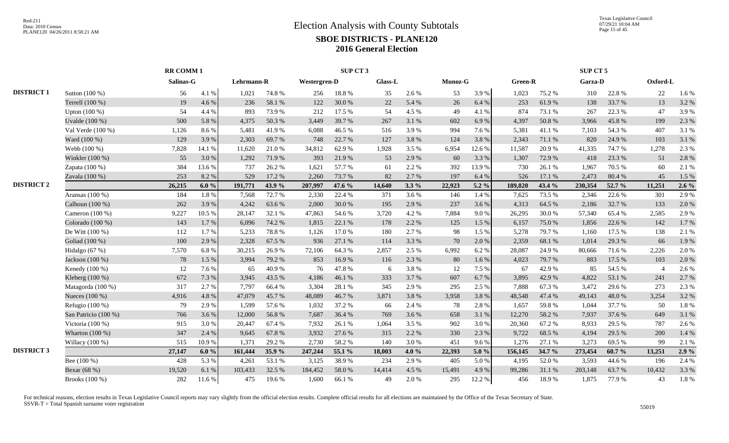# Election Analysis with County Subtotals

## SBOE DISTRICTS - PLANE120

### 2016 General Election

| | | RR COMM 1 | | SUP CT 3 | | | | | | | | SUP CT 5 | | | | | |
|---|---|---|---|---|---|---|---|---|---|---|---|---|---|---|---|---|---|
| | | Salinas-G | | Lehrmann-R | | Westergren-D | | Glass-L | | Munoz-G | | Green-R | | Garza-D | | Oxford-L | |
| DISTRICT 1 | Sutton (100 %) | 56 | 4.1 % | 1,021 | 74.8 % | 256 | 18.8 % | 35 | 2.6 % | 53 | 3.9 % | 1,023 | 75.2 % | 310 | 22.8 % | 22 | 1.6 % |
| | Terrell (100 %) | 19 | 4.6 % | 236 | 58.1 % | 122 | 30.0 % | 22 | 5.4 % | 26 | 6.4 % | 253 | 61.9 % | 138 | 33.7 % | 13 | 3.2 % |
| | Upton (100 %) | 54 | 4.4 % | 893 | 73.9 % | 212 | 17.5 % | 54 | 4.5 % | 49 | 4.1 % | 874 | 73.1 % | 267 | 22.3 % | 47 | 3.9 % |
| | Uvalde (100 %) | 500 | 5.8 % | 4,375 | 50.3 % | 3,449 | 39.7 % | 267 | 3.1 % | 602 | 6.9 % | 4,397 | 50.8 % | 3,966 | 45.8 % | 199 | 2.3 % |
| | Val Verde (100 %) | 1,126 | 8.6 % | 5,481 | 41.9 % | 6,088 | 46.5 % | 516 | 3.9 % | 994 | 7.6 % | 5,381 | 41.1 % | 7,103 | 54.3 % | 407 | 3.1 % |
| | Ward (100 %) | 129 | 3.9 % | 2,303 | 69.7 % | 748 | 22.7 % | 127 | 3.8 % | 124 | 3.8 % | 2,343 | 71.1 % | 820 | 24.9 % | 103 | 3.1 % |
| | Webb (100 %) | 7,828 | 14.1 % | 11,620 | 21.0 % | 34,812 | 62.9 % | 1,928 | 3.5 % | 6,954 | 12.6 % | 11,587 | 20.9 % | 41,335 | 74.7 % | 1,278 | 2.3 % |
| | Winkler (100 %) | 55 | 3.0 % | 1,292 | 71.9 % | 393 | 21.9 % | 53 | 2.9 % | 60 | 3.3 % | 1,307 | 72.9 % | 418 | 23.3 % | 51 | 2.8 % |
| | Zapata (100 %) | 384 | 13.6 % | 737 | 26.2 % | 1,621 | 57.7 % | 61 | 2.2 % | 392 | 13.9 % | 730 | 26.1 % | 1,967 | 70.5 % | 60 | 2.1 % |
| | Zavala (100 %) | 253 | 8.2 % | 529 | 17.2 % | 2,260 | 73.7 % | 82 | 2.7 % | 197 | 6.4 % | 526 | 17.1 % | 2,473 | 80.4 % | 45 | 1.5 % |
| DISTRICT 2 | | **26,215** | **6.0 %** | **191,771** | **43.9 %** | **207,997** | **47.6 %** | **14,640** | **3.3 %** | **22,923** | **5.2 %** | **189,820** | **43.4 %** | **230,354** | **52.7 %** | **11,251** | **2.6 %** |
| | Aransas (100 %) | 184 | 1.8 % | 7,568 | 72.7 % | 2,330 | 22.4 % | 371 | 3.6 % | 146 | 1.4 % | 7,625 | 73.5 % | 2,346 | 22.6 % | 301 | 2.9 % |
| | Calhoun (100 %) | 262 | 3.9 % | 4,242 | 63.6 % | 2,000 | 30.0 % | 195 | 2.9 % | 237 | 3.6 % | 4,313 | 64.5 % | 2,186 | 32.7 % | 133 | 2.0 % |
| | Cameron (100 %) | 9,227 | 10.5 % | 28,147 | 32.1 % | 47,863 | 54.6 % | 3,720 | 4.2 % | 7,884 | 9.0 % | 26,295 | 30.0 % | 57,340 | 65.4 % | 2,585 | 2.9 % |
| | Colorado (100 %) | 143 | 1.7 % | 6,096 | 74.2 % | 1,815 | 22.1 % | 178 | 2.2 % | 125 | 1.5 % | 6,157 | 75.0 % | 1,856 | 22.6 % | 142 | 1.7 % |
| | De Witt (100 %) | 112 | 1.7 % | 5,233 | 78.8 % | 1,126 | 17.0 % | 180 | 2.7 % | 98 | 1.5 % | 5,278 | 79.7 % | 1,160 | 17.5 % | 138 | 2.1 % |
| | Goliad (100 %) | 100 | 2.9 % | 2,328 | 67.5 % | 936 | 27.1 % | 114 | 3.3 % | 70 | 2.0 % | 2,359 | 68.1 % | 1,014 | 29.3 % | 66 | 1.9 % |
| | Hidalgo (67 %) | 7,570 | 6.8 % | 30,215 | 26.9 % | 72,106 | 64.3 % | 2,857 | 2.5 % | 6,992 | 6.2 % | 28,087 | 24.9 % | 80,666 | 71.6 % | 2,226 | 2.0 % |
| | Jackson (100 %) | 78 | 1.5 % | 3,994 | 79.2 % | 853 | 16.9 % | 116 | 2.3 % | 80 | 1.6 % | 4,023 | 79.7 % | 883 | 17.5 % | 103 | 2.0 % |
| | Kenedy (100 %) | 12 | 7.6 % | 65 | 40.9 % | 76 | 47.8 % | 6 | 3.8 % | 12 | 7.5 % | 67 | 42.9 % | 85 | 54.5 % | 4 | 2.6 % |
| | Kleberg (100 %) | 672 | 7.3 % | 3,945 | 43.5 % | 4,186 | 46.1 % | 333 | 3.7 % | 607 | 6.7 % | 3,895 | 42.9 % | 4,822 | 53.1 % | 241 | 2.7 % |
| | Matagorda (100 %) | 317 | 2.7 % | 7,797 | 66.4 % | 3,304 | 28.1 % | 345 | 2.9 % | 295 | 2.5 % | 7,888 | 67.3 % | 3,472 | 29.6 % | 273 | 2.3 % |
| | Nueces (100 %) | 4,916 | 4.8 % | 47,079 | 45.7 % | 48,089 | 46.7 % | 3,871 | 3.8 % | 3,958 | 3.8 % | 48,548 | 47.4 % | 49,143 | 48.0 % | 3,254 | 3.2 % |
| | Refugio (100 %) | 79 | 2.9 % | 1,599 | 57.6 % | 1,032 | 37.2 % | 66 | 2.4 % | 78 | 2.8 % | 1,657 | 59.8 % | 1,044 | 37.7 % | 50 | 1.8 % |
| | San Patricio (100 %) | 766 | 3.6 % | 12,000 | 56.8 % | 7,687 | 36.4 % | 769 | 3.6 % | 658 | 3.1 % | 12,270 | 58.2 % | 7,937 | 37.6 % | 649 | 3.1 % |
| | Victoria (100 %) | 915 | 3.0 % | 20,447 | 67.4 % | 7,932 | 26.1 % | 1,064 | 3.5 % | 902 | 3.0 % | 20,360 | 67.2 % | 8,933 | 29.5 % | 787 | 2.6 % |
| | Wharton (100 %) | 347 | 2.4 % | 9,645 | 67.8 % | 3,932 | 27.6 % | 315 | 2.2 % | 330 | 2.3 % | 9,722 | 68.5 % | 4,194 | 29.5 % | 200 | 1.4 % |
| | Willacy (100 %) | 515 | 10.9 % | 1,371 | 29.2 % | 2,730 | 58.2 % | 140 | 3.0 % | 451 | 9.6 % | 1,276 | 27.1 % | 3,273 | 69.5 % | 99 | 2.1 % |
| DISTRICT 3 | | **27,147** | **6.0 %** | **161,444** | **35.9 %** | **247,244** | **55.1 %** | **18,003** | **4.0 %** | **22,393** | **5.0 %** | **156,145** | **34.7 %** | **273,454** | **60.7 %** | **13,251** | **2.9 %** |
| | Bee (100 %) | 428 | 5.3 % | 4,261 | 53.1 % | 3,125 | 38.9 % | 234 | 2.9 % | 405 | 5.0 % | 4,195 | 52.0 % | 3,593 | 44.6 % | 196 | 2.4 % |
| | Bexar (68 %) | 19,520 | 6.1 % | 103,433 | 32.5 % | 184,452 | 58.0 % | 14,414 | 4.5 % | 15,491 | 4.9 % | 99,286 | 31.1 % | 203,148 | 63.7 % | 10,432 | 3.3 % |
| | Brooks (100 %) | 282 | 11.6 % | 475 | 19.6 % | 1,600 | 66.1 % | 49 | 2.0 % | 295 | 12.2 % | 456 | 18.9 % | 1,875 | 77.9 % | 43 | 1.8 % |

For technical reasons, election results in Texas Legislative Council reports may vary slightly from the official election results. Complete official results for all elections are maintained by the Office of the Texas Secretary of State.
SSVR-T = Total Spanish surname voter registration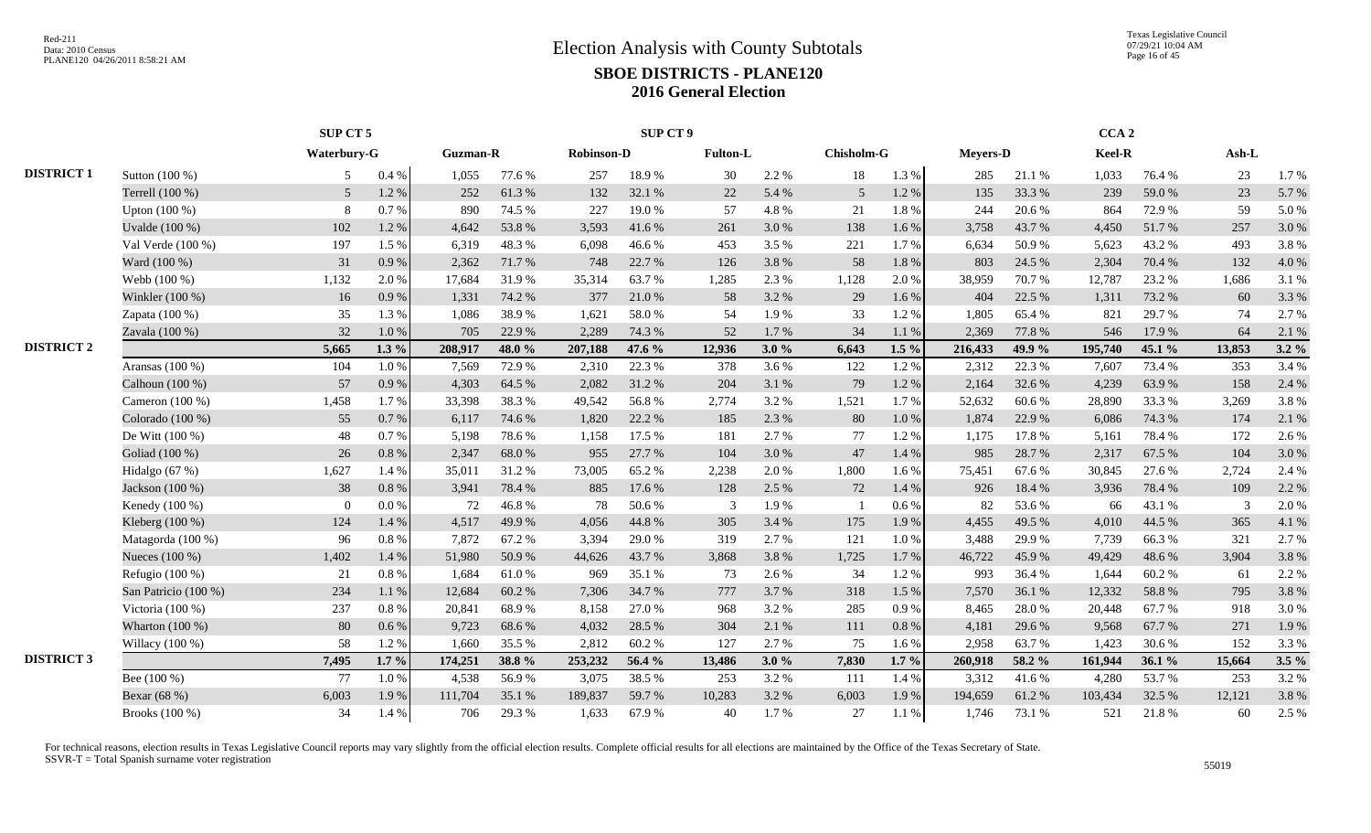# Election Analysis with County Subtotals

## SBOE DISTRICTS - PLANE120

## 2016 General Election

Red-211
Data: 2010 Census
PLANE120 04/26/2011 8:58:21 AM

Texas Legislative Council
07/29/21 10:04 AM

| | | SUP CT 5 | | SUP CT 9 | | | | | | | | CCA 2 | | | | | |
|---|---|---|---|---|---|---|---|---|---|---|---|---|---|---|---|---|---|
| | | Waterbury-G | | Guzman-R | | Robinson-D | | Fulton-L | | Chisholm-G | | Meyers-D | | Keel-R | | Ash-L | |
| DISTRICT 1 | Sutton (100 %) | 5 | 0.4 % | 1,055 | 77.6 % | 257 | 18.9 % | 30 | 2.2 % | 18 | 1.3 % | 285 | 21.1 % | 1,033 | 76.4 % | 23 | 1.7 % |
| | Terrell (100 %) | 5 | 1.2 % | 252 | 61.3 % | 132 | 32.1 % | 22 | 5.4 % | 5 | 1.2 % | 135 | 33.3 % | 239 | 59.0 % | 23 | 5.7 % |
| | Upton (100 %) | 8 | 0.7 % | 890 | 74.5 % | 227 | 19.0 % | 57 | 4.8 % | 21 | 1.8 % | 244 | 20.6 % | 864 | 72.9 % | 59 | 5.0 % |
| | Uvalde (100 %) | 102 | 1.2 % | 4,642 | 53.8 % | 3,593 | 41.6 % | 261 | 3.0 % | 138 | 1.6 % | 3,758 | 43.7 % | 4,450 | 51.7 % | 257 | 3.0 % |
| | Val Verde (100 %) | 197 | 1.5 % | 6,319 | 48.3 % | 6,098 | 46.6 % | 453 | 3.5 % | 221 | 1.7 % | 6,634 | 50.9 % | 5,623 | 43.2 % | 493 | 3.8 % |
| | Ward (100 %) | 31 | 0.9 % | 2,362 | 71.7 % | 748 | 22.7 % | 126 | 3.8 % | 58 | 1.8 % | 803 | 24.5 % | 2,304 | 70.4 % | 132 | 4.0 % |
| | Webb (100 %) | 1,132 | 2.0 % | 17,684 | 31.9 % | 35,314 | 63.7 % | 1,285 | 2.3 % | 1,128 | 2.0 % | 38,959 | 70.7 % | 12,787 | 23.2 % | 1,686 | 3.1 % |
| | Winkler (100 %) | 16 | 0.9 % | 1,331 | 74.2 % | 377 | 21.0 % | 58 | 3.2 % | 29 | 1.6 % | 404 | 22.5 % | 1,311 | 73.2 % | 60 | 3.3 % |
| | Zapata (100 %) | 35 | 1.3 % | 1,086 | 38.9 % | 1,621 | 58.0 % | 54 | 1.9 % | 33 | 1.2 % | 1,805 | 65.4 % | 821 | 29.7 % | 74 | 2.7 % |
| | Zavala (100 %) | 32 | 1.0 % | 705 | 22.9 % | 2,289 | 74.3 % | 52 | 1.7 % | 34 | 1.1 % | 2,369 | 77.8 % | 546 | 17.9 % | 64 | 2.1 % |
| DISTRICT 2 | | **5,665** | **1.3 %** | **208,917** | **48.0 %** | **207,188** | **47.6 %** | **12,936** | **3.0 %** | **6,643** | **1.5 %** | **216,433** | **49.9 %** | **195,740** | **45.1 %** | **13,853** | **3.2 %** |
| | Aransas (100 %) | 104 | 1.0 % | 7,569 | 72.9 % | 2,310 | 22.3 % | 378 | 3.6 % | 122 | 1.2 % | 2,312 | 22.3 % | 7,607 | 73.4 % | 353 | 3.4 % |
| | Calhoun (100 %) | 57 | 0.9 % | 4,303 | 64.5 % | 2,082 | 31.2 % | 204 | 3.1 % | 79 | 1.2 % | 2,164 | 32.6 % | 4,239 | 63.9 % | 158 | 2.4 % |
| | Cameron (100 %) | 1,458 | 1.7 % | 33,398 | 38.3 % | 49,542 | 56.8 % | 2,774 | 3.2 % | 1,521 | 1.7 % | 52,632 | 60.6 % | 28,890 | 33.3 % | 3,269 | 3.8 % |
| | Colorado (100 %) | 55 | 0.7 % | 6,117 | 74.6 % | 1,820 | 22.2 % | 185 | 2.3 % | 80 | 1.0 % | 1,874 | 22.9 % | 6,086 | 74.3 % | 174 | 2.1 % |
| | De Witt (100 %) | 48 | 0.7 % | 5,198 | 78.6 % | 1,158 | 17.5 % | 181 | 2.7 % | 77 | 1.2 % | 1,175 | 17.8 % | 5,161 | 78.4 % | 172 | 2.6 % |
| | Goliad (100 %) | 26 | 0.8 % | 2,347 | 68.0 % | 955 | 27.7 % | 104 | 3.0 % | 47 | 1.4 % | 985 | 28.7 % | 2,317 | 67.5 % | 104 | 3.0 % |
| | Hidalgo (67 %) | 1,627 | 1.4 % | 35,011 | 31.2 % | 73,005 | 65.2 % | 2,238 | 2.0 % | 1,800 | 1.6 % | 75,451 | 67.6 % | 30,845 | 27.6 % | 2,724 | 2.4 % |
| | Jackson (100 %) | 38 | 0.8 % | 3,941 | 78.4 % | 885 | 17.6 % | 128 | 2.5 % | 72 | 1.4 % | 926 | 18.4 % | 3,936 | 78.4 % | 109 | 2.2 % |
| | Kenedy (100 %) | 0 | 0.0 % | 72 | 46.8 % | 78 | 50.6 % | 3 | 1.9 % | 1 | 0.6 % | 82 | 53.6 % | 66 | 43.1 % | 3 | 2.0 % |
| | Kleberg (100 %) | 124 | 1.4 % | 4,517 | 49.9 % | 4,056 | 44.8 % | 305 | 3.4 % | 175 | 1.9 % | 4,455 | 49.5 % | 4,010 | 44.5 % | 365 | 4.1 % |
| | Matagorda (100 %) | 96 | 0.8 % | 7,872 | 67.2 % | 3,394 | 29.0 % | 319 | 2.7 % | 121 | 1.0 % | 3,488 | 29.9 % | 7,739 | 66.3 % | 321 | 2.7 % |
| | Nueces (100 %) | 1,402 | 1.4 % | 51,980 | 50.9 % | 44,626 | 43.7 % | 3,868 | 3.8 % | 1,725 | 1.7 % | 46,722 | 45.9 % | 49,429 | 48.6 % | 3,904 | 3.8 % |
| | Refugio (100 %) | 21 | 0.8 % | 1,684 | 61.0 % | 969 | 35.1 % | 73 | 2.6 % | 34 | 1.2 % | 993 | 36.4 % | 1,644 | 60.2 % | 61 | 2.2 % |
| | San Patricio (100 %) | 234 | 1.1 % | 12,684 | 60.2 % | 7,306 | 34.7 % | 777 | 3.7 % | 318 | 1.5 % | 7,570 | 36.1 % | 12,332 | 58.8 % | 795 | 3.8 % |
| | Victoria (100 %) | 237 | 0.8 % | 20,841 | 68.9 % | 8,158 | 27.0 % | 968 | 3.2 % | 285 | 0.9 % | 8,465 | 28.0 % | 20,448 | 67.7 % | 918 | 3.0 % |
| | Wharton (100 %) | 80 | 0.6 % | 9,723 | 68.6 % | 4,032 | 28.5 % | 304 | 2.1 % | 111 | 0.8 % | 4,181 | 29.6 % | 9,568 | 67.7 % | 271 | 1.9 % |
| | Willacy (100 %) | 58 | 1.2 % | 1,660 | 35.5 % | 2,812 | 60.2 % | 127 | 2.7 % | 75 | 1.6 % | 2,958 | 63.7 % | 1,423 | 30.6 % | 152 | 3.3 % |
| DISTRICT 3 | | **7,495** | **1.7 %** | **174,251** | **38.8 %** | **253,232** | **56.4 %** | **13,486** | **3.0 %** | **7,830** | **1.7 %** | **260,918** | **58.2 %** | **161,944** | **36.1 %** | **15,664** | **3.5 %** |
| | Bee (100 %) | 77 | 1.0 % | 4,538 | 56.9 % | 3,075 | 38.5 % | 253 | 3.2 % | 111 | 1.4 % | 3,312 | 41.6 % | 4,280 | 53.7 % | 253 | 3.2 % |
| | Bexar (68 %) | 6,003 | 1.9 % | 111,704 | 35.1 % | 189,837 | 59.7 % | 10,283 | 3.2 % | 6,003 | 1.9 % | 194,659 | 61.2 % | 103,434 | 32.5 % | 12,121 | 3.8 % |
| | Brooks (100 %) | 34 | 1.4 % | 706 | 29.3 % | 1,633 | 67.9 % | 40 | 1.7 % | 27 | 1.1 % | 1,746 | 73.1 % | 521 | 21.8 % | 60 | 2.5 % |

For technical reasons, election results in Texas Legislative Council reports may vary slightly from the official election results. Complete official results for all elections are maintained by the Office of the Texas Secretary of State.
SSVR-T = Total Spanish surname voter registration

55019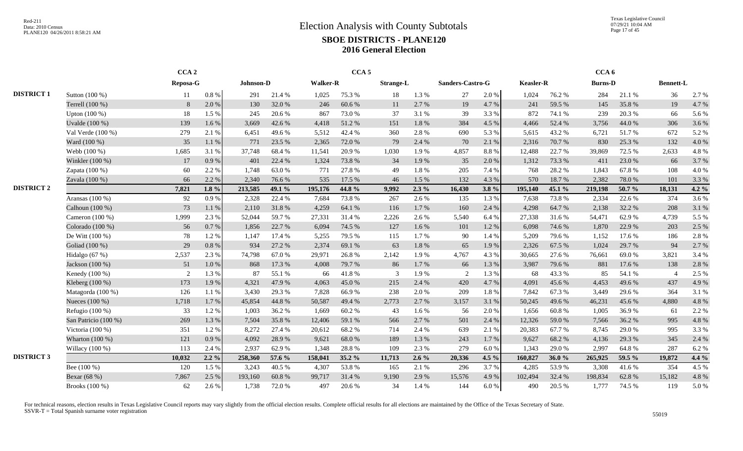# Election Analysis with County Subtotals

## SBOE DISTRICTS - PLANE120

### 2016 General Election

| | | CCA 2 | | CCA 5 | | | | | | | | | | CCA 6 | | | | | |
|---|---|---|---|---|---|---|---|---|---|---|---|---|---|---|---|---|---|---|---|
| | | Reposa-G | | Johnson-D | | Walker-R | | Strange-L | | Sanders-Castro-G | | Keasler-R | | Burns-D | | Bennett-L | | | |
| DISTRICT 1 | Sutton (100 %) | 11 | 0.8 % | 291 | 21.4 % | 1,025 | 75.3 % | 18 | 1.3 % | 27 | 2.0 % | 1,024 | 76.2 % | 284 | 21.1 % | 36 | 2.7 % | | |
| | Terrell (100 %) | 8 | 2.0 % | 130 | 32.0 % | 246 | 60.6 % | 11 | 2.7 % | 19 | 4.7 % | 241 | 59.5 % | 145 | 35.8 % | 19 | 4.7 % | | |
| | Upton (100 %) | 18 | 1.5 % | 245 | 20.6 % | 867 | 73.0 % | 37 | 3.1 % | 39 | 3.3 % | 872 | 74.1 % | 239 | 20.3 % | 66 | 5.6 % | | |
| | Uvalde (100 %) | 139 | 1.6 % | 3,669 | 42.6 % | 4,418 | 51.2 % | 151 | 1.8 % | 384 | 4.5 % | 4,466 | 52.4 % | 3,756 | 44.0 % | 306 | 3.6 % | | |
| | Val Verde (100 %) | 279 | 2.1 % | 6,451 | 49.6 % | 5,512 | 42.4 % | 360 | 2.8 % | 690 | 5.3 % | 5,615 | 43.2 % | 6,721 | 51.7 % | 672 | 5.2 % | | |
| | Ward (100 %) | 35 | 1.1 % | 771 | 23.5 % | 2,365 | 72.0 % | 79 | 2.4 % | 70 | 2.1 % | 2,316 | 70.7 % | 830 | 25.3 % | 132 | 4.0 % | | |
| | Webb (100 %) | 1,685 | 3.1 % | 37,748 | 68.4 % | 11,541 | 20.9 % | 1,030 | 1.9 % | 4,857 | 8.8 % | 12,488 | 22.7 % | 39,869 | 72.5 % | 2,633 | 4.8 % | | |
| | Winkler (100 %) | 17 | 0.9 % | 401 | 22.4 % | 1,324 | 73.8 % | 34 | 1.9 % | 35 | 2.0 % | 1,312 | 73.3 % | 411 | 23.0 % | 66 | 3.7 % | | |
| | Zapata (100 %) | 60 | 2.2 % | 1,748 | 63.0 % | 771 | 27.8 % | 49 | 1.8 % | 205 | 7.4 % | 768 | 28.2 % | 1,843 | 67.8 % | 108 | 4.0 % | | |
| | Zavala (100 %) | 66 | 2.2 % | 2,340 | 76.6 % | 535 | 17.5 % | 46 | 1.5 % | 132 | 4.3 % | 570 | 18.7 % | 2,382 | 78.0 % | 101 | 3.3 % | | |
| DISTRICT 2 | | **7,821** | **1.8 %** | **213,585** | **49.1 %** | **195,176** | **44.8 %** | **9,992** | **2.3 %** | **16,430** | **3.8 %** | **195,140** | **45.1 %** | **219,198** | **50.7 %** | **18,131** | **4.2 %** | | |
| | Aransas (100 %) | 92 | 0.9 % | 2,328 | 22.4 % | 7,684 | 73.8 % | 267 | 2.6 % | 135 | 1.3 % | 7,638 | 73.8 % | 2,334 | 22.6 % | 374 | 3.6 % | | |
| | Calhoun (100 %) | 73 | 1.1 % | 2,110 | 31.8 % | 4,259 | 64.1 % | 116 | 1.7 % | 160 | 2.4 % | 4,298 | 64.7 % | 2,138 | 32.2 % | 208 | 3.1 % | | |
| | Cameron (100 %) | 1,999 | 2.3 % | 52,044 | 59.7 % | 27,331 | 31.4 % | 2,226 | 2.6 % | 5,540 | 6.4 % | 27,338 | 31.6 % | 54,471 | 62.9 % | 4,739 | 5.5 % | | |
| | Colorado (100 %) | 56 | 0.7 % | 1,856 | 22.7 % | 6,094 | 74.5 % | 127 | 1.6 % | 101 | 1.2 % | 6,098 | 74.6 % | 1,870 | 22.9 % | 203 | 2.5 % | | |
| | De Witt (100 %) | 78 | 1.2 % | 1,147 | 17.4 % | 5,255 | 79.5 % | 115 | 1.7 % | 90 | 1.4 % | 5,209 | 79.6 % | 1,152 | 17.6 % | 186 | 2.8 % | | |
| | Goliad (100 %) | 29 | 0.8 % | 934 | 27.2 % | 2,374 | 69.1 % | 63 | 1.8 % | 65 | 1.9 % | 2,326 | 67.5 % | 1,024 | 29.7 % | 94 | 2.7 % | | |
| | Hidalgo (67 %) | 2,537 | 2.3 % | 74,798 | 67.0 % | 29,971 | 26.8 % | 2,142 | 1.9 % | 4,767 | 4.3 % | 30,665 | 27.6 % | 76,661 | 69.0 % | 3,821 | 3.4 % | | |
| | Jackson (100 %) | 51 | 1.0 % | 868 | 17.3 % | 4,008 | 79.7 % | 86 | 1.7 % | 66 | 1.3 % | 3,987 | 79.6 % | 881 | 17.6 % | 138 | 2.8 % | | |
| | Kenedy (100 %) | 2 | 1.3 % | 87 | 55.1 % | 66 | 41.8 % | 3 | 1.9 % | 2 | 1.3 % | 68 | 43.3 % | 85 | 54.1 % | 4 | 2.5 % | | |
| | Kleberg (100 %) | 173 | 1.9 % | 4,321 | 47.9 % | 4,063 | 45.0 % | 215 | 2.4 % | 420 | 4.7 % | 4,091 | 45.6 % | 4,453 | 49.6 % | 437 | 4.9 % | | |
| | Matagorda (100 %) | 126 | 1.1 % | 3,430 | 29.3 % | 7,828 | 66.9 % | 238 | 2.0 % | 209 | 1.8 % | 7,842 | 67.3 % | 3,449 | 29.6 % | 364 | 3.1 % | | |
| | Nueces (100 %) | 1,718 | 1.7 % | 45,854 | 44.8 % | 50,587 | 49.4 % | 2,773 | 2.7 % | 3,157 | 3.1 % | 50,245 | 49.6 % | 46,231 | 45.6 % | 4,880 | 4.8 % | | |
| | Refugio (100 %) | 33 | 1.2 % | 1,003 | 36.2 % | 1,669 | 60.2 % | 43 | 1.6 % | 56 | 2.0 % | 1,656 | 60.8 % | 1,005 | 36.9 % | 61 | 2.2 % | | |
| | San Patricio (100 %) | 269 | 1.3 % | 7,504 | 35.8 % | 12,406 | 59.1 % | 566 | 2.7 % | 501 | 2.4 % | 12,326 | 59.0 % | 7,566 | 36.2 % | 995 | 4.8 % | | |
| | Victoria (100 %) | 351 | 1.2 % | 8,272 | 27.4 % | 20,612 | 68.2 % | 714 | 2.4 % | 639 | 2.1 % | 20,383 | 67.7 % | 8,745 | 29.0 % | 995 | 3.3 % | | |
| | Wharton (100 %) | 121 | 0.9 % | 4,092 | 28.9 % | 9,621 | 68.0 % | 189 | 1.3 % | 243 | 1.7 % | 9,627 | 68.2 % | 4,136 | 29.3 % | 345 | 2.4 % | | |
| | Willacy (100 %) | 113 | 2.4 % | 2,937 | 62.9 % | 1,348 | 28.8 % | 109 | 2.3 % | 279 | 6.0 % | 1,343 | 29.0 % | 2,997 | 64.8 % | 287 | 6.2 % | | |
| DISTRICT 3 | | **10,032** | **2.2 %** | **258,360** | **57.6 %** | **158,041** | **35.2 %** | **11,713** | **2.6 %** | **20,336** | **4.5 %** | **160,827** | **36.0 %** | **265,925** | **59.5 %** | **19,872** | **4.4 %** | | |
| | Bee (100 %) | 120 | 1.5 % | 3,243 | 40.5 % | 4,307 | 53.8 % | 165 | 2.1 % | 296 | 3.7 % | 4,285 | 53.9 % | 3,308 | 41.6 % | 354 | 4.5 % | | |
| | Bexar (68 %) | 7,867 | 2.5 % | 193,160 | 60.8 % | 99,717 | 31.4 % | 9,190 | 2.9 % | 15,576 | 4.9 % | 102,494 | 32.4 % | 198,834 | 62.8 % | 15,182 | 4.8 % | | |
| | Brooks (100 %) | 62 | 2.6 % | 1,738 | 72.0 % | 497 | 20.6 % | 34 | 1.4 % | 144 | 6.0 % | 490 | 20.5 % | 1,777 | 74.5 % | 119 | 5.0 % | | |

For technical reasons, election results in Texas Legislative Council reports may vary slightly from the official election results. Complete official results for all elections are maintained by the Office of the Texas Secretary of State.
SSVR-T = Total Spanish surname voter registration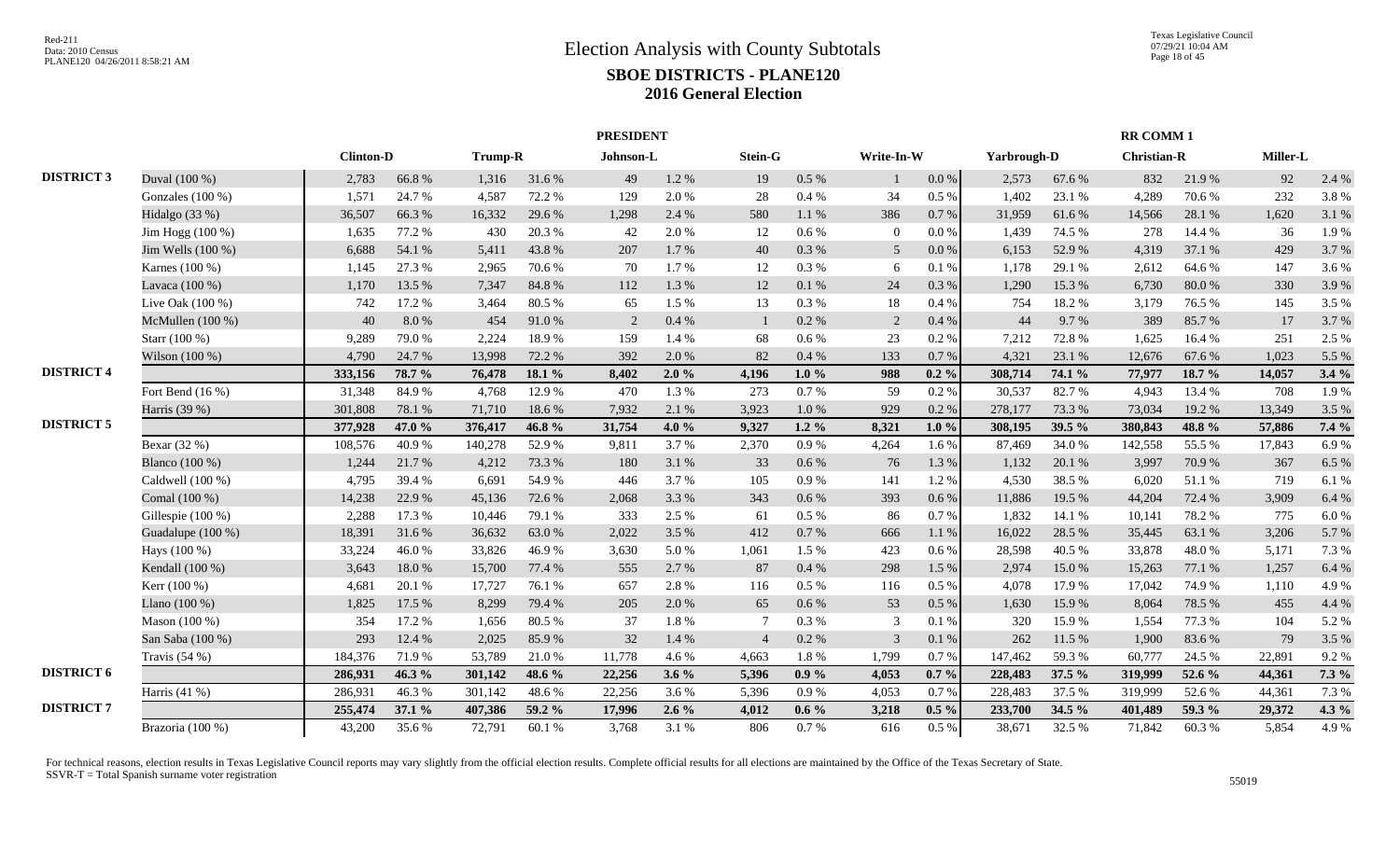# Election Analysis with County Subtotals

## SBOE DISTRICTS - PLANE120

## 2016 General Election

| | | PRESIDENT | | | | | | | | | | RR COMM 1 | | | | | |
|---|---|---|---|---|---|---|---|---|---|---|---|---|---|---|---|---|---|
| | | Clinton-D | | Trump-R | | Johnson-L | | Stein-G | | Write-In-W | | Yarbrough-D | | Christian-R | | Miller-L | |
| **DISTRICT 3** | Duval (100 %) | 2,783 | 66.8 % | 1,316 | 31.6 % | 49 | 1.2 % | 19 | 0.5 % | 1 | 0.0 % | 2,573 | 67.6 % | 832 | 21.9 % | 92 | 2.4 % |
| | Gonzales (100 %) | 1,571 | 24.7 % | 4,587 | 72.2 % | 129 | 2.0 % | 28 | 0.4 % | 34 | 0.5 % | 1,402 | 23.1 % | 4,289 | 70.6 % | 232 | 3.8 % |
| | Hidalgo (33 %) | 36,507 | 66.3 % | 16,332 | 29.6 % | 1,298 | 2.4 % | 580 | 1.1 % | 386 | 0.7 % | 31,959 | 61.6 % | 14,566 | 28.1 % | 1,620 | 3.1 % |
| | Jim Hogg (100 %) | 1,635 | 77.2 % | 430 | 20.3 % | 42 | 2.0 % | 12 | 0.6 % | 0 | 0.0 % | 1,439 | 74.5 % | 278 | 14.4 % | 36 | 1.9 % |
| | Jim Wells (100 %) | 6,688 | 54.1 % | 5,411 | 43.8 % | 207 | 1.7 % | 40 | 0.3 % | 5 | 0.0 % | 6,153 | 52.9 % | 4,319 | 37.1 % | 429 | 3.7 % |
| | Karnes (100 %) | 1,145 | 27.3 % | 2,965 | 70.6 % | 70 | 1.7 % | 12 | 0.3 % | 6 | 0.1 % | 1,178 | 29.1 % | 2,612 | 64.6 % | 147 | 3.6 % |
| | Lavaca (100 %) | 1,170 | 13.5 % | 7,347 | 84.8 % | 112 | 1.3 % | 12 | 0.1 % | 24 | 0.3 % | 1,290 | 15.3 % | 6,730 | 80.0 % | 330 | 3.9 % |
| | Live Oak (100 %) | 742 | 17.2 % | 3,464 | 80.5 % | 65 | 1.5 % | 13 | 0.3 % | 18 | 0.4 % | 754 | 18.2 % | 3,179 | 76.5 % | 145 | 3.5 % |
| | McMullen (100 %) | 40 | 8.0 % | 454 | 91.0 % | 2 | 0.4 % | 1 | 0.2 % | 2 | 0.4 % | 44 | 9.7 % | 389 | 85.7 % | 17 | 3.7 % |
| | Starr (100 %) | 9,289 | 79.0 % | 2,224 | 18.9 % | 159 | 1.4 % | 68 | 0.6 % | 23 | 0.2 % | 7,212 | 72.8 % | 1,625 | 16.4 % | 251 | 2.5 % |
| | Wilson (100 %) | 4,790 | 24.7 % | 13,998 | 72.2 % | 392 | 2.0 % | 82 | 0.4 % | 133 | 0.7 % | 4,321 | 23.1 % | 12,676 | 67.6 % | 1,023 | 5.5 % |
| **DISTRICT 4** | | **333,156** | **78.7 %** | **76,478** | **18.1 %** | **8,402** | **2.0 %** | **4,196** | **1.0 %** | **988** | **0.2 %** | **308,714** | **74.1 %** | **77,977** | **18.7 %** | **14,057** | **3.4 %** |
| | Fort Bend (16 %) | 31,348 | 84.9 % | 4,768 | 12.9 % | 470 | 1.3 % | 273 | 0.7 % | 59 | 0.2 % | 30,537 | 82.7 % | 4,943 | 13.4 % | 708 | 1.9 % |
| | Harris (39 %) | 301,808 | 78.1 % | 71,710 | 18.6 % | 7,932 | 2.1 % | 3,923 | 1.0 % | 929 | 0.2 % | 278,177 | 73.3 % | 73,034 | 19.2 % | 13,349 | 3.5 % |
| **DISTRICT 5** | | **377,928** | **47.0 %** | **376,417** | **46.8 %** | **31,754** | **4.0 %** | **9,327** | **1.2 %** | **8,321** | **1.0 %** | **308,195** | **39.5 %** | **380,843** | **48.8 %** | **57,886** | **7.4 %** |
| | Bexar (32 %) | 108,576 | 40.9 % | 140,278 | 52.9 % | 9,811 | 3.7 % | 2,370 | 0.9 % | 4,264 | 1.6 % | 87,469 | 34.0 % | 142,558 | 55.5 % | 17,843 | 6.9 % |
| | Blanco (100 %) | 1,244 | 21.7 % | 4,212 | 73.3 % | 180 | 3.1 % | 33 | 0.6 % | 76 | 1.3 % | 1,132 | 20.1 % | 3,997 | 70.9 % | 367 | 6.5 % |
| | Caldwell (100 %) | 4,795 | 39.4 % | 6,691 | 54.9 % | 446 | 3.7 % | 105 | 0.9 % | 141 | 1.2 % | 4,530 | 38.5 % | 6,020 | 51.1 % | 719 | 6.1 % |
| | Comal (100 %) | 14,238 | 22.9 % | 45,136 | 72.6 % | 2,068 | 3.3 % | 343 | 0.6 % | 393 | 0.6 % | 11,886 | 19.5 % | 44,204 | 72.4 % | 3,909 | 6.4 % |
| | Gillespie (100 %) | 2,288 | 17.3 % | 10,446 | 79.1 % | 333 | 2.5 % | 61 | 0.5 % | 86 | 0.7 % | 1,832 | 14.1 % | 10,141 | 78.2 % | 775 | 6.0 % |
| | Guadalupe (100 %) | 18,391 | 31.6 % | 36,632 | 63.0 % | 2,022 | 3.5 % | 412 | 0.7 % | 666 | 1.1 % | 16,022 | 28.5 % | 35,445 | 63.1 % | 3,206 | 5.7 % |
| | Hays (100 %) | 33,224 | 46.0 % | 33,826 | 46.9 % | 3,630 | 5.0 % | 1,061 | 1.5 % | 423 | 0.6 % | 28,598 | 40.5 % | 33,878 | 48.0 % | 5,171 | 7.3 % |
| | Kendall (100 %) | 3,643 | 18.0 % | 15,700 | 77.4 % | 555 | 2.7 % | 87 | 0.4 % | 298 | 1.5 % | 2,974 | 15.0 % | 15,263 | 77.1 % | 1,257 | 6.4 % |
| | Kerr (100 %) | 4,681 | 20.1 % | 17,727 | 76.1 % | 657 | 2.8 % | 116 | 0.5 % | 116 | 0.5 % | 4,078 | 17.9 % | 17,042 | 74.9 % | 1,110 | 4.9 % |
| | Llano (100 %) | 1,825 | 17.5 % | 8,299 | 79.4 % | 205 | 2.0 % | 65 | 0.6 % | 53 | 0.5 % | 1,630 | 15.9 % | 8,064 | 78.5 % | 455 | 4.4 % |
| | Mason (100 %) | 354 | 17.2 % | 1,656 | 80.5 % | 37 | 1.8 % | 7 | 0.3 % | 3 | 0.1 % | 320 | 15.9 % | 1,554 | 77.3 % | 104 | 5.2 % |
| | San Saba (100 %) | 293 | 12.4 % | 2,025 | 85.9 % | 32 | 1.4 % | 4 | 0.2 % | 3 | 0.1 % | 262 | 11.5 % | 1,900 | 83.6 % | 79 | 3.5 % |
| | Travis (54 %) | 184,376 | 71.9 % | 53,789 | 21.0 % | 11,778 | 4.6 % | 4,663 | 1.8 % | 1,799 | 0.7 % | 147,462 | 59.3 % | 60,777 | 24.5 % | 22,891 | 9.2 % |
| **DISTRICT 6** | | **286,931** | **46.3 %** | **301,142** | **48.6 %** | **22,256** | **3.6 %** | **5,396** | **0.9 %** | **4,053** | **0.7 %** | **228,483** | **37.5 %** | **319,999** | **52.6 %** | **44,361** | **7.3 %** |
| | Harris (41 %) | 286,931 | 46.3 % | 301,142 | 48.6 % | 22,256 | 3.6 % | 5,396 | 0.9 % | 4,053 | 0.7 % | 228,483 | 37.5 % | 319,999 | 52.6 % | 44,361 | 7.3 % |
| **DISTRICT 7** | | **255,474** | **37.1 %** | **407,386** | **59.2 %** | **17,996** | **2.6 %** | **4,012** | **0.6 %** | **3,218** | **0.5 %** | **233,700** | **34.5 %** | **401,489** | **59.3 %** | **29,372** | **4.3 %** |
| | Brazoria (100 %) | 43,200 | 35.6 % | 72,791 | 60.1 % | 3,768 | 3.1 % | 806 | 0.7 % | 616 | 0.5 % | 38,671 | 32.5 % | 71,842 | 60.3 % | 5,854 | 4.9 % |

For technical reasons, election results in Texas Legislative Council reports may vary slightly from the official election results. Complete official results for all elections are maintained by the Office of the Texas Secretary of State.
SSVR-T = Total Spanish surname voter registration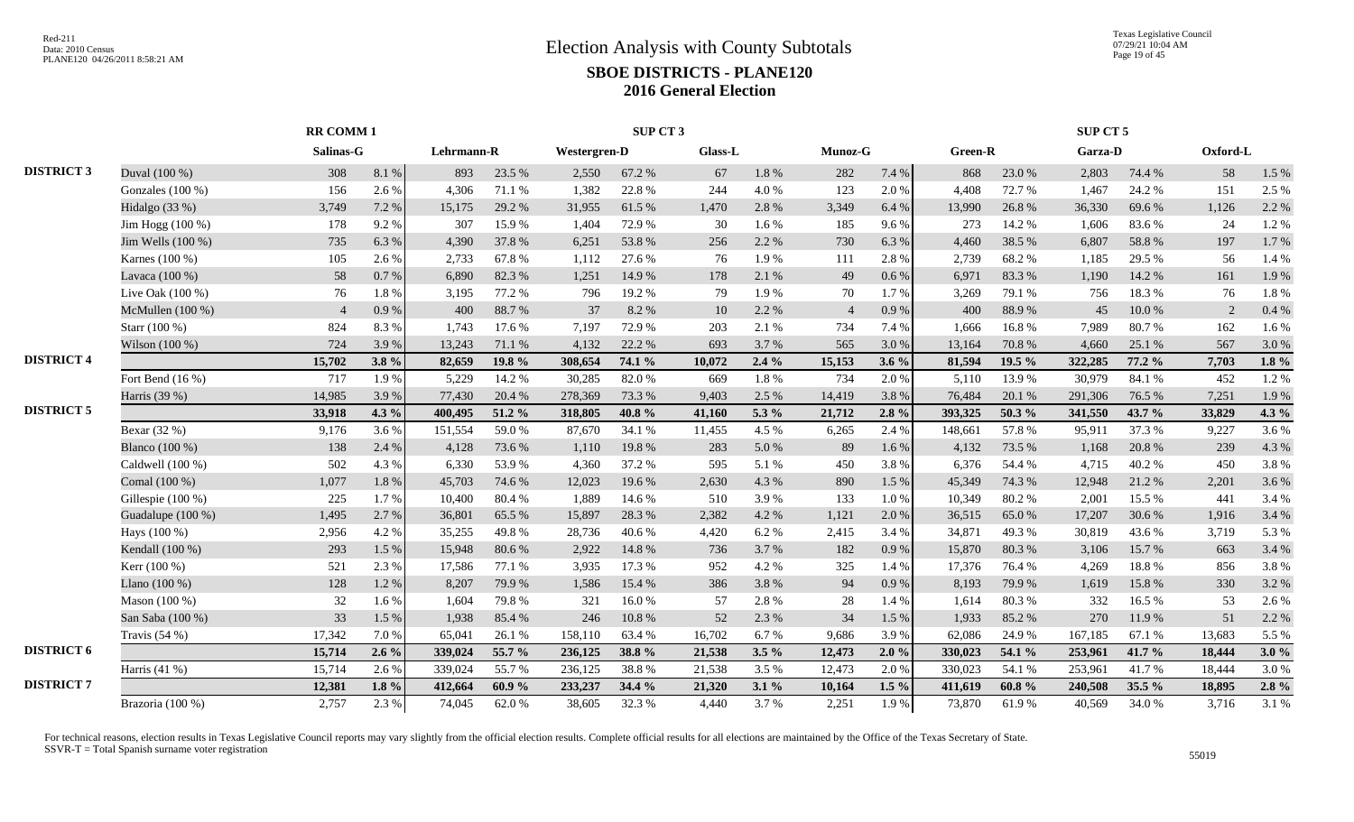# Election Analysis with County Subtotals

## SBOE DISTRICTS - PLANE120

### 2016 General Election

|  |  | RR COMM 1 |  | SUP CT 3 |  |  |  |  |  |  |  | SUP CT 5 |  |  |  |  |  |
|---|---|---|---|---|---|---|---|---|---|---|---|---|---|---|---|---|---|
|  |  | Salinas-G |  | Lehrmann-R |  | Westergren-D |  | Glass-L |  | Munoz-G |  | Green-R |  | Garza-D |  | Oxford-L |  |
| DISTRICT 3 | Duval (100 %) | 308 | 8.1 % | 893 | 23.5 % | 2,550 | 67.2 % | 67 | 1.8 % | 282 | 7.4 % | 868 | 23.0 % | 2,803 | 74.4 % | 58 | 1.5 % |
|  | Gonzales (100 %) | 156 | 2.6 % | 4,306 | 71.1 % | 1,382 | 22.8 % | 244 | 4.0 % | 123 | 2.0 % | 4,408 | 72.7 % | 1,467 | 24.2 % | 151 | 2.5 % |
|  | Hidalgo (33 %) | 3,749 | 7.2 % | 15,175 | 29.2 % | 31,955 | 61.5 % | 1,470 | 2.8 % | 3,349 | 6.4 % | 13,990 | 26.8 % | 36,330 | 69.6 % | 1,126 | 2.2 % |
|  | Jim Hogg (100 %) | 178 | 9.2 % | 307 | 15.9 % | 1,404 | 72.9 % | 30 | 1.6 % | 185 | 9.6 % | 273 | 14.2 % | 1,606 | 83.6 % | 24 | 1.2 % |
|  | Jim Wells (100 %) | 735 | 6.3 % | 4,390 | 37.8 % | 6,251 | 53.8 % | 256 | 2.2 % | 730 | 6.3 % | 4,460 | 38.5 % | 6,807 | 58.8 % | 197 | 1.7 % |
|  | Karnes (100 %) | 105 | 2.6 % | 2,733 | 67.8 % | 1,112 | 27.6 % | 76 | 1.9 % | 111 | 2.8 % | 2,739 | 68.2 % | 1,185 | 29.5 % | 56 | 1.4 % |
|  | Lavaca (100 %) | 58 | 0.7 % | 6,890 | 82.3 % | 1,251 | 14.9 % | 178 | 2.1 % | 49 | 0.6 % | 6,971 | 83.3 % | 1,190 | 14.2 % | 161 | 1.9 % |
|  | Live Oak (100 %) | 76 | 1.8 % | 3,195 | 77.2 % | 796 | 19.2 % | 79 | 1.9 % | 70 | 1.7 % | 3,269 | 79.1 % | 756 | 18.3 % | 76 | 1.8 % |
|  | McMullen (100 %) | 4 | 0.9 % | 400 | 88.7 % | 37 | 8.2 % | 10 | 2.2 % | 4 | 0.9 % | 400 | 88.9 % | 45 | 10.0 % | 2 | 0.4 % |
|  | Starr (100 %) | 824 | 8.3 % | 1,743 | 17.6 % | 7,197 | 72.9 % | 203 | 2.1 % | 734 | 7.4 % | 1,666 | 16.8 % | 7,989 | 80.7 % | 162 | 1.6 % |
|  | Wilson (100 %) | 724 | 3.9 % | 13,243 | 71.1 % | 4,132 | 22.2 % | 693 | 3.7 % | 565 | 3.0 % | 13,164 | 70.8 % | 4,660 | 25.1 % | 567 | 3.0 % |
| DISTRICT 4 |  | **15,702** | **3.8 %** | **82,659** | **19.8 %** | **308,654** | **74.1 %** | **10,072** | **2.4 %** | **15,153** | **3.6 %** | **81,594** | **19.5 %** | **322,285** | **77.2 %** | **7,703** | **1.8 %** |
|  | Fort Bend (16 %) | 717 | 1.9 % | 5,229 | 14.2 % | 30,285 | 82.0 % | 669 | 1.8 % | 734 | 2.0 % | 5,110 | 13.9 % | 30,979 | 84.1 % | 452 | 1.2 % |
|  | Harris (39 %) | 14,985 | 3.9 % | 77,430 | 20.4 % | 278,369 | 73.3 % | 9,403 | 2.5 % | 14,419 | 3.8 % | 76,484 | 20.1 % | 291,306 | 76.5 % | 7,251 | 1.9 % |
| DISTRICT 5 |  | **33,918** | **4.3 %** | **400,495** | **51.2 %** | **318,805** | **40.8 %** | **41,160** | **5.3 %** | **21,712** | **2.8 %** | **393,325** | **50.3 %** | **341,550** | **43.7 %** | **33,829** | **4.3 %** |
|  | Bexar (32 %) | 9,176 | 3.6 % | 151,554 | 59.0 % | 87,670 | 34.1 % | 11,455 | 4.5 % | 6,265 | 2.4 % | 148,661 | 57.8 % | 95,911 | 37.3 % | 9,227 | 3.6 % |
|  | Blanco (100 %) | 138 | 2.4 % | 4,128 | 73.6 % | 1,110 | 19.8 % | 283 | 5.0 % | 89 | 1.6 % | 4,132 | 73.5 % | 1,168 | 20.8 % | 239 | 4.3 % |
|  | Caldwell (100 %) | 502 | 4.3 % | 6,330 | 53.9 % | 4,360 | 37.2 % | 595 | 5.1 % | 450 | 3.8 % | 6,376 | 54.4 % | 4,715 | 40.2 % | 450 | 3.8 % |
|  | Comal (100 %) | 1,077 | 1.8 % | 45,703 | 74.6 % | 12,023 | 19.6 % | 2,630 | 4.3 % | 890 | 1.5 % | 45,349 | 74.3 % | 12,948 | 21.2 % | 2,201 | 3.6 % |
|  | Gillespie (100 %) | 225 | 1.7 % | 10,400 | 80.4 % | 1,889 | 14.6 % | 510 | 3.9 % | 133 | 1.0 % | 10,349 | 80.2 % | 2,001 | 15.5 % | 441 | 3.4 % |
|  | Guadalupe (100 %) | 1,495 | 2.7 % | 36,801 | 65.5 % | 15,897 | 28.3 % | 2,382 | 4.2 % | 1,121 | 2.0 % | 36,515 | 65.0 % | 17,207 | 30.6 % | 1,916 | 3.4 % |
|  | Hays (100 %) | 2,956 | 4.2 % | 35,255 | 49.8 % | 28,736 | 40.6 % | 4,420 | 6.2 % | 2,415 | 3.4 % | 34,871 | 49.3 % | 30,819 | 43.6 % | 3,719 | 5.3 % |
|  | Kendall (100 %) | 293 | 1.5 % | 15,948 | 80.6 % | 2,922 | 14.8 % | 736 | 3.7 % | 182 | 0.9 % | 15,870 | 80.3 % | 3,106 | 15.7 % | 663 | 3.4 % |
|  | Kerr (100 %) | 521 | 2.3 % | 17,586 | 77.1 % | 3,935 | 17.3 % | 952 | 4.2 % | 325 | 1.4 % | 17,376 | 76.4 % | 4,269 | 18.8 % | 856 | 3.8 % |
|  | Llano (100 %) | 128 | 1.2 % | 8,207 | 79.9 % | 1,586 | 15.4 % | 386 | 3.8 % | 94 | 0.9 % | 8,193 | 79.9 % | 1,619 | 15.8 % | 330 | 3.2 % |
|  | Mason (100 %) | 32 | 1.6 % | 1,604 | 79.8 % | 321 | 16.0 % | 57 | 2.8 % | 28 | 1.4 % | 1,614 | 80.3 % | 332 | 16.5 % | 53 | 2.6 % |
|  | San Saba (100 %) | 33 | 1.5 % | 1,938 | 85.4 % | 246 | 10.8 % | 52 | 2.3 % | 34 | 1.5 % | 1,933 | 85.2 % | 270 | 11.9 % | 51 | 2.2 % |
|  | Travis (54 %) | 17,342 | 7.0 % | 65,041 | 26.1 % | 158,110 | 63.4 % | 16,702 | 6.7 % | 9,686 | 3.9 % | 62,086 | 24.9 % | 167,185 | 67.1 % | 13,683 | 5.5 % |
| DISTRICT 6 |  | **15,714** | **2.6 %** | **339,024** | **55.7 %** | **236,125** | **38.8 %** | **21,538** | **3.5 %** | **12,473** | **2.0 %** | **330,023** | **54.1 %** | **253,961** | **41.7 %** | **18,444** | **3.0 %** |
|  | Harris (41 %) | 15,714 | 2.6 % | 339,024 | 55.7 % | 236,125 | 38.8 % | 21,538 | 3.5 % | 12,473 | 2.0 % | 330,023 | 54.1 % | 253,961 | 41.7 % | 18,444 | 3.0 % |
| DISTRICT 7 |  | **12,381** | **1.8 %** | **412,664** | **60.9 %** | **233,237** | **34.4 %** | **21,320** | **3.1 %** | **10,164** | **1.5 %** | **411,619** | **60.8 %** | **240,508** | **35.5 %** | **18,895** | **2.8 %** |
|  | Brazoria (100 %) | 2,757 | 2.3 % | 74,045 | 62.0 % | 38,605 | 32.3 % | 4,440 | 3.7 % | 2,251 | 1.9 % | 73,870 | 61.9 % | 40,569 | 34.0 % | 3,716 | 3.1 % |

For technical reasons, election results in Texas Legislative Council reports may vary slightly from the official election results. Complete official results for all elections are maintained by the Office of the Texas Secretary of State.
SSVR-T = Total Spanish surname voter registration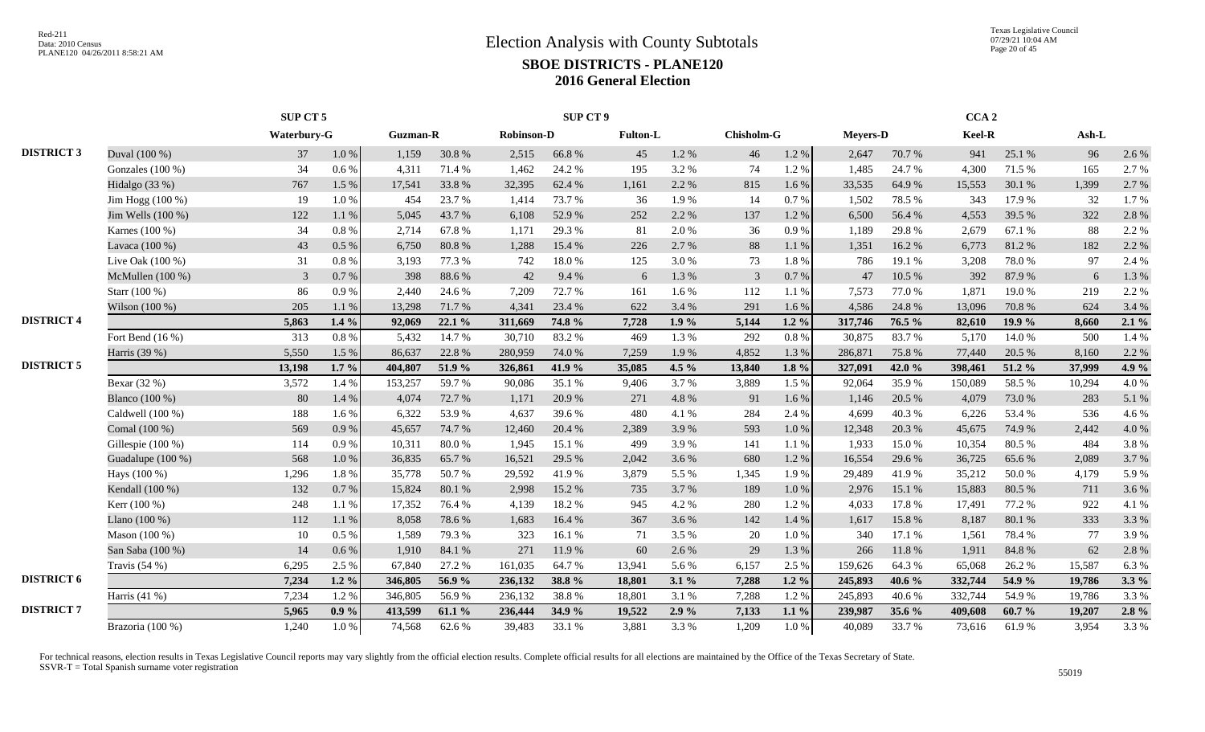# Election Analysis with County Subtotals

## SBOE DISTRICTS - PLANE120

### 2016 General Election

Red-211
Data: 2010 Census
PLANE120 04/26/2011 8:58:21 AM

Texas Legislative Council
07/29/21 10:04 AM

| | | SUP CT 5 | | SUP CT 9 | | | | | | | | CCA 2 | | | | | |
|---|---|---|---|---|---|---|---|---|---|---|---|---|---|---|---|---|---|
| | | Waterbury-G | | Guzman-R | | Robinson-D | | Fulton-L | | Chisholm-G | | Meyers-D | | Keel-R | | Ash-L | |
| **DISTRICT 3** | Duval (100 %) | 37 | 1.0 % | 1,159 | 30.8 % | 2,515 | 66.8 % | 45 | 1.2 % | 46 | 1.2 % | 2,647 | 70.7 % | 941 | 25.1 % | 96 | 2.6 % |
| | Gonzales (100 %) | 34 | 0.6 % | 4,311 | 71.4 % | 1,462 | 24.2 % | 195 | 3.2 % | 74 | 1.2 % | 1,485 | 24.7 % | 4,300 | 71.5 % | 165 | 2.7 % |
| | Hidalgo (33 %) | 767 | 1.5 % | 17,541 | 33.8 % | 32,395 | 62.4 % | 1,161 | 2.2 % | 815 | 1.6 % | 33,535 | 64.9 % | 15,553 | 30.1 % | 1,399 | 2.7 % |
| | Jim Hogg (100 %) | 19 | 1.0 % | 454 | 23.7 % | 1,414 | 73.7 % | 36 | 1.9 % | 14 | 0.7 % | 1,502 | 78.5 % | 343 | 17.9 % | 32 | 1.7 % |
| | Jim Wells (100 %) | 122 | 1.1 % | 5,045 | 43.7 % | 6,108 | 52.9 % | 252 | 2.2 % | 137 | 1.2 % | 6,500 | 56.4 % | 4,553 | 39.5 % | 322 | 2.8 % |
| | Karnes (100 %) | 34 | 0.8 % | 2,714 | 67.8 % | 1,171 | 29.3 % | 81 | 2.0 % | 36 | 0.9 % | 1,189 | 29.8 % | 2,679 | 67.1 % | 88 | 2.2 % |
| | Lavaca (100 %) | 43 | 0.5 % | 6,750 | 80.8 % | 1,288 | 15.4 % | 226 | 2.7 % | 88 | 1.1 % | 1,351 | 16.2 % | 6,773 | 81.2 % | 182 | 2.2 % |
| | Live Oak (100 %) | 31 | 0.8 % | 3,193 | 77.3 % | 742 | 18.0 % | 125 | 3.0 % | 73 | 1.8 % | 786 | 19.1 % | 3,208 | 78.0 % | 97 | 2.4 % |
| | McMullen (100 %) | 3 | 0.7 % | 398 | 88.6 % | 42 | 9.4 % | 6 | 1.3 % | 3 | 0.7 % | 47 | 10.5 % | 392 | 87.9 % | 6 | 1.3 % |
| | Starr (100 %) | 86 | 0.9 % | 2,440 | 24.6 % | 7,209 | 72.7 % | 161 | 1.6 % | 112 | 1.1 % | 7,573 | 77.0 % | 1,871 | 19.0 % | 219 | 2.2 % |
| | Wilson (100 %) | 205 | 1.1 % | 13,298 | 71.7 % | 4,341 | 23.4 % | 622 | 3.4 % | 291 | 1.6 % | 4,586 | 24.8 % | 13,096 | 70.8 % | 624 | 3.4 % |
| **DISTRICT 4** | | **5,863** | **1.4 %** | **92,069** | **22.1 %** | **311,669** | **74.8 %** | **7,728** | **1.9 %** | **5,144** | **1.2 %** | **317,746** | **76.5 %** | **82,610** | **19.9 %** | **8,660** | **2.1 %** |
| | Fort Bend (16 %) | 313 | 0.8 % | 5,432 | 14.7 % | 30,710 | 83.2 % | 469 | 1.3 % | 292 | 0.8 % | 30,875 | 83.7 % | 5,170 | 14.0 % | 500 | 1.4 % |
| | Harris (39 %) | 5,550 | 1.5 % | 86,637 | 22.8 % | 280,959 | 74.0 % | 7,259 | 1.9 % | 4,852 | 1.3 % | 286,871 | 75.8 % | 77,440 | 20.5 % | 8,160 | 2.2 % |
| **DISTRICT 5** | | **13,198** | **1.7 %** | **404,807** | **51.9 %** | **326,861** | **41.9 %** | **35,085** | **4.5 %** | **13,840** | **1.8 %** | **327,091** | **42.0 %** | **398,461** | **51.2 %** | **37,999** | **4.9 %** |
| | Bexar (32 %) | 3,572 | 1.4 % | 153,257 | 59.7 % | 90,086 | 35.1 % | 9,406 | 3.7 % | 3,889 | 1.5 % | 92,064 | 35.9 % | 150,089 | 58.5 % | 10,294 | 4.0 % |
| | Blanco (100 %) | 80 | 1.4 % | 4,074 | 72.7 % | 1,171 | 20.9 % | 271 | 4.8 % | 91 | 1.6 % | 1,146 | 20.5 % | 4,079 | 73.0 % | 283 | 5.1 % |
| | Caldwell (100 %) | 188 | 1.6 % | 6,322 | 53.9 % | 4,637 | 39.6 % | 480 | 4.1 % | 284 | 2.4 % | 4,699 | 40.3 % | 6,226 | 53.4 % | 536 | 4.6 % |
| | Comal (100 %) | 569 | 0.9 % | 45,657 | 74.7 % | 12,460 | 20.4 % | 2,389 | 3.9 % | 593 | 1.0 % | 12,348 | 20.3 % | 45,675 | 74.9 % | 2,442 | 4.0 % |
| | Gillespie (100 %) | 114 | 0.9 % | 10,311 | 80.0 % | 1,945 | 15.1 % | 499 | 3.9 % | 141 | 1.1 % | 1,933 | 15.0 % | 10,354 | 80.5 % | 484 | 3.8 % |
| | Guadalupe (100 %) | 568 | 1.0 % | 36,835 | 65.7 % | 16,521 | 29.5 % | 2,042 | 3.6 % | 680 | 1.2 % | 16,554 | 29.6 % | 36,725 | 65.6 % | 2,089 | 3.7 % |
| | Hays (100 %) | 1,296 | 1.8 % | 35,778 | 50.7 % | 29,592 | 41.9 % | 3,879 | 5.5 % | 1,345 | 1.9 % | 29,489 | 41.9 % | 35,212 | 50.0 % | 4,179 | 5.9 % |
| | Kendall (100 %) | 132 | 0.7 % | 15,824 | 80.1 % | 2,998 | 15.2 % | 735 | 3.7 % | 189 | 1.0 % | 2,976 | 15.1 % | 15,883 | 80.5 % | 711 | 3.6 % |
| | Kerr (100 %) | 248 | 1.1 % | 17,352 | 76.4 % | 4,139 | 18.2 % | 945 | 4.2 % | 280 | 1.2 % | 4,033 | 17.8 % | 17,491 | 77.2 % | 922 | 4.1 % |
| | Llano (100 %) | 112 | 1.1 % | 8,058 | 78.6 % | 1,683 | 16.4 % | 367 | 3.6 % | 142 | 1.4 % | 1,617 | 15.8 % | 8,187 | 80.1 % | 333 | 3.3 % |
| | Mason (100 %) | 10 | 0.5 % | 1,589 | 79.3 % | 323 | 16.1 % | 71 | 3.5 % | 20 | 1.0 % | 340 | 17.1 % | 1,561 | 78.4 % | 77 | 3.9 % |
| | San Saba (100 %) | 14 | 0.6 % | 1,910 | 84.1 % | 271 | 11.9 % | 60 | 2.6 % | 29 | 1.3 % | 266 | 11.8 % | 1,911 | 84.8 % | 62 | 2.8 % |
| | Travis (54 %) | 6,295 | 2.5 % | 67,840 | 27.2 % | 161,035 | 64.7 % | 13,941 | 5.6 % | 6,157 | 2.5 % | 159,626 | 64.3 % | 65,068 | 26.2 % | 15,587 | 6.3 % |
| **DISTRICT 6** | | **7,234** | **1.2 %** | **346,805** | **56.9 %** | **236,132** | **38.8 %** | **18,801** | **3.1 %** | **7,288** | **1.2 %** | **245,893** | **40.6 %** | **332,744** | **54.9 %** | **19,786** | **3.3 %** |
| | Harris (41 %) | 7,234 | 1.2 % | 346,805 | 56.9 % | 236,132 | 38.8 % | 18,801 | 3.1 % | 7,288 | 1.2 % | 245,893 | 40.6 % | 332,744 | 54.9 % | 19,786 | 3.3 % |
| **DISTRICT 7** | | **5,965** | **0.9 %** | **413,599** | **61.1 %** | **236,444** | **34.9 %** | **19,522** | **2.9 %** | **7,133** | **1.1 %** | **239,987** | **35.6 %** | **409,608** | **60.7 %** | **19,207** | **2.8 %** |
| | Brazoria (100 %) | 1,240 | 1.0 % | 74,568 | 62.6 % | 39,483 | 33.1 % | 3,881 | 3.3 % | 1,209 | 1.0 % | 40,089 | 33.7 % | 73,616 | 61.9 % | 3,954 | 3.3 % |

For technical reasons, election results in Texas Legislative Council reports may vary slightly from the official election results. Complete official results for all elections are maintained by the Office of the Texas Secretary of State.
SSVR-T = Total Spanish surname voter registration

55019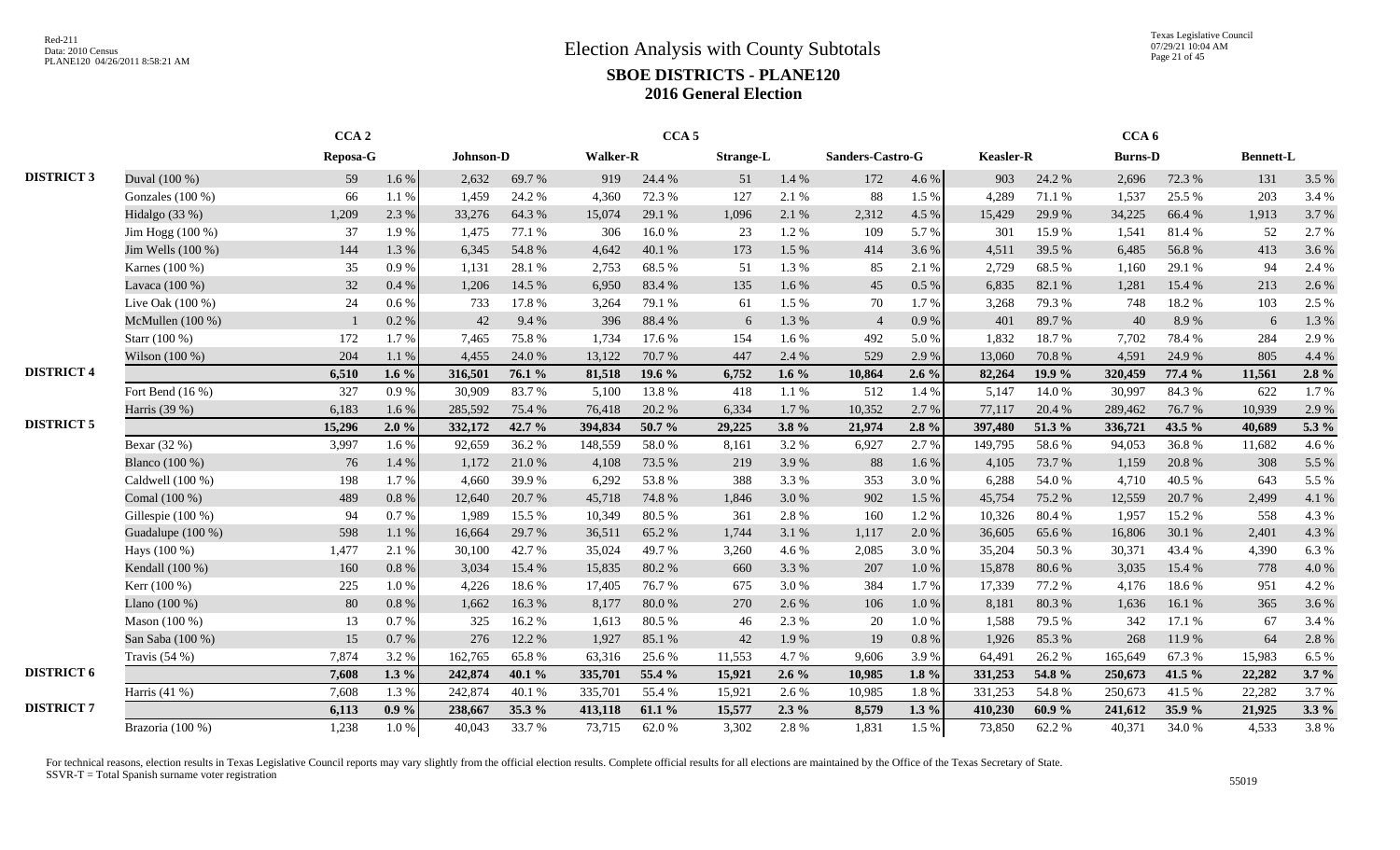# Election Analysis with County Subtotals

## SBOE DISTRICTS - PLANE120

### 2016 General Election

| | | CCA 2 | | CCA 5 | | | | | | | | CCA 6 | | | | | |
|---|---|---|---|---|---|---|---|---|---|---|---|---|---|---|---|---|---|
| | | Reposa-G | | Johnson-D | | Walker-R | | Strange-L | | Sanders-Castro-G | | Keasler-R | | Burns-D | | Bennett-L | |
| **DISTRICT 3** | Duval (100 %) | 59 | 1.6 % | 2,632 | 69.7 % | 919 | 24.4 % | 51 | 1.4 % | 172 | 4.6 % | 903 | 24.2 % | 2,696 | 72.3 % | 131 | 3.5 % |
| | Gonzales (100 %) | 66 | 1.1 % | 1,459 | 24.2 % | 4,360 | 72.3 % | 127 | 2.1 % | 88 | 1.5 % | 4,289 | 71.1 % | 1,537 | 25.5 % | 203 | 3.4 % |
| | Hidalgo (33 %) | 1,209 | 2.3 % | 33,276 | 64.3 % | 15,074 | 29.1 % | 1,096 | 2.1 % | 2,312 | 4.5 % | 15,429 | 29.9 % | 34,225 | 66.4 % | 1,913 | 3.7 % |
| | Jim Hogg (100 %) | 37 | 1.9 % | 1,475 | 77.1 % | 306 | 16.0 % | 23 | 1.2 % | 109 | 5.7 % | 301 | 15.9 % | 1,541 | 81.4 % | 52 | 2.7 % |
| | Jim Wells (100 %) | 144 | 1.3 % | 6,345 | 54.8 % | 4,642 | 40.1 % | 173 | 1.5 % | 414 | 3.6 % | 4,511 | 39.5 % | 6,485 | 56.8 % | 413 | 3.6 % |
| | Karnes (100 %) | 35 | 0.9 % | 1,131 | 28.1 % | 2,753 | 68.5 % | 51 | 1.3 % | 85 | 2.1 % | 2,729 | 68.5 % | 1,160 | 29.1 % | 94 | 2.4 % |
| | Lavaca (100 %) | 32 | 0.4 % | 1,206 | 14.5 % | 6,950 | 83.4 % | 135 | 1.6 % | 45 | 0.5 % | 6,835 | 82.1 % | 1,281 | 15.4 % | 213 | 2.6 % |
| | Live Oak (100 %) | 24 | 0.6 % | 733 | 17.8 % | 3,264 | 79.1 % | 61 | 1.5 % | 70 | 1.7 % | 3,268 | 79.3 % | 748 | 18.2 % | 103 | 2.5 % |
| | McMullen (100 %) | 1 | 0.2 % | 42 | 9.4 % | 396 | 88.4 % | 6 | 1.3 % | 4 | 0.9 % | 401 | 89.7 % | 40 | 8.9 % | 6 | 1.3 % |
| | Starr (100 %) | 172 | 1.7 % | 7,465 | 75.8 % | 1,734 | 17.6 % | 154 | 1.6 % | 492 | 5.0 % | 1,832 | 18.7 % | 7,702 | 78.4 % | 284 | 2.9 % |
| | Wilson (100 %) | 204 | 1.1 % | 4,455 | 24.0 % | 13,122 | 70.7 % | 447 | 2.4 % | 529 | 2.9 % | 13,060 | 70.8 % | 4,591 | 24.9 % | 805 | 4.4 % |
| **DISTRICT 4** | | **6,510** | **1.6 %** | **316,501** | **76.1 %** | **81,518** | **19.6 %** | **6,752** | **1.6 %** | **10,864** | **2.6 %** | **82,264** | **19.9 %** | **320,459** | **77.4 %** | **11,561** | **2.8 %** |
| | Fort Bend (16 %) | 327 | 0.9 % | 30,909 | 83.7 % | 5,100 | 13.8 % | 418 | 1.1 % | 512 | 1.4 % | 5,147 | 14.0 % | 30,997 | 84.3 % | 622 | 1.7 % |
| | Harris (39 %) | 6,183 | 1.6 % | 285,592 | 75.4 % | 76,418 | 20.2 % | 6,334 | 1.7 % | 10,352 | 2.7 % | 77,117 | 20.4 % | 289,462 | 76.7 % | 10,939 | 2.9 % |
| **DISTRICT 5** | | **15,296** | **2.0 %** | **332,172** | **42.7 %** | **394,834** | **50.7 %** | **29,225** | **3.8 %** | **21,974** | **2.8 %** | **397,480** | **51.3 %** | **336,721** | **43.5 %** | **40,689** | **5.3 %** |
| | Bexar (32 %) | 3,997 | 1.6 % | 92,659 | 36.2 % | 148,559 | 58.0 % | 8,161 | 3.2 % | 6,927 | 2.7 % | 149,795 | 58.6 % | 94,053 | 36.8 % | 11,682 | 4.6 % |
| | Blanco (100 %) | 76 | 1.4 % | 1,172 | 21.0 % | 4,108 | 73.5 % | 219 | 3.9 % | 88 | 1.6 % | 4,105 | 73.7 % | 1,159 | 20.8 % | 308 | 5.5 % |
| | Caldwell (100 %) | 198 | 1.7 % | 4,660 | 39.9 % | 6,292 | 53.8 % | 388 | 3.3 % | 353 | 3.0 % | 6,288 | 54.0 % | 4,710 | 40.5 % | 643 | 5.5 % |
| | Comal (100 %) | 489 | 0.8 % | 12,640 | 20.7 % | 45,718 | 74.8 % | 1,846 | 3.0 % | 902 | 1.5 % | 45,754 | 75.2 % | 12,559 | 20.7 % | 2,499 | 4.1 % |
| | Gillespie (100 %) | 94 | 0.7 % | 1,989 | 15.5 % | 10,349 | 80.5 % | 361 | 2.8 % | 160 | 1.2 % | 10,326 | 80.4 % | 1,957 | 15.2 % | 558 | 4.3 % |
| | Guadalupe (100 %) | 598 | 1.1 % | 16,664 | 29.7 % | 36,511 | 65.2 % | 1,744 | 3.1 % | 1,117 | 2.0 % | 36,605 | 65.6 % | 16,806 | 30.1 % | 2,401 | 4.3 % |
| | Hays (100 %) | 1,477 | 2.1 % | 30,100 | 42.7 % | 35,024 | 49.7 % | 3,260 | 4.6 % | 2,085 | 3.0 % | 35,204 | 50.3 % | 30,371 | 43.4 % | 4,390 | 6.3 % |
| | Kendall (100 %) | 160 | 0.8 % | 3,034 | 15.4 % | 15,835 | 80.2 % | 660 | 3.3 % | 207 | 1.0 % | 15,878 | 80.6 % | 3,035 | 15.4 % | 778 | 4.0 % |
| | Kerr (100 %) | 225 | 1.0 % | 4,226 | 18.6 % | 17,405 | 76.7 % | 675 | 3.0 % | 384 | 1.7 % | 17,339 | 77.2 % | 4,176 | 18.6 % | 951 | 4.2 % |
| | Llano (100 %) | 80 | 0.8 % | 1,662 | 16.3 % | 8,177 | 80.0 % | 270 | 2.6 % | 106 | 1.0 % | 8,181 | 80.3 % | 1,636 | 16.1 % | 365 | 3.6 % |
| | Mason (100 %) | 13 | 0.7 % | 325 | 16.2 % | 1,613 | 80.5 % | 46 | 2.3 % | 20 | 1.0 % | 1,588 | 79.5 % | 342 | 17.1 % | 67 | 3.4 % |
| | San Saba (100 %) | 15 | 0.7 % | 276 | 12.2 % | 1,927 | 85.1 % | 42 | 1.9 % | 19 | 0.8 % | 1,926 | 85.3 % | 268 | 11.9 % | 64 | 2.8 % |
| | Travis (54 %) | 7,874 | 3.2 % | 162,765 | 65.8 % | 63,316 | 25.6 % | 11,553 | 4.7 % | 9,606 | 3.9 % | 64,491 | 26.2 % | 165,649 | 67.3 % | 15,983 | 6.5 % |
| **DISTRICT 6** | | **7,608** | **1.3 %** | **242,874** | **40.1 %** | **335,701** | **55.4 %** | **15,921** | **2.6 %** | **10,985** | **1.8 %** | **331,253** | **54.8 %** | **250,673** | **41.5 %** | **22,282** | **3.7 %** |
| | Harris (41 %) | 7,608 | 1.3 % | 242,874 | 40.1 % | 335,701 | 55.4 % | 15,921 | 2.6 % | 10,985 | 1.8 % | 331,253 | 54.8 % | 250,673 | 41.5 % | 22,282 | 3.7 % |
| **DISTRICT 7** | | **6,113** | **0.9 %** | **238,667** | **35.3 %** | **413,118** | **61.1 %** | **15,577** | **2.3 %** | **8,579** | **1.3 %** | **410,230** | **60.9 %** | **241,612** | **35.9 %** | **21,925** | **3.3 %** |
| | Brazoria (100 %) | 1,238 | 1.0 % | 40,043 | 33.7 % | 73,715 | 62.0 % | 3,302 | 2.8 % | 1,831 | 1.5 % | 73,850 | 62.2 % | 40,371 | 34.0 % | 4,533 | 3.8 % |

For technical reasons, election results in Texas Legislative Council reports may vary slightly from the official election results. Complete official results for all elections are maintained by the Office of the Texas Secretary of State.
SSVR-T = Total Spanish surname voter registration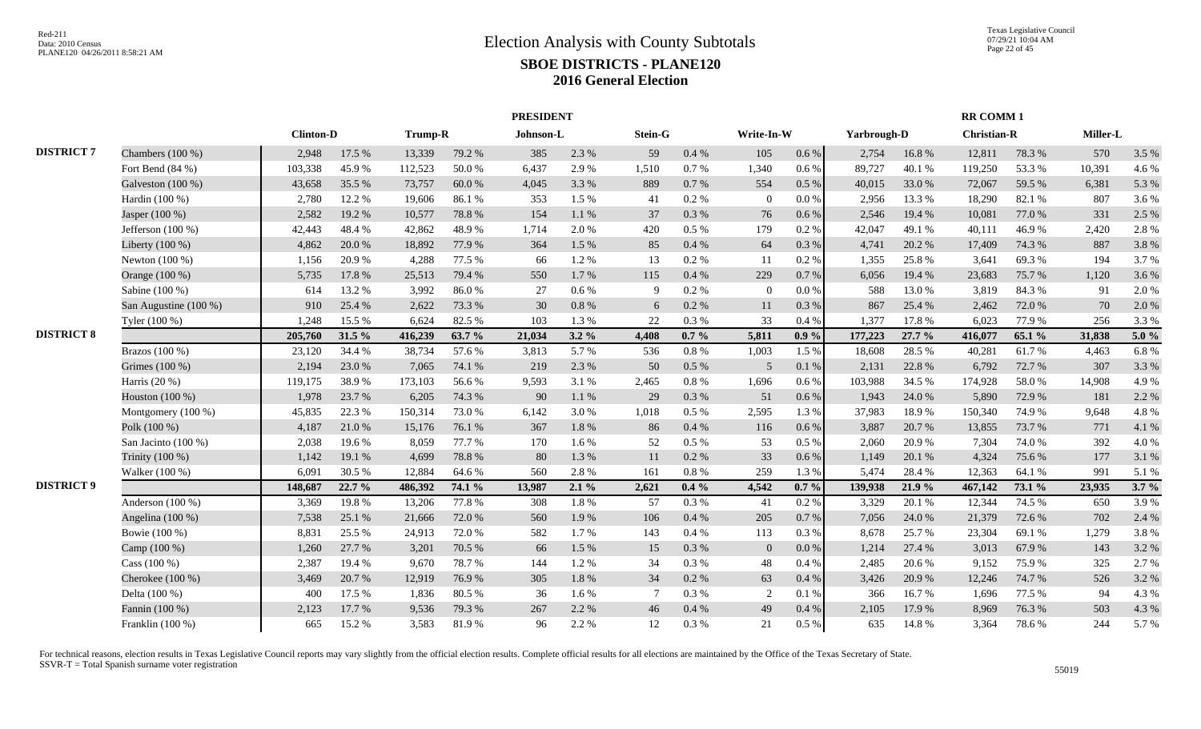# Election Analysis with County Subtotals

## SBOE DISTRICTS - PLANE120

### 2016 General Election

| | | PRESIDENT | | | | | | | | | | RR COMM 1 | | | | | |
|---|---|---|---|---|---|---|---|---|---|---|---|---|---|---|---|---|---|
| | | Clinton-D | | Trump-R | | Johnson-L | | Stein-G | | Write-In-W | | Yarbrough-D | | Christian-R | | Miller-L | |
| DISTRICT 7 | Chambers (100 %) | 2,948 | 17.5 % | 13,339 | 79.2 % | 385 | 2.3 % | 59 | 0.4 % | 105 | 0.6 % | 2,754 | 16.8 % | 12,811 | 78.3 % | 570 | 3.5 % |
| | Fort Bend (84 %) | 103,338 | 45.9 % | 112,523 | 50.0 % | 6,437 | 2.9 % | 1,510 | 0.7 % | 1,340 | 0.6 % | 89,727 | 40.1 % | 119,250 | 53.3 % | 10,391 | 4.6 % |
| | Galveston (100 %) | 43,658 | 35.5 % | 73,757 | 60.0 % | 4,045 | 3.3 % | 889 | 0.7 % | 554 | 0.5 % | 40,015 | 33.0 % | 72,067 | 59.5 % | 6,381 | 5.3 % |
| | Hardin (100 %) | 2,780 | 12.2 % | 19,606 | 86.1 % | 353 | 1.5 % | 41 | 0.2 % | 0 | 0.0 % | 2,956 | 13.3 % | 18,290 | 82.1 % | 807 | 3.6 % |
| | Jasper (100 %) | 2,582 | 19.2 % | 10,577 | 78.8 % | 154 | 1.1 % | 37 | 0.3 % | 76 | 0.6 % | 2,546 | 19.4 % | 10,081 | 77.0 % | 331 | 2.5 % |
| | Jefferson (100 %) | 42,443 | 48.4 % | 42,862 | 48.9 % | 1,714 | 2.0 % | 420 | 0.5 % | 179 | 0.2 % | 42,047 | 49.1 % | 40,111 | 46.9 % | 2,420 | 2.8 % |
| | Liberty (100 %) | 4,862 | 20.0 % | 18,892 | 77.9 % | 364 | 1.5 % | 85 | 0.4 % | 64 | 0.3 % | 4,741 | 20.2 % | 17,409 | 74.3 % | 887 | 3.8 % |
| | Newton (100 %) | 1,156 | 20.9 % | 4,288 | 77.5 % | 66 | 1.2 % | 13 | 0.2 % | 11 | 0.2 % | 1,355 | 25.8 % | 3,641 | 69.3 % | 194 | 3.7 % |
| | Orange (100 %) | 5,735 | 17.8 % | 25,513 | 79.4 % | 550 | 1.7 % | 115 | 0.4 % | 229 | 0.7 % | 6,056 | 19.4 % | 23,683 | 75.7 % | 1,120 | 3.6 % |
| | Sabine (100 %) | 614 | 13.2 % | 3,992 | 86.0 % | 27 | 0.6 % | 9 | 0.2 % | 0 | 0.0 % | 588 | 13.0 % | 3,819 | 84.3 % | 91 | 2.0 % |
| | San Augustine (100 %) | 910 | 25.4 % | 2,622 | 73.3 % | 30 | 0.8 % | 6 | 0.2 % | 11 | 0.3 % | 867 | 25.4 % | 2,462 | 72.0 % | 70 | 2.0 % |
| | Tyler (100 %) | 1,248 | 15.5 % | 6,624 | 82.5 % | 103 | 1.3 % | 22 | 0.3 % | 33 | 0.4 % | 1,377 | 17.8 % | 6,023 | 77.9 % | 256 | 3.3 % |
| DISTRICT 8 | | **205,760** | **31.5 %** | **416,239** | **63.7 %** | **21,034** | **3.2 %** | **4,408** | **0.7 %** | **5,811** | **0.9 %** | **177,223** | **27.7 %** | **416,077** | **65.1 %** | **31,838** | **5.0 %** |
| | Brazos (100 %) | 23,120 | 34.4 % | 38,734 | 57.6 % | 3,813 | 5.7 % | 536 | 0.8 % | 1,003 | 1.5 % | 18,608 | 28.5 % | 40,281 | 61.7 % | 4,463 | 6.8 % |
| | Grimes (100 %) | 2,194 | 23.0 % | 7,065 | 74.1 % | 219 | 2.3 % | 50 | 0.5 % | 5 | 0.1 % | 2,131 | 22.8 % | 6,792 | 72.7 % | 307 | 3.3 % |
| | Harris (20 %) | 119,175 | 38.9 % | 173,103 | 56.6 % | 9,593 | 3.1 % | 2,465 | 0.8 % | 1,696 | 0.6 % | 103,988 | 34.5 % | 174,928 | 58.0 % | 14,908 | 4.9 % |
| | Houston (100 %) | 1,978 | 23.7 % | 6,205 | 74.3 % | 90 | 1.1 % | 29 | 0.3 % | 51 | 0.6 % | 1,943 | 24.0 % | 5,890 | 72.9 % | 181 | 2.2 % |
| | Montgomery (100 %) | 45,835 | 22.3 % | 150,314 | 73.0 % | 6,142 | 3.0 % | 1,018 | 0.5 % | 2,595 | 1.3 % | 37,983 | 18.9 % | 150,340 | 74.9 % | 9,648 | 4.8 % |
| | Polk (100 %) | 4,187 | 21.0 % | 15,176 | 76.1 % | 367 | 1.8 % | 86 | 0.4 % | 116 | 0.6 % | 3,887 | 20.7 % | 13,855 | 73.7 % | 771 | 4.1 % |
| | San Jacinto (100 %) | 2,038 | 19.6 % | 8,059 | 77.7 % | 170 | 1.6 % | 52 | 0.5 % | 53 | 0.5 % | 2,060 | 20.9 % | 7,304 | 74.0 % | 392 | 4.0 % |
| | Trinity (100 %) | 1,142 | 19.1 % | 4,699 | 78.8 % | 80 | 1.3 % | 11 | 0.2 % | 33 | 0.6 % | 1,149 | 20.1 % | 4,324 | 75.6 % | 177 | 3.1 % |
| | Walker (100 %) | 6,091 | 30.5 % | 12,884 | 64.6 % | 560 | 2.8 % | 161 | 0.8 % | 259 | 1.3 % | 5,474 | 28.4 % | 12,363 | 64.1 % | 991 | 5.1 % |
| DISTRICT 9 | | **148,687** | **22.7 %** | **486,392** | **74.1 %** | **13,987** | **2.1 %** | **2,621** | **0.4 %** | **4,542** | **0.7 %** | **139,938** | **21.9 %** | **467,142** | **73.1 %** | **23,935** | **3.7 %** |
| | Anderson (100 %) | 3,369 | 19.8 % | 13,206 | 77.8 % | 308 | 1.8 % | 57 | 0.3 % | 41 | 0.2 % | 3,329 | 20.1 % | 12,344 | 74.5 % | 650 | 3.9 % |
| | Angelina (100 %) | 7,538 | 25.1 % | 21,666 | 72.0 % | 560 | 1.9 % | 106 | 0.4 % | 205 | 0.7 % | 7,056 | 24.0 % | 21,379 | 72.6 % | 702 | 2.4 % |
| | Bowie (100 %) | 8,831 | 25.5 % | 24,913 | 72.0 % | 582 | 1.7 % | 143 | 0.4 % | 113 | 0.3 % | 8,678 | 25.7 % | 23,304 | 69.1 % | 1,279 | 3.8 % |
| | Camp (100 %) | 1,260 | 27.7 % | 3,201 | 70.5 % | 66 | 1.5 % | 15 | 0.3 % | 0 | 0.0 % | 1,214 | 27.4 % | 3,013 | 67.9 % | 143 | 3.2 % |
| | Cass (100 %) | 2,387 | 19.4 % | 9,670 | 78.7 % | 144 | 1.2 % | 34 | 0.3 % | 48 | 0.4 % | 2,485 | 20.6 % | 9,152 | 75.9 % | 325 | 2.7 % |
| | Cherokee (100 %) | 3,469 | 20.7 % | 12,919 | 76.9 % | 305 | 1.8 % | 34 | 0.2 % | 63 | 0.4 % | 3,426 | 20.9 % | 12,246 | 74.7 % | 526 | 3.2 % |
| | Delta (100 %) | 400 | 17.5 % | 1,836 | 80.5 % | 36 | 1.6 % | 7 | 0.3 % | 2 | 0.1 % | 366 | 16.7 % | 1,696 | 77.5 % | 94 | 4.3 % |
| | Fannin (100 %) | 2,123 | 17.7 % | 9,536 | 79.3 % | 267 | 2.2 % | 46 | 0.4 % | 49 | 0.4 % | 2,105 | 17.9 % | 8,969 | 76.3 % | 503 | 4.3 % |
| | Franklin (100 %) | 665 | 15.2 % | 3,583 | 81.9 % | 96 | 2.2 % | 12 | 0.3 % | 21 | 0.5 % | 635 | 14.8 % | 3,364 | 78.6 % | 244 | 5.7 % |

For technical reasons, election results in Texas Legislative Council reports may vary slightly from the official election results. Complete official results for all elections are maintained by the Office of the Texas Secretary of State.
SSVR-T = Total Spanish surname voter registration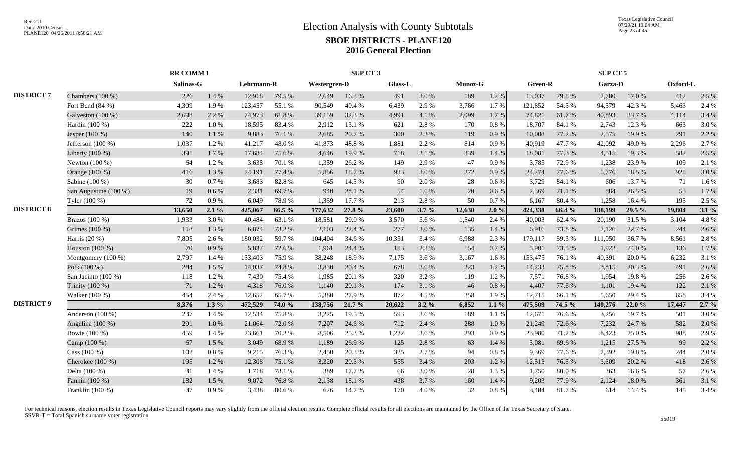# Election Analysis with County Subtotals

## SBOE DISTRICTS - PLANE120

## 2016 General Election

Red-211
Data: 2010 Census
PLANE120 04/26/2011 8:58:21 AM

Texas Legislative Council
07/29/21 10:04 AM

| | | RR COMM 1 | | SUP CT 3 | | | | | | | | SUP CT 5 | | | | | |
|---|---|---|---|---|---|---|---|---|---|---|---|---|---|---|---|---|---|
| | | Salinas-G | | Lehrmann-R | | Westergren-D | | Glass-L | | Munoz-G | | Green-R | | Garza-D | | Oxford-L | |
| DISTRICT 7 | Chambers (100 %) | 226 | 1.4 % | 12,918 | 79.5 % | 2,649 | 16.3 % | 491 | 3.0 % | 189 | 1.2 % | 13,037 | 79.8 % | 2,780 | 17.0 % | 412 | 2.5 % |
| | Fort Bend (84 %) | 4,309 | 1.9 % | 123,457 | 55.1 % | 90,549 | 40.4 % | 6,439 | 2.9 % | 3,766 | 1.7 % | 121,852 | 54.5 % | 94,579 | 42.3 % | 5,463 | 2.4 % |
| | Galveston (100 %) | 2,698 | 2.2 % | 74,973 | 61.8 % | 39,159 | 32.3 % | 4,991 | 4.1 % | 2,099 | 1.7 % | 74,821 | 61.7 % | 40,893 | 33.7 % | 4,114 | 3.4 % |
| | Hardin (100 %) | 222 | 1.0 % | 18,595 | 83.4 % | 2,912 | 13.1 % | 621 | 2.8 % | 170 | 0.8 % | 18,707 | 84.1 % | 2,743 | 12.3 % | 663 | 3.0 % |
| | Jasper (100 %) | 140 | 1.1 % | 9,883 | 76.1 % | 2,685 | 20.7 % | 300 | 2.3 % | 119 | 0.9 % | 10,008 | 77.2 % | 2,575 | 19.9 % | 291 | 2.2 % |
| | Jefferson (100 %) | 1,037 | 1.2 % | 41,217 | 48.0 % | 41,873 | 48.8 % | 1,881 | 2.2 % | 814 | 0.9 % | 40,919 | 47.7 % | 42,092 | 49.0 % | 2,296 | 2.7 % |
| | Liberty (100 %) | 391 | 1.7 % | 17,684 | 75.6 % | 4,646 | 19.9 % | 718 | 3.1 % | 339 | 1.4 % | 18,081 | 77.3 % | 4,515 | 19.3 % | 582 | 2.5 % |
| | Newton (100 %) | 64 | 1.2 % | 3,638 | 70.1 % | 1,359 | 26.2 % | 149 | 2.9 % | 47 | 0.9 % | 3,785 | 72.9 % | 1,238 | 23.9 % | 109 | 2.1 % |
| | Orange (100 %) | 416 | 1.3 % | 24,191 | 77.4 % | 5,856 | 18.7 % | 933 | 3.0 % | 272 | 0.9 % | 24,274 | 77.6 % | 5,776 | 18.5 % | 928 | 3.0 % |
| | Sabine (100 %) | 30 | 0.7 % | 3,683 | 82.8 % | 645 | 14.5 % | 90 | 2.0 % | 28 | 0.6 % | 3,729 | 84.1 % | 606 | 13.7 % | 71 | 1.6 % |
| | San Augustine (100 %) | 19 | 0.6 % | 2,331 | 69.7 % | 940 | 28.1 % | 54 | 1.6 % | 20 | 0.6 % | 2,369 | 71.1 % | 884 | 26.5 % | 55 | 1.7 % |
| | Tyler (100 %) | 72 | 0.9 % | 6,049 | 78.9 % | 1,359 | 17.7 % | 213 | 2.8 % | 50 | 0.7 % | 6,167 | 80.4 % | 1,258 | 16.4 % | 195 | 2.5 % |
| DISTRICT 8 | | **13,650** | **2.1 %** | **425,067** | **66.5 %** | **177,632** | **27.8 %** | **23,600** | **3.7 %** | **12,630** | **2.0 %** | **424,338** | **66.4 %** | **188,199** | **29.5 %** | **19,804** | **3.1 %** |
| | Brazos (100 %) | 1,933 | 3.0 % | 40,484 | 63.1 % | 18,581 | 29.0 % | 3,570 | 5.6 % | 1,540 | 2.4 % | 40,003 | 62.4 % | 20,190 | 31.5 % | 3,104 | 4.8 % |
| | Grimes (100 %) | 118 | 1.3 % | 6,874 | 73.2 % | 2,103 | 22.4 % | 277 | 3.0 % | 135 | 1.4 % | 6,916 | 73.8 % | 2,126 | 22.7 % | 244 | 2.6 % |
| | Harris (20 %) | 7,805 | 2.6 % | 180,032 | 59.7 % | 104,404 | 34.6 % | 10,351 | 3.4 % | 6,988 | 2.3 % | 179,117 | 59.3 % | 111,050 | 36.7 % | 8,561 | 2.8 % |
| | Houston (100 %) | 70 | 0.9 % | 5,837 | 72.6 % | 1,961 | 24.4 % | 183 | 2.3 % | 54 | 0.7 % | 5,901 | 73.5 % | 1,922 | 24.0 % | 136 | 1.7 % |
| | Montgomery (100 %) | 2,797 | 1.4 % | 153,403 | 75.9 % | 38,248 | 18.9 % | 7,175 | 3.6 % | 3,167 | 1.6 % | 153,475 | 76.1 % | 40,391 | 20.0 % | 6,232 | 3.1 % |
| | Polk (100 %) | 284 | 1.5 % | 14,037 | 74.8 % | 3,830 | 20.4 % | 678 | 3.6 % | 223 | 1.2 % | 14,233 | 75.8 % | 3,815 | 20.3 % | 491 | 2.6 % |
| | San Jacinto (100 %) | 118 | 1.2 % | 7,430 | 75.4 % | 1,985 | 20.1 % | 320 | 3.2 % | 119 | 1.2 % | 7,571 | 76.8 % | 1,954 | 19.8 % | 256 | 2.6 % |
| | Trinity (100 %) | 71 | 1.2 % | 4,318 | 76.0 % | 1,140 | 20.1 % | 174 | 3.1 % | 46 | 0.8 % | 4,407 | 77.6 % | 1,101 | 19.4 % | 122 | 2.1 % |
| | Walker (100 %) | 454 | 2.4 % | 12,652 | 65.7 % | 5,380 | 27.9 % | 872 | 4.5 % | 358 | 1.9 % | 12,715 | 66.1 % | 5,650 | 29.4 % | 658 | 3.4 % |
| DISTRICT 9 | | **8,376** | **1.3 %** | **472,529** | **74.0 %** | **138,756** | **21.7 %** | **20,622** | **3.2 %** | **6,852** | **1.1 %** | **475,509** | **74.5 %** | **140,276** | **22.0 %** | **17,447** | **2.7 %** |
| | Anderson (100 %) | 237 | 1.4 % | 12,534 | 75.8 % | 3,225 | 19.5 % | 593 | 3.6 % | 189 | 1.1 % | 12,671 | 76.6 % | 3,256 | 19.7 % | 501 | 3.0 % |
| | Angelina (100 %) | 291 | 1.0 % | 21,064 | 72.0 % | 7,207 | 24.6 % | 712 | 2.4 % | 288 | 1.0 % | 21,249 | 72.6 % | 7,232 | 24.7 % | 582 | 2.0 % |
| | Bowie (100 %) | 459 | 1.4 % | 23,661 | 70.2 % | 8,506 | 25.3 % | 1,222 | 3.6 % | 293 | 0.9 % | 23,980 | 71.2 % | 8,423 | 25.0 % | 988 | 2.9 % |
| | Camp (100 %) | 67 | 1.5 % | 3,049 | 68.9 % | 1,189 | 26.9 % | 125 | 2.8 % | 63 | 1.4 % | 3,081 | 69.6 % | 1,215 | 27.5 % | 99 | 2.2 % |
| | Cass (100 %) | 102 | 0.8 % | 9,215 | 76.3 % | 2,450 | 20.3 % | 325 | 2.7 % | 94 | 0.8 % | 9,369 | 77.6 % | 2,392 | 19.8 % | 244 | 2.0 % |
| | Cherokee (100 %) | 195 | 1.2 % | 12,308 | 75.1 % | 3,320 | 20.3 % | 555 | 3.4 % | 203 | 1.2 % | 12,513 | 76.5 % | 3,309 | 20.2 % | 418 | 2.6 % |
| | Delta (100 %) | 31 | 1.4 % | 1,718 | 78.1 % | 389 | 17.7 % | 66 | 3.0 % | 28 | 1.3 % | 1,750 | 80.0 % | 363 | 16.6 % | 57 | 2.6 % |
| | Fannin (100 %) | 182 | 1.5 % | 9,072 | 76.8 % | 2,138 | 18.1 % | 438 | 3.7 % | 160 | 1.4 % | 9,203 | 77.9 % | 2,124 | 18.0 % | 361 | 3.1 % |
| | Franklin (100 %) | 37 | 0.9 % | 3,438 | 80.6 % | 626 | 14.7 % | 170 | 4.0 % | 32 | 0.8 % | 3,484 | 81.7 % | 614 | 14.4 % | 145 | 3.4 % |

For technical reasons, election results in Texas Legislative Council reports may vary slightly from the official election results. Complete official results for all elections are maintained by the Office of the Texas Secretary of State.
SSVR-T = Total Spanish surname voter registration

55019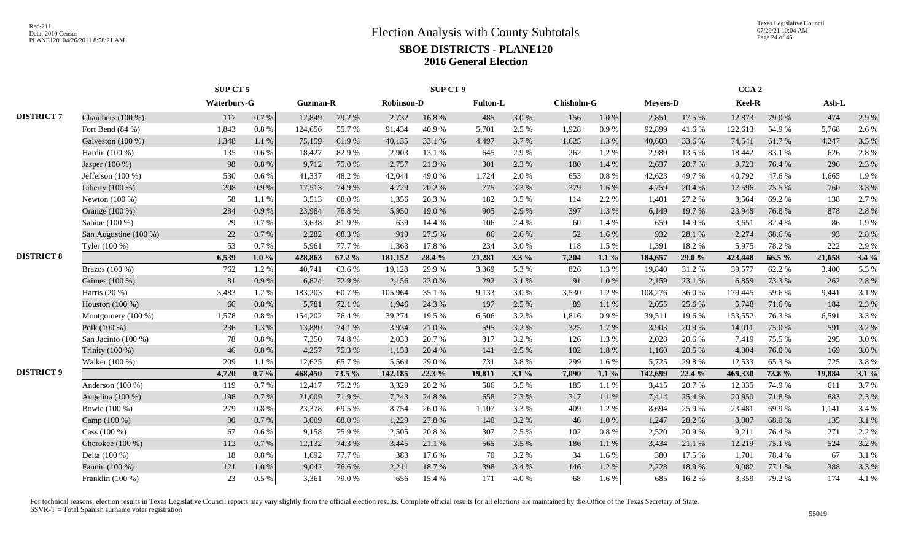# Election Analysis with County Subtotals

## SBOE DISTRICTS - PLANE120

## 2016 General Election

| | | SUP CT 5 | | SUP CT 9 | | | | | | | | CCA 2 | | | | | |
|---|---|---|---|---|---|---|---|---|---|---|---|---|---|---|---|---|---|
| | | Waterbury-G | | Guzman-R | | Robinson-D | | Fulton-L | | Chisholm-G | | Meyers-D | | Keel-R | | Ash-L | |
| DISTRICT 7 | Chambers (100 %) | 117 | 0.7 % | 12,849 | 79.2 % | 2,732 | 16.8 % | 485 | 3.0 % | 156 | 1.0 % | 2,851 | 17.5 % | 12,873 | 79.0 % | 474 | 2.9 % |
| | Fort Bend (84 %) | 1,843 | 0.8 % | 124,656 | 55.7 % | 91,434 | 40.9 % | 5,701 | 2.5 % | 1,928 | 0.9 % | 92,899 | 41.6 % | 122,613 | 54.9 % | 5,768 | 2.6 % |
| | Galveston (100 %) | 1,348 | 1.1 % | 75,159 | 61.9 % | 40,135 | 33.1 % | 4,497 | 3.7 % | 1,625 | 1.3 % | 40,608 | 33.6 % | 74,541 | 61.7 % | 4,247 | 3.5 % |
| | Hardin (100 %) | 135 | 0.6 % | 18,427 | 82.9 % | 2,903 | 13.1 % | 645 | 2.9 % | 262 | 1.2 % | 2,989 | 13.5 % | 18,442 | 83.1 % | 626 | 2.8 % |
| | Jasper (100 %) | 98 | 0.8 % | 9,712 | 75.0 % | 2,757 | 21.3 % | 301 | 2.3 % | 180 | 1.4 % | 2,637 | 20.7 % | 9,723 | 76.4 % | 296 | 2.3 % |
| | Jefferson (100 %) | 530 | 0.6 % | 41,337 | 48.2 % | 42,044 | 49.0 % | 1,724 | 2.0 % | 653 | 0.8 % | 42,623 | 49.7 % | 40,792 | 47.6 % | 1,665 | 1.9 % |
| | Liberty (100 %) | 208 | 0.9 % | 17,513 | 74.9 % | 4,729 | 20.2 % | 775 | 3.3 % | 379 | 1.6 % | 4,759 | 20.4 % | 17,596 | 75.5 % | 760 | 3.3 % |
| | Newton (100 %) | 58 | 1.1 % | 3,513 | 68.0 % | 1,356 | 26.3 % | 182 | 3.5 % | 114 | 2.2 % | 1,401 | 27.2 % | 3,564 | 69.2 % | 138 | 2.7 % |
| | Orange (100 %) | 284 | 0.9 % | 23,984 | 76.8 % | 5,950 | 19.0 % | 905 | 2.9 % | 397 | 1.3 % | 6,149 | 19.7 % | 23,948 | 76.8 % | 878 | 2.8 % |
| | Sabine (100 %) | 29 | 0.7 % | 3,638 | 81.9 % | 639 | 14.4 % | 106 | 2.4 % | 60 | 1.4 % | 659 | 14.9 % | 3,651 | 82.4 % | 86 | 1.9 % |
| | San Augustine (100 %) | 22 | 0.7 % | 2,282 | 68.3 % | 919 | 27.5 % | 86 | 2.6 % | 52 | 1.6 % | 932 | 28.1 % | 2,274 | 68.6 % | 93 | 2.8 % |
| | Tyler (100 %) | 53 | 0.7 % | 5,961 | 77.7 % | 1,363 | 17.8 % | 234 | 3.0 % | 118 | 1.5 % | 1,391 | 18.2 % | 5,975 | 78.2 % | 222 | 2.9 % |
| DISTRICT 8 | | **6,539** | **1.0 %** | **428,863** | **67.2 %** | **181,152** | **28.4 %** | **21,281** | **3.3 %** | **7,204** | **1.1 %** | **184,657** | **29.0 %** | **423,448** | **66.5 %** | **21,658** | **3.4 %** |
| | Brazos (100 %) | 762 | 1.2 % | 40,741 | 63.6 % | 19,128 | 29.9 % | 3,369 | 5.3 % | 826 | 1.3 % | 19,840 | 31.2 % | 39,577 | 62.2 % | 3,400 | 5.3 % |
| | Grimes (100 %) | 81 | 0.9 % | 6,824 | 72.9 % | 2,156 | 23.0 % | 292 | 3.1 % | 91 | 1.0 % | 2,159 | 23.1 % | 6,859 | 73.3 % | 262 | 2.8 % |
| | Harris (20 %) | 3,483 | 1.2 % | 183,203 | 60.7 % | 105,964 | 35.1 % | 9,133 | 3.0 % | 3,530 | 1.2 % | 108,276 | 36.0 % | 179,445 | 59.6 % | 9,441 | 3.1 % |
| | Houston (100 %) | 66 | 0.8 % | 5,781 | 72.1 % | 1,946 | 24.3 % | 197 | 2.5 % | 89 | 1.1 % | 2,055 | 25.6 % | 5,748 | 71.6 % | 184 | 2.3 % |
| | Montgomery (100 %) | 1,578 | 0.8 % | 154,202 | 76.4 % | 39,274 | 19.5 % | 6,506 | 3.2 % | 1,816 | 0.9 % | 39,511 | 19.6 % | 153,552 | 76.3 % | 6,591 | 3.3 % |
| | Polk (100 %) | 236 | 1.3 % | 13,880 | 74.1 % | 3,934 | 21.0 % | 595 | 3.2 % | 325 | 1.7 % | 3,903 | 20.9 % | 14,011 | 75.0 % | 591 | 3.2 % |
| | San Jacinto (100 %) | 78 | 0.8 % | 7,350 | 74.8 % | 2,033 | 20.7 % | 317 | 3.2 % | 126 | 1.3 % | 2,028 | 20.6 % | 7,419 | 75.5 % | 295 | 3.0 % |
| | Trinity (100 %) | 46 | 0.8 % | 4,257 | 75.3 % | 1,153 | 20.4 % | 141 | 2.5 % | 102 | 1.8 % | 1,160 | 20.5 % | 4,304 | 76.0 % | 169 | 3.0 % |
| | Walker (100 %) | 209 | 1.1 % | 12,625 | 65.7 % | 5,564 | 29.0 % | 731 | 3.8 % | 299 | 1.6 % | 5,725 | 29.8 % | 12,533 | 65.3 % | 725 | 3.8 % |
| DISTRICT 9 | | **4,720** | **0.7 %** | **468,450** | **73.5 %** | **142,185** | **22.3 %** | **19,811** | **3.1 %** | **7,090** | **1.1 %** | **142,699** | **22.4 %** | **469,330** | **73.8 %** | **19,884** | **3.1 %** |
| | Anderson (100 %) | 119 | 0.7 % | 12,417 | 75.2 % | 3,329 | 20.2 % | 586 | 3.5 % | 185 | 1.1 % | 3,415 | 20.7 % | 12,335 | 74.9 % | 611 | 3.7 % |
| | Angelina (100 %) | 198 | 0.7 % | 21,009 | 71.9 % | 7,243 | 24.8 % | 658 | 2.3 % | 317 | 1.1 % | 7,414 | 25.4 % | 20,950 | 71.8 % | 683 | 2.3 % |
| | Bowie (100 %) | 279 | 0.8 % | 23,378 | 69.5 % | 8,754 | 26.0 % | 1,107 | 3.3 % | 409 | 1.2 % | 8,694 | 25.9 % | 23,481 | 69.9 % | 1,141 | 3.4 % |
| | Camp (100 %) | 30 | 0.7 % | 3,009 | 68.0 % | 1,229 | 27.8 % | 140 | 3.2 % | 46 | 1.0 % | 1,247 | 28.2 % | 3,007 | 68.0 % | 135 | 3.1 % |
| | Cass (100 %) | 67 | 0.6 % | 9,158 | 75.9 % | 2,505 | 20.8 % | 307 | 2.5 % | 102 | 0.8 % | 2,520 | 20.9 % | 9,211 | 76.4 % | 271 | 2.2 % |
| | Cherokee (100 %) | 112 | 0.7 % | 12,132 | 74.3 % | 3,445 | 21.1 % | 565 | 3.5 % | 186 | 1.1 % | 3,434 | 21.1 % | 12,219 | 75.1 % | 524 | 3.2 % |
| | Delta (100 %) | 18 | 0.8 % | 1,692 | 77.7 % | 383 | 17.6 % | 70 | 3.2 % | 34 | 1.6 % | 380 | 17.5 % | 1,701 | 78.4 % | 67 | 3.1 % |
| | Fannin (100 %) | 121 | 1.0 % | 9,042 | 76.6 % | 2,211 | 18.7 % | 398 | 3.4 % | 146 | 1.2 % | 2,228 | 18.9 % | 9,082 | 77.1 % | 388 | 3.3 % |
| | Franklin (100 %) | 23 | 0.5 % | 3,361 | 79.0 % | 656 | 15.4 % | 171 | 4.0 % | 68 | 1.6 % | 685 | 16.2 % | 3,359 | 79.2 % | 174 | 4.1 % |

For technical reasons, election results in Texas Legislative Council reports may vary slightly from the official election results. Complete official results for all elections are maintained by the Office of the Texas Secretary of State.
SSVR-T = Total Spanish surname voter registration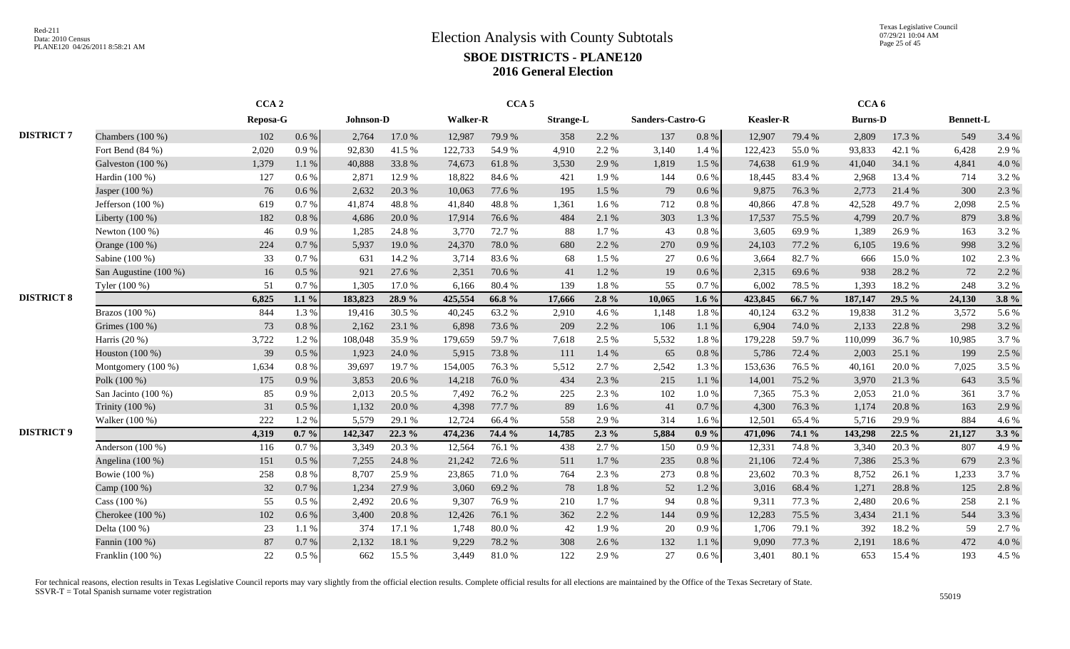# Election Analysis with County Subtotals

## SBOE DISTRICTS - PLANE120

## 2016 General Election

| | | CCA 2 | | CCA 5 | | | | | | | | | | CCA 6 | | | | | |
|---|---|---|---|---|---|---|---|---|---|---|---|---|---|---|---|---|---|---|---|
| | | Reposa-G | | Johnson-D | | Walker-R | | Strange-L | | Sanders-Castro-G | | Keasler-R | | Burns-D | | Bennett-L | | | |
| **DISTRICT 7** | Chambers (100 %) | 102 | 0.6 % | 2,764 | 17.0 % | 12,987 | 79.9 % | 358 | 2.2 % | 137 | 0.8 % | 12,907 | 79.4 % | 2,809 | 17.3 % | 549 | 3.4 % | | |
| | Fort Bend (84 %) | 2,020 | 0.9 % | 92,830 | 41.5 % | 122,733 | 54.9 % | 4,910 | 2.2 % | 3,140 | 1.4 % | 122,423 | 55.0 % | 93,833 | 42.1 % | 6,428 | 2.9 % | | |
| | Galveston (100 %) | 1,379 | 1.1 % | 40,888 | 33.8 % | 74,673 | 61.8 % | 3,530 | 2.9 % | 1,819 | 1.5 % | 74,638 | 61.9 % | 41,040 | 34.1 % | 4,841 | 4.0 % | | |
| | Hardin (100 %) | 127 | 0.6 % | 2,871 | 12.9 % | 18,822 | 84.6 % | 421 | 1.9 % | 144 | 0.6 % | 18,445 | 83.4 % | 2,968 | 13.4 % | 714 | 3.2 % | | |
| | Jasper (100 %) | 76 | 0.6 % | 2,632 | 20.3 % | 10,063 | 77.6 % | 195 | 1.5 % | 79 | 0.6 % | 9,875 | 76.3 % | 2,773 | 21.4 % | 300 | 2.3 % | | |
| | Jefferson (100 %) | 619 | 0.7 % | 41,874 | 48.8 % | 41,840 | 48.8 % | 1,361 | 1.6 % | 712 | 0.8 % | 40,866 | 47.8 % | 42,528 | 49.7 % | 2,098 | 2.5 % | | |
| | Liberty (100 %) | 182 | 0.8 % | 4,686 | 20.0 % | 17,914 | 76.6 % | 484 | 2.1 % | 303 | 1.3 % | 17,537 | 75.5 % | 4,799 | 20.7 % | 879 | 3.8 % | | |
| | Newton (100 %) | 46 | 0.9 % | 1,285 | 24.8 % | 3,770 | 72.7 % | 88 | 1.7 % | 43 | 0.8 % | 3,605 | 69.9 % | 1,389 | 26.9 % | 163 | 3.2 % | | |
| | Orange (100 %) | 224 | 0.7 % | 5,937 | 19.0 % | 24,370 | 78.0 % | 680 | 2.2 % | 270 | 0.9 % | 24,103 | 77.2 % | 6,105 | 19.6 % | 998 | 3.2 % | | |
| | Sabine (100 %) | 33 | 0.7 % | 631 | 14.2 % | 3,714 | 83.6 % | 68 | 1.5 % | 27 | 0.6 % | 3,664 | 82.7 % | 666 | 15.0 % | 102 | 2.3 % | | |
| | San Augustine (100 %) | 16 | 0.5 % | 921 | 27.6 % | 2,351 | 70.6 % | 41 | 1.2 % | 19 | 0.6 % | 2,315 | 69.6 % | 938 | 28.2 % | 72 | 2.2 % | | |
| | Tyler (100 %) | 51 | 0.7 % | 1,305 | 17.0 % | 6,166 | 80.4 % | 139 | 1.8 % | 55 | 0.7 % | 6,002 | 78.5 % | 1,393 | 18.2 % | 248 | 3.2 % | | |
| **DISTRICT 8** | | **6,825** | **1.1 %** | **183,823** | **28.9 %** | **425,554** | **66.8 %** | **17,666** | **2.8 %** | **10,065** | **1.6 %** | **423,845** | **66.7 %** | **187,147** | **29.5 %** | **24,130** | **3.8 %** | | |
| | Brazos (100 %) | 844 | 1.3 % | 19,416 | 30.5 % | 40,245 | 63.2 % | 2,910 | 4.6 % | 1,148 | 1.8 % | 40,124 | 63.2 % | 19,838 | 31.2 % | 3,572 | 5.6 % | | |
| | Grimes (100 %) | 73 | 0.8 % | 2,162 | 23.1 % | 6,898 | 73.6 % | 209 | 2.2 % | 106 | 1.1 % | 6,904 | 74.0 % | 2,133 | 22.8 % | 298 | 3.2 % | | |
| | Harris (20 %) | 3,722 | 1.2 % | 108,048 | 35.9 % | 179,659 | 59.7 % | 7,618 | 2.5 % | 5,532 | 1.8 % | 179,228 | 59.7 % | 110,099 | 36.7 % | 10,985 | 3.7 % | | |
| | Houston (100 %) | 39 | 0.5 % | 1,923 | 24.0 % | 5,915 | 73.8 % | 111 | 1.4 % | 65 | 0.8 % | 5,786 | 72.4 % | 2,003 | 25.1 % | 199 | 2.5 % | | |
| | Montgomery (100 %) | 1,634 | 0.8 % | 39,697 | 19.7 % | 154,005 | 76.3 % | 5,512 | 2.7 % | 2,542 | 1.3 % | 153,636 | 76.5 % | 40,161 | 20.0 % | 7,025 | 3.5 % | | |
| | Polk (100 %) | 175 | 0.9 % | 3,853 | 20.6 % | 14,218 | 76.0 % | 434 | 2.3 % | 215 | 1.1 % | 14,001 | 75.2 % | 3,970 | 21.3 % | 643 | 3.5 % | | |
| | San Jacinto (100 %) | 85 | 0.9 % | 2,013 | 20.5 % | 7,492 | 76.2 % | 225 | 2.3 % | 102 | 1.0 % | 7,365 | 75.3 % | 2,053 | 21.0 % | 361 | 3.7 % | | |
| | Trinity (100 %) | 31 | 0.5 % | 1,132 | 20.0 % | 4,398 | 77.7 % | 89 | 1.6 % | 41 | 0.7 % | 4,300 | 76.3 % | 1,174 | 20.8 % | 163 | 2.9 % | | |
| | Walker (100 %) | 222 | 1.2 % | 5,579 | 29.1 % | 12,724 | 66.4 % | 558 | 2.9 % | 314 | 1.6 % | 12,501 | 65.4 % | 5,716 | 29.9 % | 884 | 4.6 % | | |
| **DISTRICT 9** | | **4,319** | **0.7 %** | **142,347** | **22.3 %** | **474,236** | **74.4 %** | **14,785** | **2.3 %** | **5,884** | **0.9 %** | **471,096** | **74.1 %** | **143,298** | **22.5 %** | **21,127** | **3.3 %** | | |
| | Anderson (100 %) | 116 | 0.7 % | 3,349 | 20.3 % | 12,564 | 76.1 % | 438 | 2.7 % | 150 | 0.9 % | 12,331 | 74.8 % | 3,340 | 20.3 % | 807 | 4.9 % | | |
| | Angelina (100 %) | 151 | 0.5 % | 7,255 | 24.8 % | 21,242 | 72.6 % | 511 | 1.7 % | 235 | 0.8 % | 21,106 | 72.4 % | 7,386 | 25.3 % | 679 | 2.3 % | | |
| | Bowie (100 %) | 258 | 0.8 % | 8,707 | 25.9 % | 23,865 | 71.0 % | 764 | 2.3 % | 273 | 0.8 % | 23,602 | 70.3 % | 8,752 | 26.1 % | 1,233 | 3.7 % | | |
| | Camp (100 %) | 32 | 0.7 % | 1,234 | 27.9 % | 3,060 | 69.2 % | 78 | 1.8 % | 52 | 1.2 % | 3,016 | 68.4 % | 1,271 | 28.8 % | 125 | 2.8 % | | |
| | Cass (100 %) | 55 | 0.5 % | 2,492 | 20.6 % | 9,307 | 76.9 % | 210 | 1.7 % | 94 | 0.8 % | 9,311 | 77.3 % | 2,480 | 20.6 % | 258 | 2.1 % | | |
| | Cherokee (100 %) | 102 | 0.6 % | 3,400 | 20.8 % | 12,426 | 76.1 % | 362 | 2.2 % | 144 | 0.9 % | 12,283 | 75.5 % | 3,434 | 21.1 % | 544 | 3.3 % | | |
| | Delta (100 %) | 23 | 1.1 % | 374 | 17.1 % | 1,748 | 80.0 % | 42 | 1.9 % | 20 | 0.9 % | 1,706 | 79.1 % | 392 | 18.2 % | 59 | 2.7 % | | |
| | Fannin (100 %) | 87 | 0.7 % | 2,132 | 18.1 % | 9,229 | 78.2 % | 308 | 2.6 % | 132 | 1.1 % | 9,090 | 77.3 % | 2,191 | 18.6 % | 472 | 4.0 % | | |
| | Franklin (100 %) | 22 | 0.5 % | 662 | 15.5 % | 3,449 | 81.0 % | 122 | 2.9 % | 27 | 0.6 % | 3,401 | 80.1 % | 653 | 15.4 % | 193 | 4.5 % | | |

For technical reasons, election results in Texas Legislative Council reports may vary slightly from the official election results. Complete official results for all elections are maintained by the Office of the Texas Secretary of State.
SSVR-T = Total Spanish surname voter registration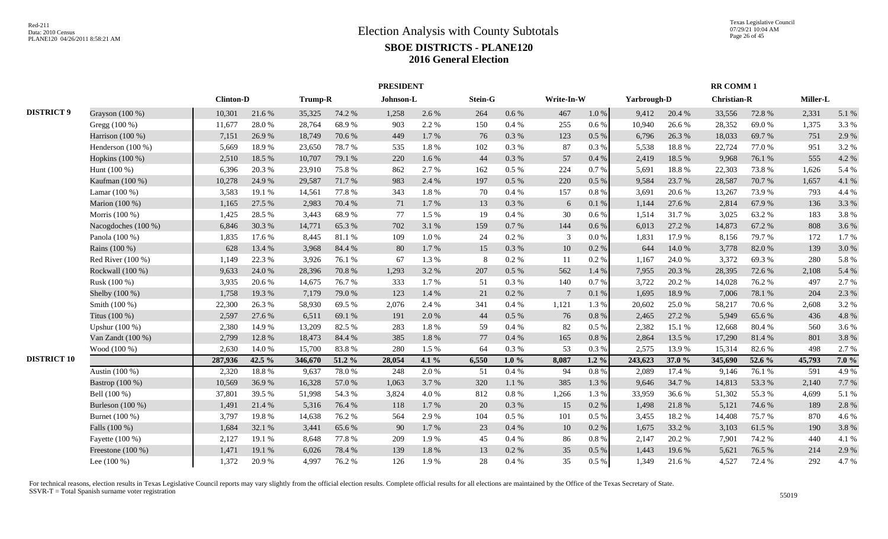# Election Analysis with County Subtotals

## SBOE DISTRICTS - PLANE120

## 2016 General Election

| | | PRESIDENT | | | | | | | | | | RR COMM 1 | | | | | |
|---|---|---|---|---|---|---|---|---|---|---|---|---|---|---|---|---|---|
| | | Clinton-D | | Trump-R | | Johnson-L | | Stein-G | | Write-In-W | | Yarbrough-D | | Christian-R | | Miller-L | |
| **DISTRICT 9** | Grayson (100 %) | 10,301 | 21.6 % | 35,325 | 74.2 % | 1,258 | 2.6 % | 264 | 0.6 % | 467 | 1.0 % | 9,412 | 20.4 % | 33,556 | 72.8 % | 2,331 | 5.1 % |
| | Gregg (100 %) | 11,677 | 28.0 % | 28,764 | 68.9 % | 903 | 2.2 % | 150 | 0.4 % | 255 | 0.6 % | 10,940 | 26.6 % | 28,352 | 69.0 % | 1,375 | 3.3 % |
| | Harrison (100 %) | 7,151 | 26.9 % | 18,749 | 70.6 % | 449 | 1.7 % | 76 | 0.3 % | 123 | 0.5 % | 6,796 | 26.3 % | 18,033 | 69.7 % | 751 | 2.9 % |
| | Henderson (100 %) | 5,669 | 18.9 % | 23,650 | 78.7 % | 535 | 1.8 % | 102 | 0.3 % | 87 | 0.3 % | 5,538 | 18.8 % | 22,724 | 77.0 % | 951 | 3.2 % |
| | Hopkins (100 %) | 2,510 | 18.5 % | 10,707 | 79.1 % | 220 | 1.6 % | 44 | 0.3 % | 57 | 0.4 % | 2,419 | 18.5 % | 9,968 | 76.1 % | 555 | 4.2 % |
| | Hunt (100 %) | 6,396 | 20.3 % | 23,910 | 75.8 % | 862 | 2.7 % | 162 | 0.5 % | 224 | 0.7 % | 5,691 | 18.8 % | 22,303 | 73.8 % | 1,626 | 5.4 % |
| | Kaufman (100 %) | 10,278 | 24.9 % | 29,587 | 71.7 % | 983 | 2.4 % | 197 | 0.5 % | 220 | 0.5 % | 9,584 | 23.7 % | 28,587 | 70.7 % | 1,657 | 4.1 % |
| | Lamar (100 %) | 3,583 | 19.1 % | 14,561 | 77.8 % | 343 | 1.8 % | 70 | 0.4 % | 157 | 0.8 % | 3,691 | 20.6 % | 13,267 | 73.9 % | 793 | 4.4 % |
| | Marion (100 %) | 1,165 | 27.5 % | 2,983 | 70.4 % | 71 | 1.7 % | 13 | 0.3 % | 6 | 0.1 % | 1,144 | 27.6 % | 2,814 | 67.9 % | 136 | 3.3 % |
| | Morris (100 %) | 1,425 | 28.5 % | 3,443 | 68.9 % | 77 | 1.5 % | 19 | 0.4 % | 30 | 0.6 % | 1,514 | 31.7 % | 3,025 | 63.2 % | 183 | 3.8 % |
| | Nacogdoches (100 %) | 6,846 | 30.3 % | 14,771 | 65.3 % | 702 | 3.1 % | 159 | 0.7 % | 144 | 0.6 % | 6,013 | 27.2 % | 14,873 | 67.2 % | 808 | 3.6 % |
| | Panola (100 %) | 1,835 | 17.6 % | 8,445 | 81.1 % | 109 | 1.0 % | 24 | 0.2 % | 3 | 0.0 % | 1,831 | 17.9 % | 8,156 | 79.7 % | 172 | 1.7 % |
| | Rains (100 %) | 628 | 13.4 % | 3,968 | 84.4 % | 80 | 1.7 % | 15 | 0.3 % | 10 | 0.2 % | 644 | 14.0 % | 3,778 | 82.0 % | 139 | 3.0 % |
| | Red River (100 %) | 1,149 | 22.3 % | 3,926 | 76.1 % | 67 | 1.3 % | 8 | 0.2 % | 11 | 0.2 % | 1,167 | 24.0 % | 3,372 | 69.3 % | 280 | 5.8 % |
| | Rockwall (100 %) | 9,633 | 24.0 % | 28,396 | 70.8 % | 1,293 | 3.2 % | 207 | 0.5 % | 562 | 1.4 % | 7,955 | 20.3 % | 28,395 | 72.6 % | 2,108 | 5.4 % |
| | Rusk (100 %) | 3,935 | 20.6 % | 14,675 | 76.7 % | 333 | 1.7 % | 51 | 0.3 % | 140 | 0.7 % | 3,722 | 20.2 % | 14,028 | 76.2 % | 497 | 2.7 % |
| | Shelby (100 %) | 1,758 | 19.3 % | 7,179 | 79.0 % | 123 | 1.4 % | 21 | 0.2 % | 7 | 0.1 % | 1,695 | 18.9 % | 7,006 | 78.1 % | 204 | 2.3 % |
| | Smith (100 %) | 22,300 | 26.3 % | 58,930 | 69.5 % | 2,076 | 2.4 % | 341 | 0.4 % | 1,121 | 1.3 % | 20,602 | 25.0 % | 58,217 | 70.6 % | 2,608 | 3.2 % |
| | Titus (100 %) | 2,597 | 27.6 % | 6,511 | 69.1 % | 191 | 2.0 % | 44 | 0.5 % | 76 | 0.8 % | 2,465 | 27.2 % | 5,949 | 65.6 % | 436 | 4.8 % |
| | Upshur (100 %) | 2,380 | 14.9 % | 13,209 | 82.5 % | 283 | 1.8 % | 59 | 0.4 % | 82 | 0.5 % | 2,382 | 15.1 % | 12,668 | 80.4 % | 560 | 3.6 % |
| | Van Zandt (100 %) | 2,799 | 12.8 % | 18,473 | 84.4 % | 385 | 1.8 % | 77 | 0.4 % | 165 | 0.8 % | 2,864 | 13.5 % | 17,290 | 81.4 % | 801 | 3.8 % |
| | Wood (100 %) | 2,630 | 14.0 % | 15,700 | 83.8 % | 280 | 1.5 % | 64 | 0.3 % | 53 | 0.3 % | 2,575 | 13.9 % | 15,314 | 82.6 % | 498 | 2.7 % |
| **DISTRICT 10** | | **287,936** | **42.5 %** | **346,670** | **51.2 %** | **28,054** | **4.1 %** | **6,550** | **1.0 %** | **8,087** | **1.2 %** | **243,623** | **37.0 %** | **345,690** | **52.6 %** | **45,793** | **7.0 %** |
| | Austin (100 %) | 2,320 | 18.8 % | 9,637 | 78.0 % | 248 | 2.0 % | 51 | 0.4 % | 94 | 0.8 % | 2,089 | 17.4 % | 9,146 | 76.1 % | 591 | 4.9 % |
| | Bastrop (100 %) | 10,569 | 36.9 % | 16,328 | 57.0 % | 1,063 | 3.7 % | 320 | 1.1 % | 385 | 1.3 % | 9,646 | 34.7 % | 14,813 | 53.3 % | 2,140 | 7.7 % |
| | Bell (100 %) | 37,801 | 39.5 % | 51,998 | 54.3 % | 3,824 | 4.0 % | 812 | 0.8 % | 1,266 | 1.3 % | 33,959 | 36.6 % | 51,302 | 55.3 % | 4,699 | 5.1 % |
| | Burleson (100 %) | 1,491 | 21.4 % | 5,316 | 76.4 % | 118 | 1.7 % | 20 | 0.3 % | 15 | 0.2 % | 1,498 | 21.8 % | 5,121 | 74.6 % | 189 | 2.8 % |
| | Burnet (100 %) | 3,797 | 19.8 % | 14,638 | 76.2 % | 564 | 2.9 % | 104 | 0.5 % | 101 | 0.5 % | 3,455 | 18.2 % | 14,408 | 75.7 % | 870 | 4.6 % |
| | Falls (100 %) | 1,684 | 32.1 % | 3,441 | 65.6 % | 90 | 1.7 % | 23 | 0.4 % | 10 | 0.2 % | 1,675 | 33.2 % | 3,103 | 61.5 % | 190 | 3.8 % |
| | Fayette (100 %) | 2,127 | 19.1 % | 8,648 | 77.8 % | 209 | 1.9 % | 45 | 0.4 % | 86 | 0.8 % | 2,147 | 20.2 % | 7,901 | 74.2 % | 440 | 4.1 % |
| | Freestone (100 %) | 1,471 | 19.1 % | 6,026 | 78.4 % | 139 | 1.8 % | 13 | 0.2 % | 35 | 0.5 % | 1,443 | 19.6 % | 5,621 | 76.5 % | 214 | 2.9 % |
| | Lee (100 %) | 1,372 | 20.9 % | 4,997 | 76.2 % | 126 | 1.9 % | 28 | 0.4 % | 35 | 0.5 % | 1,349 | 21.6 % | 4,527 | 72.4 % | 292 | 4.7 % |

For technical reasons, election results in Texas Legislative Council reports may vary slightly from the official election results. Complete official results for all elections are maintained by the Office of the Texas Secretary of State.
SSVR-T = Total Spanish surname voter registration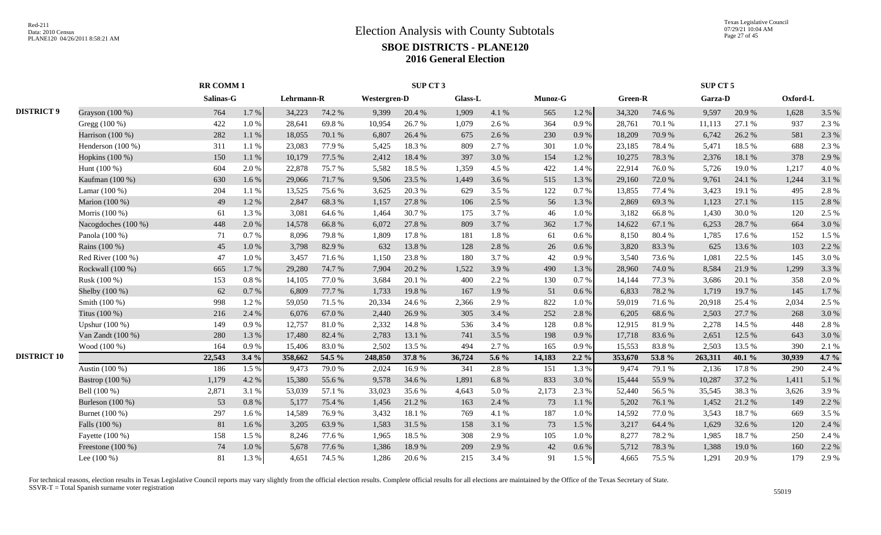# Election Analysis with County Subtotals

## SBOE DISTRICTS - PLANE120

## 2016 General Election

| | | RR COMM 1 | | SUP CT 3 | | | | | | | | SUP CT 5 | | | | | |
|---|---|---|---|---|---|---|---|---|---|---|---|---|---|---|---|---|---|
| | | Salinas-G | | Lehrmann-R | | Westergren-D | | Glass-L | | Munoz-G | | Green-R | | Garza-D | | Oxford-L | |
| DISTRICT 9 | Grayson (100 %) | 764 | 1.7 % | 34,223 | 74.2 % | 9,399 | 20.4 % | 1,909 | 4.1 % | 565 | 1.2 % | 34,320 | 74.6 % | 9,597 | 20.9 % | 1,628 | 3.5 % |
| | Gregg (100 %) | 422 | 1.0 % | 28,641 | 69.8 % | 10,954 | 26.7 % | 1,079 | 2.6 % | 364 | 0.9 % | 28,761 | 70.1 % | 11,113 | 27.1 % | 937 | 2.3 % |
| | Harrison (100 %) | 282 | 1.1 % | 18,055 | 70.1 % | 6,807 | 26.4 % | 675 | 2.6 % | 230 | 0.9 % | 18,209 | 70.9 % | 6,742 | 26.2 % | 581 | 2.3 % |
| | Henderson (100 %) | 311 | 1.1 % | 23,083 | 77.9 % | 5,425 | 18.3 % | 809 | 2.7 % | 301 | 1.0 % | 23,185 | 78.4 % | 5,471 | 18.5 % | 688 | 2.3 % |
| | Hopkins (100 %) | 150 | 1.1 % | 10,179 | 77.5 % | 2,412 | 18.4 % | 397 | 3.0 % | 154 | 1.2 % | 10,275 | 78.3 % | 2,376 | 18.1 % | 378 | 2.9 % |
| | Hunt (100 %) | 604 | 2.0 % | 22,878 | 75.7 % | 5,582 | 18.5 % | 1,359 | 4.5 % | 422 | 1.4 % | 22,914 | 76.0 % | 5,726 | 19.0 % | 1,217 | 4.0 % |
| | Kaufman (100 %) | 630 | 1.6 % | 29,066 | 71.7 % | 9,506 | 23.5 % | 1,449 | 3.6 % | 515 | 1.3 % | 29,160 | 72.0 % | 9,761 | 24.1 % | 1,244 | 3.1 % |
| | Lamar (100 %) | 204 | 1.1 % | 13,525 | 75.6 % | 3,625 | 20.3 % | 629 | 3.5 % | 122 | 0.7 % | 13,855 | 77.4 % | 3,423 | 19.1 % | 495 | 2.8 % |
| | Marion (100 %) | 49 | 1.2 % | 2,847 | 68.3 % | 1,157 | 27.8 % | 106 | 2.5 % | 56 | 1.3 % | 2,869 | 69.3 % | 1,123 | 27.1 % | 115 | 2.8 % |
| | Morris (100 %) | 61 | 1.3 % | 3,081 | 64.6 % | 1,464 | 30.7 % | 175 | 3.7 % | 46 | 1.0 % | 3,182 | 66.8 % | 1,430 | 30.0 % | 120 | 2.5 % |
| | Nacogdoches (100 %) | 448 | 2.0 % | 14,578 | 66.8 % | 6,072 | 27.8 % | 809 | 3.7 % | 362 | 1.7 % | 14,622 | 67.1 % | 6,253 | 28.7 % | 664 | 3.0 % |
| | Panola (100 %) | 71 | 0.7 % | 8,096 | 79.8 % | 1,809 | 17.8 % | 181 | 1.8 % | 61 | 0.6 % | 8,150 | 80.4 % | 1,785 | 17.6 % | 152 | 1.5 % |
| | Rains (100 %) | 45 | 1.0 % | 3,798 | 82.9 % | 632 | 13.8 % | 128 | 2.8 % | 26 | 0.6 % | 3,820 | 83.3 % | 625 | 13.6 % | 103 | 2.2 % |
| | Red River (100 %) | 47 | 1.0 % | 3,457 | 71.6 % | 1,150 | 23.8 % | 180 | 3.7 % | 42 | 0.9 % | 3,540 | 73.6 % | 1,081 | 22.5 % | 145 | 3.0 % |
| | Rockwall (100 %) | 665 | 1.7 % | 29,280 | 74.7 % | 7,904 | 20.2 % | 1,522 | 3.9 % | 490 | 1.3 % | 28,960 | 74.0 % | 8,584 | 21.9 % | 1,299 | 3.3 % |
| | Rusk (100 %) | 153 | 0.8 % | 14,105 | 77.0 % | 3,684 | 20.1 % | 400 | 2.2 % | 130 | 0.7 % | 14,144 | 77.3 % | 3,686 | 20.1 % | 358 | 2.0 % |
| | Shelby (100 %) | 62 | 0.7 % | 6,809 | 77.7 % | 1,733 | 19.8 % | 167 | 1.9 % | 51 | 0.6 % | 6,833 | 78.2 % | 1,719 | 19.7 % | 145 | 1.7 % |
| | Smith (100 %) | 998 | 1.2 % | 59,050 | 71.5 % | 20,334 | 24.6 % | 2,366 | 2.9 % | 822 | 1.0 % | 59,019 | 71.6 % | 20,918 | 25.4 % | 2,034 | 2.5 % |
| | Titus (100 %) | 216 | 2.4 % | 6,076 | 67.0 % | 2,440 | 26.9 % | 305 | 3.4 % | 252 | 2.8 % | 6,205 | 68.6 % | 2,503 | 27.7 % | 268 | 3.0 % |
| | Upshur (100 %) | 149 | 0.9 % | 12,757 | 81.0 % | 2,332 | 14.8 % | 536 | 3.4 % | 128 | 0.8 % | 12,915 | 81.9 % | 2,278 | 14.5 % | 448 | 2.8 % |
| | Van Zandt (100 %) | 280 | 1.3 % | 17,480 | 82.4 % | 2,783 | 13.1 % | 741 | 3.5 % | 198 | 0.9 % | 17,718 | 83.6 % | 2,651 | 12.5 % | 643 | 3.0 % |
| | Wood (100 %) | 164 | 0.9 % | 15,406 | 83.0 % | 2,502 | 13.5 % | 494 | 2.7 % | 165 | 0.9 % | 15,553 | 83.8 % | 2,503 | 13.5 % | 390 | 2.1 % |
| DISTRICT 10 | | **22,543** | **3.4 %** | **358,662** | **54.5 %** | **248,850** | **37.8 %** | **36,724** | **5.6 %** | **14,183** | **2.2 %** | **353,670** | **53.8 %** | **263,311** | **40.1 %** | **30,939** | **4.7 %** |
| | Austin (100 %) | 186 | 1.5 % | 9,473 | 79.0 % | 2,024 | 16.9 % | 341 | 2.8 % | 151 | 1.3 % | 9,474 | 79.1 % | 2,136 | 17.8 % | 290 | 2.4 % |
| | Bastrop (100 %) | 1,179 | 4.2 % | 15,380 | 55.6 % | 9,578 | 34.6 % | 1,891 | 6.8 % | 833 | 3.0 % | 15,444 | 55.9 % | 10,287 | 37.2 % | 1,411 | 5.1 % |
| | Bell (100 %) | 2,871 | 3.1 % | 53,039 | 57.1 % | 33,023 | 35.6 % | 4,643 | 5.0 % | 2,173 | 2.3 % | 52,440 | 56.5 % | 35,545 | 38.3 % | 3,626 | 3.9 % |
| | Burleson (100 %) | 53 | 0.8 % | 5,177 | 75.4 % | 1,456 | 21.2 % | 163 | 2.4 % | 73 | 1.1 % | 5,202 | 76.1 % | 1,452 | 21.2 % | 149 | 2.2 % |
| | Burnet (100 %) | 297 | 1.6 % | 14,589 | 76.9 % | 3,432 | 18.1 % | 769 | 4.1 % | 187 | 1.0 % | 14,592 | 77.0 % | 3,543 | 18.7 % | 669 | 3.5 % |
| | Falls (100 %) | 81 | 1.6 % | 3,205 | 63.9 % | 1,583 | 31.5 % | 158 | 3.1 % | 73 | 1.5 % | 3,217 | 64.4 % | 1,629 | 32.6 % | 120 | 2.4 % |
| | Fayette (100 %) | 158 | 1.5 % | 8,246 | 77.6 % | 1,965 | 18.5 % | 308 | 2.9 % | 105 | 1.0 % | 8,277 | 78.2 % | 1,985 | 18.7 % | 250 | 2.4 % |
| | Freestone (100 %) | 74 | 1.0 % | 5,678 | 77.6 % | 1,386 | 18.9 % | 209 | 2.9 % | 42 | 0.6 % | 5,712 | 78.3 % | 1,388 | 19.0 % | 160 | 2.2 % |
| | Lee (100 %) | 81 | 1.3 % | 4,651 | 74.5 % | 1,286 | 20.6 % | 215 | 3.4 % | 91 | 1.5 % | 4,665 | 75.5 % | 1,291 | 20.9 % | 179 | 2.9 % |

For technical reasons, election results in Texas Legislative Council reports may vary slightly from the official election results. Complete official results for all elections are maintained by the Office of the Texas Secretary of State.
SSVR-T = Total Spanish surname voter registration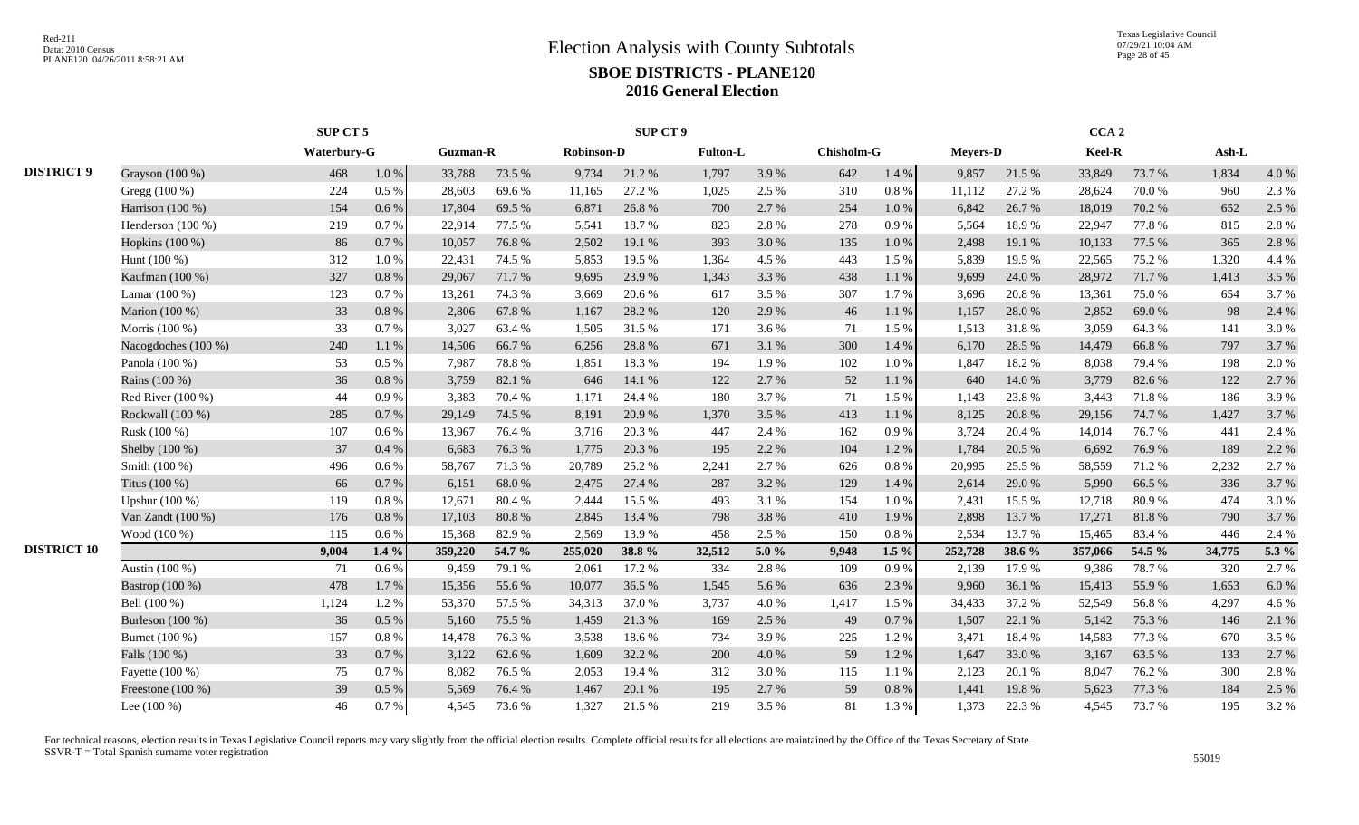# Election Analysis with County Subtotals

## SBOE DISTRICTS - PLANE120

## 2016 General Election

| | | SUP CT 5 | | SUP CT 9 | | | | | | | | CCA 2 | | | | | |
|---|---|---|---|---|---|---|---|---|---|---|---|---|---|---|---|---|---|
| | | Waterbury-G | | Guzman-R | | Robinson-D | | Fulton-L | | Chisholm-G | | Meyers-D | | Keel-R | | Ash-L | |
| **DISTRICT 9** | Grayson (100 %) | 468 | 1.0 % | 33,788 | 73.5 % | 9,734 | 21.2 % | 1,797 | 3.9 % | 642 | 1.4 % | 9,857 | 21.5 % | 33,849 | 73.7 % | 1,834 | 4.0 % |
| | Gregg (100 %) | 224 | 0.5 % | 28,603 | 69.6 % | 11,165 | 27.2 % | 1,025 | 2.5 % | 310 | 0.8 % | 11,112 | 27.2 % | 28,624 | 70.0 % | 960 | 2.3 % |
| | Harrison (100 %) | 154 | 0.6 % | 17,804 | 69.5 % | 6,871 | 26.8 % | 700 | 2.7 % | 254 | 1.0 % | 6,842 | 26.7 % | 18,019 | 70.2 % | 652 | 2.5 % |
| | Henderson (100 %) | 219 | 0.7 % | 22,914 | 77.5 % | 5,541 | 18.7 % | 823 | 2.8 % | 278 | 0.9 % | 5,564 | 18.9 % | 22,947 | 77.8 % | 815 | 2.8 % |
| | Hopkins (100 %) | 86 | 0.7 % | 10,057 | 76.8 % | 2,502 | 19.1 % | 393 | 3.0 % | 135 | 1.0 % | 2,498 | 19.1 % | 10,133 | 77.5 % | 365 | 2.8 % |
| | Hunt (100 %) | 312 | 1.0 % | 22,431 | 74.5 % | 5,853 | 19.5 % | 1,364 | 4.5 % | 443 | 1.5 % | 5,839 | 19.5 % | 22,565 | 75.2 % | 1,320 | 4.4 % |
| | Kaufman (100 %) | 327 | 0.8 % | 29,067 | 71.7 % | 9,695 | 23.9 % | 1,343 | 3.3 % | 438 | 1.1 % | 9,699 | 24.0 % | 28,972 | 71.7 % | 1,413 | 3.5 % |
| | Lamar (100 %) | 123 | 0.7 % | 13,261 | 74.3 % | 3,669 | 20.6 % | 617 | 3.5 % | 307 | 1.7 % | 3,696 | 20.8 % | 13,361 | 75.0 % | 654 | 3.7 % |
| | Marion (100 %) | 33 | 0.8 % | 2,806 | 67.8 % | 1,167 | 28.2 % | 120 | 2.9 % | 46 | 1.1 % | 1,157 | 28.0 % | 2,852 | 69.0 % | 98 | 2.4 % |
| | Morris (100 %) | 33 | 0.7 % | 3,027 | 63.4 % | 1,505 | 31.5 % | 171 | 3.6 % | 71 | 1.5 % | 1,513 | 31.8 % | 3,059 | 64.3 % | 141 | 3.0 % |
| | Nacogdoches (100 %) | 240 | 1.1 % | 14,506 | 66.7 % | 6,256 | 28.8 % | 671 | 3.1 % | 300 | 1.4 % | 6,170 | 28.5 % | 14,479 | 66.8 % | 797 | 3.7 % |
| | Panola (100 %) | 53 | 0.5 % | 7,987 | 78.8 % | 1,851 | 18.3 % | 194 | 1.9 % | 102 | 1.0 % | 1,847 | 18.2 % | 8,038 | 79.4 % | 198 | 2.0 % |
| | Rains (100 %) | 36 | 0.8 % | 3,759 | 82.1 % | 646 | 14.1 % | 122 | 2.7 % | 52 | 1.1 % | 640 | 14.0 % | 3,779 | 82.6 % | 122 | 2.7 % |
| | Red River (100 %) | 44 | 0.9 % | 3,383 | 70.4 % | 1,171 | 24.4 % | 180 | 3.7 % | 71 | 1.5 % | 1,143 | 23.8 % | 3,443 | 71.8 % | 186 | 3.9 % |
| | Rockwall (100 %) | 285 | 0.7 % | 29,149 | 74.5 % | 8,191 | 20.9 % | 1,370 | 3.5 % | 413 | 1.1 % | 8,125 | 20.8 % | 29,156 | 74.7 % | 1,427 | 3.7 % |
| | Rusk (100 %) | 107 | 0.6 % | 13,967 | 76.4 % | 3,716 | 20.3 % | 447 | 2.4 % | 162 | 0.9 % | 3,724 | 20.4 % | 14,014 | 76.7 % | 441 | 2.4 % |
| | Shelby (100 %) | 37 | 0.4 % | 6,683 | 76.3 % | 1,775 | 20.3 % | 195 | 2.2 % | 104 | 1.2 % | 1,784 | 20.5 % | 6,692 | 76.9 % | 189 | 2.2 % |
| | Smith (100 %) | 496 | 0.6 % | 58,767 | 71.3 % | 20,789 | 25.2 % | 2,241 | 2.7 % | 626 | 0.8 % | 20,995 | 25.5 % | 58,559 | 71.2 % | 2,232 | 2.7 % |
| | Titus (100 %) | 66 | 0.7 % | 6,151 | 68.0 % | 2,475 | 27.4 % | 287 | 3.2 % | 129 | 1.4 % | 2,614 | 29.0 % | 5,990 | 66.5 % | 336 | 3.7 % |
| | Upshur (100 %) | 119 | 0.8 % | 12,671 | 80.4 % | 2,444 | 15.5 % | 493 | 3.1 % | 154 | 1.0 % | 2,431 | 15.5 % | 12,718 | 80.9 % | 474 | 3.0 % |
| | Van Zandt (100 %) | 176 | 0.8 % | 17,103 | 80.8 % | 2,845 | 13.4 % | 798 | 3.8 % | 410 | 1.9 % | 2,898 | 13.7 % | 17,271 | 81.8 % | 790 | 3.7 % |
| | Wood (100 %) | 115 | 0.6 % | 15,368 | 82.9 % | 2,569 | 13.9 % | 458 | 2.5 % | 150 | 0.8 % | 2,534 | 13.7 % | 15,465 | 83.4 % | 446 | 2.4 % |
| **DISTRICT 10** | | **9,004** | **1.4 %** | **359,220** | **54.7 %** | **255,020** | **38.8 %** | **32,512** | **5.0 %** | **9,948** | **1.5 %** | **252,728** | **38.6 %** | **357,066** | **54.5 %** | **34,775** | **5.3 %** |
| | Austin (100 %) | 71 | 0.6 % | 9,459 | 79.1 % | 2,061 | 17.2 % | 334 | 2.8 % | 109 | 0.9 % | 2,139 | 17.9 % | 9,386 | 78.7 % | 320 | 2.7 % |
| | Bastrop (100 %) | 478 | 1.7 % | 15,356 | 55.6 % | 10,077 | 36.5 % | 1,545 | 5.6 % | 636 | 2.3 % | 9,960 | 36.1 % | 15,413 | 55.9 % | 1,653 | 6.0 % |
| | Bell (100 %) | 1,124 | 1.2 % | 53,370 | 57.5 % | 34,313 | 37.0 % | 3,737 | 4.0 % | 1,417 | 1.5 % | 34,433 | 37.2 % | 52,549 | 56.8 % | 4,297 | 4.6 % |
| | Burleson (100 %) | 36 | 0.5 % | 5,160 | 75.5 % | 1,459 | 21.3 % | 169 | 2.5 % | 49 | 0.7 % | 1,507 | 22.1 % | 5,142 | 75.3 % | 146 | 2.1 % |
| | Burnet (100 %) | 157 | 0.8 % | 14,478 | 76.3 % | 3,538 | 18.6 % | 734 | 3.9 % | 225 | 1.2 % | 3,471 | 18.4 % | 14,583 | 77.3 % | 670 | 3.5 % |
| | Falls (100 %) | 33 | 0.7 % | 3,122 | 62.6 % | 1,609 | 32.2 % | 200 | 4.0 % | 59 | 1.2 % | 1,647 | 33.0 % | 3,167 | 63.5 % | 133 | 2.7 % |
| | Fayette (100 %) | 75 | 0.7 % | 8,082 | 76.5 % | 2,053 | 19.4 % | 312 | 3.0 % | 115 | 1.1 % | 2,123 | 20.1 % | 8,047 | 76.2 % | 300 | 2.8 % |
| | Freestone (100 %) | 39 | 0.5 % | 5,569 | 76.4 % | 1,467 | 20.1 % | 195 | 2.7 % | 59 | 0.8 % | 1,441 | 19.8 % | 5,623 | 77.3 % | 184 | 2.5 % |
| | Lee (100 %) | 46 | 0.7 % | 4,545 | 73.6 % | 1,327 | 21.5 % | 219 | 3.5 % | 81 | 1.3 % | 1,373 | 22.3 % | 4,545 | 73.7 % | 195 | 3.2 % |

For technical reasons, election results in Texas Legislative Council reports may vary slightly from the official election results. Complete official results for all elections are maintained by the Office of the Texas Secretary of State.
SSVR-T = Total Spanish surname voter registration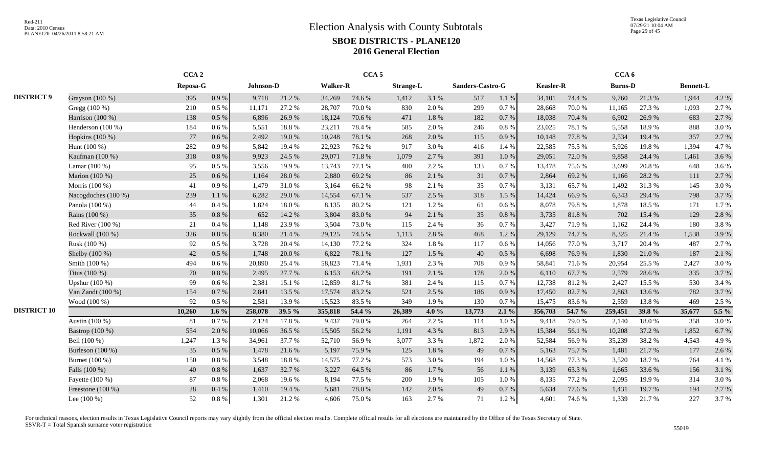# Election Analysis with County Subtotals

## SBOE DISTRICTS - PLANE120

### 2016 General Election

| | | CCA 2 | | CCA 5 | | | | | | | | CCA 6 | | | | | |
|---|---|---|---|---|---|---|---|---|---|---|---|---|---|---|---|---|---|
| | | Reposa-G | | Johnson-D | | Walker-R | | Strange-L | | Sanders-Castro-G | | Keasler-R | | Burns-D | | Bennett-L | |
| **DISTRICT 9** | Grayson (100 %) | 395 | 0.9 % | 9,718 | 21.2 % | 34,269 | 74.6 % | 1,412 | 3.1 % | 517 | 1.1 % | 34,101 | 74.4 % | 9,760 | 21.3 % | 1,944 | 4.2 % |
| | Gregg (100 %) | 210 | 0.5 % | 11,171 | 27.2 % | 28,707 | 70.0 % | 830 | 2.0 % | 299 | 0.7 % | 28,668 | 70.0 % | 11,165 | 27.3 % | 1,093 | 2.7 % |
| | Harrison (100 %) | 138 | 0.5 % | 6,896 | 26.9 % | 18,124 | 70.6 % | 471 | 1.8 % | 182 | 0.7 % | 18,038 | 70.4 % | 6,902 | 26.9 % | 683 | 2.7 % |
| | Henderson (100 %) | 184 | 0.6 % | 5,551 | 18.8 % | 23,211 | 78.4 % | 585 | 2.0 % | 246 | 0.8 % | 23,025 | 78.1 % | 5,558 | 18.9 % | 888 | 3.0 % |
| | Hopkins (100 %) | 77 | 0.6 % | 2,492 | 19.0 % | 10,248 | 78.1 % | 268 | 2.0 % | 115 | 0.9 % | 10,148 | 77.8 % | 2,534 | 19.4 % | 357 | 2.7 % |
| | Hunt (100 %) | 282 | 0.9 % | 5,842 | 19.4 % | 22,923 | 76.2 % | 917 | 3.0 % | 416 | 1.4 % | 22,585 | 75.5 % | 5,926 | 19.8 % | 1,394 | 4.7 % |
| | Kaufman (100 %) | 318 | 0.8 % | 9,923 | 24.5 % | 29,071 | 71.8 % | 1,079 | 2.7 % | 391 | 1.0 % | 29,051 | 72.0 % | 9,858 | 24.4 % | 1,461 | 3.6 % |
| | Lamar (100 %) | 95 | 0.5 % | 3,556 | 19.9 % | 13,743 | 77.1 % | 400 | 2.2 % | 133 | 0.7 % | 13,478 | 75.6 % | 3,699 | 20.8 % | 648 | 3.6 % |
| | Marion (100 %) | 25 | 0.6 % | 1,164 | 28.0 % | 2,880 | 69.2 % | 86 | 2.1 % | 31 | 0.7 % | 2,864 | 69.2 % | 1,166 | 28.2 % | 111 | 2.7 % |
| | Morris (100 %) | 41 | 0.9 % | 1,479 | 31.0 % | 3,164 | 66.2 % | 98 | 2.1 % | 35 | 0.7 % | 3,131 | 65.7 % | 1,492 | 31.3 % | 145 | 3.0 % |
| | Nacogdoches (100 %) | 239 | 1.1 % | 6,282 | 29.0 % | 14,554 | 67.1 % | 537 | 2.5 % | 318 | 1.5 % | 14,424 | 66.9 % | 6,343 | 29.4 % | 798 | 3.7 % |
| | Panola (100 %) | 44 | 0.4 % | 1,824 | 18.0 % | 8,135 | 80.2 % | 121 | 1.2 % | 61 | 0.6 % | 8,078 | 79.8 % | 1,878 | 18.5 % | 171 | 1.7 % |
| | Rains (100 %) | 35 | 0.8 % | 652 | 14.2 % | 3,804 | 83.0 % | 94 | 2.1 % | 35 | 0.8 % | 3,735 | 81.8 % | 702 | 15.4 % | 129 | 2.8 % |
| | Red River (100 %) | 21 | 0.4 % | 1,148 | 23.9 % | 3,504 | 73.0 % | 115 | 2.4 % | 36 | 0.7 % | 3,427 | 71.9 % | 1,162 | 24.4 % | 180 | 3.8 % |
| | Rockwall (100 %) | 326 | 0.8 % | 8,380 | 21.4 % | 29,125 | 74.5 % | 1,113 | 2.8 % | 468 | 1.2 % | 29,129 | 74.7 % | 8,325 | 21.4 % | 1,538 | 3.9 % |
| | Rusk (100 %) | 92 | 0.5 % | 3,728 | 20.4 % | 14,130 | 77.2 % | 324 | 1.8 % | 117 | 0.6 % | 14,056 | 77.0 % | 3,717 | 20.4 % | 487 | 2.7 % |
| | Shelby (100 %) | 42 | 0.5 % | 1,748 | 20.0 % | 6,822 | 78.1 % | 127 | 1.5 % | 40 | 0.5 % | 6,698 | 76.9 % | 1,830 | 21.0 % | 187 | 2.1 % |
| | Smith (100 %) | 494 | 0.6 % | 20,890 | 25.4 % | 58,823 | 71.4 % | 1,931 | 2.3 % | 708 | 0.9 % | 58,841 | 71.6 % | 20,954 | 25.5 % | 2,427 | 3.0 % |
| | Titus (100 %) | 70 | 0.8 % | 2,495 | 27.7 % | 6,153 | 68.2 % | 191 | 2.1 % | 178 | 2.0 % | 6,110 | 67.7 % | 2,579 | 28.6 % | 335 | 3.7 % |
| | Upshur (100 %) | 99 | 0.6 % | 2,381 | 15.1 % | 12,859 | 81.7 % | 381 | 2.4 % | 115 | 0.7 % | 12,738 | 81.2 % | 2,427 | 15.5 % | 530 | 3.4 % |
| | Van Zandt (100 %) | 154 | 0.7 % | 2,841 | 13.5 % | 17,574 | 83.2 % | 521 | 2.5 % | 186 | 0.9 % | 17,450 | 82.7 % | 2,863 | 13.6 % | 782 | 3.7 % |
| | Wood (100 %) | 92 | 0.5 % | 2,581 | 13.9 % | 15,523 | 83.5 % | 349 | 1.9 % | 130 | 0.7 % | 15,475 | 83.6 % | 2,559 | 13.8 % | 469 | 2.5 % |
| **DISTRICT 10** | | **10,260** | **1.6 %** | **258,078** | **39.5 %** | **355,818** | **54.4 %** | **26,389** | **4.0 %** | **13,773** | **2.1 %** | **356,703** | **54.7 %** | **259,451** | **39.8 %** | **35,677** | **5.5 %** |
| | Austin (100 %) | 81 | 0.7 % | 2,124 | 17.8 % | 9,437 | 79.0 % | 264 | 2.2 % | 114 | 1.0 % | 9,418 | 79.0 % | 2,140 | 18.0 % | 358 | 3.0 % |
| | Bastrop (100 %) | 554 | 2.0 % | 10,066 | 36.5 % | 15,505 | 56.2 % | 1,191 | 4.3 % | 813 | 2.9 % | 15,384 | 56.1 % | 10,208 | 37.2 % | 1,852 | 6.7 % |
| | Bell (100 %) | 1,247 | 1.3 % | 34,961 | 37.7 % | 52,710 | 56.9 % | 3,077 | 3.3 % | 1,872 | 2.0 % | 52,584 | 56.9 % | 35,239 | 38.2 % | 4,543 | 4.9 % |
| | Burleson (100 %) | 35 | 0.5 % | 1,478 | 21.6 % | 5,197 | 75.9 % | 125 | 1.8 % | 49 | 0.7 % | 5,163 | 75.7 % | 1,481 | 21.7 % | 177 | 2.6 % |
| | Burnet (100 %) | 150 | 0.8 % | 3,548 | 18.8 % | 14,575 | 77.2 % | 573 | 3.0 % | 194 | 1.0 % | 14,568 | 77.3 % | 3,520 | 18.7 % | 764 | 4.1 % |
| | Falls (100 %) | 40 | 0.8 % | 1,637 | 32.7 % | 3,227 | 64.5 % | 86 | 1.7 % | 56 | 1.1 % | 3,139 | 63.3 % | 1,665 | 33.6 % | 156 | 3.1 % |
| | Fayette (100 %) | 87 | 0.8 % | 2,068 | 19.6 % | 8,194 | 77.5 % | 200 | 1.9 % | 105 | 1.0 % | 8,135 | 77.2 % | 2,095 | 19.9 % | 314 | 3.0 % |
| | Freestone (100 %) | 28 | 0.4 % | 1,410 | 19.4 % | 5,681 | 78.0 % | 142 | 2.0 % | 49 | 0.7 % | 5,634 | 77.6 % | 1,431 | 19.7 % | 194 | 2.7 % |
| | Lee (100 %) | 52 | 0.8 % | 1,301 | 21.2 % | 4,606 | 75.0 % | 163 | 2.7 % | 71 | 1.2 % | 4,601 | 74.6 % | 1,339 | 21.7 % | 227 | 3.7 % |

For technical reasons, election results in Texas Legislative Council reports may vary slightly from the official election results. Complete official results for all elections are maintained by the Office of the Texas Secretary of State.
SSVR-T = Total Spanish surname voter registration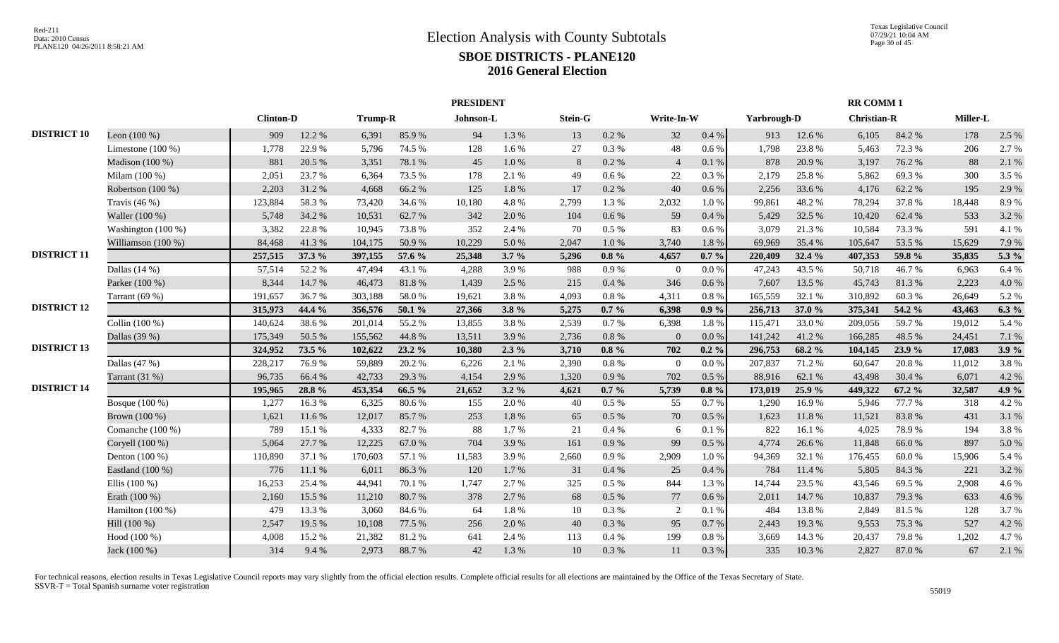# Election Analysis with County Subtotals

## SBOE DISTRICTS - PLANE120

## 2016 General Election

Red-211
Data: 2010 Census
PLANE120 04/26/2011 8:58:21 AM

Texas Legislative Council
07/29/21 10:04 AM

| | | PRESIDENT | | | | | | | | | | RR COMM 1 | | | | | |
|---|---|---|---|---|---|---|---|---|---|---|---|---|---|---|---|---|---|
| | | Clinton-D | | Trump-R | | Johnson-L | | Stein-G | | Write-In-W | | Yarbrough-D | | Christian-R | | Miller-L | |
| **DISTRICT 10** | Leon (100 %) | 909 | 12.2 % | 6,391 | 85.9 % | 94 | 1.3 % | 13 | 0.2 % | 32 | 0.4 % | 913 | 12.6 % | 6,105 | 84.2 % | 178 | 2.5 % |
| | Limestone (100 %) | 1,778 | 22.9 % | 5,796 | 74.5 % | 128 | 1.6 % | 27 | 0.3 % | 48 | 0.6 % | 1,798 | 23.8 % | 5,463 | 72.3 % | 206 | 2.7 % |
| | Madison (100 %) | 881 | 20.5 % | 3,351 | 78.1 % | 45 | 1.0 % | 8 | 0.2 % | 4 | 0.1 % | 878 | 20.9 % | 3,197 | 76.2 % | 88 | 2.1 % |
| | Milam (100 %) | 2,051 | 23.7 % | 6,364 | 73.5 % | 178 | 2.1 % | 49 | 0.6 % | 22 | 0.3 % | 2,179 | 25.8 % | 5,862 | 69.3 % | 300 | 3.5 % |
| | Robertson (100 %) | 2,203 | 31.2 % | 4,668 | 66.2 % | 125 | 1.8 % | 17 | 0.2 % | 40 | 0.6 % | 2,256 | 33.6 % | 4,176 | 62.2 % | 195 | 2.9 % |
| | Travis (46 %) | 123,884 | 58.3 % | 73,420 | 34.6 % | 10,180 | 4.8 % | 2,799 | 1.3 % | 2,032 | 1.0 % | 99,861 | 48.2 % | 78,294 | 37.8 % | 18,448 | 8.9 % |
| | Waller (100 %) | 5,748 | 34.2 % | 10,531 | 62.7 % | 342 | 2.0 % | 104 | 0.6 % | 59 | 0.4 % | 5,429 | 32.5 % | 10,420 | 62.4 % | 533 | 3.2 % |
| | Washington (100 %) | 3,382 | 22.8 % | 10,945 | 73.8 % | 352 | 2.4 % | 70 | 0.5 % | 83 | 0.6 % | 3,079 | 21.3 % | 10,584 | 73.3 % | 591 | 4.1 % |
| | Williamson (100 %) | 84,468 | 41.3 % | 104,175 | 50.9 % | 10,229 | 5.0 % | 2,047 | 1.0 % | 3,740 | 1.8 % | 69,969 | 35.4 % | 105,647 | 53.5 % | 15,629 | 7.9 % |
| **DISTRICT 11** | | **257,515** | **37.3 %** | **397,155** | **57.6 %** | **25,348** | **3.7 %** | **5,296** | **0.8 %** | **4,657** | **0.7 %** | **220,409** | **32.4 %** | **407,353** | **59.8 %** | **35,835** | **5.3 %** |
| | Dallas (14 %) | 57,514 | 52.2 % | 47,494 | 43.1 % | 4,288 | 3.9 % | 988 | 0.9 % | 0 | 0.0 % | 47,243 | 43.5 % | 50,718 | 46.7 % | 6,963 | 6.4 % |
| | Parker (100 %) | 8,344 | 14.7 % | 46,473 | 81.8 % | 1,439 | 2.5 % | 215 | 0.4 % | 346 | 0.6 % | 7,607 | 13.5 % | 45,743 | 81.3 % | 2,223 | 4.0 % |
| | Tarrant (69 %) | 191,657 | 36.7 % | 303,188 | 58.0 % | 19,621 | 3.8 % | 4,093 | 0.8 % | 4,311 | 0.8 % | 165,559 | 32.1 % | 310,892 | 60.3 % | 26,649 | 5.2 % |
| **DISTRICT 12** | | **315,973** | **44.4 %** | **356,576** | **50.1 %** | **27,366** | **3.8 %** | **5,275** | **0.7 %** | **6,398** | **0.9 %** | **256,713** | **37.0 %** | **375,341** | **54.2 %** | **43,463** | **6.3 %** |
| | Collin (100 %) | 140,624 | 38.6 % | 201,014 | 55.2 % | 13,855 | 3.8 % | 2,539 | 0.7 % | 6,398 | 1.8 % | 115,471 | 33.0 % | 209,056 | 59.7 % | 19,012 | 5.4 % |
| | Dallas (39 %) | 175,349 | 50.5 % | 155,562 | 44.8 % | 13,511 | 3.9 % | 2,736 | 0.8 % | 0 | 0.0 % | 141,242 | 41.2 % | 166,285 | 48.5 % | 24,451 | 7.1 % |
| **DISTRICT 13** | | **324,952** | **73.5 %** | **102,622** | **23.2 %** | **10,380** | **2.3 %** | **3,710** | **0.8 %** | **702** | **0.2 %** | **296,753** | **68.2 %** | **104,145** | **23.9 %** | **17,083** | **3.9 %** |
| | Dallas (47 %) | 228,217 | 76.9 % | 59,889 | 20.2 % | 6,226 | 2.1 % | 2,390 | 0.8 % | 0 | 0.0 % | 207,837 | 71.2 % | 60,647 | 20.8 % | 11,012 | 3.8 % |
| | Tarrant (31 %) | 96,735 | 66.4 % | 42,733 | 29.3 % | 4,154 | 2.9 % | 1,320 | 0.9 % | 702 | 0.5 % | 88,916 | 62.1 % | 43,498 | 30.4 % | 6,071 | 4.2 % |
| **DISTRICT 14** | | **195,965** | **28.8 %** | **453,354** | **66.5 %** | **21,652** | **3.2 %** | **4,621** | **0.7 %** | **5,739** | **0.8 %** | **173,019** | **25.9 %** | **449,322** | **67.2 %** | **32,587** | **4.9 %** |
| | Bosque (100 %) | 1,277 | 16.3 % | 6,325 | 80.6 % | 155 | 2.0 % | 40 | 0.5 % | 55 | 0.7 % | 1,290 | 16.9 % | 5,946 | 77.7 % | 318 | 4.2 % |
| | Brown (100 %) | 1,621 | 11.6 % | 12,017 | 85.7 % | 253 | 1.8 % | 65 | 0.5 % | 70 | 0.5 % | 1,623 | 11.8 % | 11,521 | 83.8 % | 431 | 3.1 % |
| | Comanche (100 %) | 789 | 15.1 % | 4,333 | 82.7 % | 88 | 1.7 % | 21 | 0.4 % | 6 | 0.1 % | 822 | 16.1 % | 4,025 | 78.9 % | 194 | 3.8 % |
| | Coryell (100 %) | 5,064 | 27.7 % | 12,225 | 67.0 % | 704 | 3.9 % | 161 | 0.9 % | 99 | 0.5 % | 4,774 | 26.6 % | 11,848 | 66.0 % | 897 | 5.0 % |
| | Denton (100 %) | 110,890 | 37.1 % | 170,603 | 57.1 % | 11,583 | 3.9 % | 2,660 | 0.9 % | 2,909 | 1.0 % | 94,369 | 32.1 % | 176,455 | 60.0 % | 15,906 | 5.4 % |
| | Eastland (100 %) | 776 | 11.1 % | 6,011 | 86.3 % | 120 | 1.7 % | 31 | 0.4 % | 25 | 0.4 % | 784 | 11.4 % | 5,805 | 84.3 % | 221 | 3.2 % |
| | Ellis (100 %) | 16,253 | 25.4 % | 44,941 | 70.1 % | 1,747 | 2.7 % | 325 | 0.5 % | 844 | 1.3 % | 14,744 | 23.5 % | 43,546 | 69.5 % | 2,908 | 4.6 % |
| | Erath (100 %) | 2,160 | 15.5 % | 11,210 | 80.7 % | 378 | 2.7 % | 68 | 0.5 % | 77 | 0.6 % | 2,011 | 14.7 % | 10,837 | 79.3 % | 633 | 4.6 % |
| | Hamilton (100 %) | 479 | 13.3 % | 3,060 | 84.6 % | 64 | 1.8 % | 10 | 0.3 % | 2 | 0.1 % | 484 | 13.8 % | 2,849 | 81.5 % | 128 | 3.7 % |
| | Hill (100 %) | 2,547 | 19.5 % | 10,108 | 77.5 % | 256 | 2.0 % | 40 | 0.3 % | 95 | 0.7 % | 2,443 | 19.3 % | 9,553 | 75.3 % | 527 | 4.2 % |
| | Hood (100 %) | 4,008 | 15.2 % | 21,382 | 81.2 % | 641 | 2.4 % | 113 | 0.4 % | 199 | 0.8 % | 3,669 | 14.3 % | 20,437 | 79.8 % | 1,202 | 4.7 % |
| | Jack (100 %) | 314 | 9.4 % | 2,973 | 88.7 % | 42 | 1.3 % | 10 | 0.3 % | 11 | 0.3 % | 335 | 10.3 % | 2,827 | 87.0 % | 67 | 2.1 % |

For technical reasons, election results in Texas Legislative Council reports may vary slightly from the official election results. Complete official results for all elections are maintained by the Office of the Texas Secretary of State.
SSVR-T = Total Spanish surname voter registration

55019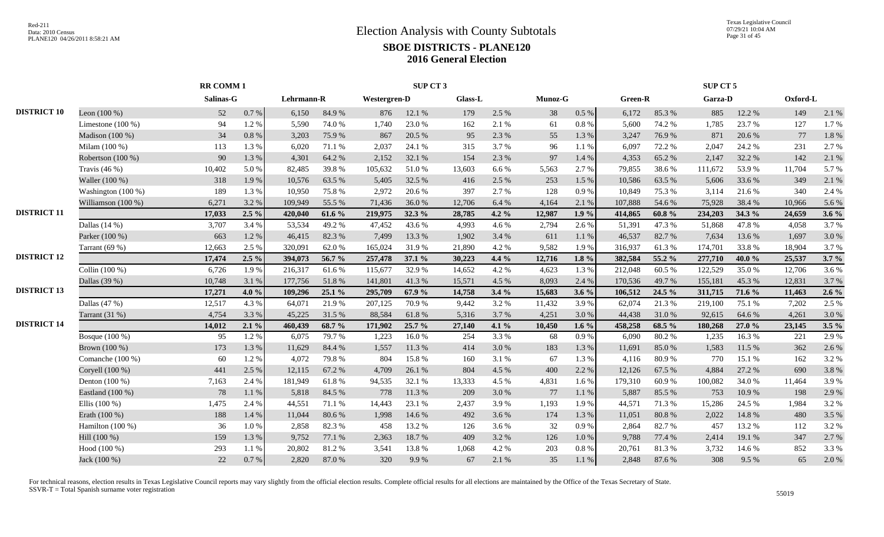# Election Analysis with County Subtotals

## SBOE DISTRICTS - PLANE120

## 2016 General Election

| | | RR COMM 1 | | SUP CT 3 | | | | | | | | SUP CT 5 | | | | | |
|---|---|---|---|---|---|---|---|---|---|---|---|---|---|---|---|---|---|
| | | Salinas-G | | Lehrmann-R | | Westergren-D | | Glass-L | | Munoz-G | | Green-R | | Garza-D | | Oxford-L | |
| DISTRICT 10 | Leon (100 %) | 52 | 0.7 % | 6,150 | 84.9 % | 876 | 12.1 % | 179 | 2.5 % | 38 | 0.5 % | 6,172 | 85.3 % | 885 | 12.2 % | 149 | 2.1 % |
| | Limestone (100 %) | 94 | 1.2 % | 5,590 | 74.0 % | 1,740 | 23.0 % | 162 | 2.1 % | 61 | 0.8 % | 5,600 | 74.2 % | 1,785 | 23.7 % | 127 | 1.7 % |
| | Madison (100 %) | 34 | 0.8 % | 3,203 | 75.9 % | 867 | 20.5 % | 95 | 2.3 % | 55 | 1.3 % | 3,247 | 76.9 % | 871 | 20.6 % | 77 | 1.8 % |
| | Milam (100 %) | 113 | 1.3 % | 6,020 | 71.1 % | 2,037 | 24.1 % | 315 | 3.7 % | 96 | 1.1 % | 6,097 | 72.2 % | 2,047 | 24.2 % | 231 | 2.7 % |
| | Robertson (100 %) | 90 | 1.3 % | 4,301 | 64.2 % | 2,152 | 32.1 % | 154 | 2.3 % | 97 | 1.4 % | 4,353 | 65.2 % | 2,147 | 32.2 % | 142 | 2.1 % |
| | Travis (46 %) | 10,402 | 5.0 % | 82,485 | 39.8 % | 105,632 | 51.0 % | 13,603 | 6.6 % | 5,563 | 2.7 % | 79,855 | 38.6 % | 111,672 | 53.9 % | 11,704 | 5.7 % |
| | Waller (100 %) | 318 | 1.9 % | 10,576 | 63.5 % | 5,405 | 32.5 % | 416 | 2.5 % | 253 | 1.5 % | 10,586 | 63.5 % | 5,606 | 33.6 % | 349 | 2.1 % |
| | Washington (100 %) | 189 | 1.3 % | 10,950 | 75.8 % | 2,972 | 20.6 % | 397 | 2.7 % | 128 | 0.9 % | 10,849 | 75.3 % | 3,114 | 21.6 % | 340 | 2.4 % |
| | Williamson (100 %) | 6,271 | 3.2 % | 109,949 | 55.5 % | 71,436 | 36.0 % | 12,706 | 6.4 % | 4,164 | 2.1 % | 107,888 | 54.6 % | 75,928 | 38.4 % | 10,966 | 5.6 % |
| DISTRICT 11 | | **17,033** | **2.5 %** | **420,040** | **61.6 %** | **219,975** | **32.3 %** | **28,785** | **4.2 %** | **12,987** | **1.9 %** | **414,865** | **60.8 %** | **234,203** | **34.3 %** | **24,659** | **3.6 %** |
| | Dallas (14 %) | 3,707 | 3.4 % | 53,534 | 49.2 % | 47,452 | 43.6 % | 4,993 | 4.6 % | 2,794 | 2.6 % | 51,391 | 47.3 % | 51,868 | 47.8 % | 4,058 | 3.7 % |
| | Parker (100 %) | 663 | 1.2 % | 46,415 | 82.3 % | 7,499 | 13.3 % | 1,902 | 3.4 % | 611 | 1.1 % | 46,537 | 82.7 % | 7,634 | 13.6 % | 1,697 | 3.0 % |
| | Tarrant (69 %) | 12,663 | 2.5 % | 320,091 | 62.0 % | 165,024 | 31.9 % | 21,890 | 4.2 % | 9,582 | 1.9 % | 316,937 | 61.3 % | 174,701 | 33.8 % | 18,904 | 3.7 % |
| DISTRICT 12 | | **17,474** | **2.5 %** | **394,073** | **56.7 %** | **257,478** | **37.1 %** | **30,223** | **4.4 %** | **12,716** | **1.8 %** | **382,584** | **55.2 %** | **277,710** | **40.0 %** | **25,537** | **3.7 %** |
| | Collin (100 %) | 6,726 | 1.9 % | 216,317 | 61.6 % | 115,677 | 32.9 % | 14,652 | 4.2 % | 4,623 | 1.3 % | 212,048 | 60.5 % | 122,529 | 35.0 % | 12,706 | 3.6 % |
| | Dallas (39 %) | 10,748 | 3.1 % | 177,756 | 51.8 % | 141,801 | 41.3 % | 15,571 | 4.5 % | 8,093 | 2.4 % | 170,536 | 49.7 % | 155,181 | 45.3 % | 12,831 | 3.7 % |
| DISTRICT 13 | | **17,271** | **4.0 %** | **109,296** | **25.1 %** | **295,709** | **67.9 %** | **14,758** | **3.4 %** | **15,683** | **3.6 %** | **106,512** | **24.5 %** | **311,715** | **71.6 %** | **11,463** | **2.6 %** |
| | Dallas (47 %) | 12,517 | 4.3 % | 64,071 | 21.9 % | 207,125 | 70.9 % | 9,442 | 3.2 % | 11,432 | 3.9 % | 62,074 | 21.3 % | 219,100 | 75.1 % | 7,202 | 2.5 % |
| | Tarrant (31 %) | 4,754 | 3.3 % | 45,225 | 31.5 % | 88,584 | 61.8 % | 5,316 | 3.7 % | 4,251 | 3.0 % | 44,438 | 31.0 % | 92,615 | 64.6 % | 4,261 | 3.0 % |
| DISTRICT 14 | | **14,012** | **2.1 %** | **460,439** | **68.7 %** | **171,902** | **25.7 %** | **27,140** | **4.1 %** | **10,450** | **1.6 %** | **458,258** | **68.5 %** | **180,268** | **27.0 %** | **23,145** | **3.5 %** |
| | Bosque (100 %) | 95 | 1.2 % | 6,075 | 79.7 % | 1,223 | 16.0 % | 254 | 3.3 % | 68 | 0.9 % | 6,090 | 80.2 % | 1,235 | 16.3 % | 221 | 2.9 % |
| | Brown (100 %) | 173 | 1.3 % | 11,629 | 84.4 % | 1,557 | 11.3 % | 414 | 3.0 % | 183 | 1.3 % | 11,691 | 85.0 % | 1,583 | 11.5 % | 362 | 2.6 % |
| | Comanche (100 %) | 60 | 1.2 % | 4,072 | 79.8 % | 804 | 15.8 % | 160 | 3.1 % | 67 | 1.3 % | 4,116 | 80.9 % | 770 | 15.1 % | 162 | 3.2 % |
| | Coryell (100 %) | 441 | 2.5 % | 12,115 | 67.2 % | 4,709 | 26.1 % | 804 | 4.5 % | 400 | 2.2 % | 12,126 | 67.5 % | 4,884 | 27.2 % | 690 | 3.8 % |
| | Denton (100 %) | 7,163 | 2.4 % | 181,949 | 61.8 % | 94,535 | 32.1 % | 13,333 | 4.5 % | 4,831 | 1.6 % | 179,310 | 60.9 % | 100,082 | 34.0 % | 11,464 | 3.9 % |
| | Eastland (100 %) | 78 | 1.1 % | 5,818 | 84.5 % | 778 | 11.3 % | 209 | 3.0 % | 77 | 1.1 % | 5,887 | 85.5 % | 753 | 10.9 % | 198 | 2.9 % |
| | Ellis (100 %) | 1,475 | 2.4 % | 44,551 | 71.1 % | 14,443 | 23.1 % | 2,437 | 3.9 % | 1,193 | 1.9 % | 44,571 | 71.3 % | 15,286 | 24.5 % | 1,984 | 3.2 % |
| | Erath (100 %) | 188 | 1.4 % | 11,044 | 80.6 % | 1,998 | 14.6 % | 492 | 3.6 % | 174 | 1.3 % | 11,051 | 80.8 % | 2,022 | 14.8 % | 480 | 3.5 % |
| | Hamilton (100 %) | 36 | 1.0 % | 2,858 | 82.3 % | 458 | 13.2 % | 126 | 3.6 % | 32 | 0.9 % | 2,864 | 82.7 % | 457 | 13.2 % | 112 | 3.2 % |
| | Hill (100 %) | 159 | 1.3 % | 9,752 | 77.1 % | 2,363 | 18.7 % | 409 | 3.2 % | 126 | 1.0 % | 9,788 | 77.4 % | 2,414 | 19.1 % | 347 | 2.7 % |
| | Hood (100 %) | 293 | 1.1 % | 20,802 | 81.2 % | 3,541 | 13.8 % | 1,068 | 4.2 % | 203 | 0.8 % | 20,761 | 81.3 % | 3,732 | 14.6 % | 852 | 3.3 % |
| | Jack (100 %) | 22 | 0.7 % | 2,820 | 87.0 % | 320 | 9.9 % | 67 | 2.1 % | 35 | 1.1 % | 2,848 | 87.6 % | 308 | 9.5 % | 65 | 2.0 % |

For technical reasons, election results in Texas Legislative Council reports may vary slightly from the official election results. Complete official results for all elections are maintained by the Office of the Texas Secretary of State.
SSVR-T = Total Spanish surname voter registration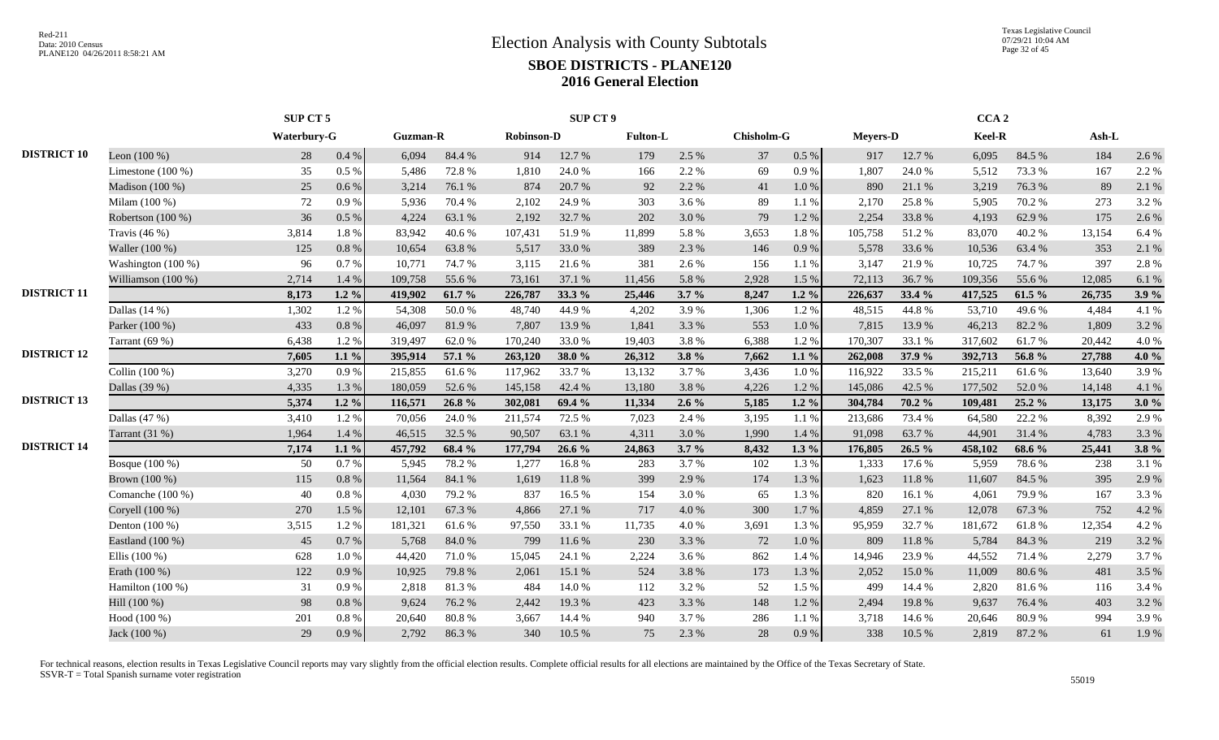# Election Analysis with County Subtotals

## SBOE DISTRICTS - PLANE120

## 2016 General Election

| | | SUP CT 5 | | SUP CT 9 | | | | | | | | CCA 2 | | | | | |
|---|---|---|---|---|---|---|---|---|---|---|---|---|---|---|---|---|---|
| | | Waterbury-G | | Guzman-R | | Robinson-D | | Fulton-L | | Chisholm-G | | Meyers-D | | Keel-R | | Ash-L | |
| DISTRICT 10 | Leon (100 %) | 28 | 0.4 % | 6,094 | 84.4 % | 914 | 12.7 % | 179 | 2.5 % | 37 | 0.5 % | 917 | 12.7 % | 6,095 | 84.5 % | 184 | 2.6 % |
| | Limestone (100 %) | 35 | 0.5 % | 5,486 | 72.8 % | 1,810 | 24.0 % | 166 | 2.2 % | 69 | 0.9 % | 1,807 | 24.0 % | 5,512 | 73.3 % | 167 | 2.2 % |
| | Madison (100 %) | 25 | 0.6 % | 3,214 | 76.1 % | 874 | 20.7 % | 92 | 2.2 % | 41 | 1.0 % | 890 | 21.1 % | 3,219 | 76.3 % | 89 | 2.1 % |
| | Milam (100 %) | 72 | 0.9 % | 5,936 | 70.4 % | 2,102 | 24.9 % | 303 | 3.6 % | 89 | 1.1 % | 2,170 | 25.8 % | 5,905 | 70.2 % | 273 | 3.2 % |
| | Robertson (100 %) | 36 | 0.5 % | 4,224 | 63.1 % | 2,192 | 32.7 % | 202 | 3.0 % | 79 | 1.2 % | 2,254 | 33.8 % | 4,193 | 62.9 % | 175 | 2.6 % |
| | Travis (46 %) | 3,814 | 1.8 % | 83,942 | 40.6 % | 107,431 | 51.9 % | 11,899 | 5.8 % | 3,653 | 1.8 % | 105,758 | 51.2 % | 83,070 | 40.2 % | 13,154 | 6.4 % |
| | Waller (100 %) | 125 | 0.8 % | 10,654 | 63.8 % | 5,517 | 33.0 % | 389 | 2.3 % | 146 | 0.9 % | 5,578 | 33.6 % | 10,536 | 63.4 % | 353 | 2.1 % |
| | Washington (100 %) | 96 | 0.7 % | 10,771 | 74.7 % | 3,115 | 21.6 % | 381 | 2.6 % | 156 | 1.1 % | 3,147 | 21.9 % | 10,725 | 74.7 % | 397 | 2.8 % |
| | Williamson (100 %) | 2,714 | 1.4 % | 109,758 | 55.6 % | 73,161 | 37.1 % | 11,456 | 5.8 % | 2,928 | 1.5 % | 72,113 | 36.7 % | 109,356 | 55.6 % | 12,085 | 6.1 % |
| DISTRICT 11 | | **8,173** | **1.2 %** | **419,902** | **61.7 %** | **226,787** | **33.3 %** | **25,446** | **3.7 %** | **8,247** | **1.2 %** | **226,637** | **33.4 %** | **417,525** | **61.5 %** | **26,735** | **3.9 %** |
| | Dallas (14 %) | 1,302 | 1.2 % | 54,308 | 50.0 % | 48,740 | 44.9 % | 4,202 | 3.9 % | 1,306 | 1.2 % | 48,515 | 44.8 % | 53,710 | 49.6 % | 4,484 | 4.1 % |
| | Parker (100 %) | 433 | 0.8 % | 46,097 | 81.9 % | 7,807 | 13.9 % | 1,841 | 3.3 % | 553 | 1.0 % | 7,815 | 13.9 % | 46,213 | 82.2 % | 1,809 | 3.2 % |
| | Tarrant (69 %) | 6,438 | 1.2 % | 319,497 | 62.0 % | 170,240 | 33.0 % | 19,403 | 3.8 % | 6,388 | 1.2 % | 170,307 | 33.1 % | 317,602 | 61.7 % | 20,442 | 4.0 % |
| DISTRICT 12 | | **7,605** | **1.1 %** | **395,914** | **57.1 %** | **263,120** | **38.0 %** | **26,312** | **3.8 %** | **7,662** | **1.1 %** | **262,008** | **37.9 %** | **392,713** | **56.8 %** | **27,788** | **4.0 %** |
| | Collin (100 %) | 3,270 | 0.9 % | 215,855 | 61.6 % | 117,962 | 33.7 % | 13,132 | 3.7 % | 3,436 | 1.0 % | 116,922 | 33.5 % | 215,211 | 61.6 % | 13,640 | 3.9 % |
| | Dallas (39 %) | 4,335 | 1.3 % | 180,059 | 52.6 % | 145,158 | 42.4 % | 13,180 | 3.8 % | 4,226 | 1.2 % | 145,086 | 42.5 % | 177,502 | 52.0 % | 14,148 | 4.1 % |
| DISTRICT 13 | | **5,374** | **1.2 %** | **116,571** | **26.8 %** | **302,081** | **69.4 %** | **11,334** | **2.6 %** | **5,185** | **1.2 %** | **304,784** | **70.2 %** | **109,481** | **25.2 %** | **13,175** | **3.0 %** |
| | Dallas (47 %) | 3,410 | 1.2 % | 70,056 | 24.0 % | 211,574 | 72.5 % | 7,023 | 2.4 % | 3,195 | 1.1 % | 213,686 | 73.4 % | 64,580 | 22.2 % | 8,392 | 2.9 % |
| | Tarrant (31 %) | 1,964 | 1.4 % | 46,515 | 32.5 % | 90,507 | 63.1 % | 4,311 | 3.0 % | 1,990 | 1.4 % | 91,098 | 63.7 % | 44,901 | 31.4 % | 4,783 | 3.3 % |
| DISTRICT 14 | | **7,174** | **1.1 %** | **457,792** | **68.4 %** | **177,794** | **26.6 %** | **24,863** | **3.7 %** | **8,432** | **1.3 %** | **176,805** | **26.5 %** | **458,102** | **68.6 %** | **25,441** | **3.8 %** |
| | Bosque (100 %) | 50 | 0.7 % | 5,945 | 78.2 % | 1,277 | 16.8 % | 283 | 3.7 % | 102 | 1.3 % | 1,333 | 17.6 % | 5,959 | 78.6 % | 238 | 3.1 % |
| | Brown (100 %) | 115 | 0.8 % | 11,564 | 84.1 % | 1,619 | 11.8 % | 399 | 2.9 % | 174 | 1.3 % | 1,623 | 11.8 % | 11,607 | 84.5 % | 395 | 2.9 % |
| | Comanche (100 %) | 40 | 0.8 % | 4,030 | 79.2 % | 837 | 16.5 % | 154 | 3.0 % | 65 | 1.3 % | 820 | 16.1 % | 4,061 | 79.9 % | 167 | 3.3 % |
| | Coryell (100 %) | 270 | 1.5 % | 12,101 | 67.3 % | 4,866 | 27.1 % | 717 | 4.0 % | 300 | 1.7 % | 4,859 | 27.1 % | 12,078 | 67.3 % | 752 | 4.2 % |
| | Denton (100 %) | 3,515 | 1.2 % | 181,321 | 61.6 % | 97,550 | 33.1 % | 11,735 | 4.0 % | 3,691 | 1.3 % | 95,959 | 32.7 % | 181,672 | 61.8 % | 12,354 | 4.2 % |
| | Eastland (100 %) | 45 | 0.7 % | 5,768 | 84.0 % | 799 | 11.6 % | 230 | 3.3 % | 72 | 1.0 % | 809 | 11.8 % | 5,784 | 84.3 % | 219 | 3.2 % |
| | Ellis (100 %) | 628 | 1.0 % | 44,420 | 71.0 % | 15,045 | 24.1 % | 2,224 | 3.6 % | 862 | 1.4 % | 14,946 | 23.9 % | 44,552 | 71.4 % | 2,279 | 3.7 % |
| | Erath (100 %) | 122 | 0.9 % | 10,925 | 79.8 % | 2,061 | 15.1 % | 524 | 3.8 % | 173 | 1.3 % | 2,052 | 15.0 % | 11,009 | 80.6 % | 481 | 3.5 % |
| | Hamilton (100 %) | 31 | 0.9 % | 2,818 | 81.3 % | 484 | 14.0 % | 112 | 3.2 % | 52 | 1.5 % | 499 | 14.4 % | 2,820 | 81.6 % | 116 | 3.4 % |
| | Hill (100 %) | 98 | 0.8 % | 9,624 | 76.2 % | 2,442 | 19.3 % | 423 | 3.3 % | 148 | 1.2 % | 2,494 | 19.8 % | 9,637 | 76.4 % | 403 | 3.2 % |
| | Hood (100 %) | 201 | 0.8 % | 20,640 | 80.8 % | 3,667 | 14.4 % | 940 | 3.7 % | 286 | 1.1 % | 3,718 | 14.6 % | 20,646 | 80.9 % | 994 | 3.9 % |
| | Jack (100 %) | 29 | 0.9 % | 2,792 | 86.3 % | 340 | 10.5 % | 75 | 2.3 % | 28 | 0.9 % | 338 | 10.5 % | 2,819 | 87.2 % | 61 | 1.9 % |

For technical reasons, election results in Texas Legislative Council reports may vary slightly from the official election results. Complete official results for all elections are maintained by the Office of the Texas Secretary of State.
SSVR-T = Total Spanish surname voter registration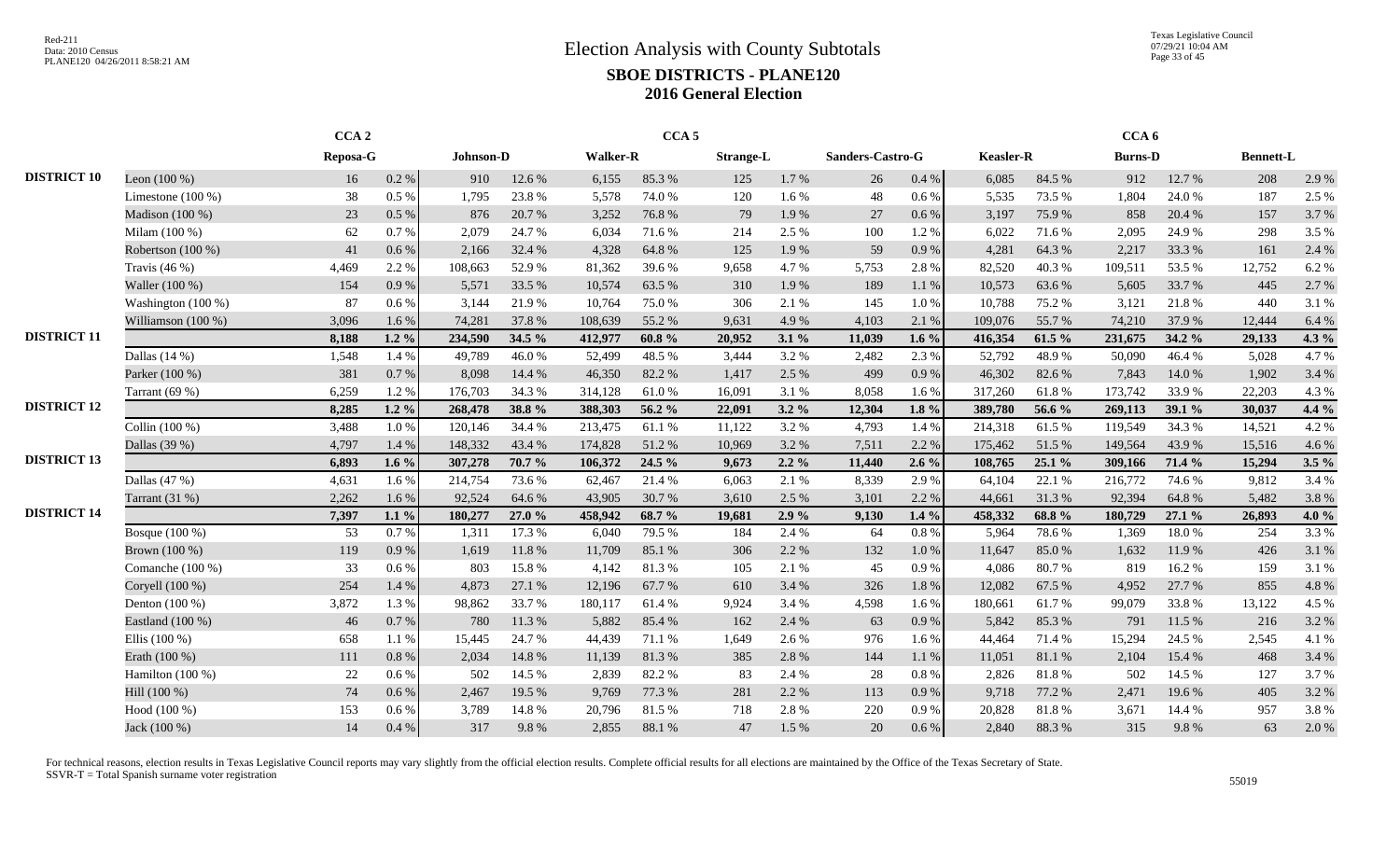# Election Analysis with County Subtotals

## SBOE DISTRICTS - PLANE120

### 2016 General Election

| | | CCA 2 | | CCA 5 | | | | | | | | CCA 6 | | | | | |
|---|---|---|---|---|---|---|---|---|---|---|---|---|---|---|---|---|---|
| | | Reposa-G | | Johnson-D | | Walker-R | | Strange-L | | Sanders-Castro-G | | Keasler-R | | Burns-D | | Bennett-L | |
| **DISTRICT 10** | Leon (100 %) | 16 | 0.2 % | 910 | 12.6 % | 6,155 | 85.3 % | 125 | 1.7 % | 26 | 0.4 % | 6,085 | 84.5 % | 912 | 12.7 % | 208 | 2.9 % |
| | Limestone (100 %) | 38 | 0.5 % | 1,795 | 23.8 % | 5,578 | 74.0 % | 120 | 1.6 % | 48 | 0.6 % | 5,535 | 73.5 % | 1,804 | 24.0 % | 187 | 2.5 % |
| | Madison (100 %) | 23 | 0.5 % | 876 | 20.7 % | 3,252 | 76.8 % | 79 | 1.9 % | 27 | 0.6 % | 3,197 | 75.9 % | 858 | 20.4 % | 157 | 3.7 % |
| | Milam (100 %) | 62 | 0.7 % | 2,079 | 24.7 % | 6,034 | 71.6 % | 214 | 2.5 % | 100 | 1.2 % | 6,022 | 71.6 % | 2,095 | 24.9 % | 298 | 3.5 % |
| | Robertson (100 %) | 41 | 0.6 % | 2,166 | 32.4 % | 4,328 | 64.8 % | 125 | 1.9 % | 59 | 0.9 % | 4,281 | 64.3 % | 2,217 | 33.3 % | 161 | 2.4 % |
| | Travis (46 %) | 4,469 | 2.2 % | 108,663 | 52.9 % | 81,362 | 39.6 % | 9,658 | 4.7 % | 5,753 | 2.8 % | 82,520 | 40.3 % | 109,511 | 53.5 % | 12,752 | 6.2 % |
| | Waller (100 %) | 154 | 0.9 % | 5,571 | 33.5 % | 10,574 | 63.5 % | 310 | 1.9 % | 189 | 1.1 % | 10,573 | 63.6 % | 5,605 | 33.7 % | 445 | 2.7 % |
| | Washington (100 %) | 87 | 0.6 % | 3,144 | 21.9 % | 10,764 | 75.0 % | 306 | 2.1 % | 145 | 1.0 % | 10,788 | 75.2 % | 3,121 | 21.8 % | 440 | 3.1 % |
| | Williamson (100 %) | 3,096 | 1.6 % | 74,281 | 37.8 % | 108,639 | 55.2 % | 9,631 | 4.9 % | 4,103 | 2.1 % | 109,076 | 55.7 % | 74,210 | 37.9 % | 12,444 | 6.4 % |
| **DISTRICT 11** | | **8,188** | **1.2 %** | **234,590** | **34.5 %** | **412,977** | **60.8 %** | **20,952** | **3.1 %** | **11,039** | **1.6 %** | **416,354** | **61.5 %** | **231,675** | **34.2 %** | **29,133** | **4.3 %** |
| | Dallas (14 %) | 1,548 | 1.4 % | 49,789 | 46.0 % | 52,499 | 48.5 % | 3,444 | 3.2 % | 2,482 | 2.3 % | 52,792 | 48.9 % | 50,090 | 46.4 % | 5,028 | 4.7 % |
| | Parker (100 %) | 381 | 0.7 % | 8,098 | 14.4 % | 46,350 | 82.2 % | 1,417 | 2.5 % | 499 | 0.9 % | 46,302 | 82.6 % | 7,843 | 14.0 % | 1,902 | 3.4 % |
| | Tarrant (69 %) | 6,259 | 1.2 % | 176,703 | 34.3 % | 314,128 | 61.0 % | 16,091 | 3.1 % | 8,058 | 1.6 % | 317,260 | 61.8 % | 173,742 | 33.9 % | 22,203 | 4.3 % |
| **DISTRICT 12** | | **8,285** | **1.2 %** | **268,478** | **38.8 %** | **388,303** | **56.2 %** | **22,091** | **3.2 %** | **12,304** | **1.8 %** | **389,780** | **56.6 %** | **269,113** | **39.1 %** | **30,037** | **4.4 %** |
| | Collin (100 %) | 3,488 | 1.0 % | 120,146 | 34.4 % | 213,475 | 61.1 % | 11,122 | 3.2 % | 4,793 | 1.4 % | 214,318 | 61.5 % | 119,549 | 34.3 % | 14,521 | 4.2 % |
| | Dallas (39 %) | 4,797 | 1.4 % | 148,332 | 43.4 % | 174,828 | 51.2 % | 10,969 | 3.2 % | 7,511 | 2.2 % | 175,462 | 51.5 % | 149,564 | 43.9 % | 15,516 | 4.6 % |
| **DISTRICT 13** | | **6,893** | **1.6 %** | **307,278** | **70.7 %** | **106,372** | **24.5 %** | **9,673** | **2.2 %** | **11,440** | **2.6 %** | **108,765** | **25.1 %** | **309,166** | **71.4 %** | **15,294** | **3.5 %** |
| | Dallas (47 %) | 4,631 | 1.6 % | 214,754 | 73.6 % | 62,467 | 21.4 % | 6,063 | 2.1 % | 8,339 | 2.9 % | 64,104 | 22.1 % | 216,772 | 74.6 % | 9,812 | 3.4 % |
| | Tarrant (31 %) | 2,262 | 1.6 % | 92,524 | 64.6 % | 43,905 | 30.7 % | 3,610 | 2.5 % | 3,101 | 2.2 % | 44,661 | 31.3 % | 92,394 | 64.8 % | 5,482 | 3.8 % |
| **DISTRICT 14** | | **7,397** | **1.1 %** | **180,277** | **27.0 %** | **458,942** | **68.7 %** | **19,681** | **2.9 %** | **9,130** | **1.4 %** | **458,332** | **68.8 %** | **180,729** | **27.1 %** | **26,893** | **4.0 %** |
| | Bosque (100 %) | 53 | 0.7 % | 1,311 | 17.3 % | 6,040 | 79.5 % | 184 | 2.4 % | 64 | 0.8 % | 5,964 | 78.6 % | 1,369 | 18.0 % | 254 | 3.3 % |
| | Brown (100 %) | 119 | 0.9 % | 1,619 | 11.8 % | 11,709 | 85.1 % | 306 | 2.2 % | 132 | 1.0 % | 11,647 | 85.0 % | 1,632 | 11.9 % | 426 | 3.1 % |
| | Comanche (100 %) | 33 | 0.6 % | 803 | 15.8 % | 4,142 | 81.3 % | 105 | 2.1 % | 45 | 0.9 % | 4,086 | 80.7 % | 819 | 16.2 % | 159 | 3.1 % |
| | Coryell (100 %) | 254 | 1.4 % | 4,873 | 27.1 % | 12,196 | 67.7 % | 610 | 3.4 % | 326 | 1.8 % | 12,082 | 67.5 % | 4,952 | 27.7 % | 855 | 4.8 % |
| | Denton (100 %) | 3,872 | 1.3 % | 98,862 | 33.7 % | 180,117 | 61.4 % | 9,924 | 3.4 % | 4,598 | 1.6 % | 180,661 | 61.7 % | 99,079 | 33.8 % | 13,122 | 4.5 % |
| | Eastland (100 %) | 46 | 0.7 % | 780 | 11.3 % | 5,882 | 85.4 % | 162 | 2.4 % | 63 | 0.9 % | 5,842 | 85.3 % | 791 | 11.5 % | 216 | 3.2 % |
| | Ellis (100 %) | 658 | 1.1 % | 15,445 | 24.7 % | 44,439 | 71.1 % | 1,649 | 2.6 % | 976 | 1.6 % | 44,464 | 71.4 % | 15,294 | 24.5 % | 2,545 | 4.1 % |
| | Erath (100 %) | 111 | 0.8 % | 2,034 | 14.8 % | 11,139 | 81.3 % | 385 | 2.8 % | 144 | 1.1 % | 11,051 | 81.1 % | 2,104 | 15.4 % | 468 | 3.4 % |
| | Hamilton (100 %) | 22 | 0.6 % | 502 | 14.5 % | 2,839 | 82.2 % | 83 | 2.4 % | 28 | 0.8 % | 2,826 | 81.8 % | 502 | 14.5 % | 127 | 3.7 % |
| | Hill (100 %) | 74 | 0.6 % | 2,467 | 19.5 % | 9,769 | 77.3 % | 281 | 2.2 % | 113 | 0.9 % | 9,718 | 77.2 % | 2,471 | 19.6 % | 405 | 3.2 % |
| | Hood (100 %) | 153 | 0.6 % | 3,789 | 14.8 % | 20,796 | 81.5 % | 718 | 2.8 % | 220 | 0.9 % | 20,828 | 81.8 % | 3,671 | 14.4 % | 957 | 3.8 % |
| | Jack (100 %) | 14 | 0.4 % | 317 | 9.8 % | 2,855 | 88.1 % | 47 | 1.5 % | 20 | 0.6 % | 2,840 | 88.3 % | 315 | 9.8 % | 63 | 2.0 % |

For technical reasons, election results in Texas Legislative Council reports may vary slightly from the official election results. Complete official results for all elections are maintained by the Office of the Texas Secretary of State.
SSVR-T = Total Spanish surname voter registration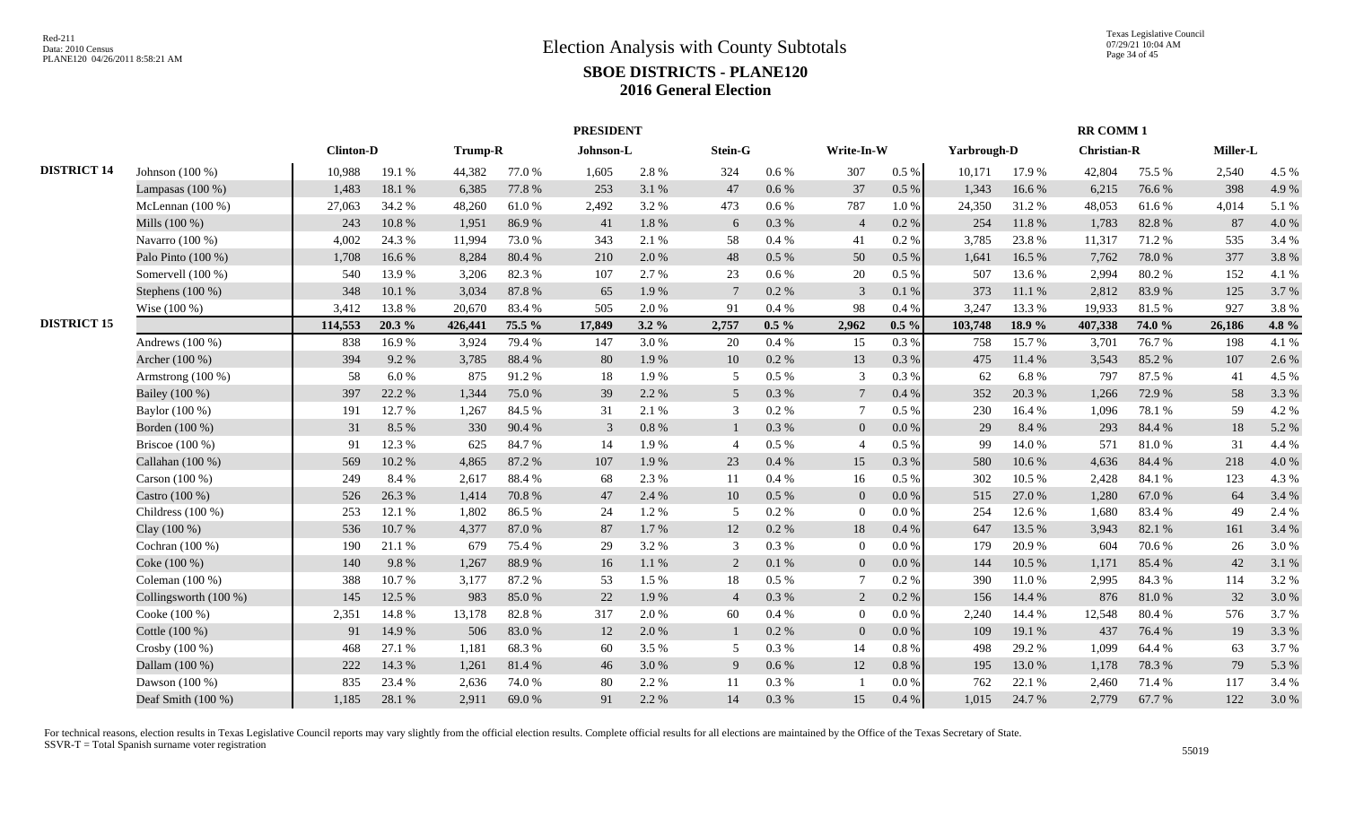# Election Analysis with County Subtotals

## SBOE DISTRICTS - PLANE120

## 2016 General Election

| | | PRESIDENT | | | | | | | | | | RR COMM 1 | | | | | |
|---|---|---|---|---|---|---|---|---|---|---|---|---|---|---|---|---|---|
| | | Clinton-D | | Trump-R | | Johnson-L | | Stein-G | | Write-In-W | | Yarbrough-D | | Christian-R | | Miller-L | |
| DISTRICT 14 | Johnson (100 %) | 10,988 | 19.1 % | 44,382 | 77.0 % | 1,605 | 2.8 % | 324 | 0.6 % | 307 | 0.5 % | 10,171 | 17.9 % | 42,804 | 75.5 % | 2,540 | 4.5 % |
| | Lampasas (100 %) | 1,483 | 18.1 % | 6,385 | 77.8 % | 253 | 3.1 % | 47 | 0.6 % | 37 | 0.5 % | 1,343 | 16.6 % | 6,215 | 76.6 % | 398 | 4.9 % |
| | McLennan (100 %) | 27,063 | 34.2 % | 48,260 | 61.0 % | 2,492 | 3.2 % | 473 | 0.6 % | 787 | 1.0 % | 24,350 | 31.2 % | 48,053 | 61.6 % | 4,014 | 5.1 % |
| | Mills (100 %) | 243 | 10.8 % | 1,951 | 86.9 % | 41 | 1.8 % | 6 | 0.3 % | 4 | 0.2 % | 254 | 11.8 % | 1,783 | 82.8 % | 87 | 4.0 % |
| | Navarro (100 %) | 4,002 | 24.3 % | 11,994 | 73.0 % | 343 | 2.1 % | 58 | 0.4 % | 41 | 0.2 % | 3,785 | 23.8 % | 11,317 | 71.2 % | 535 | 3.4 % |
| | Palo Pinto (100 %) | 1,708 | 16.6 % | 8,284 | 80.4 % | 210 | 2.0 % | 48 | 0.5 % | 50 | 0.5 % | 1,641 | 16.5 % | 7,762 | 78.0 % | 377 | 3.8 % |
| | Somervell (100 %) | 540 | 13.9 % | 3,206 | 82.3 % | 107 | 2.7 % | 23 | 0.6 % | 20 | 0.5 % | 507 | 13.6 % | 2,994 | 80.2 % | 152 | 4.1 % |
| | Stephens (100 %) | 348 | 10.1 % | 3,034 | 87.8 % | 65 | 1.9 % | 7 | 0.2 % | 3 | 0.1 % | 373 | 11.1 % | 2,812 | 83.9 % | 125 | 3.7 % |
| | Wise (100 %) | 3,412 | 13.8 % | 20,670 | 83.4 % | 505 | 2.0 % | 91 | 0.4 % | 98 | 0.4 % | 3,247 | 13.3 % | 19,933 | 81.5 % | 927 | 3.8 % |
| DISTRICT 15 | | **114,553** | **20.3 %** | **426,441** | **75.5 %** | **17,849** | **3.2 %** | **2,757** | **0.5 %** | **2,962** | **0.5 %** | **103,748** | **18.9 %** | **407,338** | **74.0 %** | **26,186** | **4.8 %** |
| | Andrews (100 %) | 838 | 16.9 % | 3,924 | 79.4 % | 147 | 3.0 % | 20 | 0.4 % | 15 | 0.3 % | 758 | 15.7 % | 3,701 | 76.7 % | 198 | 4.1 % |
| | Archer (100 %) | 394 | 9.2 % | 3,785 | 88.4 % | 80 | 1.9 % | 10 | 0.2 % | 13 | 0.3 % | 475 | 11.4 % | 3,543 | 85.2 % | 107 | 2.6 % |
| | Armstrong (100 %) | 58 | 6.0 % | 875 | 91.2 % | 18 | 1.9 % | 5 | 0.5 % | 3 | 0.3 % | 62 | 6.8 % | 797 | 87.5 % | 41 | 4.5 % |
| | Bailey (100 %) | 397 | 22.2 % | 1,344 | 75.0 % | 39 | 2.2 % | 5 | 0.3 % | 7 | 0.4 % | 352 | 20.3 % | 1,266 | 72.9 % | 58 | 3.3 % |
| | Baylor (100 %) | 191 | 12.7 % | 1,267 | 84.5 % | 31 | 2.1 % | 3 | 0.2 % | 7 | 0.5 % | 230 | 16.4 % | 1,096 | 78.1 % | 59 | 4.2 % |
| | Borden (100 %) | 31 | 8.5 % | 330 | 90.4 % | 3 | 0.8 % | 1 | 0.3 % | 0 | 0.0 % | 29 | 8.4 % | 293 | 84.4 % | 18 | 5.2 % |
| | Briscoe (100 %) | 91 | 12.3 % | 625 | 84.7 % | 14 | 1.9 % | 4 | 0.5 % | 4 | 0.5 % | 99 | 14.0 % | 571 | 81.0 % | 31 | 4.4 % |
| | Callahan (100 %) | 569 | 10.2 % | 4,865 | 87.2 % | 107 | 1.9 % | 23 | 0.4 % | 15 | 0.3 % | 580 | 10.6 % | 4,636 | 84.4 % | 218 | 4.0 % |
| | Carson (100 %) | 249 | 8.4 % | 2,617 | 88.4 % | 68 | 2.3 % | 11 | 0.4 % | 16 | 0.5 % | 302 | 10.5 % | 2,428 | 84.1 % | 123 | 4.3 % |
| | Castro (100 %) | 526 | 26.3 % | 1,414 | 70.8 % | 47 | 2.4 % | 10 | 0.5 % | 0 | 0.0 % | 515 | 27.0 % | 1,280 | 67.0 % | 64 | 3.4 % |
| | Childress (100 %) | 253 | 12.1 % | 1,802 | 86.5 % | 24 | 1.2 % | 5 | 0.2 % | 0 | 0.0 % | 254 | 12.6 % | 1,680 | 83.4 % | 49 | 2.4 % |
| | Clay (100 %) | 536 | 10.7 % | 4,377 | 87.0 % | 87 | 1.7 % | 12 | 0.2 % | 18 | 0.4 % | 647 | 13.5 % | 3,943 | 82.1 % | 161 | 3.4 % |
| | Cochran (100 %) | 190 | 21.1 % | 679 | 75.4 % | 29 | 3.2 % | 3 | 0.3 % | 0 | 0.0 % | 179 | 20.9 % | 604 | 70.6 % | 26 | 3.0 % |
| | Coke (100 %) | 140 | 9.8 % | 1,267 | 88.9 % | 16 | 1.1 % | 2 | 0.1 % | 0 | 0.0 % | 144 | 10.5 % | 1,171 | 85.4 % | 42 | 3.1 % |
| | Coleman (100 %) | 388 | 10.7 % | 3,177 | 87.2 % | 53 | 1.5 % | 18 | 0.5 % | 7 | 0.2 % | 390 | 11.0 % | 2,995 | 84.3 % | 114 | 3.2 % |
| | Collingsworth (100 %) | 145 | 12.5 % | 983 | 85.0 % | 22 | 1.9 % | 4 | 0.3 % | 2 | 0.2 % | 156 | 14.4 % | 876 | 81.0 % | 32 | 3.0 % |
| | Cooke (100 %) | 2,351 | 14.8 % | 13,178 | 82.8 % | 317 | 2.0 % | 60 | 0.4 % | 0 | 0.0 % | 2,240 | 14.4 % | 12,548 | 80.4 % | 576 | 3.7 % |
| | Cottle (100 %) | 91 | 14.9 % | 506 | 83.0 % | 12 | 2.0 % | 1 | 0.2 % | 0 | 0.0 % | 109 | 19.1 % | 437 | 76.4 % | 19 | 3.3 % |
| | Crosby (100 %) | 468 | 27.1 % | 1,181 | 68.3 % | 60 | 3.5 % | 5 | 0.3 % | 14 | 0.8 % | 498 | 29.2 % | 1,099 | 64.4 % | 63 | 3.7 % |
| | Dallam (100 %) | 222 | 14.3 % | 1,261 | 81.4 % | 46 | 3.0 % | 9 | 0.6 % | 12 | 0.8 % | 195 | 13.0 % | 1,178 | 78.3 % | 79 | 5.3 % |
| | Dawson (100 %) | 835 | 23.4 % | 2,636 | 74.0 % | 80 | 2.2 % | 11 | 0.3 % | 1 | 0.0 % | 762 | 22.1 % | 2,460 | 71.4 % | 117 | 3.4 % |
| | Deaf Smith (100 %) | 1,185 | 28.1 % | 2,911 | 69.0 % | 91 | 2.2 % | 14 | 0.3 % | 15 | 0.4 % | 1,015 | 24.7 % | 2,779 | 67.7 % | 122 | 3.0 % |

For technical reasons, election results in Texas Legislative Council reports may vary slightly from the official election results. Complete official results for all elections are maintained by the Office of the Texas Secretary of State.
SSVR-T = Total Spanish surname voter registration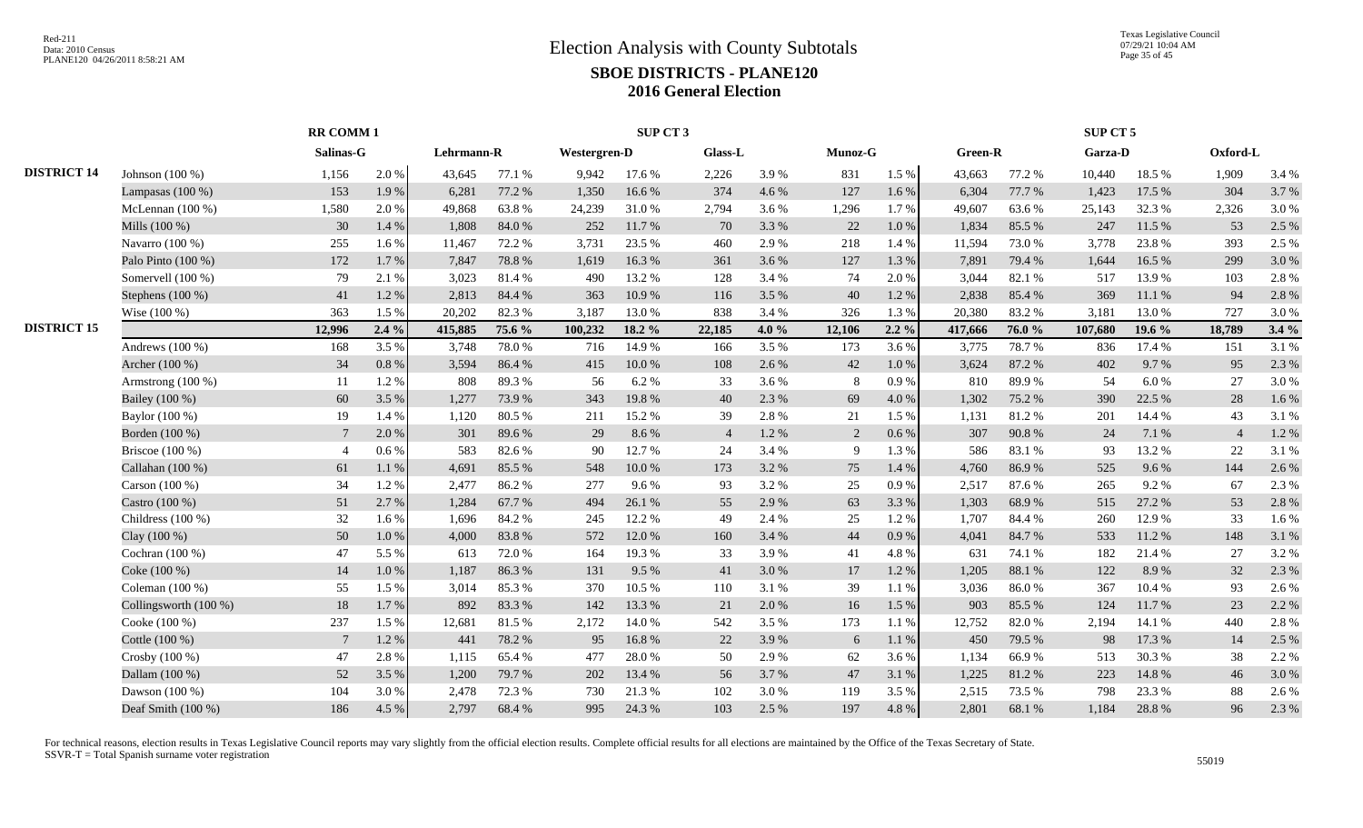# Election Analysis with County Subtotals

## SBOE DISTRICTS - PLANE120

## 2016 General Election

| | | RR COMM 1 | | SUP CT 3 | | | | | | | | SUP CT 5 | | | | | |
|---|---|---|---|---|---|---|---|---|---|---|---|---|---|---|---|---|---|
| | | Salinas-G | | Lehrmann-R | | Westergren-D | | Glass-L | | Munoz-G | | Green-R | | Garza-D | | Oxford-L | |
| DISTRICT 14 | Johnson (100 %) | 1,156 | 2.0 % | 43,645 | 77.1 % | 9,942 | 17.6 % | 2,226 | 3.9 % | 831 | 1.5 % | 43,663 | 77.2 % | 10,440 | 18.5 % | 1,909 | 3.4 % |
| | Lampasas (100 %) | 153 | 1.9 % | 6,281 | 77.2 % | 1,350 | 16.6 % | 374 | 4.6 % | 127 | 1.6 % | 6,304 | 77.7 % | 1,423 | 17.5 % | 304 | 3.7 % |
| | McLennan (100 %) | 1,580 | 2.0 % | 49,868 | 63.8 % | 24,239 | 31.0 % | 2,794 | 3.6 % | 1,296 | 1.7 % | 49,607 | 63.6 % | 25,143 | 32.3 % | 2,326 | 3.0 % |
| | Mills (100 %) | 30 | 1.4 % | 1,808 | 84.0 % | 252 | 11.7 % | 70 | 3.3 % | 22 | 1.0 % | 1,834 | 85.5 % | 247 | 11.5 % | 53 | 2.5 % |
| | Navarro (100 %) | 255 | 1.6 % | 11,467 | 72.2 % | 3,731 | 23.5 % | 460 | 2.9 % | 218 | 1.4 % | 11,594 | 73.0 % | 3,778 | 23.8 % | 393 | 2.5 % |
| | Palo Pinto (100 %) | 172 | 1.7 % | 7,847 | 78.8 % | 1,619 | 16.3 % | 361 | 3.6 % | 127 | 1.3 % | 7,891 | 79.4 % | 1,644 | 16.5 % | 299 | 3.0 % |
| | Somervell (100 %) | 79 | 2.1 % | 3,023 | 81.4 % | 490 | 13.2 % | 128 | 3.4 % | 74 | 2.0 % | 3,044 | 82.1 % | 517 | 13.9 % | 103 | 2.8 % |
| | Stephens (100 %) | 41 | 1.2 % | 2,813 | 84.4 % | 363 | 10.9 % | 116 | 3.5 % | 40 | 1.2 % | 2,838 | 85.4 % | 369 | 11.1 % | 94 | 2.8 % |
| | Wise (100 %) | 363 | 1.5 % | 20,202 | 82.3 % | 3,187 | 13.0 % | 838 | 3.4 % | 326 | 1.3 % | 20,380 | 83.2 % | 3,181 | 13.0 % | 727 | 3.0 % |
| DISTRICT 15 | | **12,996** | **2.4 %** | **415,885** | **75.6 %** | **100,232** | **18.2 %** | **22,185** | **4.0 %** | **12,106** | **2.2 %** | **417,666** | **76.0 %** | **107,680** | **19.6 %** | **18,789** | **3.4 %** |
| | Andrews (100 %) | 168 | 3.5 % | 3,748 | 78.0 % | 716 | 14.9 % | 166 | 3.5 % | 173 | 3.6 % | 3,775 | 78.7 % | 836 | 17.4 % | 151 | 3.1 % |
| | Archer (100 %) | 34 | 0.8 % | 3,594 | 86.4 % | 415 | 10.0 % | 108 | 2.6 % | 42 | 1.0 % | 3,624 | 87.2 % | 402 | 9.7 % | 95 | 2.3 % |
| | Armstrong (100 %) | 11 | 1.2 % | 808 | 89.3 % | 56 | 6.2 % | 33 | 3.6 % | 8 | 0.9 % | 810 | 89.9 % | 54 | 6.0 % | 27 | 3.0 % |
| | Bailey (100 %) | 60 | 3.5 % | 1,277 | 73.9 % | 343 | 19.8 % | 40 | 2.3 % | 69 | 4.0 % | 1,302 | 75.2 % | 390 | 22.5 % | 28 | 1.6 % |
| | Baylor (100 %) | 19 | 1.4 % | 1,120 | 80.5 % | 211 | 15.2 % | 39 | 2.8 % | 21 | 1.5 % | 1,131 | 81.2 % | 201 | 14.4 % | 43 | 3.1 % |
| | Borden (100 %) | 7 | 2.0 % | 301 | 89.6 % | 29 | 8.6 % | 4 | 1.2 % | 2 | 0.6 % | 307 | 90.8 % | 24 | 7.1 % | 4 | 1.2 % |
| | Briscoe (100 %) | 4 | 0.6 % | 583 | 82.6 % | 90 | 12.7 % | 24 | 3.4 % | 9 | 1.3 % | 586 | 83.1 % | 93 | 13.2 % | 22 | 3.1 % |
| | Callahan (100 %) | 61 | 1.1 % | 4,691 | 85.5 % | 548 | 10.0 % | 173 | 3.2 % | 75 | 1.4 % | 4,760 | 86.9 % | 525 | 9.6 % | 144 | 2.6 % |
| | Carson (100 %) | 34 | 1.2 % | 2,477 | 86.2 % | 277 | 9.6 % | 93 | 3.2 % | 25 | 0.9 % | 2,517 | 87.6 % | 265 | 9.2 % | 67 | 2.3 % |
| | Castro (100 %) | 51 | 2.7 % | 1,284 | 67.7 % | 494 | 26.1 % | 55 | 2.9 % | 63 | 3.3 % | 1,303 | 68.9 % | 515 | 27.2 % | 53 | 2.8 % |
| | Childress (100 %) | 32 | 1.6 % | 1,696 | 84.2 % | 245 | 12.2 % | 49 | 2.4 % | 25 | 1.2 % | 1,707 | 84.4 % | 260 | 12.9 % | 33 | 1.6 % |
| | Clay (100 %) | 50 | 1.0 % | 4,000 | 83.8 % | 572 | 12.0 % | 160 | 3.4 % | 44 | 0.9 % | 4,041 | 84.7 % | 533 | 11.2 % | 148 | 3.1 % |
| | Cochran (100 %) | 47 | 5.5 % | 613 | 72.0 % | 164 | 19.3 % | 33 | 3.9 % | 41 | 4.8 % | 631 | 74.1 % | 182 | 21.4 % | 27 | 3.2 % |
| | Coke (100 %) | 14 | 1.0 % | 1,187 | 86.3 % | 131 | 9.5 % | 41 | 3.0 % | 17 | 1.2 % | 1,205 | 88.1 % | 122 | 8.9 % | 32 | 2.3 % |
| | Coleman (100 %) | 55 | 1.5 % | 3,014 | 85.3 % | 370 | 10.5 % | 110 | 3.1 % | 39 | 1.1 % | 3,036 | 86.0 % | 367 | 10.4 % | 93 | 2.6 % |
| | Collingsworth (100 %) | 18 | 1.7 % | 892 | 83.3 % | 142 | 13.3 % | 21 | 2.0 % | 16 | 1.5 % | 903 | 85.5 % | 124 | 11.7 % | 23 | 2.2 % |
| | Cooke (100 %) | 237 | 1.5 % | 12,681 | 81.5 % | 2,172 | 14.0 % | 542 | 3.5 % | 173 | 1.1 % | 12,752 | 82.0 % | 2,194 | 14.1 % | 440 | 2.8 % |
| | Cottle (100 %) | 7 | 1.2 % | 441 | 78.2 % | 95 | 16.8 % | 22 | 3.9 % | 6 | 1.1 % | 450 | 79.5 % | 98 | 17.3 % | 14 | 2.5 % |
| | Crosby (100 %) | 47 | 2.8 % | 1,115 | 65.4 % | 477 | 28.0 % | 50 | 2.9 % | 62 | 3.6 % | 1,134 | 66.9 % | 513 | 30.3 % | 38 | 2.2 % |
| | Dallam (100 %) | 52 | 3.5 % | 1,200 | 79.7 % | 202 | 13.4 % | 56 | 3.7 % | 47 | 3.1 % | 1,225 | 81.2 % | 223 | 14.8 % | 46 | 3.0 % |
| | Dawson (100 %) | 104 | 3.0 % | 2,478 | 72.3 % | 730 | 21.3 % | 102 | 3.0 % | 119 | 3.5 % | 2,515 | 73.5 % | 798 | 23.3 % | 88 | 2.6 % |
| | Deaf Smith (100 %) | 186 | 4.5 % | 2,797 | 68.4 % | 995 | 24.3 % | 103 | 2.5 % | 197 | 4.8 % | 2,801 | 68.1 % | 1,184 | 28.8 % | 96 | 2.3 % |

For technical reasons, election results in Texas Legislative Council reports may vary slightly from the official election results. Complete official results for all elections are maintained by the Office of the Texas Secretary of State.
SSVR-T = Total Spanish surname voter registration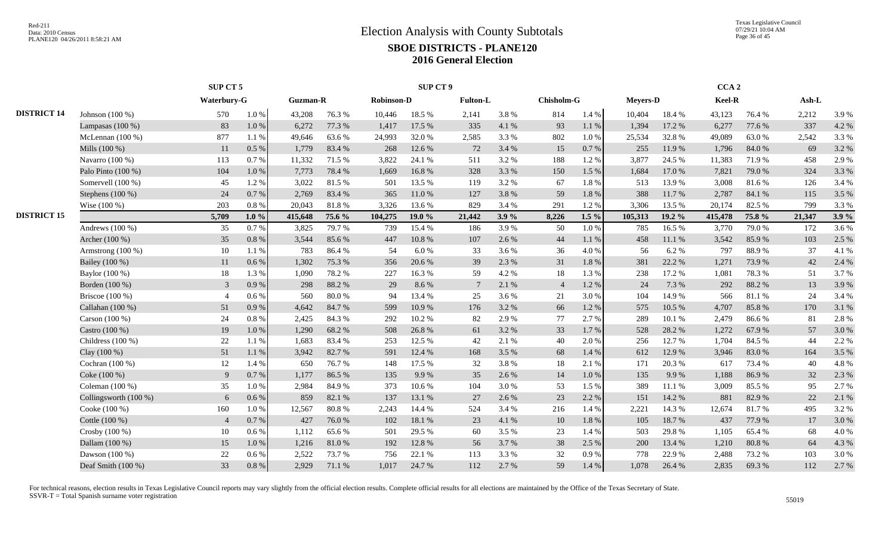# Election Analysis with County Subtotals

## SBOE DISTRICTS - PLANE120

## 2016 General Election

| | | SUP CT 5 | | SUP CT 9 | | | | | | | | CCA 2 | | | | | |
|---|---|---|---|---|---|---|---|---|---|---|---|---|---|---|---|---|---|
| | | Waterbury-G | | Guzman-R | | Robinson-D | | Fulton-L | | Chisholm-G | | Meyers-D | | Keel-R | | Ash-L | |
| **DISTRICT 14** | Johnson (100 %) | 570 | 1.0 % | 43,208 | 76.3 % | 10,446 | 18.5 % | 2,141 | 3.8 % | 814 | 1.4 % | 10,404 | 18.4 % | 43,123 | 76.4 % | 2,212 | 3.9 % |
| | Lampasas (100 %) | 83 | 1.0 % | 6,272 | 77.3 % | 1,417 | 17.5 % | 335 | 4.1 % | 93 | 1.1 % | 1,394 | 17.2 % | 6,277 | 77.6 % | 337 | 4.2 % |
| | McLennan (100 %) | 877 | 1.1 % | 49,646 | 63.6 % | 24,993 | 32.0 % | 2,585 | 3.3 % | 802 | 1.0 % | 25,534 | 32.8 % | 49,089 | 63.0 % | 2,542 | 3.3 % |
| | Mills (100 %) | 11 | 0.5 % | 1,779 | 83.4 % | 268 | 12.6 % | 72 | 3.4 % | 15 | 0.7 % | 255 | 11.9 % | 1,796 | 84.0 % | 69 | 3.2 % |
| | Navarro (100 %) | 113 | 0.7 % | 11,332 | 71.5 % | 3,822 | 24.1 % | 511 | 3.2 % | 188 | 1.2 % | 3,877 | 24.5 % | 11,383 | 71.9 % | 458 | 2.9 % |
| | Palo Pinto (100 %) | 104 | 1.0 % | 7,773 | 78.4 % | 1,669 | 16.8 % | 328 | 3.3 % | 150 | 1.5 % | 1,684 | 17.0 % | 7,821 | 79.0 % | 324 | 3.3 % |
| | Somervell (100 %) | 45 | 1.2 % | 3,022 | 81.5 % | 501 | 13.5 % | 119 | 3.2 % | 67 | 1.8 % | 513 | 13.9 % | 3,008 | 81.6 % | 126 | 3.4 % |
| | Stephens (100 %) | 24 | 0.7 % | 2,769 | 83.4 % | 365 | 11.0 % | 127 | 3.8 % | 59 | 1.8 % | 388 | 11.7 % | 2,787 | 84.1 % | 115 | 3.5 % |
| | Wise (100 %) | 203 | 0.8 % | 20,043 | 81.8 % | 3,326 | 13.6 % | 829 | 3.4 % | 291 | 1.2 % | 3,306 | 13.5 % | 20,174 | 82.5 % | 799 | 3.3 % |
| **DISTRICT 15** | | **5,709** | **1.0 %** | **415,648** | **75.6 %** | **104,275** | **19.0 %** | **21,442** | **3.9 %** | **8,226** | **1.5 %** | **105,313** | **19.2 %** | **415,478** | **75.8 %** | **21,347** | **3.9 %** |
| | Andrews (100 %) | 35 | 0.7 % | 3,825 | 79.7 % | 739 | 15.4 % | 186 | 3.9 % | 50 | 1.0 % | 785 | 16.5 % | 3,770 | 79.0 % | 172 | 3.6 % |
| | Archer (100 %) | 35 | 0.8 % | 3,544 | 85.6 % | 447 | 10.8 % | 107 | 2.6 % | 44 | 1.1 % | 458 | 11.1 % | 3,542 | 85.9 % | 103 | 2.5 % |
| | Armstrong (100 %) | 10 | 1.1 % | 783 | 86.4 % | 54 | 6.0 % | 33 | 3.6 % | 36 | 4.0 % | 56 | 6.2 % | 797 | 88.9 % | 37 | 4.1 % |
| | Bailey (100 %) | 11 | 0.6 % | 1,302 | 75.3 % | 356 | 20.6 % | 39 | 2.3 % | 31 | 1.8 % | 381 | 22.2 % | 1,271 | 73.9 % | 42 | 2.4 % |
| | Baylor (100 %) | 18 | 1.3 % | 1,090 | 78.2 % | 227 | 16.3 % | 59 | 4.2 % | 18 | 1.3 % | 238 | 17.2 % | 1,081 | 78.3 % | 51 | 3.7 % |
| | Borden (100 %) | 3 | 0.9 % | 298 | 88.2 % | 29 | 8.6 % | 7 | 2.1 % | 4 | 1.2 % | 24 | 7.3 % | 292 | 88.2 % | 13 | 3.9 % |
| | Briscoe (100 %) | 4 | 0.6 % | 560 | 80.0 % | 94 | 13.4 % | 25 | 3.6 % | 21 | 3.0 % | 104 | 14.9 % | 566 | 81.1 % | 24 | 3.4 % |
| | Callahan (100 %) | 51 | 0.9 % | 4,642 | 84.7 % | 599 | 10.9 % | 176 | 3.2 % | 66 | 1.2 % | 575 | 10.5 % | 4,707 | 85.8 % | 170 | 3.1 % |
| | Carson (100 %) | 24 | 0.8 % | 2,425 | 84.3 % | 292 | 10.2 % | 82 | 2.9 % | 77 | 2.7 % | 289 | 10.1 % | 2,479 | 86.6 % | 81 | 2.8 % |
| | Castro (100 %) | 19 | 1.0 % | 1,290 | 68.2 % | 508 | 26.8 % | 61 | 3.2 % | 33 | 1.7 % | 528 | 28.2 % | 1,272 | 67.9 % | 57 | 3.0 % |
| | Childress (100 %) | 22 | 1.1 % | 1,683 | 83.4 % | 253 | 12.5 % | 42 | 2.1 % | 40 | 2.0 % | 256 | 12.7 % | 1,704 | 84.5 % | 44 | 2.2 % |
| | Clay (100 %) | 51 | 1.1 % | 3,942 | 82.7 % | 591 | 12.4 % | 168 | 3.5 % | 68 | 1.4 % | 612 | 12.9 % | 3,946 | 83.0 % | 164 | 3.5 % |
| | Cochran (100 %) | 12 | 1.4 % | 650 | 76.7 % | 148 | 17.5 % | 32 | 3.8 % | 18 | 2.1 % | 171 | 20.3 % | 617 | 73.4 % | 40 | 4.8 % |
| | Coke (100 %) | 9 | 0.7 % | 1,177 | 86.5 % | 135 | 9.9 % | 35 | 2.6 % | 14 | 1.0 % | 135 | 9.9 % | 1,188 | 86.9 % | 32 | 2.3 % |
| | Coleman (100 %) | 35 | 1.0 % | 2,984 | 84.9 % | 373 | 10.6 % | 104 | 3.0 % | 53 | 1.5 % | 389 | 11.1 % | 3,009 | 85.5 % | 95 | 2.7 % |
| | Collingsworth (100 %) | 6 | 0.6 % | 859 | 82.1 % | 137 | 13.1 % | 27 | 2.6 % | 23 | 2.2 % | 151 | 14.2 % | 881 | 82.9 % | 22 | 2.1 % |
| | Cooke (100 %) | 160 | 1.0 % | 12,567 | 80.8 % | 2,243 | 14.4 % | 524 | 3.4 % | 216 | 1.4 % | 2,221 | 14.3 % | 12,674 | 81.7 % | 495 | 3.2 % |
| | Cottle (100 %) | 4 | 0.7 % | 427 | 76.0 % | 102 | 18.1 % | 23 | 4.1 % | 10 | 1.8 % | 105 | 18.7 % | 437 | 77.9 % | 17 | 3.0 % |
| | Crosby (100 %) | 10 | 0.6 % | 1,112 | 65.6 % | 501 | 29.5 % | 60 | 3.5 % | 23 | 1.4 % | 503 | 29.8 % | 1,105 | 65.4 % | 68 | 4.0 % |
| | Dallam (100 %) | 15 | 1.0 % | 1,216 | 81.0 % | 192 | 12.8 % | 56 | 3.7 % | 38 | 2.5 % | 200 | 13.4 % | 1,210 | 80.8 % | 64 | 4.3 % |
| | Dawson (100 %) | 22 | 0.6 % | 2,522 | 73.7 % | 756 | 22.1 % | 113 | 3.3 % | 32 | 0.9 % | 778 | 22.9 % | 2,488 | 73.2 % | 103 | 3.0 % |
| | Deaf Smith (100 %) | 33 | 0.8 % | 2,929 | 71.1 % | 1,017 | 24.7 % | 112 | 2.7 % | 59 | 1.4 % | 1,078 | 26.4 % | 2,835 | 69.3 % | 112 | 2.7 % |

For technical reasons, election results in Texas Legislative Council reports may vary slightly from the official election results. Complete official results for all elections are maintained by the Office of the Texas Secretary of State.
SSVR-T = Total Spanish surname voter registration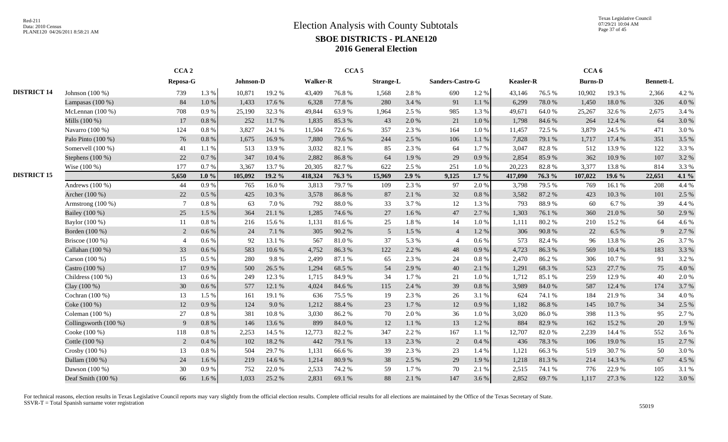# Election Analysis with County Subtotals

## SBOE DISTRICTS - PLANE120

### 2016 General Election

| | | CCA 2 | | CCA 5 | | | | | | | | CCA 6 | | | | | |
|---|---|---|---|---|---|---|---|---|---|---|---|---|---|---|---|---|---|
| | | Reposa-G | | Johnson-D | | Walker-R | | Strange-L | | Sanders-Castro-G | | Keasler-R | | Burns-D | | Bennett-L | |
| DISTRICT 14 | Johnson (100 %) | 739 | 1.3 % | 10,871 | 19.2 % | 43,409 | 76.8 % | 1,568 | 2.8 % | 690 | 1.2 % | 43,146 | 76.5 % | 10,902 | 19.3 % | 2,366 | 4.2 % |
| | Lampasas (100 %) | 84 | 1.0 % | 1,433 | 17.6 % | 6,328 | 77.8 % | 280 | 3.4 % | 91 | 1.1 % | 6,299 | 78.0 % | 1,450 | 18.0 % | 326 | 4.0 % |
| | McLennan (100 %) | 708 | 0.9 % | 25,190 | 32.3 % | 49,844 | 63.9 % | 1,964 | 2.5 % | 985 | 1.3 % | 49,671 | 64.0 % | 25,267 | 32.6 % | 2,675 | 3.4 % |
| | Mills (100 %) | 17 | 0.8 % | 252 | 11.7 % | 1,835 | 85.3 % | 43 | 2.0 % | 21 | 1.0 % | 1,798 | 84.6 % | 264 | 12.4 % | 64 | 3.0 % |
| | Navarro (100 %) | 124 | 0.8 % | 3,827 | 24.1 % | 11,504 | 72.6 % | 357 | 2.3 % | 164 | 1.0 % | 11,457 | 72.5 % | 3,879 | 24.5 % | 471 | 3.0 % |
| | Palo Pinto (100 %) | 76 | 0.8 % | 1,675 | 16.9 % | 7,880 | 79.6 % | 244 | 2.5 % | 106 | 1.1 % | 7,828 | 79.1 % | 1,717 | 17.4 % | 351 | 3.5 % |
| | Somervell (100 %) | 41 | 1.1 % | 513 | 13.9 % | 3,032 | 82.1 % | 85 | 2.3 % | 64 | 1.7 % | 3,047 | 82.8 % | 512 | 13.9 % | 122 | 3.3 % |
| | Stephens (100 %) | 22 | 0.7 % | 347 | 10.4 % | 2,882 | 86.8 % | 64 | 1.9 % | 29 | 0.9 % | 2,854 | 85.9 % | 362 | 10.9 % | 107 | 3.2 % |
| | Wise (100 %) | 177 | 0.7 % | 3,367 | 13.7 % | 20,305 | 82.7 % | 622 | 2.5 % | 251 | 1.0 % | 20,223 | 82.8 % | 3,377 | 13.8 % | 814 | 3.3 % |
| DISTRICT 15 | | **5,650** | **1.0 %** | **105,092** | **19.2 %** | **418,324** | **76.3 %** | **15,969** | **2.9 %** | **9,125** | **1.7 %** | **417,090** | **76.3 %** | **107,022** | **19.6 %** | **22,651** | **4.1 %** |
| | Andrews (100 %) | 44 | 0.9 % | 765 | 16.0 % | 3,813 | 79.7 % | 109 | 2.3 % | 97 | 2.0 % | 3,798 | 79.5 % | 769 | 16.1 % | 208 | 4.4 % |
| | Archer (100 %) | 22 | 0.5 % | 425 | 10.3 % | 3,578 | 86.8 % | 87 | 2.1 % | 32 | 0.8 % | 3,582 | 87.2 % | 423 | 10.3 % | 101 | 2.5 % |
| | Armstrong (100 %) | 7 | 0.8 % | 63 | 7.0 % | 792 | 88.0 % | 33 | 3.7 % | 12 | 1.3 % | 793 | 88.9 % | 60 | 6.7 % | 39 | 4.4 % |
| | Bailey (100 %) | 25 | 1.5 % | 364 | 21.1 % | 1,285 | 74.6 % | 27 | 1.6 % | 47 | 2.7 % | 1,303 | 76.1 % | 360 | 21.0 % | 50 | 2.9 % |
| | Baylor (100 %) | 11 | 0.8 % | 216 | 15.6 % | 1,131 | 81.6 % | 25 | 1.8 % | 14 | 1.0 % | 1,111 | 80.2 % | 210 | 15.2 % | 64 | 4.6 % |
| | Borden (100 %) | 2 | 0.6 % | 24 | 7.1 % | 305 | 90.2 % | 5 | 1.5 % | 4 | 1.2 % | 306 | 90.8 % | 22 | 6.5 % | 9 | 2.7 % |
| | Briscoe (100 %) | 4 | 0.6 % | 92 | 13.1 % | 567 | 81.0 % | 37 | 5.3 % | 4 | 0.6 % | 573 | 82.4 % | 96 | 13.8 % | 26 | 3.7 % |
| | Callahan (100 %) | 33 | 0.6 % | 583 | 10.6 % | 4,752 | 86.3 % | 122 | 2.2 % | 48 | 0.9 % | 4,723 | 86.3 % | 569 | 10.4 % | 183 | 3.3 % |
| | Carson (100 %) | 15 | 0.5 % | 280 | 9.8 % | 2,499 | 87.1 % | 65 | 2.3 % | 24 | 0.8 % | 2,470 | 86.2 % | 306 | 10.7 % | 91 | 3.2 % |
| | Castro (100 %) | 17 | 0.9 % | 500 | 26.5 % | 1,294 | 68.5 % | 54 | 2.9 % | 40 | 2.1 % | 1,291 | 68.3 % | 523 | 27.7 % | 75 | 4.0 % |
| | Childress (100 %) | 13 | 0.6 % | 249 | 12.3 % | 1,715 | 84.9 % | 34 | 1.7 % | 21 | 1.0 % | 1,712 | 85.1 % | 259 | 12.9 % | 40 | 2.0 % |
| | Clay (100 %) | 30 | 0.6 % | 577 | 12.1 % | 4,024 | 84.6 % | 115 | 2.4 % | 39 | 0.8 % | 3,989 | 84.0 % | 587 | 12.4 % | 174 | 3.7 % |
| | Cochran (100 %) | 13 | 1.5 % | 161 | 19.1 % | 636 | 75.5 % | 19 | 2.3 % | 26 | 3.1 % | 624 | 74.1 % | 184 | 21.9 % | 34 | 4.0 % |
| | Coke (100 %) | 12 | 0.9 % | 124 | 9.0 % | 1,212 | 88.4 % | 23 | 1.7 % | 12 | 0.9 % | 1,182 | 86.8 % | 145 | 10.7 % | 34 | 2.5 % |
| | Coleman (100 %) | 27 | 0.8 % | 381 | 10.8 % | 3,030 | 86.2 % | 70 | 2.0 % | 36 | 1.0 % | 3,020 | 86.0 % | 398 | 11.3 % | 95 | 2.7 % |
| | Collingsworth (100 %) | 9 | 0.8 % | 146 | 13.6 % | 899 | 84.0 % | 12 | 1.1 % | 13 | 1.2 % | 884 | 82.9 % | 162 | 15.2 % | 20 | 1.9 % |
| | Cooke (100 %) | 118 | 0.8 % | 2,253 | 14.5 % | 12,773 | 82.2 % | 347 | 2.2 % | 167 | 1.1 % | 12,707 | 82.0 % | 2,239 | 14.4 % | 552 | 3.6 % |
| | Cottle (100 %) | 2 | 0.4 % | 102 | 18.2 % | 442 | 79.1 % | 13 | 2.3 % | 2 | 0.4 % | 436 | 78.3 % | 106 | 19.0 % | 15 | 2.7 % |
| | Crosby (100 %) | 13 | 0.8 % | 504 | 29.7 % | 1,131 | 66.6 % | 39 | 2.3 % | 23 | 1.4 % | 1,121 | 66.3 % | 519 | 30.7 % | 50 | 3.0 % |
| | Dallam (100 %) | 24 | 1.6 % | 219 | 14.6 % | 1,214 | 80.9 % | 38 | 2.5 % | 29 | 1.9 % | 1,218 | 81.3 % | 214 | 14.3 % | 67 | 4.5 % |
| | Dawson (100 %) | 30 | 0.9 % | 752 | 22.0 % | 2,533 | 74.2 % | 59 | 1.7 % | 70 | 2.1 % | 2,515 | 74.1 % | 776 | 22.9 % | 105 | 3.1 % |
| | Deaf Smith (100 %) | 66 | 1.6 % | 1,033 | 25.2 % | 2,831 | 69.1 % | 88 | 2.1 % | 147 | 3.6 % | 2,852 | 69.7 % | 1,117 | 27.3 % | 122 | 3.0 % |

For technical reasons, election results in Texas Legislative Council reports may vary slightly from the official election results. Complete official results for all elections are maintained by the Office of the Texas Secretary of State.
SSVR-T = Total Spanish surname voter registration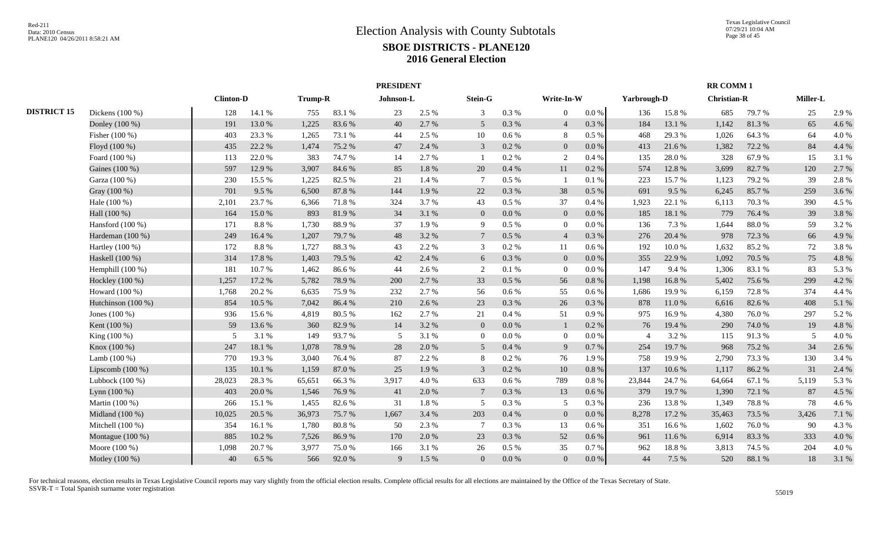# Election Analysis with County Subtotals

## SBOE DISTRICTS - PLANE120

## 2016 General Election

Red-211
Data: 2010 Census
PLANE120 04/26/2011 8:58:21 AM

Texas Legislative Council
07/29/21 10:04 AM

| | | PRESIDENT | | | | | | | | | | RR COMM 1 | | | | | |
|---|---|---|---|---|---|---|---|---|---|---|---|---|---|---|---|---|---|
| | | Clinton-D | | Trump-R | | Johnson-L | | Stein-G | | Write-In-W | | Yarbrough-D | | Christian-R | | Miller-L | |
| DISTRICT 15 | Dickens (100 %) | 128 | 14.1 % | 755 | 83.1 % | 23 | 2.5 % | 3 | 0.3 % | 0 | 0.0 % | 136 | 15.8 % | 685 | 79.7 % | 25 | 2.9 % |
| | Donley (100 %) | 191 | 13.0 % | 1,225 | 83.6 % | 40 | 2.7 % | 5 | 0.3 % | 4 | 0.3 % | 184 | 13.1 % | 1,142 | 81.3 % | 65 | 4.6 % |
| | Fisher (100 %) | 403 | 23.3 % | 1,265 | 73.1 % | 44 | 2.5 % | 10 | 0.6 % | 8 | 0.5 % | 468 | 29.3 % | 1,026 | 64.3 % | 64 | 4.0 % |
| | Floyd (100 %) | 435 | 22.2 % | 1,474 | 75.2 % | 47 | 2.4 % | 3 | 0.2 % | 0 | 0.0 % | 413 | 21.6 % | 1,382 | 72.2 % | 84 | 4.4 % |
| | Foard (100 %) | 113 | 22.0 % | 383 | 74.7 % | 14 | 2.7 % | 1 | 0.2 % | 2 | 0.4 % | 135 | 28.0 % | 328 | 67.9 % | 15 | 3.1 % |
| | Gaines (100 %) | 597 | 12.9 % | 3,907 | 84.6 % | 85 | 1.8 % | 20 | 0.4 % | 11 | 0.2 % | 574 | 12.8 % | 3,699 | 82.7 % | 120 | 2.7 % |
| | Garza (100 %) | 230 | 15.5 % | 1,225 | 82.5 % | 21 | 1.4 % | 7 | 0.5 % | 1 | 0.1 % | 223 | 15.7 % | 1,123 | 79.2 % | 39 | 2.8 % |
| | Gray (100 %) | 701 | 9.5 % | 6,500 | 87.8 % | 144 | 1.9 % | 22 | 0.3 % | 38 | 0.5 % | 691 | 9.5 % | 6,245 | 85.7 % | 259 | 3.6 % |
| | Hale (100 %) | 2,101 | 23.7 % | 6,366 | 71.8 % | 324 | 3.7 % | 43 | 0.5 % | 37 | 0.4 % | 1,923 | 22.1 % | 6,113 | 70.3 % | 390 | 4.5 % |
| | Hall (100 %) | 164 | 15.0 % | 893 | 81.9 % | 34 | 3.1 % | 0 | 0.0 % | 0 | 0.0 % | 185 | 18.1 % | 779 | 76.4 % | 39 | 3.8 % |
| | Hansford (100 %) | 171 | 8.8 % | 1,730 | 88.9 % | 37 | 1.9 % | 9 | 0.5 % | 0 | 0.0 % | 136 | 7.3 % | 1,644 | 88.0 % | 59 | 3.2 % |
| | Hardeman (100 %) | 249 | 16.4 % | 1,207 | 79.7 % | 48 | 3.2 % | 7 | 0.5 % | 4 | 0.3 % | 276 | 20.4 % | 978 | 72.3 % | 66 | 4.9 % |
| | Hartley (100 %) | 172 | 8.8 % | 1,727 | 88.3 % | 43 | 2.2 % | 3 | 0.2 % | 11 | 0.6 % | 192 | 10.0 % | 1,632 | 85.2 % | 72 | 3.8 % |
| | Haskell (100 %) | 314 | 17.8 % | 1,403 | 79.5 % | 42 | 2.4 % | 6 | 0.3 % | 0 | 0.0 % | 355 | 22.9 % | 1,092 | 70.5 % | 75 | 4.8 % |
| | Hemphill (100 %) | 181 | 10.7 % | 1,462 | 86.6 % | 44 | 2.6 % | 2 | 0.1 % | 0 | 0.0 % | 147 | 9.4 % | 1,306 | 83.1 % | 83 | 5.3 % |
| | Hockley (100 %) | 1,257 | 17.2 % | 5,782 | 78.9 % | 200 | 2.7 % | 33 | 0.5 % | 56 | 0.8 % | 1,198 | 16.8 % | 5,402 | 75.6 % | 299 | 4.2 % |
| | Howard (100 %) | 1,768 | 20.2 % | 6,635 | 75.9 % | 232 | 2.7 % | 56 | 0.6 % | 55 | 0.6 % | 1,686 | 19.9 % | 6,159 | 72.8 % | 374 | 4.4 % |
| | Hutchinson (100 %) | 854 | 10.5 % | 7,042 | 86.4 % | 210 | 2.6 % | 23 | 0.3 % | 26 | 0.3 % | 878 | 11.0 % | 6,616 | 82.6 % | 408 | 5.1 % |
| | Jones (100 %) | 936 | 15.6 % | 4,819 | 80.5 % | 162 | 2.7 % | 21 | 0.4 % | 51 | 0.9 % | 975 | 16.9 % | 4,380 | 76.0 % | 297 | 5.2 % |
| | Kent (100 %) | 59 | 13.6 % | 360 | 82.9 % | 14 | 3.2 % | 0 | 0.0 % | 1 | 0.2 % | 76 | 19.4 % | 290 | 74.0 % | 19 | 4.8 % |
| | King (100 %) | 5 | 3.1 % | 149 | 93.7 % | 5 | 3.1 % | 0 | 0.0 % | 0 | 0.0 % | 4 | 3.2 % | 115 | 91.3 % | 5 | 4.0 % |
| | Knox (100 %) | 247 | 18.1 % | 1,078 | 78.9 % | 28 | 2.0 % | 5 | 0.4 % | 9 | 0.7 % | 254 | 19.7 % | 968 | 75.2 % | 34 | 2.6 % |
| | Lamb (100 %) | 770 | 19.3 % | 3,040 | 76.4 % | 87 | 2.2 % | 8 | 0.2 % | 76 | 1.9 % | 758 | 19.9 % | 2,790 | 73.3 % | 130 | 3.4 % |
| | Lipscomb (100 %) | 135 | 10.1 % | 1,159 | 87.0 % | 25 | 1.9 % | 3 | 0.2 % | 10 | 0.8 % | 137 | 10.6 % | 1,117 | 86.2 % | 31 | 2.4 % |
| | Lubbock (100 %) | 28,023 | 28.3 % | 65,651 | 66.3 % | 3,917 | 4.0 % | 633 | 0.6 % | 789 | 0.8 % | 23,844 | 24.7 % | 64,664 | 67.1 % | 5,119 | 5.3 % |
| | Lynn (100 %) | 403 | 20.0 % | 1,546 | 76.9 % | 41 | 2.0 % | 7 | 0.3 % | 13 | 0.6 % | 379 | 19.7 % | 1,390 | 72.1 % | 87 | 4.5 % |
| | Martin (100 %) | 266 | 15.1 % | 1,455 | 82.6 % | 31 | 1.8 % | 5 | 0.3 % | 5 | 0.3 % | 236 | 13.8 % | 1,349 | 78.8 % | 78 | 4.6 % |
| | Midland (100 %) | 10,025 | 20.5 % | 36,973 | 75.7 % | 1,667 | 3.4 % | 203 | 0.4 % | 0 | 0.0 % | 8,278 | 17.2 % | 35,463 | 73.5 % | 3,426 | 7.1 % |
| | Mitchell (100 %) | 354 | 16.1 % | 1,780 | 80.8 % | 50 | 2.3 % | 7 | 0.3 % | 13 | 0.6 % | 351 | 16.6 % | 1,602 | 76.0 % | 90 | 4.3 % |
| | Montague (100 %) | 885 | 10.2 % | 7,526 | 86.9 % | 170 | 2.0 % | 23 | 0.3 % | 52 | 0.6 % | 961 | 11.6 % | 6,914 | 83.3 % | 333 | 4.0 % |
| | Moore (100 %) | 1,098 | 20.7 % | 3,977 | 75.0 % | 166 | 3.1 % | 26 | 0.5 % | 35 | 0.7 % | 962 | 18.8 % | 3,813 | 74.5 % | 204 | 4.0 % |
| | Motley (100 %) | 40 | 6.5 % | 566 | 92.0 % | 9 | 1.5 % | 0 | 0.0 % | 0 | 0.0 % | 44 | 7.5 % | 520 | 88.1 % | 18 | 3.1 % |

For technical reasons, election results in Texas Legislative Council reports may vary slightly from the official election results. Complete official results for all elections are maintained by the Office of the Texas Secretary of State.
SSVR-T = Total Spanish surname voter registration

55019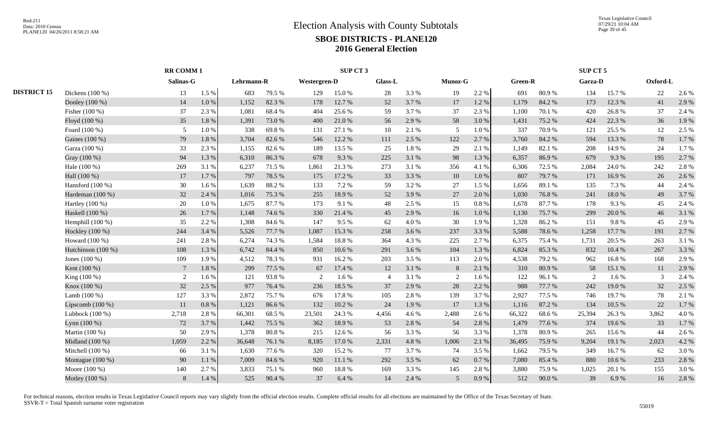# Election Analysis with County Subtotals

## SBOE DISTRICTS - PLANE120

## 2016 General Election

| | | RR COMM 1 | | SUP CT 3 | | | | | | | | SUP CT 5 | | | | | |
|---|---|---|---|---|---|---|---|---|---|---|---|---|---|---|---|---|---|
| | | Salinas-G | | Lehrmann-R | | Westergren-D | | Glass-L | | Munoz-G | | Green-R | | Garza-D | | Oxford-L | |
| DISTRICT 15 | Dickens (100 %) | 13 | 1.5 % | 683 | 79.5 % | 129 | 15.0 % | 28 | 3.3 % | 19 | 2.2 % | 691 | 80.9 % | 134 | 15.7 % | 22 | 2.6 % |
| | Donley (100 %) | 14 | 1.0 % | 1,152 | 82.3 % | 178 | 12.7 % | 52 | 3.7 % | 17 | 1.2 % | 1,179 | 84.2 % | 173 | 12.3 % | 41 | 2.9 % |
| | Fisher (100 %) | 37 | 2.3 % | 1,081 | 68.4 % | 404 | 25.6 % | 59 | 3.7 % | 37 | 2.3 % | 1,100 | 70.1 % | 420 | 26.8 % | 37 | 2.4 % |
| | Floyd (100 %) | 35 | 1.8 % | 1,391 | 73.0 % | 400 | 21.0 % | 56 | 2.9 % | 58 | 3.0 % | 1,431 | 75.2 % | 424 | 22.3 % | 36 | 1.9 % |
| | Foard (100 %) | 5 | 1.0 % | 338 | 69.8 % | 131 | 27.1 % | 10 | 2.1 % | 5 | 1.0 % | 337 | 70.9 % | 121 | 25.5 % | 12 | 2.5 % |
| | Gaines (100 %) | 79 | 1.8 % | 3,704 | 82.6 % | 546 | 12.2 % | 111 | 2.5 % | 122 | 2.7 % | 3,760 | 84.2 % | 594 | 13.3 % | 78 | 1.7 % |
| | Garza (100 %) | 33 | 2.3 % | 1,155 | 82.6 % | 189 | 13.5 % | 25 | 1.8 % | 29 | 2.1 % | 1,149 | 82.1 % | 208 | 14.9 % | 24 | 1.7 % |
| | Gray (100 %) | 94 | 1.3 % | 6,310 | 86.3 % | 678 | 9.3 % | 225 | 3.1 % | 98 | 1.3 % | 6,357 | 86.9 % | 679 | 9.3 % | 195 | 2.7 % |
| | Hale (100 %) | 269 | 3.1 % | 6,237 | 71.5 % | 1,861 | 21.3 % | 273 | 3.1 % | 356 | 4.1 % | 6,306 | 72.5 % | 2,084 | 24.0 % | 242 | 2.8 % |
| | Hall (100 %) | 17 | 1.7 % | 797 | 78.5 % | 175 | 17.2 % | 33 | 3.3 % | 10 | 1.0 % | 807 | 79.7 % | 171 | 16.9 % | 26 | 2.6 % |
| | Hansford (100 %) | 30 | 1.6 % | 1,639 | 88.2 % | 133 | 7.2 % | 59 | 3.2 % | 27 | 1.5 % | 1,656 | 89.1 % | 135 | 7.3 % | 44 | 2.4 % |
| | Hardeman (100 %) | 32 | 2.4 % | 1,016 | 75.3 % | 255 | 18.9 % | 52 | 3.9 % | 27 | 2.0 % | 1,030 | 76.8 % | 241 | 18.0 % | 49 | 3.7 % |
| | Hartley (100 %) | 20 | 1.0 % | 1,675 | 87.7 % | 173 | 9.1 % | 48 | 2.5 % | 15 | 0.8 % | 1,678 | 87.7 % | 178 | 9.3 % | 45 | 2.4 % |
| | Haskell (100 %) | 26 | 1.7 % | 1,148 | 74.6 % | 330 | 21.4 % | 45 | 2.9 % | 16 | 1.0 % | 1,130 | 75.7 % | 299 | 20.0 % | 46 | 3.1 % |
| | Hemphill (100 %) | 35 | 2.2 % | 1,308 | 84.6 % | 147 | 9.5 % | 62 | 4.0 % | 30 | 1.9 % | 1,328 | 86.2 % | 151 | 9.8 % | 45 | 2.9 % |
| | Hockley (100 %) | 244 | 3.4 % | 5,526 | 77.7 % | 1,087 | 15.3 % | 258 | 3.6 % | 237 | 3.3 % | 5,588 | 78.6 % | 1,258 | 17.7 % | 191 | 2.7 % |
| | Howard (100 %) | 241 | 2.8 % | 6,274 | 74.3 % | 1,584 | 18.8 % | 364 | 4.3 % | 225 | 2.7 % | 6,375 | 75.4 % | 1,731 | 20.5 % | 263 | 3.1 % |
| | Hutchinson (100 %) | 108 | 1.3 % | 6,742 | 84.4 % | 850 | 10.6 % | 291 | 3.6 % | 104 | 1.3 % | 6,824 | 85.3 % | 832 | 10.4 % | 267 | 3.3 % |
| | Jones (100 %) | 109 | 1.9 % | 4,512 | 78.3 % | 931 | 16.2 % | 203 | 3.5 % | 113 | 2.0 % | 4,538 | 79.2 % | 962 | 16.8 % | 168 | 2.9 % |
| | Kent (100 %) | 7 | 1.8 % | 299 | 77.5 % | 67 | 17.4 % | 12 | 3.1 % | 8 | 2.1 % | 310 | 80.9 % | 58 | 15.1 % | 11 | 2.9 % |
| | King (100 %) | 2 | 1.6 % | 121 | 93.8 % | 2 | 1.6 % | 4 | 3.1 % | 2 | 1.6 % | 122 | 96.1 % | 2 | 1.6 % | 3 | 2.4 % |
| | Knox (100 %) | 32 | 2.5 % | 977 | 76.4 % | 236 | 18.5 % | 37 | 2.9 % | 28 | 2.2 % | 988 | 77.7 % | 242 | 19.0 % | 32 | 2.5 % |
| | Lamb (100 %) | 127 | 3.3 % | 2,872 | 75.7 % | 676 | 17.8 % | 105 | 2.8 % | 139 | 3.7 % | 2,927 | 77.5 % | 746 | 19.7 % | 78 | 2.1 % |
| | Lipscomb (100 %) | 11 | 0.8 % | 1,121 | 86.6 % | 132 | 10.2 % | 24 | 1.9 % | 17 | 1.3 % | 1,116 | 87.2 % | 134 | 10.5 % | 22 | 1.7 % |
| | Lubbock (100 %) | 2,718 | 2.8 % | 66,301 | 68.5 % | 23,501 | 24.3 % | 4,456 | 4.6 % | 2,488 | 2.6 % | 66,322 | 68.6 % | 25,394 | 26.3 % | 3,862 | 4.0 % |
| | Lynn (100 %) | 72 | 3.7 % | 1,442 | 75.5 % | 362 | 18.9 % | 53 | 2.8 % | 54 | 2.8 % | 1,479 | 77.6 % | 374 | 19.6 % | 33 | 1.7 % |
| | Martin (100 %) | 50 | 2.9 % | 1,378 | 80.8 % | 215 | 12.6 % | 56 | 3.3 % | 56 | 3.3 % | 1,378 | 80.9 % | 265 | 15.6 % | 44 | 2.6 % |
| | Midland (100 %) | 1,059 | 2.2 % | 36,648 | 76.1 % | 8,185 | 17.0 % | 2,331 | 4.8 % | 1,006 | 2.1 % | 36,495 | 75.9 % | 9,204 | 19.1 % | 2,023 | 4.2 % |
| | Mitchell (100 %) | 66 | 3.1 % | 1,630 | 77.6 % | 320 | 15.2 % | 77 | 3.7 % | 74 | 3.5 % | 1,662 | 79.5 % | 349 | 16.7 % | 62 | 3.0 % |
| | Montague (100 %) | 90 | 1.1 % | 7,009 | 84.6 % | 920 | 11.1 % | 292 | 3.5 % | 62 | 0.7 % | 7,080 | 85.4 % | 880 | 10.6 % | 233 | 2.8 % |
| | Moore (100 %) | 140 | 2.7 % | 3,833 | 75.1 % | 960 | 18.8 % | 169 | 3.3 % | 145 | 2.8 % | 3,880 | 75.9 % | 1,025 | 20.1 % | 155 | 3.0 % |
| | Motley (100 %) | 8 | 1.4 % | 525 | 90.4 % | 37 | 6.4 % | 14 | 2.4 % | 5 | 0.9 % | 512 | 90.0 % | 39 | 6.9 % | 16 | 2.8 % |

For technical reasons, election results in Texas Legislative Council reports may vary slightly from the official election results. Complete official results for all elections are maintained by the Office of the Texas Secretary of State.
SSVR-T = Total Spanish surname voter registration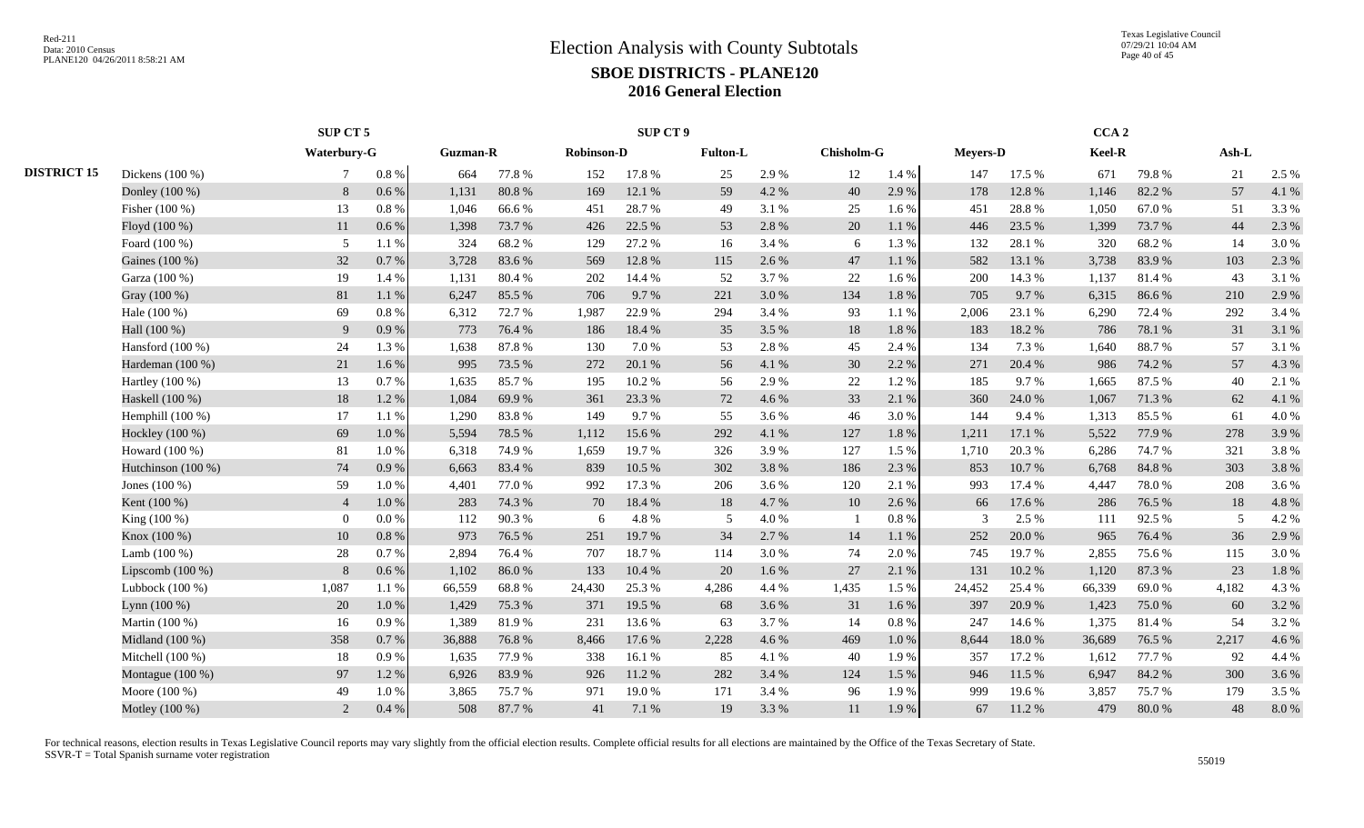# Election Analysis with County Subtotals

## SBOE DISTRICTS - PLANE120

## 2016 General Election

| | | SUP CT 5 | | SUP CT 9 | | | | | | | | CCA 2 | | | | | |
|---|---|---|---|---|---|---|---|---|---|---|---|---|---|---|---|---|---|
| | | Waterbury-G | | Guzman-R | | Robinson-D | | Fulton-L | | Chisholm-G | | Meyers-D | | Keel-R | | Ash-L | |
| **DISTRICT 15** | Dickens (100 %) | 7 | 0.8 % | 664 | 77.8 % | 152 | 17.8 % | 25 | 2.9 % | 12 | 1.4 % | 147 | 17.5 % | 671 | 79.8 % | 21 | 2.5 % |
| | Donley (100 %) | 8 | 0.6 % | 1,131 | 80.8 % | 169 | 12.1 % | 59 | 4.2 % | 40 | 2.9 % | 178 | 12.8 % | 1,146 | 82.2 % | 57 | 4.1 % |
| | Fisher (100 %) | 13 | 0.8 % | 1,046 | 66.6 % | 451 | 28.7 % | 49 | 3.1 % | 25 | 1.6 % | 451 | 28.8 % | 1,050 | 67.0 % | 51 | 3.3 % |
| | Floyd (100 %) | 11 | 0.6 % | 1,398 | 73.7 % | 426 | 22.5 % | 53 | 2.8 % | 20 | 1.1 % | 446 | 23.5 % | 1,399 | 73.7 % | 44 | 2.3 % |
| | Foard (100 %) | 5 | 1.1 % | 324 | 68.2 % | 129 | 27.2 % | 16 | 3.4 % | 6 | 1.3 % | 132 | 28.1 % | 320 | 68.2 % | 14 | 3.0 % |
| | Gaines (100 %) | 32 | 0.7 % | 3,728 | 83.6 % | 569 | 12.8 % | 115 | 2.6 % | 47 | 1.1 % | 582 | 13.1 % | 3,738 | 83.9 % | 103 | 2.3 % |
| | Garza (100 %) | 19 | 1.4 % | 1,131 | 80.4 % | 202 | 14.4 % | 52 | 3.7 % | 22 | 1.6 % | 200 | 14.3 % | 1,137 | 81.4 % | 43 | 3.1 % |
| | Gray (100 %) | 81 | 1.1 % | 6,247 | 85.5 % | 706 | 9.7 % | 221 | 3.0 % | 134 | 1.8 % | 705 | 9.7 % | 6,315 | 86.6 % | 210 | 2.9 % |
| | Hale (100 %) | 69 | 0.8 % | 6,312 | 72.7 % | 1,987 | 22.9 % | 294 | 3.4 % | 93 | 1.1 % | 2,006 | 23.1 % | 6,290 | 72.4 % | 292 | 3.4 % |
| | Hall (100 %) | 9 | 0.9 % | 773 | 76.4 % | 186 | 18.4 % | 35 | 3.5 % | 18 | 1.8 % | 183 | 18.2 % | 786 | 78.1 % | 31 | 3.1 % |
| | Hansford (100 %) | 24 | 1.3 % | 1,638 | 87.8 % | 130 | 7.0 % | 53 | 2.8 % | 45 | 2.4 % | 134 | 7.3 % | 1,640 | 88.7 % | 57 | 3.1 % |
| | Hardeman (100 %) | 21 | 1.6 % | 995 | 73.5 % | 272 | 20.1 % | 56 | 4.1 % | 30 | 2.2 % | 271 | 20.4 % | 986 | 74.2 % | 57 | 4.3 % |
| | Hartley (100 %) | 13 | 0.7 % | 1,635 | 85.7 % | 195 | 10.2 % | 56 | 2.9 % | 22 | 1.2 % | 185 | 9.7 % | 1,665 | 87.5 % | 40 | 2.1 % |
| | Haskell (100 %) | 18 | 1.2 % | 1,084 | 69.9 % | 361 | 23.3 % | 72 | 4.6 % | 33 | 2.1 % | 360 | 24.0 % | 1,067 | 71.3 % | 62 | 4.1 % |
| | Hemphill (100 %) | 17 | 1.1 % | 1,290 | 83.8 % | 149 | 9.7 % | 55 | 3.6 % | 46 | 3.0 % | 144 | 9.4 % | 1,313 | 85.5 % | 61 | 4.0 % |
| | Hockley (100 %) | 69 | 1.0 % | 5,594 | 78.5 % | 1,112 | 15.6 % | 292 | 4.1 % | 127 | 1.8 % | 1,211 | 17.1 % | 5,522 | 77.9 % | 278 | 3.9 % |
| | Howard (100 %) | 81 | 1.0 % | 6,318 | 74.9 % | 1,659 | 19.7 % | 326 | 3.9 % | 127 | 1.5 % | 1,710 | 20.3 % | 6,286 | 74.7 % | 321 | 3.8 % |
| | Hutchinson (100 %) | 74 | 0.9 % | 6,663 | 83.4 % | 839 | 10.5 % | 302 | 3.8 % | 186 | 2.3 % | 853 | 10.7 % | 6,768 | 84.8 % | 303 | 3.8 % |
| | Jones (100 %) | 59 | 1.0 % | 4,401 | 77.0 % | 992 | 17.3 % | 206 | 3.6 % | 120 | 2.1 % | 993 | 17.4 % | 4,447 | 78.0 % | 208 | 3.6 % |
| | Kent (100 %) | 4 | 1.0 % | 283 | 74.3 % | 70 | 18.4 % | 18 | 4.7 % | 10 | 2.6 % | 66 | 17.6 % | 286 | 76.5 % | 18 | 4.8 % |
| | King (100 %) | 0 | 0.0 % | 112 | 90.3 % | 6 | 4.8 % | 5 | 4.0 % | 1 | 0.8 % | 3 | 2.5 % | 111 | 92.5 % | 5 | 4.2 % |
| | Knox (100 %) | 10 | 0.8 % | 973 | 76.5 % | 251 | 19.7 % | 34 | 2.7 % | 14 | 1.1 % | 252 | 20.0 % | 965 | 76.4 % | 36 | 2.9 % |
| | Lamb (100 %) | 28 | 0.7 % | 2,894 | 76.4 % | 707 | 18.7 % | 114 | 3.0 % | 74 | 2.0 % | 745 | 19.7 % | 2,855 | 75.6 % | 115 | 3.0 % |
| | Lipscomb (100 %) | 8 | 0.6 % | 1,102 | 86.0 % | 133 | 10.4 % | 20 | 1.6 % | 27 | 2.1 % | 131 | 10.2 % | 1,120 | 87.3 % | 23 | 1.8 % |
| | Lubbock (100 %) | 1,087 | 1.1 % | 66,559 | 68.8 % | 24,430 | 25.3 % | 4,286 | 4.4 % | 1,435 | 1.5 % | 24,452 | 25.4 % | 66,339 | 69.0 % | 4,182 | 4.3 % |
| | Lynn (100 %) | 20 | 1.0 % | 1,429 | 75.3 % | 371 | 19.5 % | 68 | 3.6 % | 31 | 1.6 % | 397 | 20.9 % | 1,423 | 75.0 % | 60 | 3.2 % |
| | Martin (100 %) | 16 | 0.9 % | 1,389 | 81.9 % | 231 | 13.6 % | 63 | 3.7 % | 14 | 0.8 % | 247 | 14.6 % | 1,375 | 81.4 % | 54 | 3.2 % |
| | Midland (100 %) | 358 | 0.7 % | 36,888 | 76.8 % | 8,466 | 17.6 % | 2,228 | 4.6 % | 469 | 1.0 % | 8,644 | 18.0 % | 36,689 | 76.5 % | 2,217 | 4.6 % |
| | Mitchell (100 %) | 18 | 0.9 % | 1,635 | 77.9 % | 338 | 16.1 % | 85 | 4.1 % | 40 | 1.9 % | 357 | 17.2 % | 1,612 | 77.7 % | 92 | 4.4 % |
| | Montague (100 %) | 97 | 1.2 % | 6,926 | 83.9 % | 926 | 11.2 % | 282 | 3.4 % | 124 | 1.5 % | 946 | 11.5 % | 6,947 | 84.2 % | 300 | 3.6 % |
| | Moore (100 %) | 49 | 1.0 % | 3,865 | 75.7 % | 971 | 19.0 % | 171 | 3.4 % | 96 | 1.9 % | 999 | 19.6 % | 3,857 | 75.7 % | 179 | 3.5 % |
| | Motley (100 %) | 2 | 0.4 % | 508 | 87.7 % | 41 | 7.1 % | 19 | 3.3 % | 11 | 1.9 % | 67 | 11.2 % | 479 | 80.0 % | 48 | 8.0 % |

For technical reasons, election results in Texas Legislative Council reports may vary slightly from the official election results. Complete official results for all elections are maintained by the Office of the Texas Secretary of State.
SSVR-T = Total Spanish surname voter registration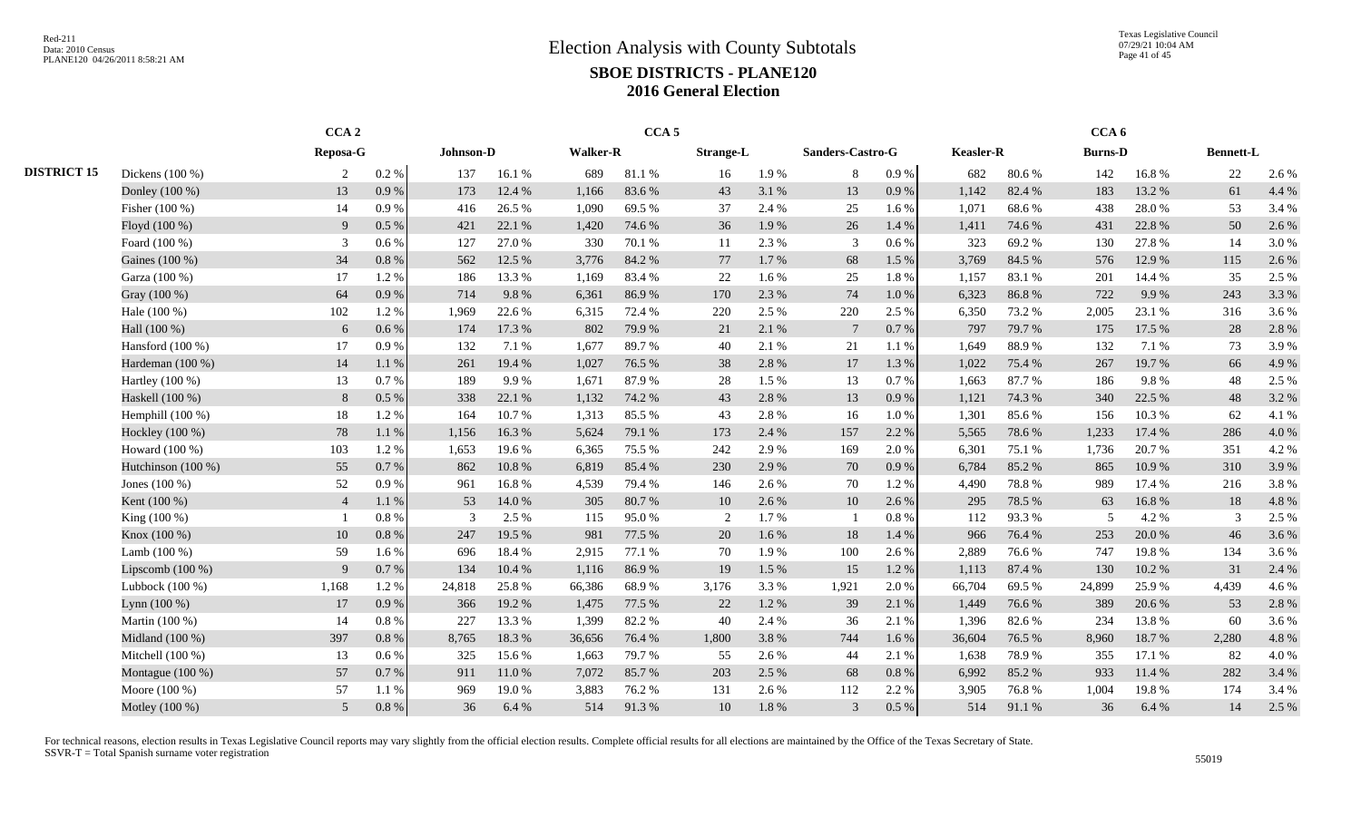# Election Analysis with County Subtotals

## SBOE DISTRICTS - PLANE120

## 2016 General Election

Red-211
Data: 2010 Census
PLANE120 04/26/2011 8:58:21 AM

Texas Legislative Council
07/29/21 10:04 AM

| | | CCA 2 | | CCA 5 | | | | | | | | CCA 6 | | | | | |
|---|---|---|---|---|---|---|---|---|---|---|---|---|---|---|---|---|---|
| | | Reposa-G | | Johnson-D | | Walker-R | | Strange-L | | Sanders-Castro-G | | Keasler-R | | Burns-D | | Bennett-L | |
| DISTRICT 15 | Dickens (100 %) | 2 | 0.2 % | 137 | 16.1 % | 689 | 81.1 % | 16 | 1.9 % | 8 | 0.9 % | 682 | 80.6 % | 142 | 16.8 % | 22 | 2.6 % |
| | Donley (100 %) | 13 | 0.9 % | 173 | 12.4 % | 1,166 | 83.6 % | 43 | 3.1 % | 13 | 0.9 % | 1,142 | 82.4 % | 183 | 13.2 % | 61 | 4.4 % |
| | Fisher (100 %) | 14 | 0.9 % | 416 | 26.5 % | 1,090 | 69.5 % | 37 | 2.4 % | 25 | 1.6 % | 1,071 | 68.6 % | 438 | 28.0 % | 53 | 3.4 % |
| | Floyd (100 %) | 9 | 0.5 % | 421 | 22.1 % | 1,420 | 74.6 % | 36 | 1.9 % | 26 | 1.4 % | 1,411 | 74.6 % | 431 | 22.8 % | 50 | 2.6 % |
| | Foard (100 %) | 3 | 0.6 % | 127 | 27.0 % | 330 | 70.1 % | 11 | 2.3 % | 3 | 0.6 % | 323 | 69.2 % | 130 | 27.8 % | 14 | 3.0 % |
| | Gaines (100 %) | 34 | 0.8 % | 562 | 12.5 % | 3,776 | 84.2 % | 77 | 1.7 % | 68 | 1.5 % | 3,769 | 84.5 % | 576 | 12.9 % | 115 | 2.6 % |
| | Garza (100 %) | 17 | 1.2 % | 186 | 13.3 % | 1,169 | 83.4 % | 22 | 1.6 % | 25 | 1.8 % | 1,157 | 83.1 % | 201 | 14.4 % | 35 | 2.5 % |
| | Gray (100 %) | 64 | 0.9 % | 714 | 9.8 % | 6,361 | 86.9 % | 170 | 2.3 % | 74 | 1.0 % | 6,323 | 86.8 % | 722 | 9.9 % | 243 | 3.3 % |
| | Hale (100 %) | 102 | 1.2 % | 1,969 | 22.6 % | 6,315 | 72.4 % | 220 | 2.5 % | 220 | 2.5 % | 6,350 | 73.2 % | 2,005 | 23.1 % | 316 | 3.6 % |
| | Hall (100 %) | 6 | 0.6 % | 174 | 17.3 % | 802 | 79.9 % | 21 | 2.1 % | 7 | 0.7 % | 797 | 79.7 % | 175 | 17.5 % | 28 | 2.8 % |
| | Hansford (100 %) | 17 | 0.9 % | 132 | 7.1 % | 1,677 | 89.7 % | 40 | 2.1 % | 21 | 1.1 % | 1,649 | 88.9 % | 132 | 7.1 % | 73 | 3.9 % |
| | Hardeman (100 %) | 14 | 1.1 % | 261 | 19.4 % | 1,027 | 76.5 % | 38 | 2.8 % | 17 | 1.3 % | 1,022 | 75.4 % | 267 | 19.7 % | 66 | 4.9 % |
| | Hartley (100 %) | 13 | 0.7 % | 189 | 9.9 % | 1,671 | 87.9 % | 28 | 1.5 % | 13 | 0.7 % | 1,663 | 87.7 % | 186 | 9.8 % | 48 | 2.5 % |
| | Haskell (100 %) | 8 | 0.5 % | 338 | 22.1 % | 1,132 | 74.2 % | 43 | 2.8 % | 13 | 0.9 % | 1,121 | 74.3 % | 340 | 22.5 % | 48 | 3.2 % |
| | Hemphill (100 %) | 18 | 1.2 % | 164 | 10.7 % | 1,313 | 85.5 % | 43 | 2.8 % | 16 | 1.0 % | 1,301 | 85.6 % | 156 | 10.3 % | 62 | 4.1 % |
| | Hockley (100 %) | 78 | 1.1 % | 1,156 | 16.3 % | 5,624 | 79.1 % | 173 | 2.4 % | 157 | 2.2 % | 5,565 | 78.6 % | 1,233 | 17.4 % | 286 | 4.0 % |
| | Howard (100 %) | 103 | 1.2 % | 1,653 | 19.6 % | 6,365 | 75.5 % | 242 | 2.9 % | 169 | 2.0 % | 6,301 | 75.1 % | 1,736 | 20.7 % | 351 | 4.2 % |
| | Hutchinson (100 %) | 55 | 0.7 % | 862 | 10.8 % | 6,819 | 85.4 % | 230 | 2.9 % | 70 | 0.9 % | 6,784 | 85.2 % | 865 | 10.9 % | 310 | 3.9 % |
| | Jones (100 %) | 52 | 0.9 % | 961 | 16.8 % | 4,539 | 79.4 % | 146 | 2.6 % | 70 | 1.2 % | 4,490 | 78.8 % | 989 | 17.4 % | 216 | 3.8 % |
| | Kent (100 %) | 4 | 1.1 % | 53 | 14.0 % | 305 | 80.7 % | 10 | 2.6 % | 10 | 2.6 % | 295 | 78.5 % | 63 | 16.8 % | 18 | 4.8 % |
| | King (100 %) | 1 | 0.8 % | 3 | 2.5 % | 115 | 95.0 % | 2 | 1.7 % | 1 | 0.8 % | 112 | 93.3 % | 5 | 4.2 % | 3 | 2.5 % |
| | Knox (100 %) | 10 | 0.8 % | 247 | 19.5 % | 981 | 77.5 % | 20 | 1.6 % | 18 | 1.4 % | 966 | 76.4 % | 253 | 20.0 % | 46 | 3.6 % |
| | Lamb (100 %) | 59 | 1.6 % | 696 | 18.4 % | 2,915 | 77.1 % | 70 | 1.9 % | 100 | 2.6 % | 2,889 | 76.6 % | 747 | 19.8 % | 134 | 3.6 % |
| | Lipscomb (100 %) | 9 | 0.7 % | 134 | 10.4 % | 1,116 | 86.9 % | 19 | 1.5 % | 15 | 1.2 % | 1,113 | 87.4 % | 130 | 10.2 % | 31 | 2.4 % |
| | Lubbock (100 %) | 1,168 | 1.2 % | 24,818 | 25.8 % | 66,386 | 68.9 % | 3,176 | 3.3 % | 1,921 | 2.0 % | 66,704 | 69.5 % | 24,899 | 25.9 % | 4,439 | 4.6 % |
| | Lynn (100 %) | 17 | 0.9 % | 366 | 19.2 % | 1,475 | 77.5 % | 22 | 1.2 % | 39 | 2.1 % | 1,449 | 76.6 % | 389 | 20.6 % | 53 | 2.8 % |
| | Martin (100 %) | 14 | 0.8 % | 227 | 13.3 % | 1,399 | 82.2 % | 40 | 2.4 % | 36 | 2.1 % | 1,396 | 82.6 % | 234 | 13.8 % | 60 | 3.6 % |
| | Midland (100 %) | 397 | 0.8 % | 8,765 | 18.3 % | 36,656 | 76.4 % | 1,800 | 3.8 % | 744 | 1.6 % | 36,604 | 76.5 % | 8,960 | 18.7 % | 2,280 | 4.8 % |
| | Mitchell (100 %) | 13 | 0.6 % | 325 | 15.6 % | 1,663 | 79.7 % | 55 | 2.6 % | 44 | 2.1 % | 1,638 | 78.9 % | 355 | 17.1 % | 82 | 4.0 % |
| | Montague (100 %) | 57 | 0.7 % | 911 | 11.0 % | 7,072 | 85.7 % | 203 | 2.5 % | 68 | 0.8 % | 6,992 | 85.2 % | 933 | 11.4 % | 282 | 3.4 % |
| | Moore (100 %) | 57 | 1.1 % | 969 | 19.0 % | 3,883 | 76.2 % | 131 | 2.6 % | 112 | 2.2 % | 3,905 | 76.8 % | 1,004 | 19.8 % | 174 | 3.4 % |
| | Motley (100 %) | 5 | 0.8 % | 36 | 6.4 % | 514 | 91.3 % | 10 | 1.8 % | 3 | 0.5 % | 514 | 91.1 % | 36 | 6.4 % | 14 | 2.5 % |

For technical reasons, election results in Texas Legislative Council reports may vary slightly from the official election results. Complete official results for all elections are maintained by the Office of the Texas Secretary of State.
SSVR-T = Total Spanish surname voter registration

55019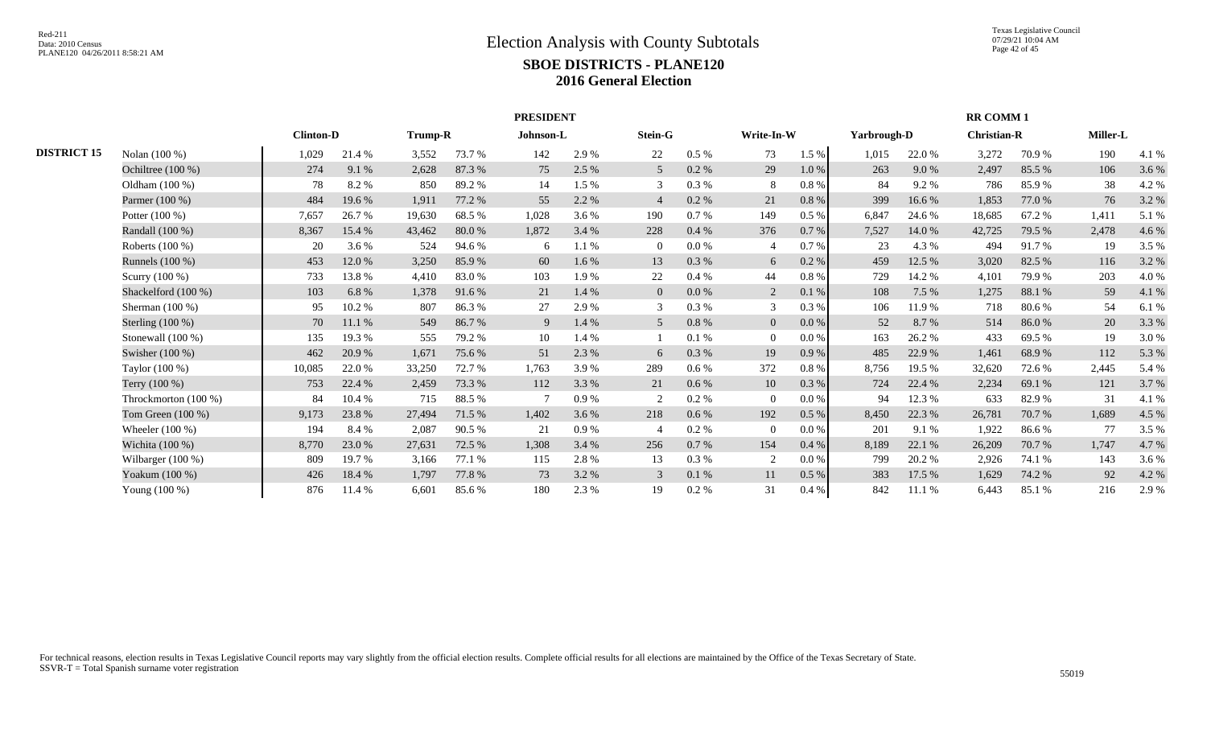# Election Analysis with County Subtotals

## SBOE DISTRICTS - PLANE120

## 2016 General Election

| | | PRESIDENT | | | | | | | | | | RR COMM 1 | | | | | |
|---|---|---|---|---|---|---|---|---|---|---|---|---|---|---|---|---|---|
| | | Clinton-D | | Trump-R | | Johnson-L | | Stein-G | | Write-In-W | | Yarbrough-D | | Christian-R | | Miller-L | |
| DISTRICT 15 | Nolan (100 %) | 1,029 | 21.4 % | 3,552 | 73.7 % | 142 | 2.9 % | 22 | 0.5 % | 73 | 1.5 % | 1,015 | 22.0 % | 3,272 | 70.9 % | 190 | 4.1 % |
| | Ochiltree (100 %) | 274 | 9.1 % | 2,628 | 87.3 % | 75 | 2.5 % | 5 | 0.2 % | 29 | 1.0 % | 263 | 9.0 % | 2,497 | 85.5 % | 106 | 3.6 % |
| | Oldham (100 %) | 78 | 8.2 % | 850 | 89.2 % | 14 | 1.5 % | 3 | 0.3 % | 8 | 0.8 % | 84 | 9.2 % | 786 | 85.9 % | 38 | 4.2 % |
| | Parmer (100 %) | 484 | 19.6 % | 1,911 | 77.2 % | 55 | 2.2 % | 4 | 0.2 % | 21 | 0.8 % | 399 | 16.6 % | 1,853 | 77.0 % | 76 | 3.2 % |
| | Potter (100 %) | 7,657 | 26.7 % | 19,630 | 68.5 % | 1,028 | 3.6 % | 190 | 0.7 % | 149 | 0.5 % | 6,847 | 24.6 % | 18,685 | 67.2 % | 1,411 | 5.1 % |
| | Randall (100 %) | 8,367 | 15.4 % | 43,462 | 80.0 % | 1,872 | 3.4 % | 228 | 0.4 % | 376 | 0.7 % | 7,527 | 14.0 % | 42,725 | 79.5 % | 2,478 | 4.6 % |
| | Roberts (100 %) | 20 | 3.6 % | 524 | 94.6 % | 6 | 1.1 % | 0 | 0.0 % | 4 | 0.7 % | 23 | 4.3 % | 494 | 91.7 % | 19 | 3.5 % |
| | Runnels (100 %) | 453 | 12.0 % | 3,250 | 85.9 % | 60 | 1.6 % | 13 | 0.3 % | 6 | 0.2 % | 459 | 12.5 % | 3,020 | 82.5 % | 116 | 3.2 % |
| | Scurry (100 %) | 733 | 13.8 % | 4,410 | 83.0 % | 103 | 1.9 % | 22 | 0.4 % | 44 | 0.8 % | 729 | 14.2 % | 4,101 | 79.9 % | 203 | 4.0 % |
| | Shackelford (100 %) | 103 | 6.8 % | 1,378 | 91.6 % | 21 | 1.4 % | 0 | 0.0 % | 2 | 0.1 % | 108 | 7.5 % | 1,275 | 88.1 % | 59 | 4.1 % |
| | Sherman (100 %) | 95 | 10.2 % | 807 | 86.3 % | 27 | 2.9 % | 3 | 0.3 % | 3 | 0.3 % | 106 | 11.9 % | 718 | 80.6 % | 54 | 6.1 % |
| | Sterling (100 %) | 70 | 11.1 % | 549 | 86.7 % | 9 | 1.4 % | 5 | 0.8 % | 0 | 0.0 % | 52 | 8.7 % | 514 | 86.0 % | 20 | 3.3 % |
| | Stonewall (100 %) | 135 | 19.3 % | 555 | 79.2 % | 10 | 1.4 % | 1 | 0.1 % | 0 | 0.0 % | 163 | 26.2 % | 433 | 69.5 % | 19 | 3.0 % |
| | Swisher (100 %) | 462 | 20.9 % | 1,671 | 75.6 % | 51 | 2.3 % | 6 | 0.3 % | 19 | 0.9 % | 485 | 22.9 % | 1,461 | 68.9 % | 112 | 5.3 % |
| | Taylor (100 %) | 10,085 | 22.0 % | 33,250 | 72.7 % | 1,763 | 3.9 % | 289 | 0.6 % | 372 | 0.8 % | 8,756 | 19.5 % | 32,620 | 72.6 % | 2,445 | 5.4 % |
| | Terry (100 %) | 753 | 22.4 % | 2,459 | 73.3 % | 112 | 3.3 % | 21 | 0.6 % | 10 | 0.3 % | 724 | 22.4 % | 2,234 | 69.1 % | 121 | 3.7 % |
| | Throckmorton (100 %) | 84 | 10.4 % | 715 | 88.5 % | 7 | 0.9 % | 2 | 0.2 % | 0 | 0.0 % | 94 | 12.3 % | 633 | 82.9 % | 31 | 4.1 % |
| | Tom Green (100 %) | 9,173 | 23.8 % | 27,494 | 71.5 % | 1,402 | 3.6 % | 218 | 0.6 % | 192 | 0.5 % | 8,450 | 22.3 % | 26,781 | 70.7 % | 1,689 | 4.5 % |
| | Wheeler (100 %) | 194 | 8.4 % | 2,087 | 90.5 % | 21 | 0.9 % | 4 | 0.2 % | 0 | 0.0 % | 201 | 9.1 % | 1,922 | 86.6 % | 77 | 3.5 % |
| | Wichita (100 %) | 8,770 | 23.0 % | 27,631 | 72.5 % | 1,308 | 3.4 % | 256 | 0.7 % | 154 | 0.4 % | 8,189 | 22.1 % | 26,209 | 70.7 % | 1,747 | 4.7 % |
| | Wilbarger (100 %) | 809 | 19.7 % | 3,166 | 77.1 % | 115 | 2.8 % | 13 | 0.3 % | 2 | 0.0 % | 799 | 20.2 % | 2,926 | 74.1 % | 143 | 3.6 % |
| | Yoakum (100 %) | 426 | 18.4 % | 1,797 | 77.8 % | 73 | 3.2 % | 3 | 0.1 % | 11 | 0.5 % | 383 | 17.5 % | 1,629 | 74.2 % | 92 | 4.2 % |
| | Young (100 %) | 876 | 11.4 % | 6,601 | 85.6 % | 180 | 2.3 % | 19 | 0.2 % | 31 | 0.4 % | 842 | 11.1 % | 6,443 | 85.1 % | 216 | 2.9 % |

For technical reasons, election results in Texas Legislative Council reports may vary slightly from the official election results. Complete official results for all elections are maintained by the Office of the Texas Secretary of State.
SSVR-T = Total Spanish surname voter registration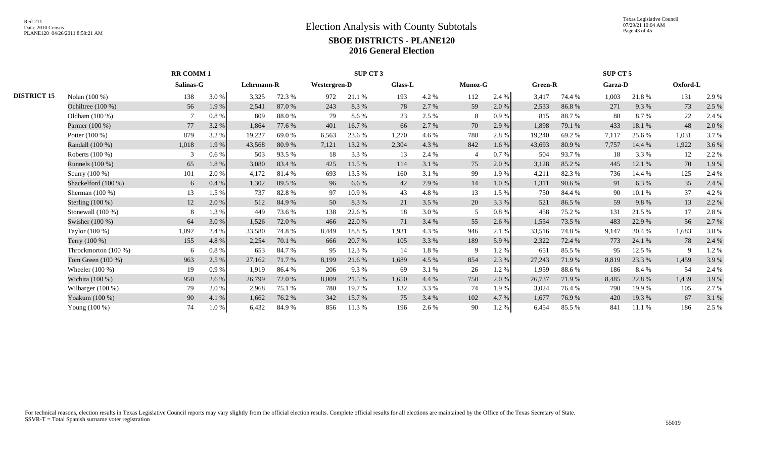# Election Analysis with County Subtotals

## SBOE DISTRICTS - PLANE120

## 2016 General Election

| | | RR COMM 1 | | | | SUP CT 3 | | | | | | | | SUP CT 5 | | | | | |
|---|---|---|---|---|---|---|---|---|---|---|---|---|---|---|---|---|---|---|---|
| | | Salinas-G | | Lehrmann-R | | Westergren-D | | Glass-L | | Munoz-G | | Green-R | | Garza-D | | Oxford-L | |
| **DISTRICT 15** | Nolan (100 %) | 138 | 3.0 % | 3,325 | 72.3 % | 972 | 21.1 % | 193 | 4.2 % | 112 | 2.4 % | 3,417 | 74.4 % | 1,003 | 21.8 % | 131 | 2.9 % |
| | Ochiltree (100 %) | 56 | 1.9 % | 2,541 | 87.0 % | 243 | 8.3 % | 78 | 2.7 % | 59 | 2.0 % | 2,533 | 86.8 % | 271 | 9.3 % | 73 | 2.5 % |
| | Oldham (100 %) | 7 | 0.8 % | 809 | 88.0 % | 79 | 8.6 % | 23 | 2.5 % | 8 | 0.9 % | 815 | 88.7 % | 80 | 8.7 % | 22 | 2.4 % |
| | Parmer (100 %) | 77 | 3.2 % | 1,864 | 77.6 % | 401 | 16.7 % | 66 | 2.7 % | 70 | 2.9 % | 1,898 | 79.1 % | 433 | 18.1 % | 48 | 2.0 % |
| | Potter (100 %) | 879 | 3.2 % | 19,227 | 69.0 % | 6,563 | 23.6 % | 1,270 | 4.6 % | 788 | 2.8 % | 19,240 | 69.2 % | 7,117 | 25.6 % | 1,031 | 3.7 % |
| | Randall (100 %) | 1,018 | 1.9 % | 43,568 | 80.9 % | 7,121 | 13.2 % | 2,304 | 4.3 % | 842 | 1.6 % | 43,693 | 80.9 % | 7,757 | 14.4 % | 1,922 | 3.6 % |
| | Roberts (100 %) | 3 | 0.6 % | 503 | 93.5 % | 18 | 3.3 % | 13 | 2.4 % | 4 | 0.7 % | 504 | 93.7 % | 18 | 3.3 % | 12 | 2.2 % |
| | Runnels (100 %) | 65 | 1.8 % | 3,080 | 83.4 % | 425 | 11.5 % | 114 | 3.1 % | 75 | 2.0 % | 3,128 | 85.2 % | 445 | 12.1 % | 70 | 1.9 % |
| | Scurry (100 %) | 101 | 2.0 % | 4,172 | 81.4 % | 693 | 13.5 % | 160 | 3.1 % | 99 | 1.9 % | 4,211 | 82.3 % | 736 | 14.4 % | 125 | 2.4 % |
| | Shackelford (100 %) | 6 | 0.4 % | 1,302 | 89.5 % | 96 | 6.6 % | 42 | 2.9 % | 14 | 1.0 % | 1,311 | 90.6 % | 91 | 6.3 % | 35 | 2.4 % |
| | Sherman (100 %) | 13 | 1.5 % | 737 | 82.8 % | 97 | 10.9 % | 43 | 4.8 % | 13 | 1.5 % | 750 | 84.4 % | 90 | 10.1 % | 37 | 4.2 % |
| | Sterling (100 %) | 12 | 2.0 % | 512 | 84.9 % | 50 | 8.3 % | 21 | 3.5 % | 20 | 3.3 % | 521 | 86.5 % | 59 | 9.8 % | 13 | 2.2 % |
| | Stonewall (100 %) | 8 | 1.3 % | 449 | 73.6 % | 138 | 22.6 % | 18 | 3.0 % | 5 | 0.8 % | 458 | 75.2 % | 131 | 21.5 % | 17 | 2.8 % |
| | Swisher (100 %) | 64 | 3.0 % | 1,526 | 72.0 % | 466 | 22.0 % | 71 | 3.4 % | 55 | 2.6 % | 1,554 | 73.5 % | 483 | 22.9 % | 56 | 2.7 % |
| | Taylor (100 %) | 1,092 | 2.4 % | 33,580 | 74.8 % | 8,449 | 18.8 % | 1,931 | 4.3 % | 946 | 2.1 % | 33,516 | 74.8 % | 9,147 | 20.4 % | 1,683 | 3.8 % |
| | Terry (100 %) | 155 | 4.8 % | 2,254 | 70.1 % | 666 | 20.7 % | 105 | 3.3 % | 189 | 5.9 % | 2,322 | 72.4 % | 773 | 24.1 % | 78 | 2.4 % |
| | Throckmorton (100 %) | 6 | 0.8 % | 653 | 84.7 % | 95 | 12.3 % | 14 | 1.8 % | 9 | 1.2 % | 651 | 85.5 % | 95 | 12.5 % | 9 | 1.2 % |
| | Tom Green (100 %) | 963 | 2.5 % | 27,162 | 71.7 % | 8,199 | 21.6 % | 1,689 | 4.5 % | 854 | 2.3 % | 27,243 | 71.9 % | 8,819 | 23.3 % | 1,459 | 3.9 % |
| | Wheeler (100 %) | 19 | 0.9 % | 1,919 | 86.4 % | 206 | 9.3 % | 69 | 3.1 % | 26 | 1.2 % | 1,959 | 88.6 % | 186 | 8.4 % | 54 | 2.4 % |
| | Wichita (100 %) | 950 | 2.6 % | 26,799 | 72.0 % | 8,009 | 21.5 % | 1,650 | 4.4 % | 750 | 2.0 % | 26,737 | 71.9 % | 8,485 | 22.8 % | 1,439 | 3.9 % |
| | Wilbarger (100 %) | 79 | 2.0 % | 2,968 | 75.1 % | 780 | 19.7 % | 132 | 3.3 % | 74 | 1.9 % | 3,024 | 76.4 % | 790 | 19.9 % | 105 | 2.7 % |
| | Yoakum (100 %) | 90 | 4.1 % | 1,662 | 76.2 % | 342 | 15.7 % | 75 | 3.4 % | 102 | 4.7 % | 1,677 | 76.9 % | 420 | 19.3 % | 67 | 3.1 % |
| | Young (100 %) | 74 | 1.0 % | 6,432 | 84.9 % | 856 | 11.3 % | 196 | 2.6 % | 90 | 1.2 % | 6,454 | 85.5 % | 841 | 11.1 % | 186 | 2.5 % |

For technical reasons, election results in Texas Legislative Council reports may vary slightly from the official election results. Complete official results for all elections are maintained by the Office of the Texas Secretary of State.
SSVR-T = Total Spanish surname voter registration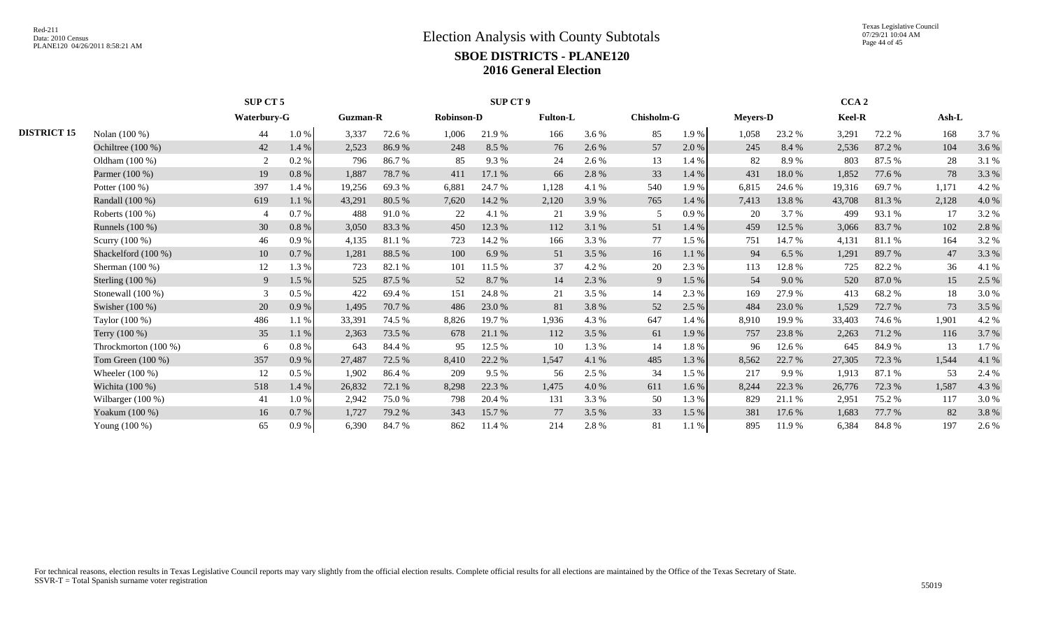# Election Analysis with County Subtotals

## SBOE DISTRICTS - PLANE120

## 2016 General Election

| | | SUP CT 5 | | SUP CT 9 | | | | | | | | CCA 2 | | | | | |
|---|---|---|---|---|---|---|---|---|---|---|---|---|---|---|---|---|---|
| | | Waterbury-G | | Guzman-R | | Robinson-D | | Fulton-L | | Chisholm-G | | Meyers-D | | Keel-R | | Ash-L | |
| DISTRICT 15 | Nolan (100 %) | 44 | 1.0 % | 3,337 | 72.6 % | 1,006 | 21.9 % | 166 | 3.6 % | 85 | 1.9 % | 1,058 | 23.2 % | 3,291 | 72.2 % | 168 | 3.7 % |
| | Ochiltree (100 %) | 42 | 1.4 % | 2,523 | 86.9 % | 248 | 8.5 % | 76 | 2.6 % | 57 | 2.0 % | 245 | 8.4 % | 2,536 | 87.2 % | 104 | 3.6 % |
| | Oldham (100 %) | 2 | 0.2 % | 796 | 86.7 % | 85 | 9.3 % | 24 | 2.6 % | 13 | 1.4 % | 82 | 8.9 % | 803 | 87.5 % | 28 | 3.1 % |
| | Parmer (100 %) | 19 | 0.8 % | 1,887 | 78.7 % | 411 | 17.1 % | 66 | 2.8 % | 33 | 1.4 % | 431 | 18.0 % | 1,852 | 77.6 % | 78 | 3.3 % |
| | Potter (100 %) | 397 | 1.4 % | 19,256 | 69.3 % | 6,881 | 24.7 % | 1,128 | 4.1 % | 540 | 1.9 % | 6,815 | 24.6 % | 19,316 | 69.7 % | 1,171 | 4.2 % |
| | Randall (100 %) | 619 | 1.1 % | 43,291 | 80.5 % | 7,620 | 14.2 % | 2,120 | 3.9 % | 765 | 1.4 % | 7,413 | 13.8 % | 43,708 | 81.3 % | 2,128 | 4.0 % |
| | Roberts (100 %) | 4 | 0.7 % | 488 | 91.0 % | 22 | 4.1 % | 21 | 3.9 % | 5 | 0.9 % | 20 | 3.7 % | 499 | 93.1 % | 17 | 3.2 % |
| | Runnels (100 %) | 30 | 0.8 % | 3,050 | 83.3 % | 450 | 12.3 % | 112 | 3.1 % | 51 | 1.4 % | 459 | 12.5 % | 3,066 | 83.7 % | 102 | 2.8 % |
| | Scurry (100 %) | 46 | 0.9 % | 4,135 | 81.1 % | 723 | 14.2 % | 166 | 3.3 % | 77 | 1.5 % | 751 | 14.7 % | 4,131 | 81.1 % | 164 | 3.2 % |
| | Shackelford (100 %) | 10 | 0.7 % | 1,281 | 88.5 % | 100 | 6.9 % | 51 | 3.5 % | 16 | 1.1 % | 94 | 6.5 % | 1,291 | 89.7 % | 47 | 3.3 % |
| | Sherman (100 %) | 12 | 1.3 % | 723 | 82.1 % | 101 | 11.5 % | 37 | 4.2 % | 20 | 2.3 % | 113 | 12.8 % | 725 | 82.2 % | 36 | 4.1 % |
| | Sterling (100 %) | 9 | 1.5 % | 525 | 87.5 % | 52 | 8.7 % | 14 | 2.3 % | 9 | 1.5 % | 54 | 9.0 % | 520 | 87.0 % | 15 | 2.5 % |
| | Stonewall (100 %) | 3 | 0.5 % | 422 | 69.4 % | 151 | 24.8 % | 21 | 3.5 % | 14 | 2.3 % | 169 | 27.9 % | 413 | 68.2 % | 18 | 3.0 % |
| | Swisher (100 %) | 20 | 0.9 % | 1,495 | 70.7 % | 486 | 23.0 % | 81 | 3.8 % | 52 | 2.5 % | 484 | 23.0 % | 1,529 | 72.7 % | 73 | 3.5 % |
| | Taylor (100 %) | 486 | 1.1 % | 33,391 | 74.5 % | 8,826 | 19.7 % | 1,936 | 4.3 % | 647 | 1.4 % | 8,910 | 19.9 % | 33,403 | 74.6 % | 1,901 | 4.2 % |
| | Terry (100 %) | 35 | 1.1 % | 2,363 | 73.5 % | 678 | 21.1 % | 112 | 3.5 % | 61 | 1.9 % | 757 | 23.8 % | 2,263 | 71.2 % | 116 | 3.7 % |
| | Throckmorton (100 %) | 6 | 0.8 % | 643 | 84.4 % | 95 | 12.5 % | 10 | 1.3 % | 14 | 1.8 % | 96 | 12.6 % | 645 | 84.9 % | 13 | 1.7 % |
| | Tom Green (100 %) | 357 | 0.9 % | 27,487 | 72.5 % | 8,410 | 22.2 % | 1,547 | 4.1 % | 485 | 1.3 % | 8,562 | 22.7 % | 27,305 | 72.3 % | 1,544 | 4.1 % |
| | Wheeler (100 %) | 12 | 0.5 % | 1,902 | 86.4 % | 209 | 9.5 % | 56 | 2.5 % | 34 | 1.5 % | 217 | 9.9 % | 1,913 | 87.1 % | 53 | 2.4 % |
| | Wichita (100 %) | 518 | 1.4 % | 26,832 | 72.1 % | 8,298 | 22.3 % | 1,475 | 4.0 % | 611 | 1.6 % | 8,244 | 22.3 % | 26,776 | 72.3 % | 1,587 | 4.3 % |
| | Wilbarger (100 %) | 41 | 1.0 % | 2,942 | 75.0 % | 798 | 20.4 % | 131 | 3.3 % | 50 | 1.3 % | 829 | 21.1 % | 2,951 | 75.2 % | 117 | 3.0 % |
| | Yoakum (100 %) | 16 | 0.7 % | 1,727 | 79.2 % | 343 | 15.7 % | 77 | 3.5 % | 33 | 1.5 % | 381 | 17.6 % | 1,683 | 77.7 % | 82 | 3.8 % |
| | Young (100 %) | 65 | 0.9 % | 6,390 | 84.7 % | 862 | 11.4 % | 214 | 2.8 % | 81 | 1.1 % | 895 | 11.9 % | 6,384 | 84.8 % | 197 | 2.6 % |

For technical reasons, election results in Texas Legislative Council reports may vary slightly from the official election results. Complete official results for all elections are maintained by the Office of the Texas Secretary of State.
SSVR-T = Total Spanish surname voter registration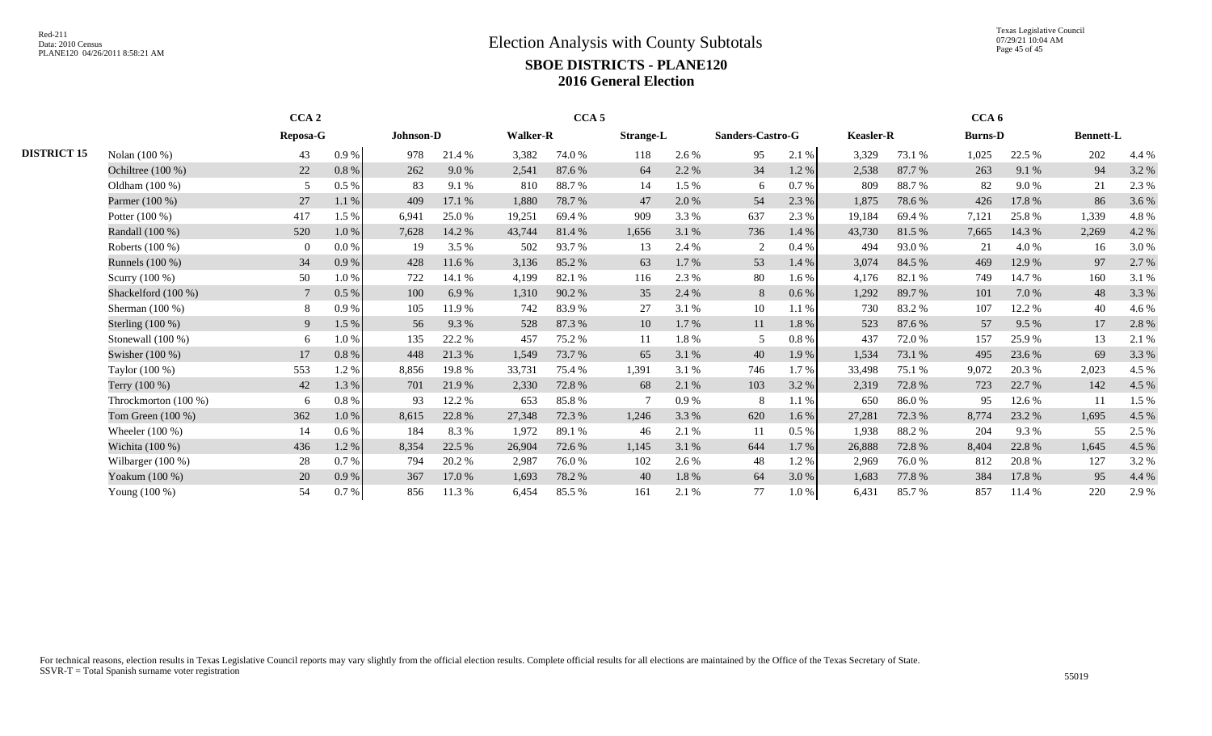# Election Analysis with County Subtotals

## SBOE DISTRICTS - PLANE120

## 2016 General Election

| | | CCA 2 | | CCA 5 | | | | | | | | CCA 6 | | | | | |
|---|---|---|---|---|---|---|---|---|---|---|---|---|---|---|---|---|---|
| | | Reposa-G | | Johnson-D | | Walker-R | | Strange-L | | Sanders-Castro-G | | Keasler-R | | Burns-D | | Bennett-L | |
| **DISTRICT 15** | Nolan (100 %) | 43 | 0.9 % | 978 | 21.4 % | 3,382 | 74.0 % | 118 | 2.6 % | 95 | 2.1 % | 3,329 | 73.1 % | 1,025 | 22.5 % | 202 | 4.4 % |
| | Ochiltree (100 %) | 22 | 0.8 % | 262 | 9.0 % | 2,541 | 87.6 % | 64 | 2.2 % | 34 | 1.2 % | 2,538 | 87.7 % | 263 | 9.1 % | 94 | 3.2 % |
| | Oldham (100 %) | 5 | 0.5 % | 83 | 9.1 % | 810 | 88.7 % | 14 | 1.5 % | 6 | 0.7 % | 809 | 88.7 % | 82 | 9.0 % | 21 | 2.3 % |
| | Parmer (100 %) | 27 | 1.1 % | 409 | 17.1 % | 1,880 | 78.7 % | 47 | 2.0 % | 54 | 2.3 % | 1,875 | 78.6 % | 426 | 17.8 % | 86 | 3.6 % |
| | Potter (100 %) | 417 | 1.5 % | 6,941 | 25.0 % | 19,251 | 69.4 % | 909 | 3.3 % | 637 | 2.3 % | 19,184 | 69.4 % | 7,121 | 25.8 % | 1,339 | 4.8 % |
| | Randall (100 %) | 520 | 1.0 % | 7,628 | 14.2 % | 43,744 | 81.4 % | 1,656 | 3.1 % | 736 | 1.4 % | 43,730 | 81.5 % | 7,665 | 14.3 % | 2,269 | 4.2 % |
| | Roberts (100 %) | 0 | 0.0 % | 19 | 3.5 % | 502 | 93.7 % | 13 | 2.4 % | 2 | 0.4 % | 494 | 93.0 % | 21 | 4.0 % | 16 | 3.0 % |
| | Runnels (100 %) | 34 | 0.9 % | 428 | 11.6 % | 3,136 | 85.2 % | 63 | 1.7 % | 53 | 1.4 % | 3,074 | 84.5 % | 469 | 12.9 % | 97 | 2.7 % |
| | Scurry (100 %) | 50 | 1.0 % | 722 | 14.1 % | 4,199 | 82.1 % | 116 | 2.3 % | 80 | 1.6 % | 4,176 | 82.1 % | 749 | 14.7 % | 160 | 3.1 % |
| | Shackelford (100 %) | 7 | 0.5 % | 100 | 6.9 % | 1,310 | 90.2 % | 35 | 2.4 % | 8 | 0.6 % | 1,292 | 89.7 % | 101 | 7.0 % | 48 | 3.3 % |
| | Sherman (100 %) | 8 | 0.9 % | 105 | 11.9 % | 742 | 83.9 % | 27 | 3.1 % | 10 | 1.1 % | 730 | 83.2 % | 107 | 12.2 % | 40 | 4.6 % |
| | Sterling (100 %) | 9 | 1.5 % | 56 | 9.3 % | 528 | 87.3 % | 10 | 1.7 % | 11 | 1.8 % | 523 | 87.6 % | 57 | 9.5 % | 17 | 2.8 % |
| | Stonewall (100 %) | 6 | 1.0 % | 135 | 22.2 % | 457 | 75.2 % | 11 | 1.8 % | 5 | 0.8 % | 437 | 72.0 % | 157 | 25.9 % | 13 | 2.1 % |
| | Swisher (100 %) | 17 | 0.8 % | 448 | 21.3 % | 1,549 | 73.7 % | 65 | 3.1 % | 40 | 1.9 % | 1,534 | 73.1 % | 495 | 23.6 % | 69 | 3.3 % |
| | Taylor (100 %) | 553 | 1.2 % | 8,856 | 19.8 % | 33,731 | 75.4 % | 1,391 | 3.1 % | 746 | 1.7 % | 33,498 | 75.1 % | 9,072 | 20.3 % | 2,023 | 4.5 % |
| | Terry (100 %) | 42 | 1.3 % | 701 | 21.9 % | 2,330 | 72.8 % | 68 | 2.1 % | 103 | 3.2 % | 2,319 | 72.8 % | 723 | 22.7 % | 142 | 4.5 % |
| | Throckmorton (100 %) | 6 | 0.8 % | 93 | 12.2 % | 653 | 85.8 % | 7 | 0.9 % | 8 | 1.1 % | 650 | 86.0 % | 95 | 12.6 % | 11 | 1.5 % |
| | Tom Green (100 %) | 362 | 1.0 % | 8,615 | 22.8 % | 27,348 | 72.3 % | 1,246 | 3.3 % | 620 | 1.6 % | 27,281 | 72.3 % | 8,774 | 23.2 % | 1,695 | 4.5 % |
| | Wheeler (100 %) | 14 | 0.6 % | 184 | 8.3 % | 1,972 | 89.1 % | 46 | 2.1 % | 11 | 0.5 % | 1,938 | 88.2 % | 204 | 9.3 % | 55 | 2.5 % |
| | Wichita (100 %) | 436 | 1.2 % | 8,354 | 22.5 % | 26,904 | 72.6 % | 1,145 | 3.1 % | 644 | 1.7 % | 26,888 | 72.8 % | 8,404 | 22.8 % | 1,645 | 4.5 % |
| | Wilbarger (100 %) | 28 | 0.7 % | 794 | 20.2 % | 2,987 | 76.0 % | 102 | 2.6 % | 48 | 1.2 % | 2,969 | 76.0 % | 812 | 20.8 % | 127 | 3.2 % |
| | Yoakum (100 %) | 20 | 0.9 % | 367 | 17.0 % | 1,693 | 78.2 % | 40 | 1.8 % | 64 | 3.0 % | 1,683 | 77.8 % | 384 | 17.8 % | 95 | 4.4 % |
| | Young (100 %) | 54 | 0.7 % | 856 | 11.3 % | 6,454 | 85.5 % | 161 | 2.1 % | 77 | 1.0 % | 6,431 | 85.7 % | 857 | 11.4 % | 220 | 2.9 % |

For technical reasons, election results in Texas Legislative Council reports may vary slightly from the official election results. Complete official results for all elections are maintained by the Office of the Texas Secretary of State.
SSVR-T = Total Spanish surname voter registration